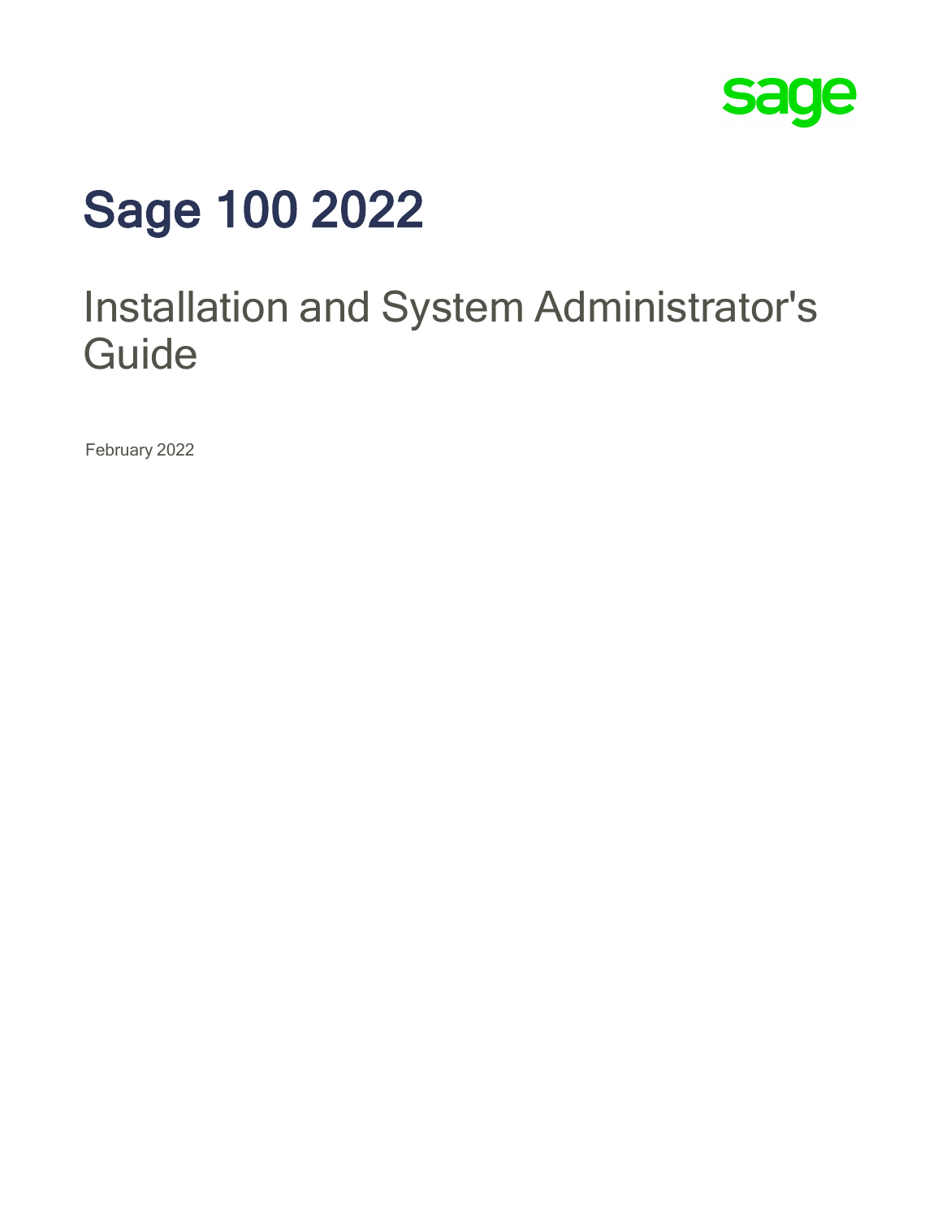sage

# Sage 100 2022

## Installation and System Administrator's Guide

February 2022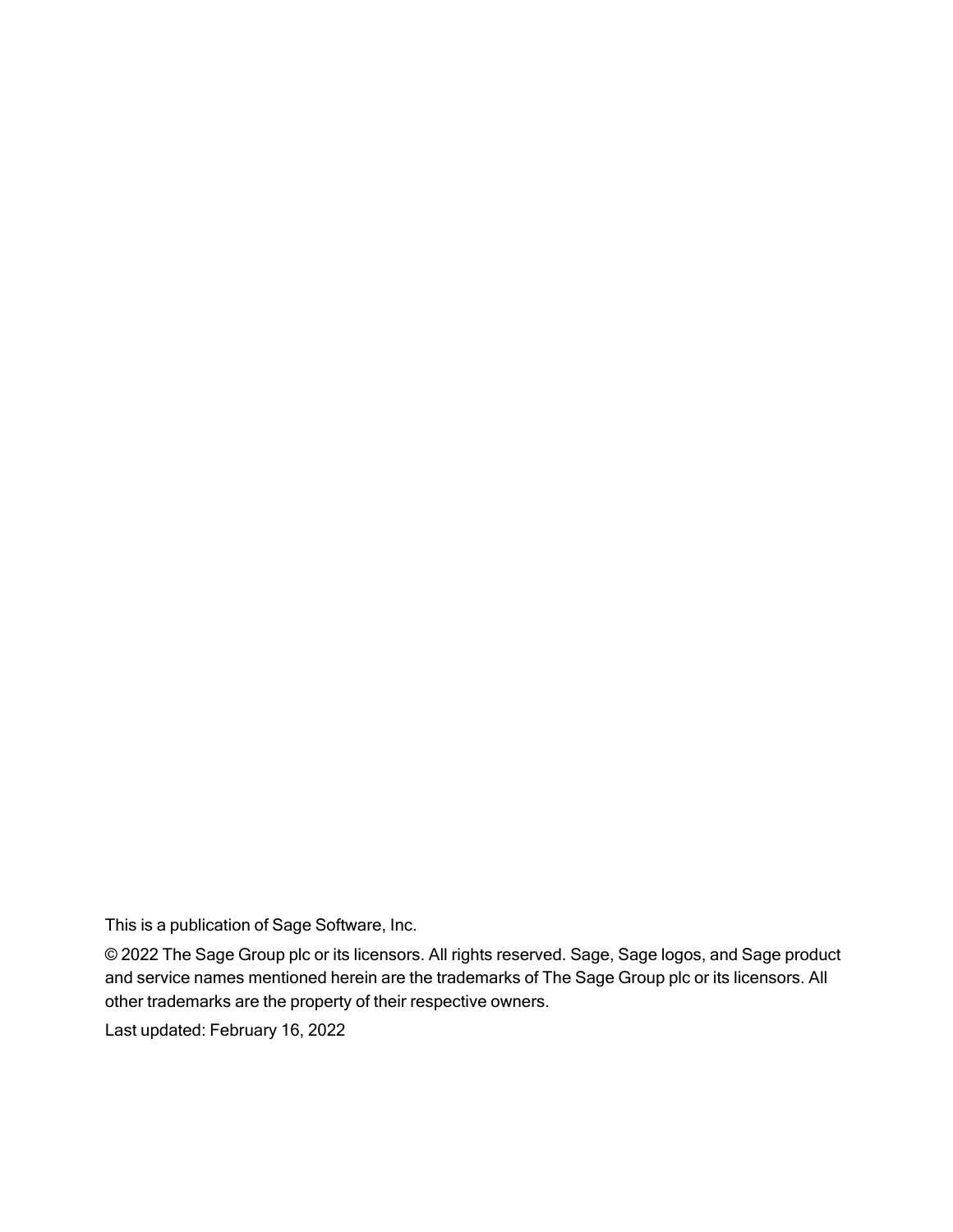This is a publication of Sage Software, Inc.

© 2022 The Sage Group plc or its licensors. All rights reserved. Sage, Sage logos, and Sage product and service names mentioned herein are the trademarks of The Sage Group plc or its licensors. All other trademarks are the property of their respective owners.

Last updated: February 16, 2022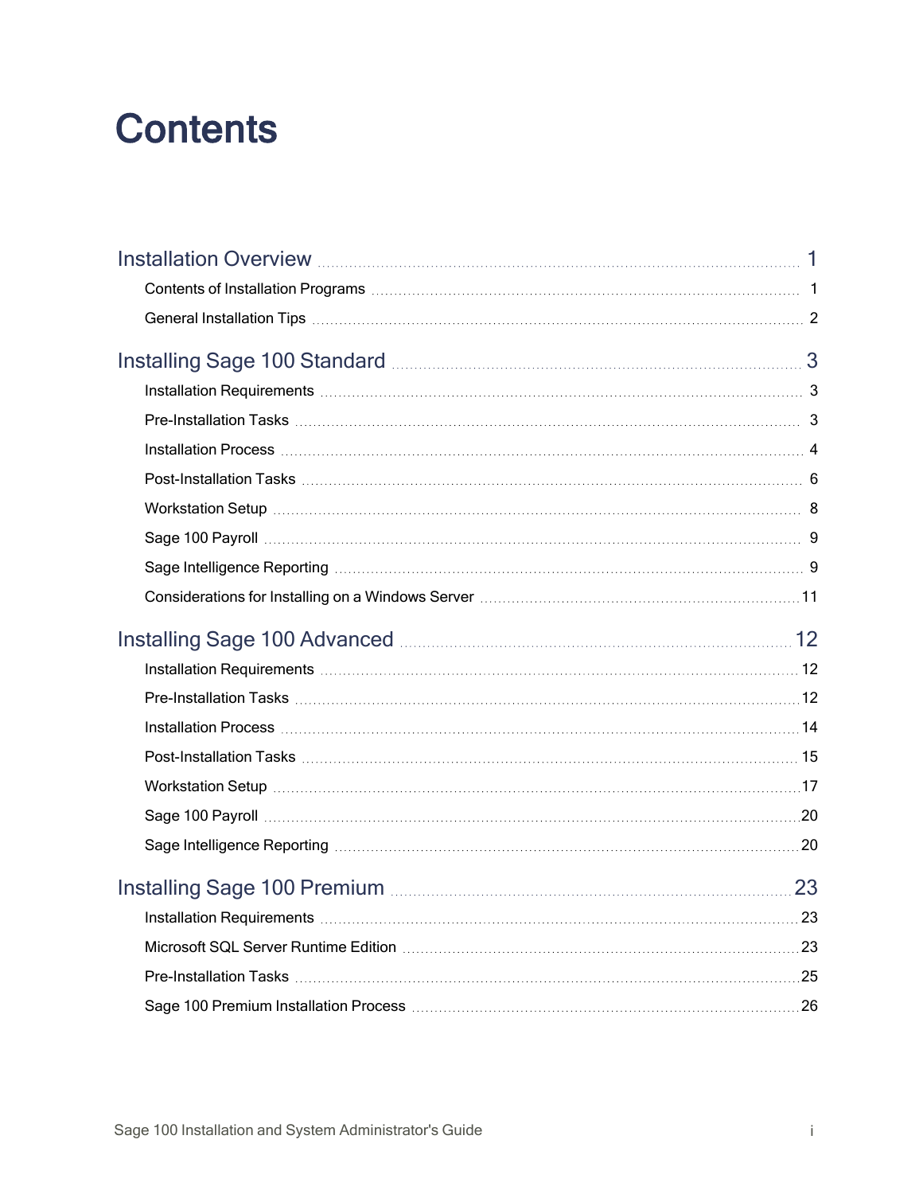# Contents

**Installation Overview** ..... 1

- Contents of Installation Programs ..... 1
- General Installation Tips ..... 2

**Installing Sage 100 Standard** ..... 3

- Installation Requirements ..... 3
- Pre-Installation Tasks ..... 3
- Installation Process ..... 4
- Post-Installation Tasks ..... 6
- Workstation Setup ..... 8
- Sage 100 Payroll ..... 9
- Sage Intelligence Reporting ..... 9
- Considerations for Installing on a Windows Server ..... 11

**Installing Sage 100 Advanced** ..... 12

- Installation Requirements ..... 12
- Pre-Installation Tasks ..... 12
- Installation Process ..... 14
- Post-Installation Tasks ..... 15
- Workstation Setup ..... 17
- Sage 100 Payroll ..... 20
- Sage Intelligence Reporting ..... 20

**Installing Sage 100 Premium** ..... 23

- Installation Requirements ..... 23
- Microsoft SQL Server Runtime Edition ..... 23
- Pre-Installation Tasks ..... 25
- Sage 100 Premium Installation Process ..... 26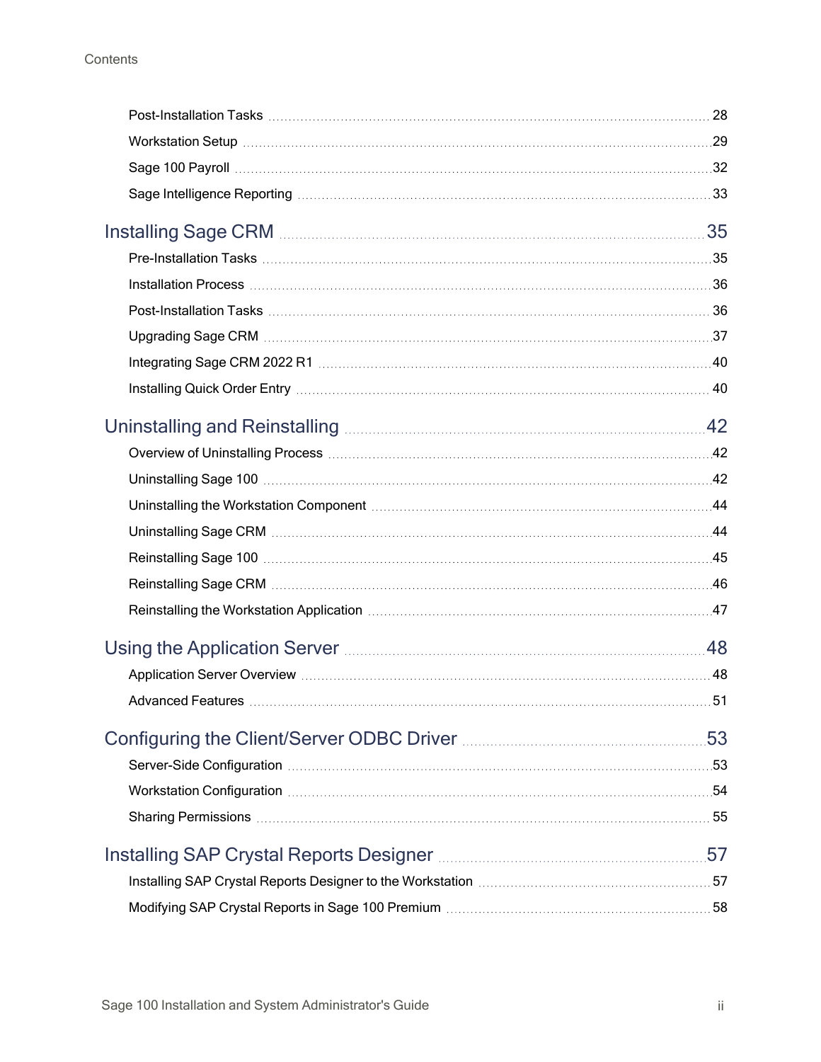Post-Installation Tasks 28

Workstation Setup 29

Sage 100 Payroll 32

Sage Intelligence Reporting 33

## Installing Sage CRM 35

Pre-Installation Tasks 35

Installation Process 36

Post-Installation Tasks 36

Upgrading Sage CRM 37

Integrating Sage CRM 2022 R1 40

Installing Quick Order Entry 40

## Uninstalling and Reinstalling 42

Overview of Uninstalling Process 42

Uninstalling Sage 100 42

Uninstalling the Workstation Component 44

Uninstalling Sage CRM 44

Reinstalling Sage 100 45

Reinstalling Sage CRM 46

Reinstalling the Workstation Application 47

## Using the Application Server 48

Application Server Overview 48

Advanced Features 51

## Configuring the Client/Server ODBC Driver 53

Server-Side Configuration 53

Workstation Configuration 54

Sharing Permissions 55

## Installing SAP Crystal Reports Designer 57

Installing SAP Crystal Reports Designer to the Workstation 57

Modifying SAP Crystal Reports in Sage 100 Premium 58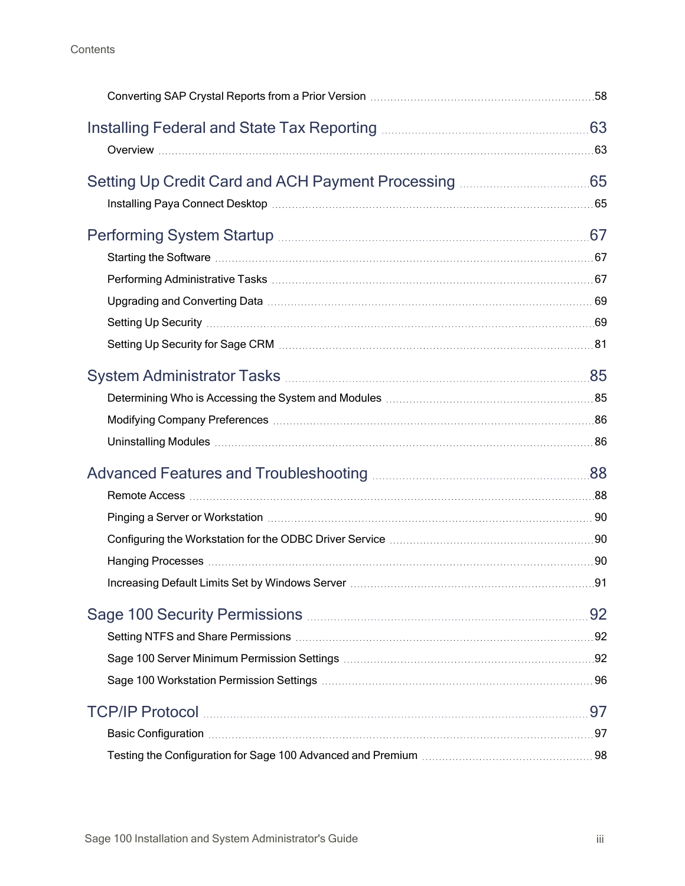Converting SAP Crystal Reports from a Prior Version ... 58

## Installing Federal and State Tax Reporting ... 63

Overview ... 63

## Setting Up Credit Card and ACH Payment Processing ... 65

Installing Paya Connect Desktop ... 65

## Performing System Startup ... 67

Starting the Software ... 67

Performing Administrative Tasks ... 67

Upgrading and Converting Data ... 69

Setting Up Security ... 69

Setting Up Security for Sage CRM ... 81

## System Administrator Tasks ... 85

Determining Who is Accessing the System and Modules ... 85

Modifying Company Preferences ... 86

Uninstalling Modules ... 86

## Advanced Features and Troubleshooting ... 88

Remote Access ... 88

Pinging a Server or Workstation ... 90

Configuring the Workstation for the ODBC Driver Service ... 90

Hanging Processes ... 90

Increasing Default Limits Set by Windows Server ... 91

## Sage 100 Security Permissions ... 92

Setting NTFS and Share Permissions ... 92

Sage 100 Server Minimum Permission Settings ... 92

Sage 100 Workstation Permission Settings ... 96

## TCP/IP Protocol ... 97

Basic Configuration ... 97

Testing the Configuration for Sage 100 Advanced and Premium ... 98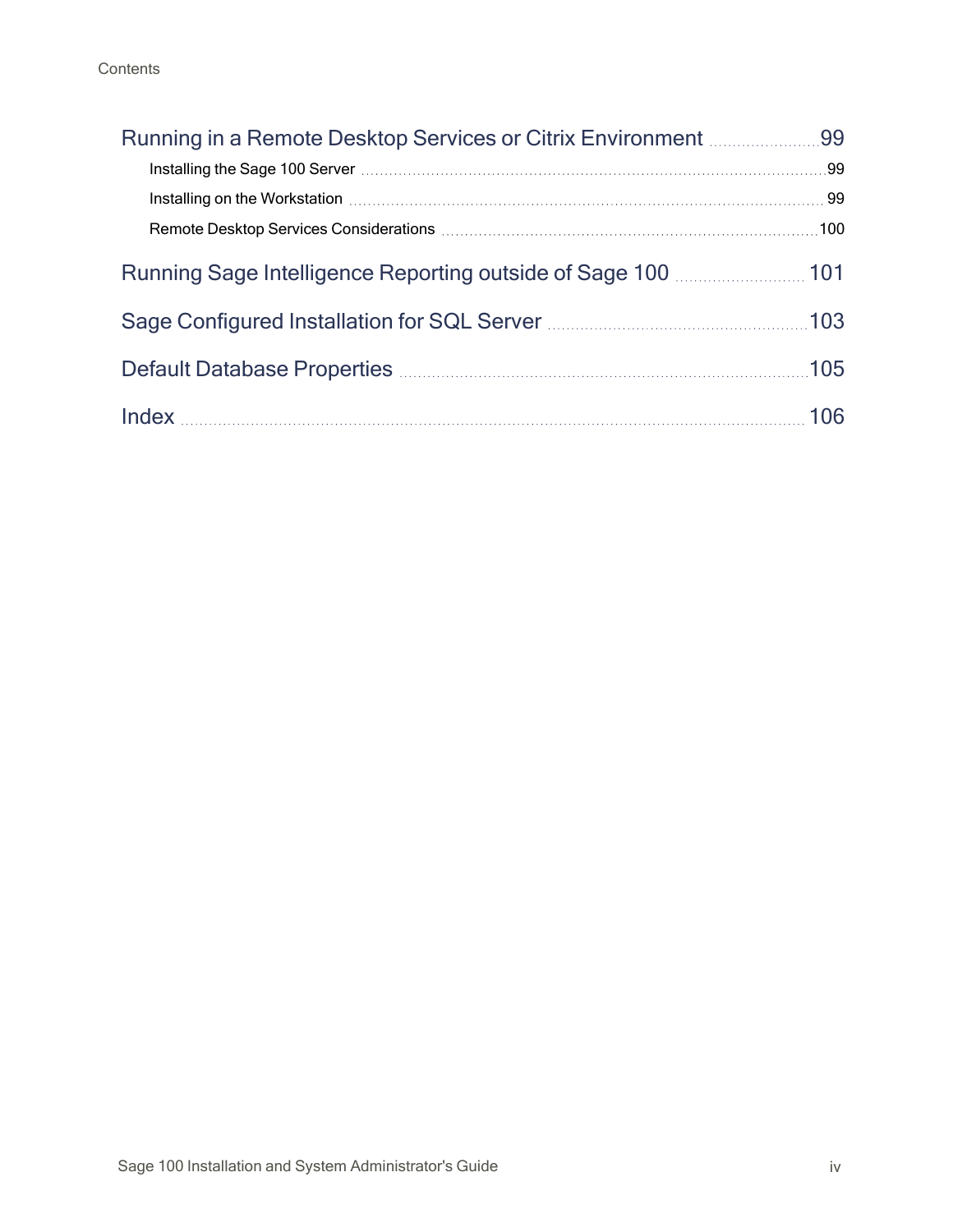- Running in a Remote Desktop Services or Citrix Environment ..... 99
  - Installing the Sage 100 Server ..... 99
  - Installing on the Workstation ..... 99
  - Remote Desktop Services Considerations ..... 100
- Running Sage Intelligence Reporting outside of Sage 100 ..... 101
- Sage Configured Installation for SQL Server ..... 103
- Default Database Properties ..... 105
- Index ..... 106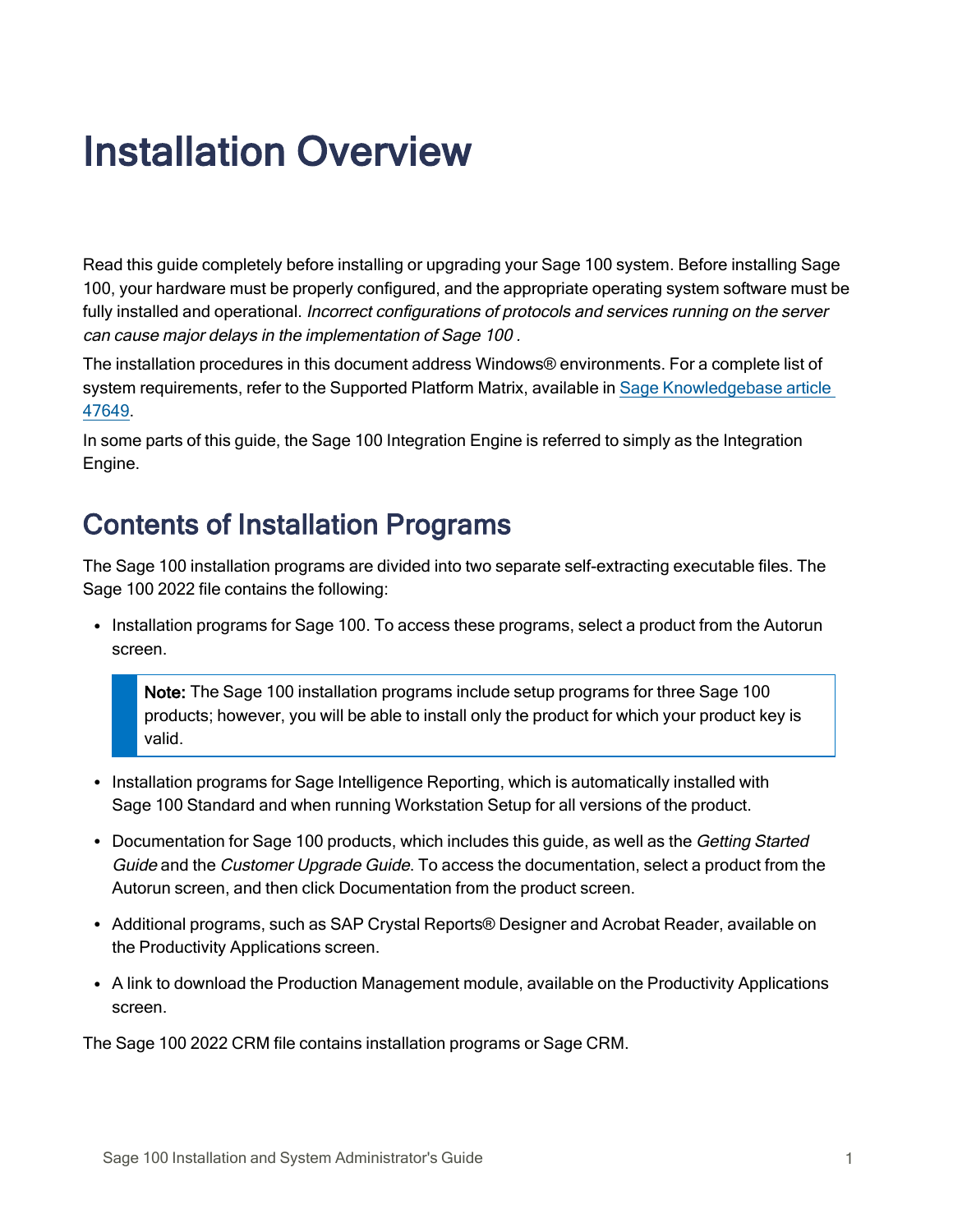# Installation Overview

Read this guide completely before installing or upgrading your Sage 100 system. Before installing Sage 100, your hardware must be properly configured, and the appropriate operating system software must be fully installed and operational. *Incorrect configurations of protocols and services running on the server can cause major delays in the implementation of Sage 100* .

The installation procedures in this document address Windows® environments. For a complete list of system requirements, refer to the Supported Platform Matrix, available in [Sage Knowledgebase article 47649](#).

In some parts of this guide, the Sage 100 Integration Engine is referred to simply as the Integration Engine.

## Contents of Installation Programs

The Sage 100 installation programs are divided into two separate self-extracting executable files. The Sage 100 2022 file contains the following:

- Installation programs for Sage 100. To access these programs, select a product from the Autorun screen.

 > **Note:** The Sage 100 installation programs include setup programs for three Sage 100 products; however, you will be able to install only the product for which your product key is valid.

- Installation programs for Sage Intelligence Reporting, which is automatically installed with Sage 100 Standard and when running Workstation Setup for all versions of the product.
- Documentation for Sage 100 products, which includes this guide, as well as the *Getting Started Guide* and the *Customer Upgrade Guide*. To access the documentation, select a product from the Autorun screen, and then click Documentation from the product screen.
- Additional programs, such as SAP Crystal Reports® Designer and Acrobat Reader, available on the Productivity Applications screen.
- A link to download the Production Management module, available on the Productivity Applications screen.

The Sage 100 2022 CRM file contains installation programs or Sage CRM.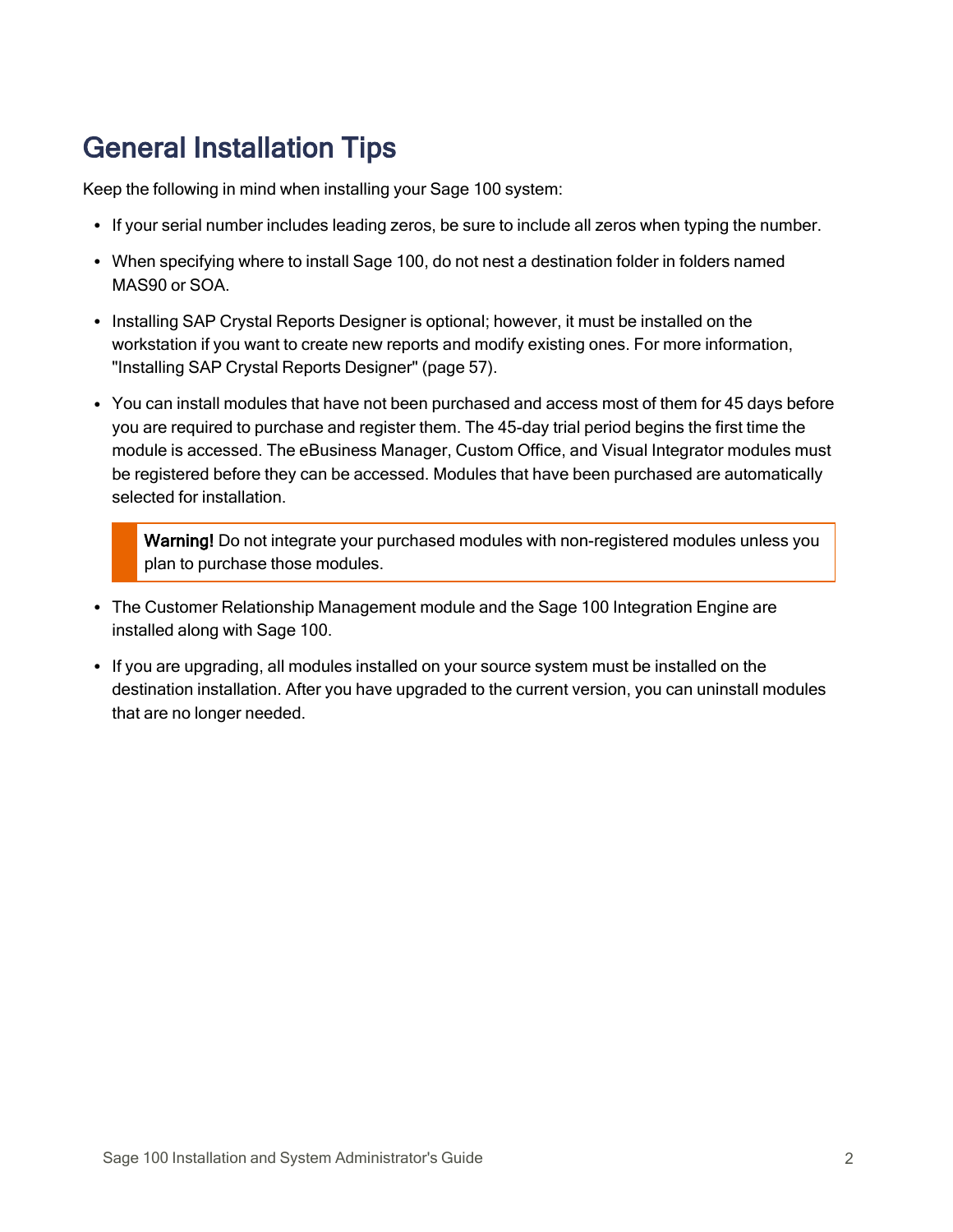# General Installation Tips

Keep the following in mind when installing your Sage 100 system:

- If your serial number includes leading zeros, be sure to include all zeros when typing the number.
- When specifying where to install Sage 100, do not nest a destination folder in folders named MAS90 or SOA.
- Installing SAP Crystal Reports Designer is optional; however, it must be installed on the workstation if you want to create new reports and modify existing ones. For more information, "Installing SAP Crystal Reports Designer" (page 57).
- You can install modules that have not been purchased and access most of them for 45 days before you are required to purchase and register them. The 45-day trial period begins the first time the module is accessed. The eBusiness Manager, Custom Office, and Visual Integrator modules must be registered before they can be accessed. Modules that have been purchased are automatically selected for installation.

  > **Warning!** Do not integrate your purchased modules with non-registered modules unless you plan to purchase those modules.

- The Customer Relationship Management module and the Sage 100 Integration Engine are installed along with Sage 100.
- If you are upgrading, all modules installed on your source system must be installed on the destination installation. After you have upgraded to the current version, you can uninstall modules that are no longer needed.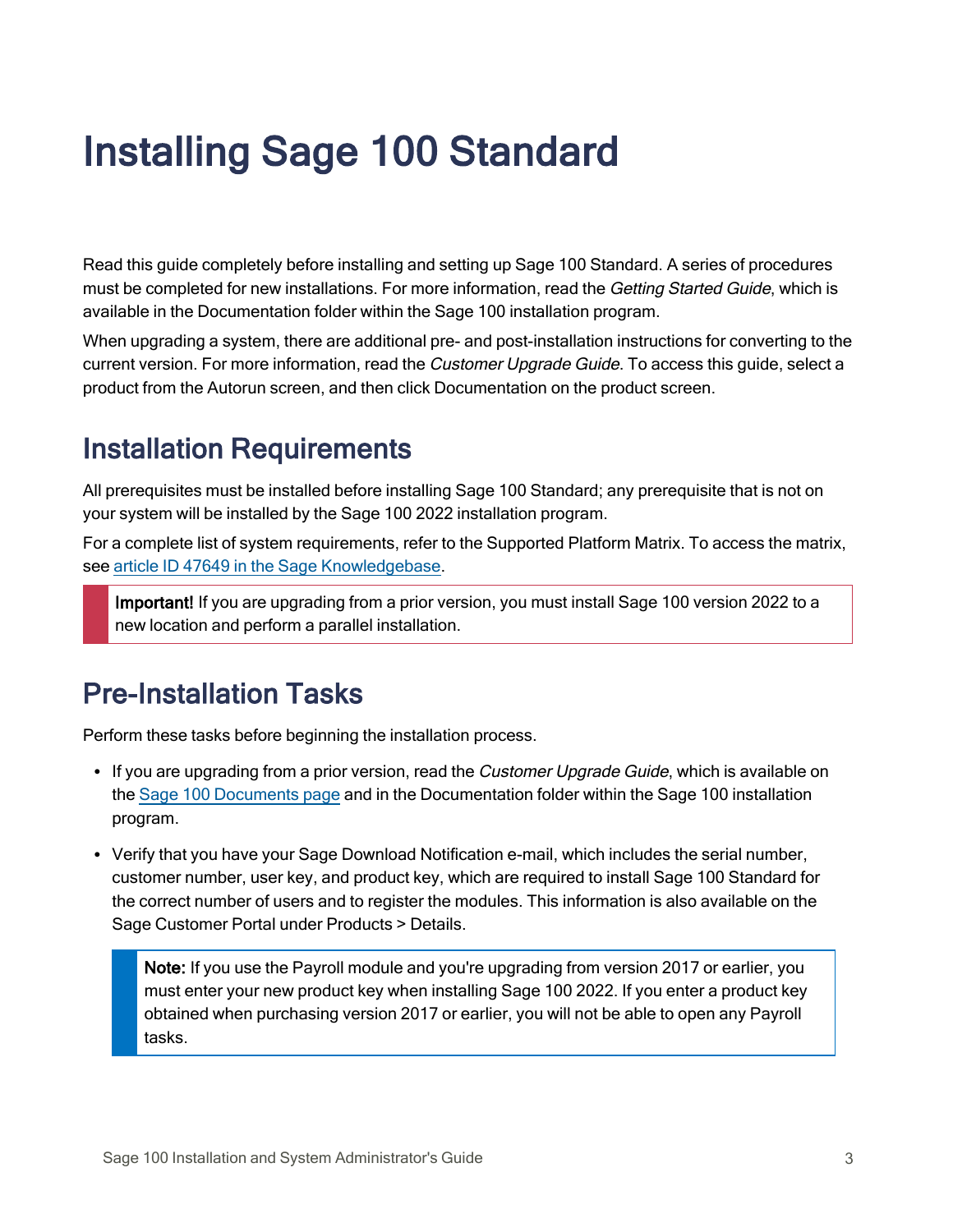# Installing Sage 100 Standard

Read this guide completely before installing and setting up Sage 100 Standard. A series of procedures must be completed for new installations. For more information, read the *Getting Started Guide*, which is available in the Documentation folder within the Sage 100 installation program.

When upgrading a system, there are additional pre- and post-installation instructions for converting to the current version. For more information, read the *Customer Upgrade Guide*. To access this guide, select a product from the Autorun screen, and then click Documentation on the product screen.

## Installation Requirements

All prerequisites must be installed before installing Sage 100 Standard; any prerequisite that is not on your system will be installed by the Sage 100 2022 installation program.

For a complete list of system requirements, refer to the Supported Platform Matrix. To access the matrix, see article ID 47649 in the Sage Knowledgebase.

> **Important!** If you are upgrading from a prior version, you must install Sage 100 version 2022 to a new location and perform a parallel installation.

## Pre-Installation Tasks

Perform these tasks before beginning the installation process.

- If you are upgrading from a prior version, read the *Customer Upgrade Guide*, which is available on the Sage 100 Documents page and in the Documentation folder within the Sage 100 installation program.
- Verify that you have your Sage Download Notification e-mail, which includes the serial number, customer number, user key, and product key, which are required to install Sage 100 Standard for the correct number of users and to register the modules. This information is also available on the Sage Customer Portal under Products > Details.

  > **Note:** If you use the Payroll module and you're upgrading from version 2017 or earlier, you must enter your new product key when installing Sage 100 2022. If you enter a product key obtained when purchasing version 2017 or earlier, you will not be able to open any Payroll tasks.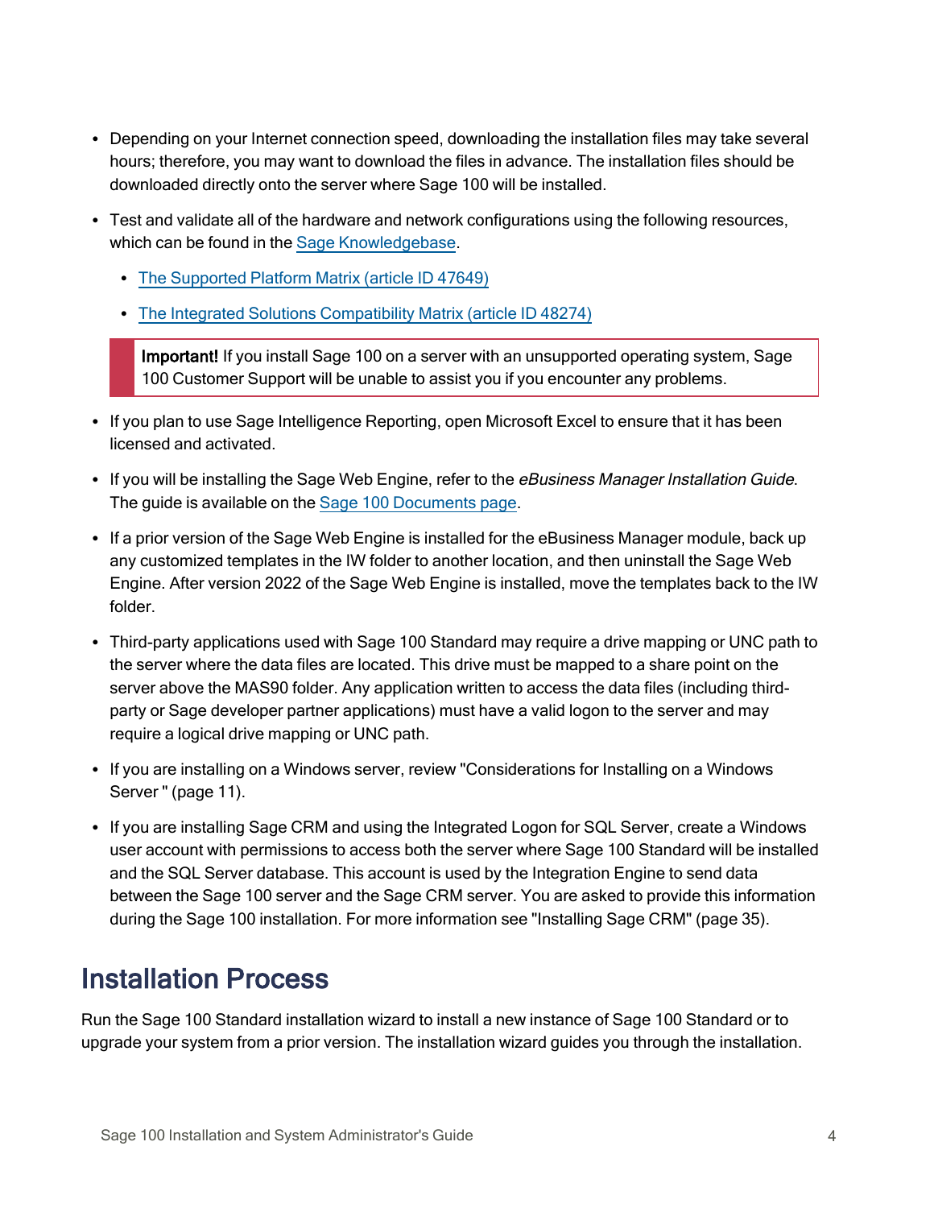- Depending on your Internet connection speed, downloading the installation files may take several hours; therefore, you may want to download the files in advance. The installation files should be downloaded directly onto the server where Sage 100 will be installed.
- Test and validate all of the hardware and network configurations using the following resources, which can be found in the Sage Knowledgebase.
  - The Supported Platform Matrix (article ID 47649)
  - The Integrated Solutions Compatibility Matrix (article ID 48274)

> **Important!** If you install Sage 100 on a server with an unsupported operating system, Sage 100 Customer Support will be unable to assist you if you encounter any problems.

- If you plan to use Sage Intelligence Reporting, open Microsoft Excel to ensure that it has been licensed and activated.
- If you will be installing the Sage Web Engine, refer to the *eBusiness Manager Installation Guide*. The guide is available on the Sage 100 Documents page.
- If a prior version of the Sage Web Engine is installed for the eBusiness Manager module, back up any customized templates in the IW folder to another location, and then uninstall the Sage Web Engine. After version 2022 of the Sage Web Engine is installed, move the templates back to the IW folder.
- Third-party applications used with Sage 100 Standard may require a drive mapping or UNC path to the server where the data files are located. This drive must be mapped to a share point on the server above the MAS90 folder. Any application written to access the data files (including third-party or Sage developer partner applications) must have a valid logon to the server and may require a logical drive mapping or UNC path.
- If you are installing on a Windows server, review "Considerations for Installing on a Windows Server " (page 11).
- If you are installing Sage CRM and using the Integrated Logon for SQL Server, create a Windows user account with permissions to access both the server where Sage 100 Standard will be installed and the SQL Server database. This account is used by the Integration Engine to send data between the Sage 100 server and the Sage CRM server. You are asked to provide this information during the Sage 100 installation. For more information see "Installing Sage CRM" (page 35).

## Installation Process

Run the Sage 100 Standard installation wizard to install a new instance of Sage 100 Standard or to upgrade your system from a prior version. The installation wizard guides you through the installation.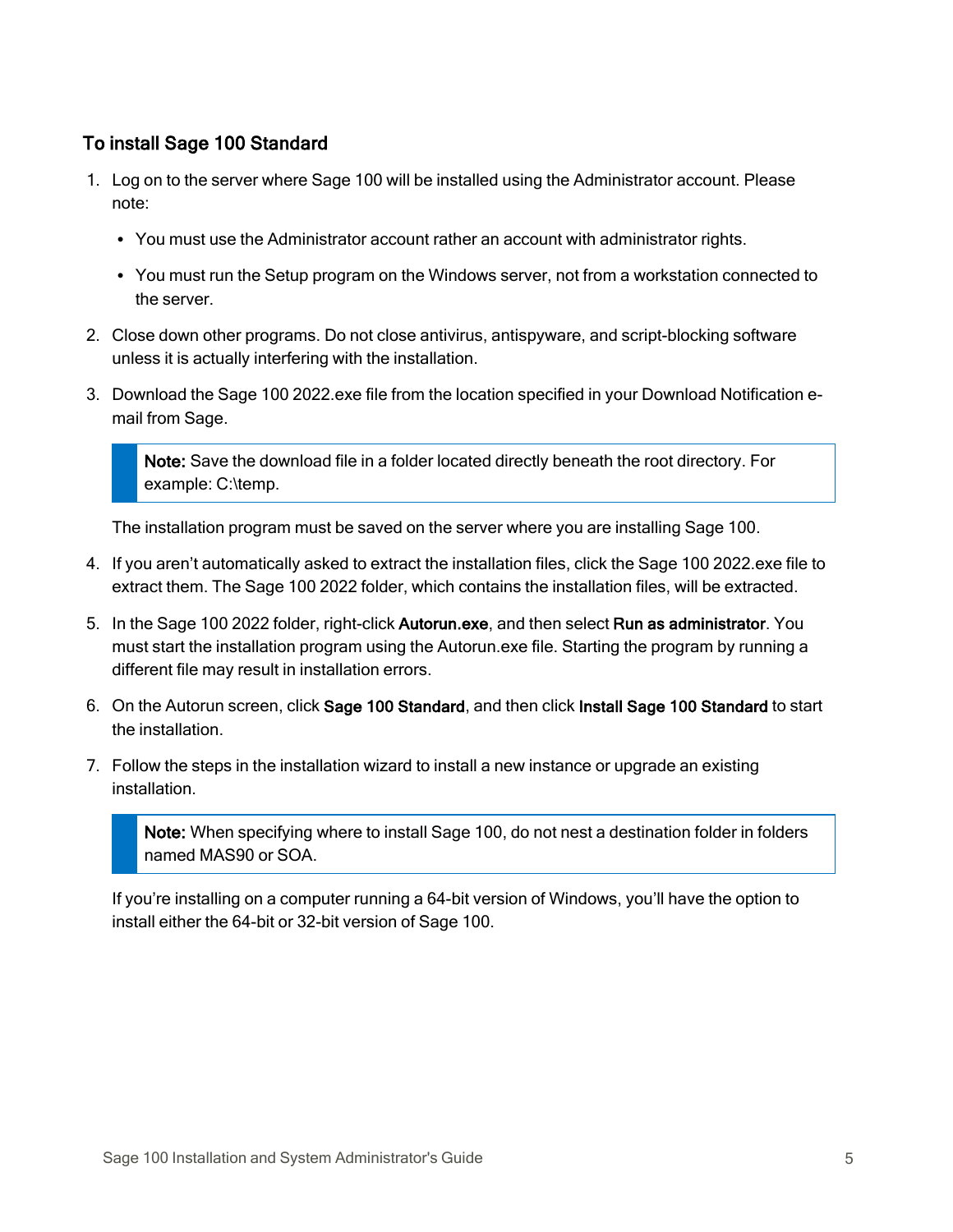### To install Sage 100 Standard

1. Log on to the server where Sage 100 will be installed using the Administrator account. Please note:

   - You must use the Administrator account rather an account with administrator rights.
   - You must run the Setup program on the Windows server, not from a workstation connected to the server.

2. Close down other programs. Do not close antivirus, antispyware, and script-blocking software unless it is actually interfering with the installation.

3. Download the Sage 100 2022.exe file from the location specified in your Download Notification e-mail from Sage.

   > **Note:** Save the download file in a folder located directly beneath the root directory. For example: C:\temp.

   The installation program must be saved on the server where you are installing Sage 100.

4. If you aren't automatically asked to extract the installation files, click the Sage 100 2022.exe file to extract them. The Sage 100 2022 folder, which contains the installation files, will be extracted.

5. In the Sage 100 2022 folder, right-click **Autorun.exe**, and then select **Run as administrator**. You must start the installation program using the Autorun.exe file. Starting the program by running a different file may result in installation errors.

6. On the Autorun screen, click **Sage 100 Standard**, and then click **Install Sage 100 Standard** to start the installation.

7. Follow the steps in the installation wizard to install a new instance or upgrade an existing installation.

   > **Note:** When specifying where to install Sage 100, do not nest a destination folder in folders named MAS90 or SOA.

   If you're installing on a computer running a 64-bit version of Windows, you'll have the option to install either the 64-bit or 32-bit version of Sage 100.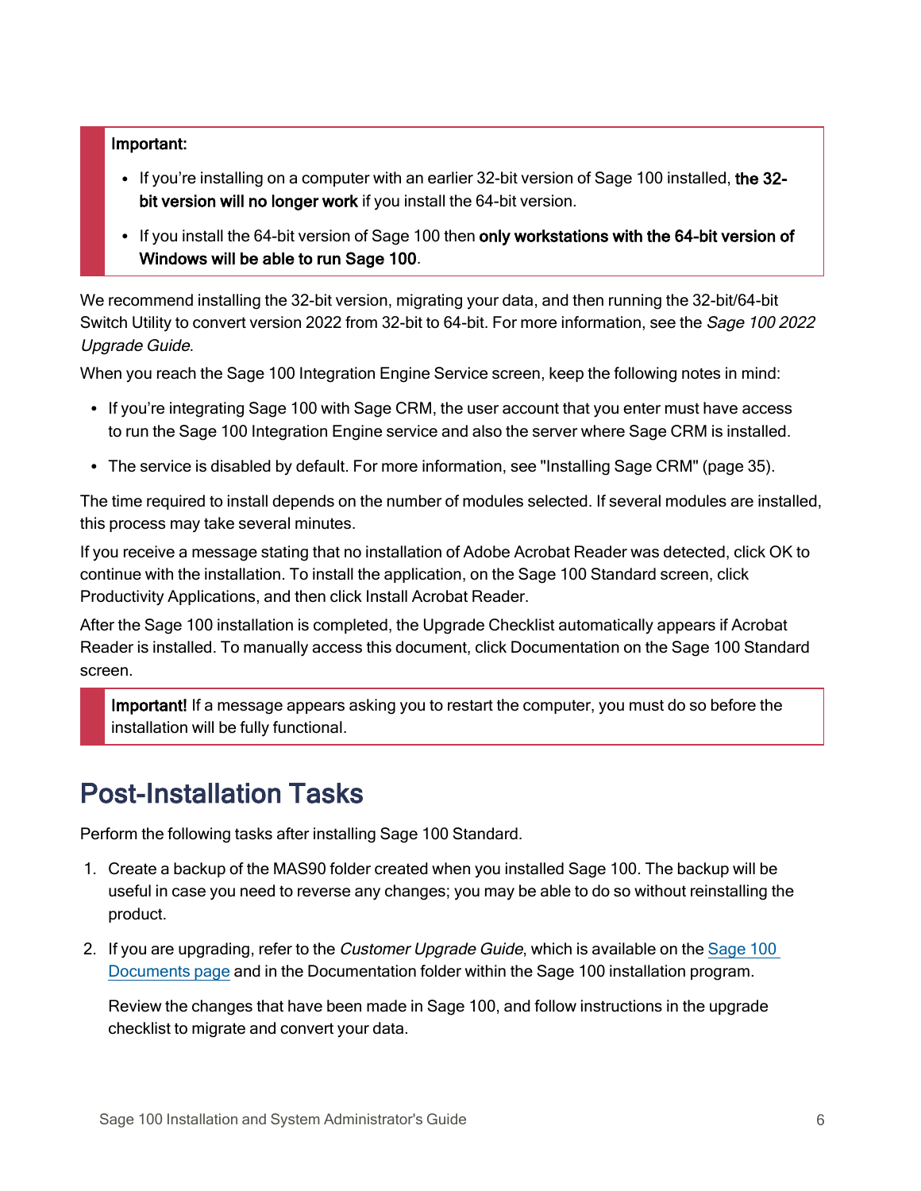> **Important:**
>
> - If you're installing on a computer with an earlier 32-bit version of Sage 100 installed, **the 32-bit version will no longer work** if you install the 64-bit version.
> - If you install the 64-bit version of Sage 100 then **only workstations with the 64-bit version of Windows will be able to run Sage 100**.

We recommend installing the 32-bit version, migrating your data, and then running the 32-bit/64-bit Switch Utility to convert version 2022 from 32-bit to 64-bit. For more information, see the *Sage 100 2022 Upgrade Guide*.

When you reach the Sage 100 Integration Engine Service screen, keep the following notes in mind:

- If you're integrating Sage 100 with Sage CRM, the user account that you enter must have access to run the Sage 100 Integration Engine service and also the server where Sage CRM is installed.
- The service is disabled by default. For more information, see "Installing Sage CRM" (page 35).

The time required to install depends on the number of modules selected. If several modules are installed, this process may take several minutes.

If you receive a message stating that no installation of Adobe Acrobat Reader was detected, click OK to continue with the installation. To install the application, on the Sage 100 Standard screen, click Productivity Applications, and then click Install Acrobat Reader.

After the Sage 100 installation is completed, the Upgrade Checklist automatically appears if Acrobat Reader is installed. To manually access this document, click Documentation on the Sage 100 Standard screen.

> **Important!** If a message appears asking you to restart the computer, you must do so before the installation will be fully functional.

## Post-Installation Tasks

Perform the following tasks after installing Sage 100 Standard.

1. Create a backup of the MAS90 folder created when you installed Sage 100. The backup will be useful in case you need to reverse any changes; you may be able to do so without reinstalling the product.
2. If you are upgrading, refer to the *Customer Upgrade Guide*, which is available on the Sage 100 Documents page and in the Documentation folder within the Sage 100 installation program.

   Review the changes that have been made in Sage 100, and follow instructions in the upgrade checklist to migrate and convert your data.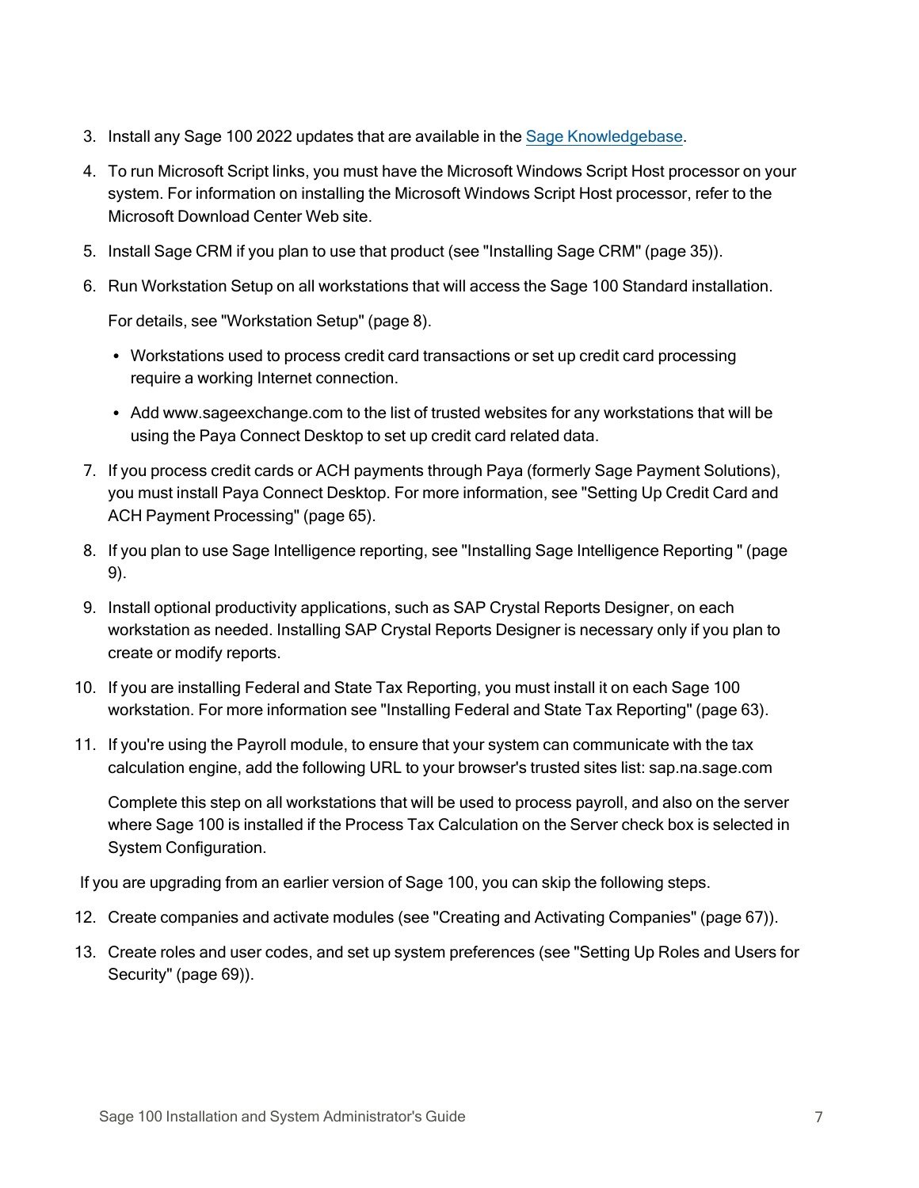3. Install any Sage 100 2022 updates that are available in the Sage Knowledgebase.
4. To run Microsoft Script links, you must have the Microsoft Windows Script Host processor on your system. For information on installing the Microsoft Windows Script Host processor, refer to the Microsoft Download Center Web site.
5. Install Sage CRM if you plan to use that product (see "Installing Sage CRM" (page 35)).
6. Run Workstation Setup on all workstations that will access the Sage 100 Standard installation.

   For details, see "Workstation Setup" (page 8).

   - Workstations used to process credit card transactions or set up credit card processing require a working Internet connection.
   - Add www.sageexchange.com to the list of trusted websites for any workstations that will be using the Paya Connect Desktop to set up credit card related data.
7. If you process credit cards or ACH payments through Paya (formerly Sage Payment Solutions), you must install Paya Connect Desktop. For more information, see "Setting Up Credit Card and ACH Payment Processing" (page 65).
8. If you plan to use Sage Intelligence reporting, see "Installing Sage Intelligence Reporting " (page 9).
9. Install optional productivity applications, such as SAP Crystal Reports Designer, on each workstation as needed. Installing SAP Crystal Reports Designer is necessary only if you plan to create or modify reports.
10. If you are installing Federal and State Tax Reporting, you must install it on each Sage 100 workstation. For more information see "Installing Federal and State Tax Reporting" (page 63).
11. If you're using the Payroll module, to ensure that your system can communicate with the tax calculation engine, add the following URL to your browser's trusted sites list: sap.na.sage.com

    Complete this step on all workstations that will be used to process payroll, and also on the server where Sage 100 is installed if the Process Tax Calculation on the Server check box is selected in System Configuration.

If you are upgrading from an earlier version of Sage 100, you can skip the following steps.

12. Create companies and activate modules (see "Creating and Activating Companies" (page 67)).
13. Create roles and user codes, and set up system preferences (see "Setting Up Roles and Users for Security" (page 69)).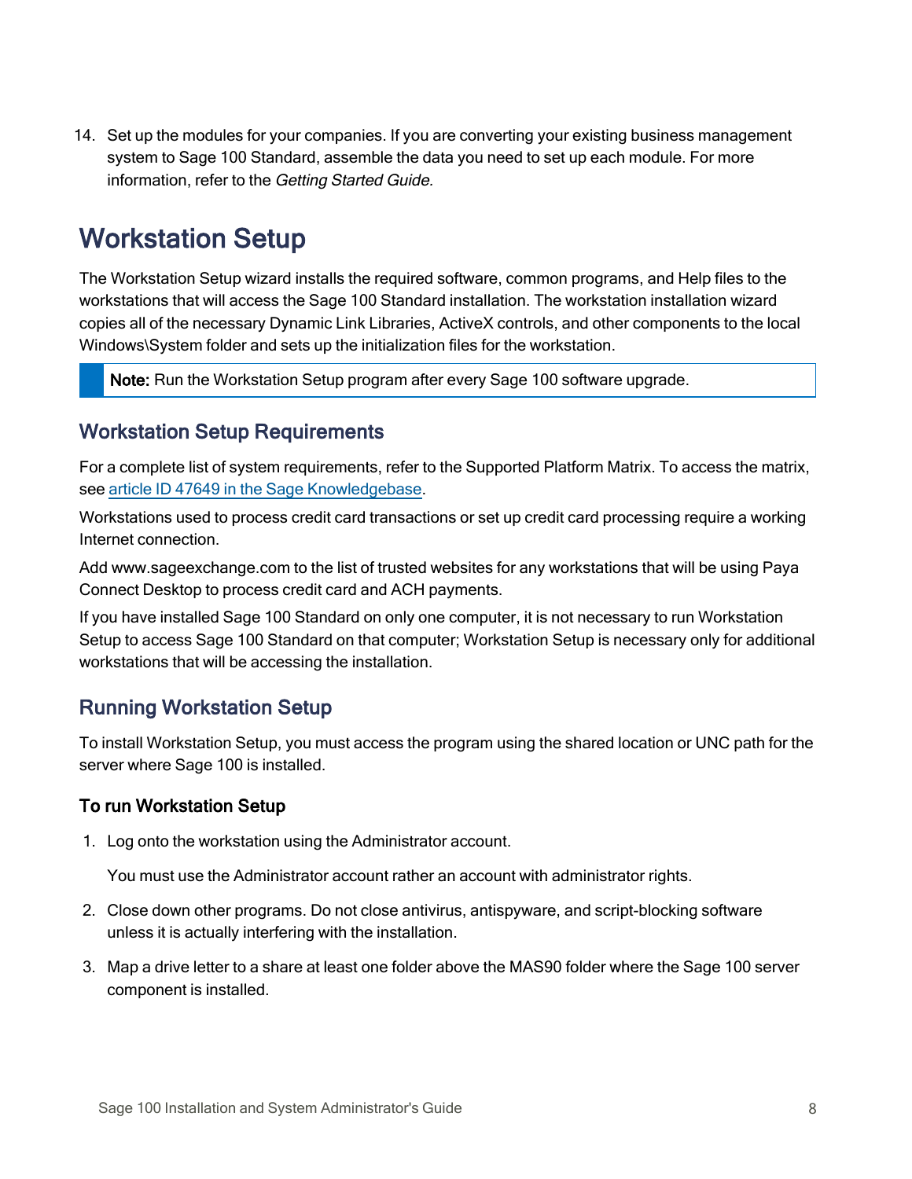14. Set up the modules for your companies. If you are converting your existing business management system to Sage 100 Standard, assemble the data you need to set up each module. For more information, refer to the *Getting Started Guide.*

# Workstation Setup

The Workstation Setup wizard installs the required software, common programs, and Help files to the workstations that will access the Sage 100 Standard installation. The workstation installation wizard copies all of the necessary Dynamic Link Libraries, ActiveX controls, and other components to the local Windows\System folder and sets up the initialization files for the workstation.

> **Note:** Run the Workstation Setup program after every Sage 100 software upgrade.

## Workstation Setup Requirements

For a complete list of system requirements, refer to the Supported Platform Matrix. To access the matrix, see article ID 47649 in the Sage Knowledgebase.

Workstations used to process credit card transactions or set up credit card processing require a working Internet connection.

Add www.sageexchange.com to the list of trusted websites for any workstations that will be using Paya Connect Desktop to process credit card and ACH payments.

If you have installed Sage 100 Standard on only one computer, it is not necessary to run Workstation Setup to access Sage 100 Standard on that computer; Workstation Setup is necessary only for additional workstations that will be accessing the installation.

## Running Workstation Setup

To install Workstation Setup, you must access the program using the shared location or UNC path for the server where Sage 100 is installed.

### To run Workstation Setup

1. Log onto the workstation using the Administrator account.

   You must use the Administrator account rather an account with administrator rights.

2. Close down other programs. Do not close antivirus, antispyware, and script-blocking software unless it is actually interfering with the installation.

3. Map a drive letter to a share at least one folder above the MAS90 folder where the Sage 100 server component is installed.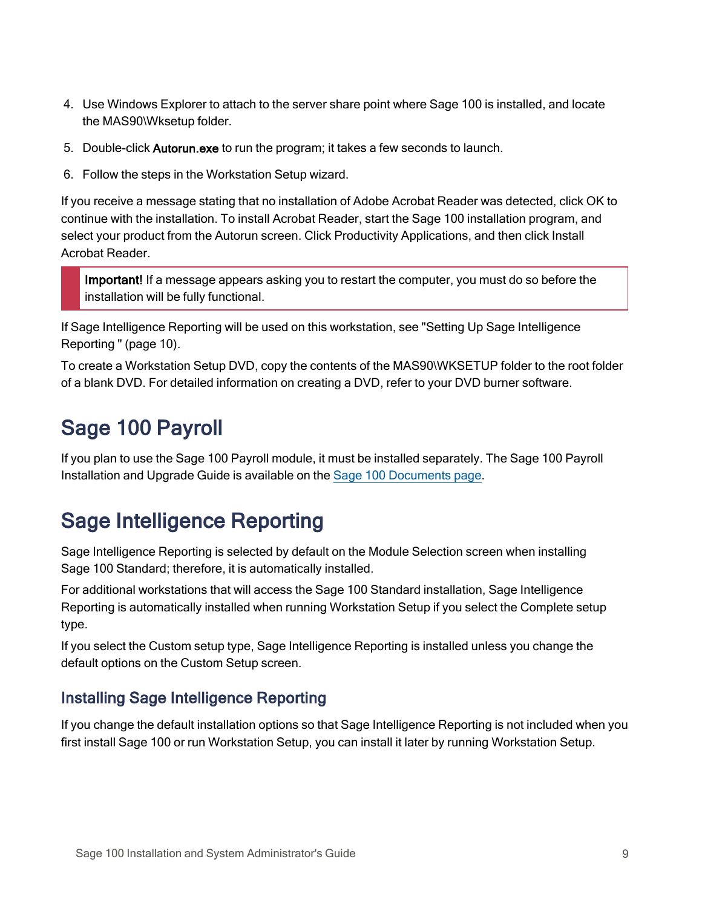4. Use Windows Explorer to attach to the server share point where Sage 100 is installed, and locate the MAS90\Wksetup folder.
5. Double-click **Autorun.exe** to run the program; it takes a few seconds to launch.
6. Follow the steps in the Workstation Setup wizard.

If you receive a message stating that no installation of Adobe Acrobat Reader was detected, click OK to continue with the installation. To install Acrobat Reader, start the Sage 100 installation program, and select your product from the Autorun screen. Click Productivity Applications, and then click Install Acrobat Reader.

> **Important!** If a message appears asking you to restart the computer, you must do so before the installation will be fully functional.

If Sage Intelligence Reporting will be used on this workstation, see "Setting Up Sage Intelligence Reporting " (page 10).

To create a Workstation Setup DVD, copy the contents of the MAS90\WKSETUP folder to the root folder of a blank DVD. For detailed information on creating a DVD, refer to your DVD burner software.

# Sage 100 Payroll

If you plan to use the Sage 100 Payroll module, it must be installed separately. The Sage 100 Payroll Installation and Upgrade Guide is available on the Sage 100 Documents page.

# Sage Intelligence Reporting

Sage Intelligence Reporting is selected by default on the Module Selection screen when installing Sage 100 Standard; therefore, it is automatically installed.

For additional workstations that will access the Sage 100 Standard installation, Sage Intelligence Reporting is automatically installed when running Workstation Setup if you select the Complete setup type.

If you select the Custom setup type, Sage Intelligence Reporting is installed unless you change the default options on the Custom Setup screen.

## Installing Sage Intelligence Reporting

If you change the default installation options so that Sage Intelligence Reporting is not included when you first install Sage 100 or run Workstation Setup, you can install it later by running Workstation Setup.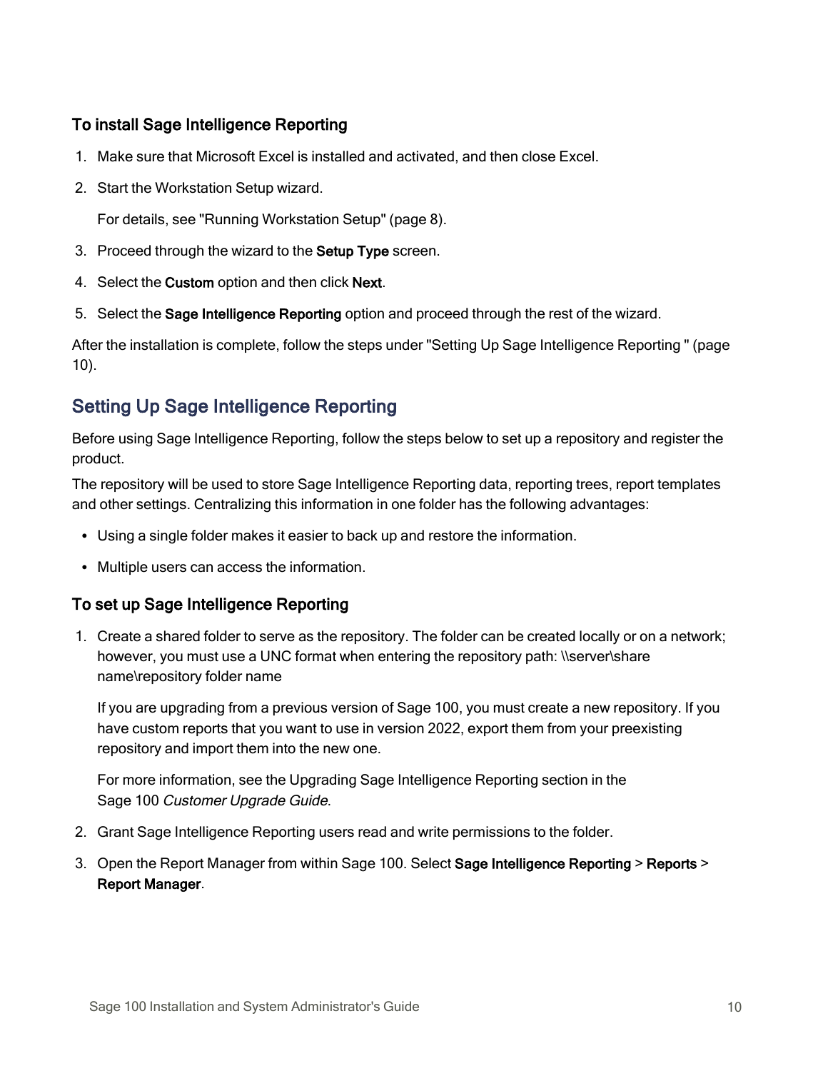### To install Sage Intelligence Reporting

1. Make sure that Microsoft Excel is installed and activated, and then close Excel.
2. Start the Workstation Setup wizard.

   For details, see "Running Workstation Setup" (page 8).
3. Proceed through the wizard to the **Setup Type** screen.
4. Select the **Custom** option and then click **Next**.
5. Select the **Sage Intelligence Reporting** option and proceed through the rest of the wizard.

After the installation is complete, follow the steps under "Setting Up Sage Intelligence Reporting " (page 10).

## Setting Up Sage Intelligence Reporting

Before using Sage Intelligence Reporting, follow the steps below to set up a repository and register the product.

The repository will be used to store Sage Intelligence Reporting data, reporting trees, report templates and other settings. Centralizing this information in one folder has the following advantages:

- Using a single folder makes it easier to back up and restore the information.
- Multiple users can access the information.

### To set up Sage Intelligence Reporting

1. Create a shared folder to serve as the repository. The folder can be created locally or on a network; however, you must use a UNC format when entering the repository path: \\server\share name\repository folder name

   If you are upgrading from a previous version of Sage 100, you must create a new repository. If you have custom reports that you want to use in version 2022, export them from your preexisting repository and import them into the new one.

   For more information, see the Upgrading Sage Intelligence Reporting section in the Sage 100 *Customer Upgrade Guide*.
2. Grant Sage Intelligence Reporting users read and write permissions to the folder.
3. Open the Report Manager from within Sage 100. Select **Sage Intelligence Reporting** > **Reports** > **Report Manager**.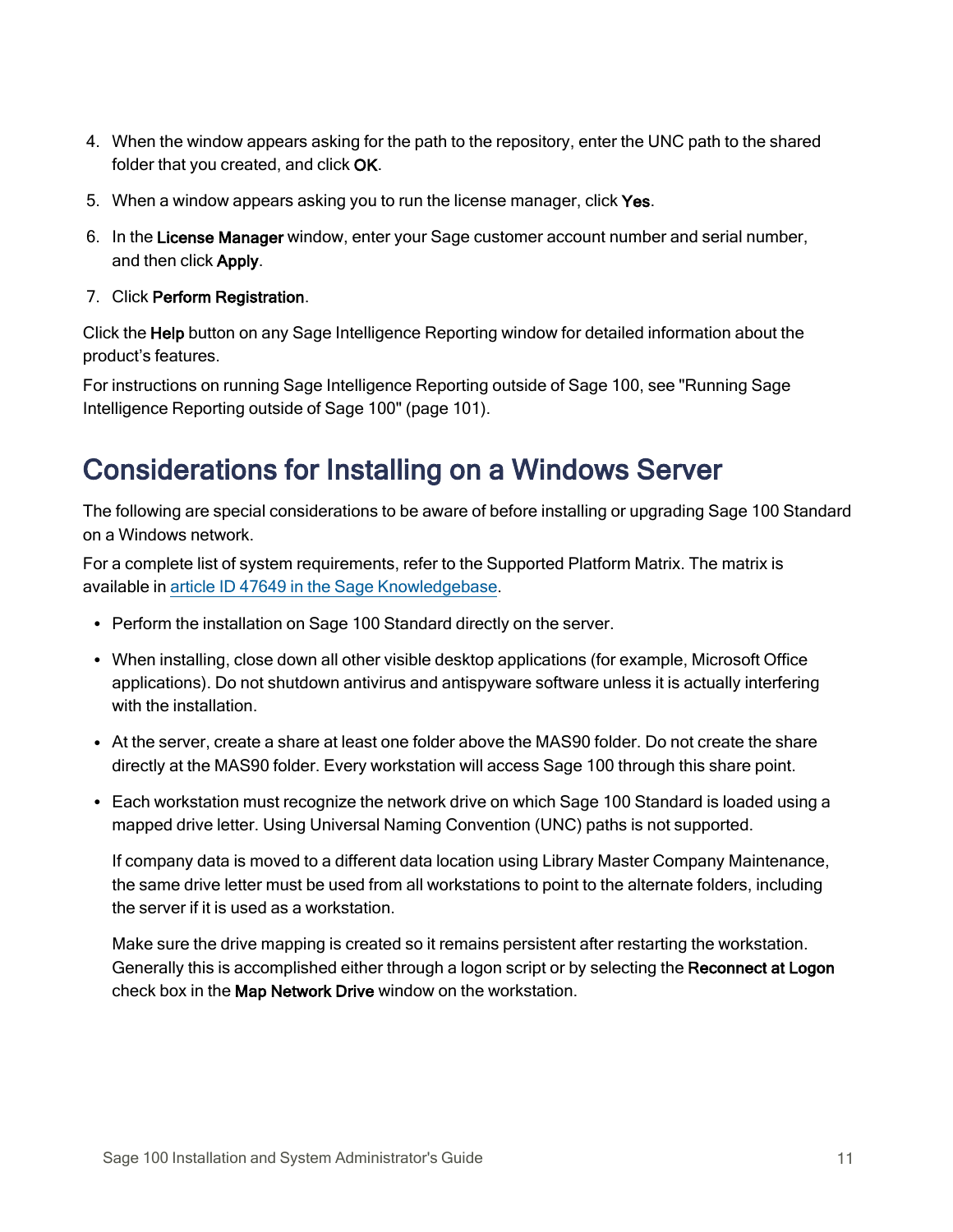4. When the window appears asking for the path to the repository, enter the UNC path to the shared folder that you created, and click **OK**.
5. When a window appears asking you to run the license manager, click **Yes**.
6. In the **License Manager** window, enter your Sage customer account number and serial number, and then click **Apply**.
7. Click **Perform Registration**.

Click the **Help** button on any Sage Intelligence Reporting window for detailed information about the product's features.

For instructions on running Sage Intelligence Reporting outside of Sage 100, see "Running Sage Intelligence Reporting outside of Sage 100" (page 101).

## Considerations for Installing on a Windows Server

The following are special considerations to be aware of before installing or upgrading Sage 100 Standard on a Windows network.

For a complete list of system requirements, refer to the Supported Platform Matrix. The matrix is available in article ID 47649 in the Sage Knowledgebase.

- Perform the installation on Sage 100 Standard directly on the server.
- When installing, close down all other visible desktop applications (for example, Microsoft Office applications). Do not shutdown antivirus and antispyware software unless it is actually interfering with the installation.
- At the server, create a share at least one folder above the MAS90 folder. Do not create the share directly at the MAS90 folder. Every workstation will access Sage 100 through this share point.
- Each workstation must recognize the network drive on which Sage 100 Standard is loaded using a mapped drive letter. Using Universal Naming Convention (UNC) paths is not supported.

  If company data is moved to a different data location using Library Master Company Maintenance, the same drive letter must be used from all workstations to point to the alternate folders, including the server if it is used as a workstation.

  Make sure the drive mapping is created so it remains persistent after restarting the workstation. Generally this is accomplished either through a logon script or by selecting the **Reconnect at Logon** check box in the **Map Network Drive** window on the workstation.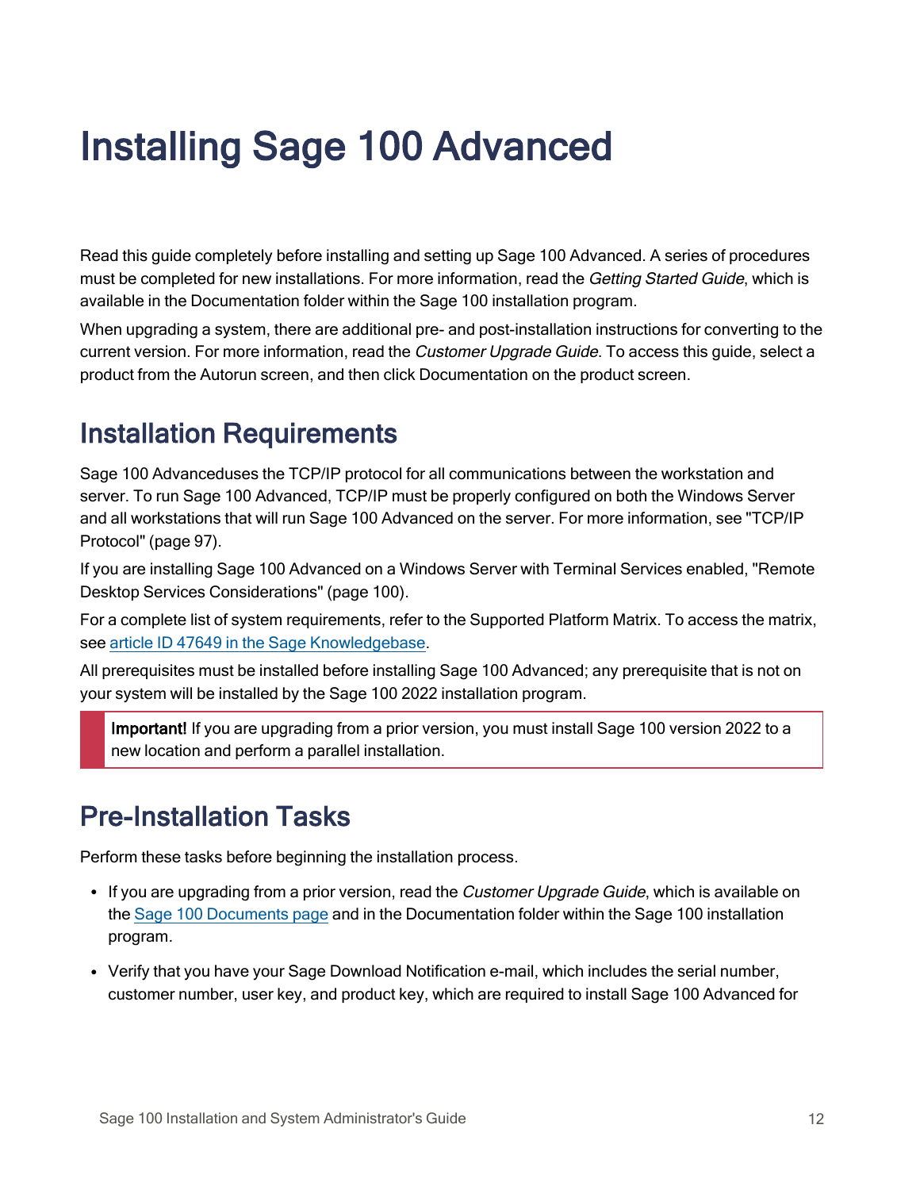# Installing Sage 100 Advanced

Read this guide completely before installing and setting up Sage 100 Advanced. A series of procedures must be completed for new installations. For more information, read the *Getting Started Guide*, which is available in the Documentation folder within the Sage 100 installation program.

When upgrading a system, there are additional pre- and post-installation instructions for converting to the current version. For more information, read the *Customer Upgrade Guide*. To access this guide, select a product from the Autorun screen, and then click Documentation on the product screen.

## Installation Requirements

Sage 100 Advanceduses the TCP/IP protocol for all communications between the workstation and server. To run Sage 100 Advanced, TCP/IP must be properly configured on both the Windows Server and all workstations that will run Sage 100 Advanced on the server. For more information, see "TCP/IP Protocol" (page 97).

If you are installing Sage 100 Advanced on a Windows Server with Terminal Services enabled, "Remote Desktop Services Considerations" (page 100).

For a complete list of system requirements, refer to the Supported Platform Matrix. To access the matrix, see article ID 47649 in the Sage Knowledgebase.

All prerequisites must be installed before installing Sage 100 Advanced; any prerequisite that is not on your system will be installed by the Sage 100 2022 installation program.

> **Important!** If you are upgrading from a prior version, you must install Sage 100 version 2022 to a new location and perform a parallel installation.

## Pre-Installation Tasks

Perform these tasks before beginning the installation process.

- If you are upgrading from a prior version, read the *Customer Upgrade Guide*, which is available on the Sage 100 Documents page and in the Documentation folder within the Sage 100 installation program.
- Verify that you have your Sage Download Notification e-mail, which includes the serial number, customer number, user key, and product key, which are required to install Sage 100 Advanced for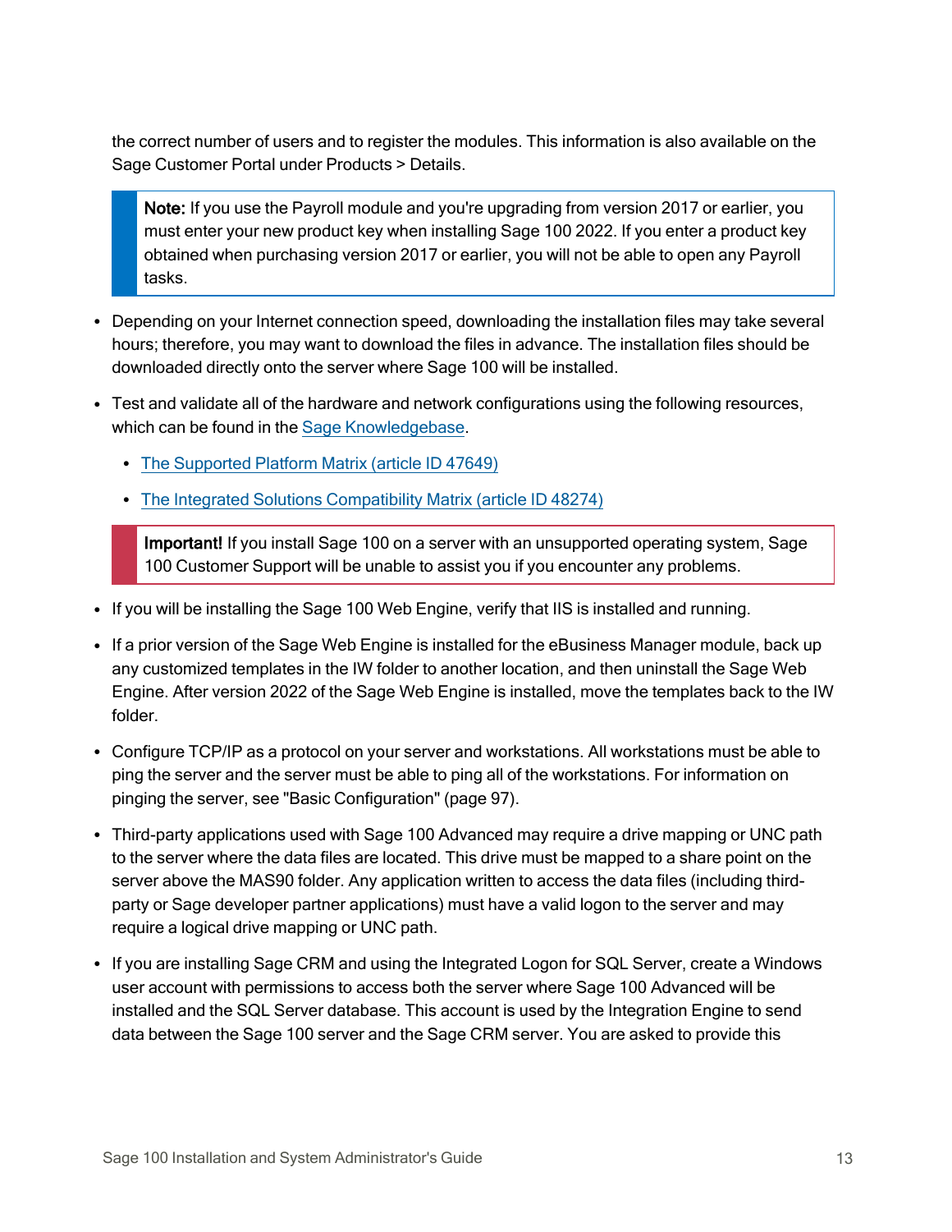the correct number of users and to register the modules. This information is also available on the Sage Customer Portal under Products > Details.

> **Note:** If you use the Payroll module and you're upgrading from version 2017 or earlier, you must enter your new product key when installing Sage 100 2022. If you enter a product key obtained when purchasing version 2017 or earlier, you will not be able to open any Payroll tasks.

- Depending on your Internet connection speed, downloading the installation files may take several hours; therefore, you may want to download the files in advance. The installation files should be downloaded directly onto the server where Sage 100 will be installed.
- Test and validate all of the hardware and network configurations using the following resources, which can be found in the Sage Knowledgebase.
  - The Supported Platform Matrix (article ID 47649)
  - The Integrated Solutions Compatibility Matrix (article ID 48274)

> **Important!** If you install Sage 100 on a server with an unsupported operating system, Sage 100 Customer Support will be unable to assist you if you encounter any problems.

- If you will be installing the Sage 100 Web Engine, verify that IIS is installed and running.
- If a prior version of the Sage Web Engine is installed for the eBusiness Manager module, back up any customized templates in the IW folder to another location, and then uninstall the Sage Web Engine. After version 2022 of the Sage Web Engine is installed, move the templates back to the IW folder.
- Configure TCP/IP as a protocol on your server and workstations. All workstations must be able to ping the server and the server must be able to ping all of the workstations. For information on pinging the server, see "Basic Configuration" (page 97).
- Third-party applications used with Sage 100 Advanced may require a drive mapping or UNC path to the server where the data files are located. This drive must be mapped to a share point on the server above the MAS90 folder. Any application written to access the data files (including third-party or Sage developer partner applications) must have a valid logon to the server and may require a logical drive mapping or UNC path.
- If you are installing Sage CRM and using the Integrated Logon for SQL Server, create a Windows user account with permissions to access both the server where Sage 100 Advanced will be installed and the SQL Server database. This account is used by the Integration Engine to send data between the Sage 100 server and the Sage CRM server. You are asked to provide this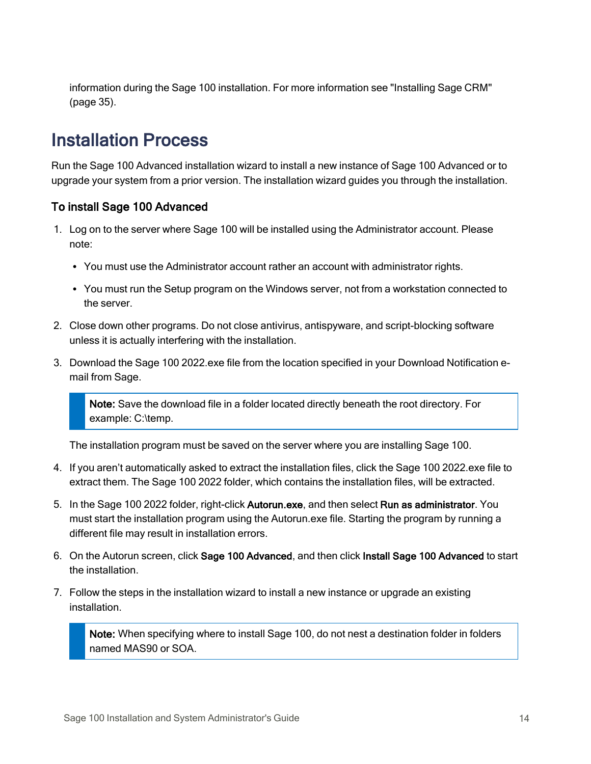information during the Sage 100 installation. For more information see "Installing Sage CRM" (page 35).

## Installation Process

Run the Sage 100 Advanced installation wizard to install a new instance of Sage 100 Advanced or to upgrade your system from a prior version. The installation wizard guides you through the installation.

### To install Sage 100 Advanced

1. Log on to the server where Sage 100 will be installed using the Administrator account. Please note:
   - You must use the Administrator account rather an account with administrator rights.
   - You must run the Setup program on the Windows server, not from a workstation connected to the server.
2. Close down other programs. Do not close antivirus, antispyware, and script-blocking software unless it is actually interfering with the installation.
3. Download the Sage 100 2022.exe file from the location specified in your Download Notification e-mail from Sage.

   > **Note:** Save the download file in a folder located directly beneath the root directory. For example: C:\temp.

   The installation program must be saved on the server where you are installing Sage 100.
4. If you aren't automatically asked to extract the installation files, click the Sage 100 2022.exe file to extract them. The Sage 100 2022 folder, which contains the installation files, will be extracted.
5. In the Sage 100 2022 folder, right-click **Autorun.exe**, and then select **Run as administrator**. You must start the installation program using the Autorun.exe file. Starting the program by running a different file may result in installation errors.
6. On the Autorun screen, click **Sage 100 Advanced**, and then click **Install Sage 100 Advanced** to start the installation.
7. Follow the steps in the installation wizard to install a new instance or upgrade an existing installation.

   > **Note:** When specifying where to install Sage 100, do not nest a destination folder in folders named MAS90 or SOA.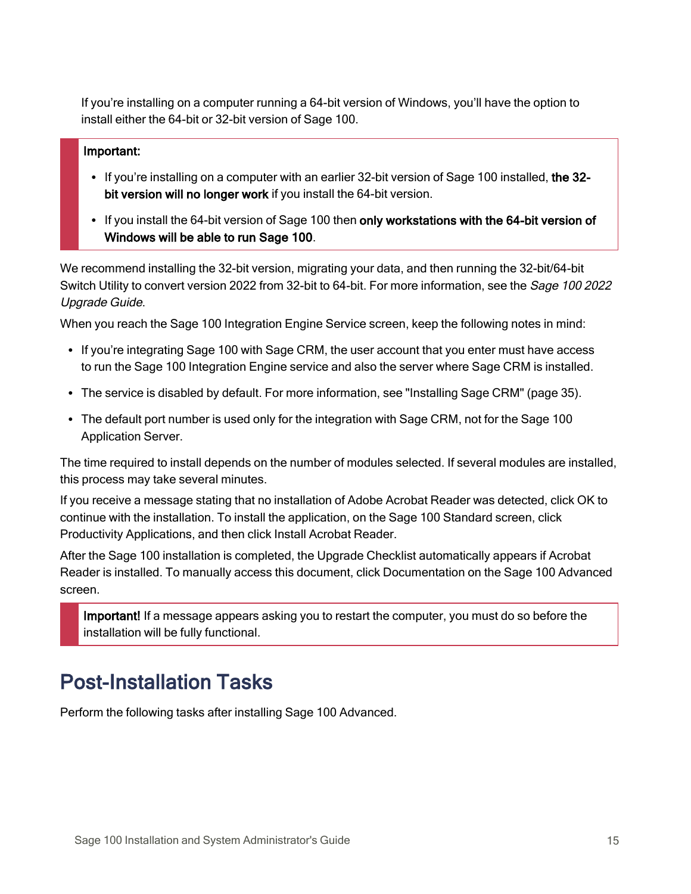If you're installing on a computer running a 64-bit version of Windows, you'll have the option to install either the 64-bit or 32-bit version of Sage 100.

> **Important:**
>
> - If you're installing on a computer with an earlier 32-bit version of Sage 100 installed, **the 32-bit version will no longer work** if you install the 64-bit version.
> - If you install the 64-bit version of Sage 100 then **only workstations with the 64-bit version of Windows will be able to run Sage 100**.

We recommend installing the 32-bit version, migrating your data, and then running the 32-bit/64-bit Switch Utility to convert version 2022 from 32-bit to 64-bit. For more information, see the *Sage 100 2022 Upgrade Guide*.

When you reach the Sage 100 Integration Engine Service screen, keep the following notes in mind:

- If you're integrating Sage 100 with Sage CRM, the user account that you enter must have access to run the Sage 100 Integration Engine service and also the server where Sage CRM is installed.
- The service is disabled by default. For more information, see "Installing Sage CRM" (page 35).
- The default port number is used only for the integration with Sage CRM, not for the Sage 100 Application Server.

The time required to install depends on the number of modules selected. If several modules are installed, this process may take several minutes.

If you receive a message stating that no installation of Adobe Acrobat Reader was detected, click OK to continue with the installation. To install the application, on the Sage 100 Standard screen, click Productivity Applications, and then click Install Acrobat Reader.

After the Sage 100 installation is completed, the Upgrade Checklist automatically appears if Acrobat Reader is installed. To manually access this document, click Documentation on the Sage 100 Advanced screen.

> **Important!** If a message appears asking you to restart the computer, you must do so before the installation will be fully functional.

## Post-Installation Tasks

Perform the following tasks after installing Sage 100 Advanced.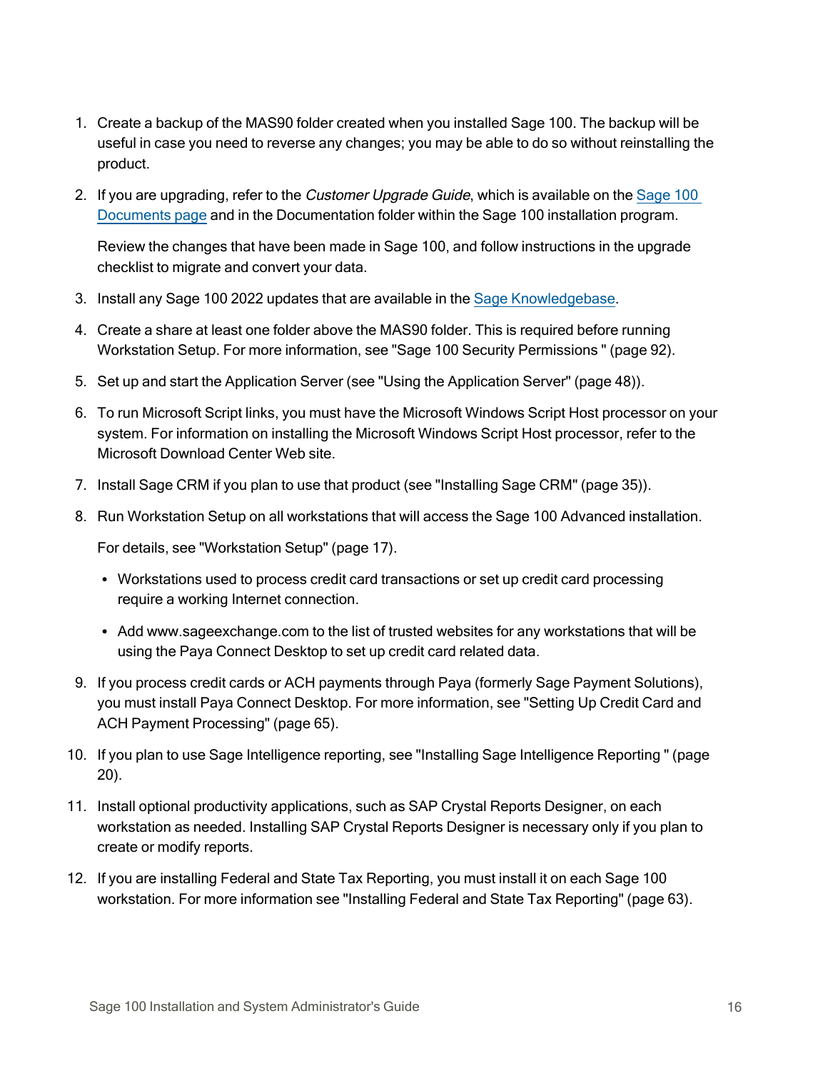1. Create a backup of the MAS90 folder created when you installed Sage 100. The backup will be useful in case you need to reverse any changes; you may be able to do so without reinstalling the product.

2. If you are upgrading, refer to the *Customer Upgrade Guide*, which is available on the Sage 100 Documents page and in the Documentation folder within the Sage 100 installation program.

   Review the changes that have been made in Sage 100, and follow instructions in the upgrade checklist to migrate and convert your data.

3. Install any Sage 100 2022 updates that are available in the Sage Knowledgebase.

4. Create a share at least one folder above the MAS90 folder. This is required before running Workstation Setup. For more information, see "Sage 100 Security Permissions " (page 92).

5. Set up and start the Application Server (see "Using the Application Server" (page 48)).

6. To run Microsoft Script links, you must have the Microsoft Windows Script Host processor on your system. For information on installing the Microsoft Windows Script Host processor, refer to the Microsoft Download Center Web site.

7. Install Sage CRM if you plan to use that product (see "Installing Sage CRM" (page 35)).

8. Run Workstation Setup on all workstations that will access the Sage 100 Advanced installation.

   For details, see "Workstation Setup" (page 17).

   - Workstations used to process credit card transactions or set up credit card processing require a working Internet connection.

   - Add www.sageexchange.com to the list of trusted websites for any workstations that will be using the Paya Connect Desktop to set up credit card related data.

9. If you process credit cards or ACH payments through Paya (formerly Sage Payment Solutions), you must install Paya Connect Desktop. For more information, see "Setting Up Credit Card and ACH Payment Processing" (page 65).

10. If you plan to use Sage Intelligence reporting, see "Installing Sage Intelligence Reporting " (page 20).

11. Install optional productivity applications, such as SAP Crystal Reports Designer, on each workstation as needed. Installing SAP Crystal Reports Designer is necessary only if you plan to create or modify reports.

12. If you are installing Federal and State Tax Reporting, you must install it on each Sage 100 workstation. For more information see "Installing Federal and State Tax Reporting" (page 63).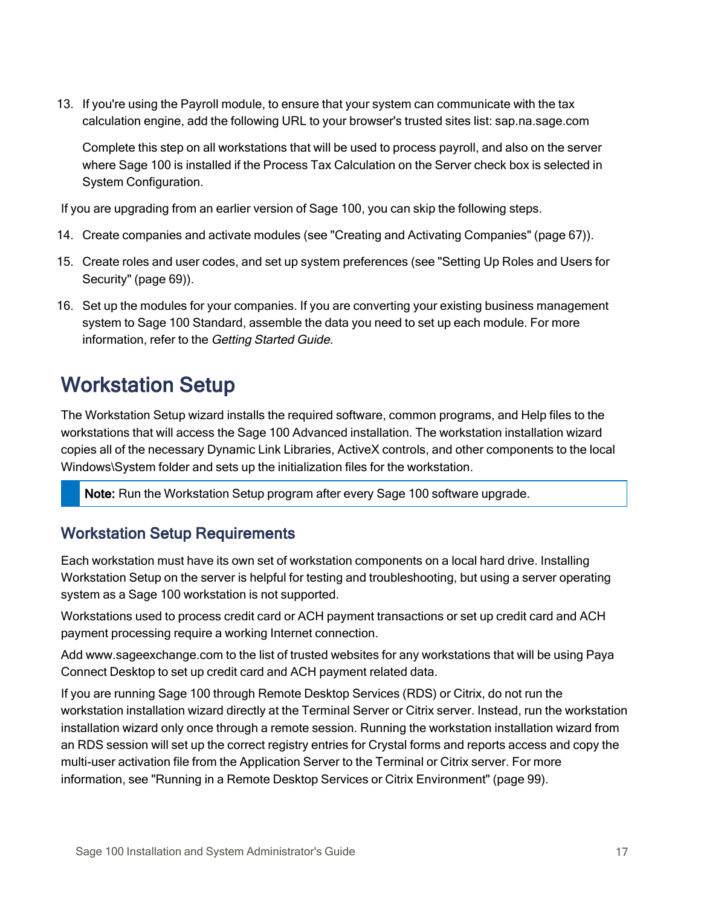13. If you're using the Payroll module, to ensure that your system can communicate with the tax calculation engine, add the following URL to your browser's trusted sites list: sap.na.sage.com

    Complete this step on all workstations that will be used to process payroll, and also on the server where Sage 100 is installed if the Process Tax Calculation on the Server check box is selected in System Configuration.

If you are upgrading from an earlier version of Sage 100, you can skip the following steps.

14. Create companies and activate modules (see "Creating and Activating Companies" (page 67)).
15. Create roles and user codes, and set up system preferences (see "Setting Up Roles and Users for Security" (page 69)).
16. Set up the modules for your companies. If you are converting your existing business management system to Sage 100 Standard, assemble the data you need to set up each module. For more information, refer to the *Getting Started Guide.*

# Workstation Setup

The Workstation Setup wizard installs the required software, common programs, and Help files to the workstations that will access the Sage 100 Advanced installation. The workstation installation wizard copies all of the necessary Dynamic Link Libraries, ActiveX controls, and other components to the local Windows\System folder and sets up the initialization files for the workstation.

> **Note:** Run the Workstation Setup program after every Sage 100 software upgrade.

## Workstation Setup Requirements

Each workstation must have its own set of workstation components on a local hard drive. Installing Workstation Setup on the server is helpful for testing and troubleshooting, but using a server operating system as a Sage 100 workstation is not supported.

Workstations used to process credit card or ACH payment transactions or set up credit card and ACH payment processing require a working Internet connection.

Add www.sageexchange.com to the list of trusted websites for any workstations that will be using Paya Connect Desktop to set up credit card and ACH payment related data.

If you are running Sage 100 through Remote Desktop Services (RDS) or Citrix, do not run the workstation installation wizard directly at the Terminal Server or Citrix server. Instead, run the workstation installation wizard only once through a remote session. Running the workstation installation wizard from an RDS session will set up the correct registry entries for Crystal forms and reports access and copy the multi-user activation file from the Application Server to the Terminal or Citrix server. For more information, see "Running in a Remote Desktop Services or Citrix Environment" (page 99).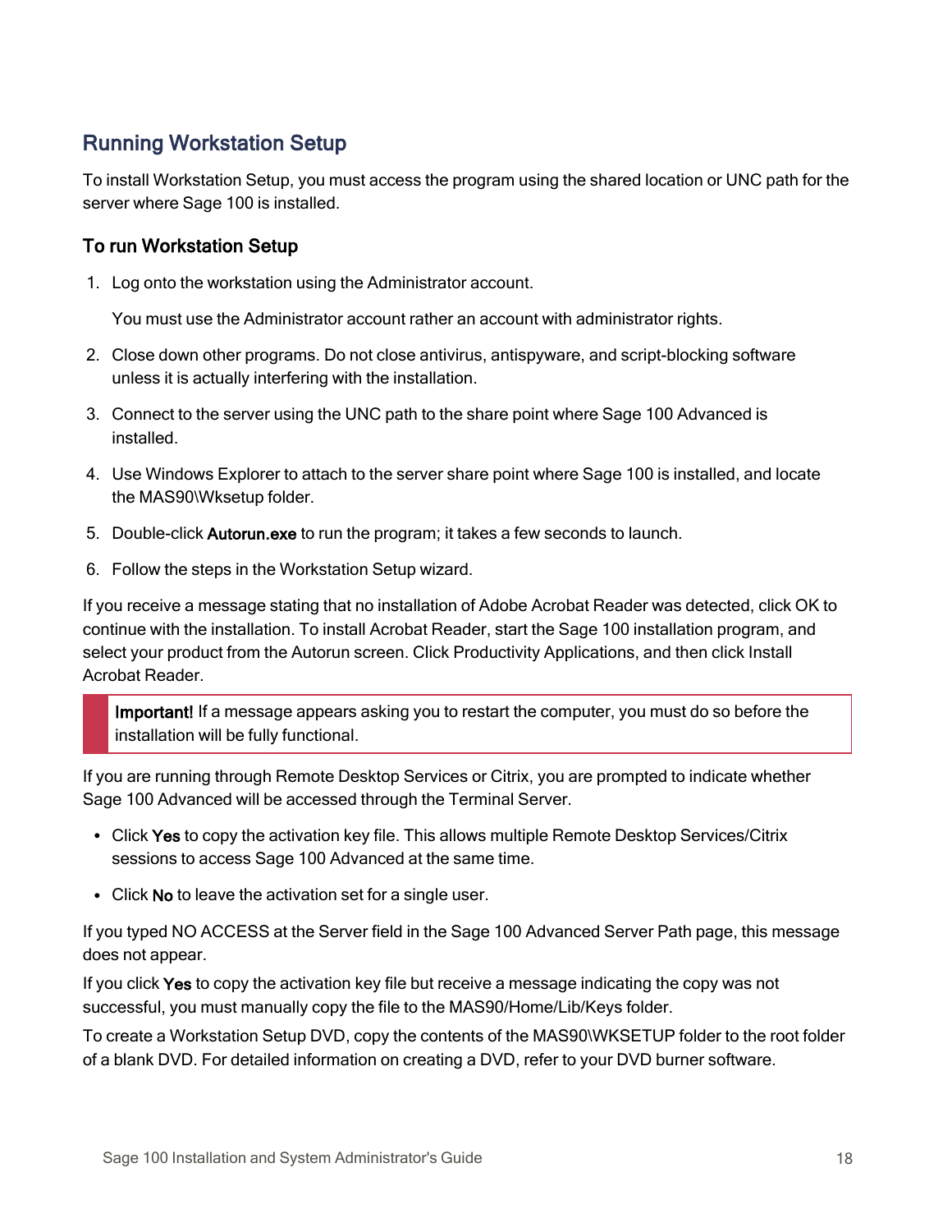## Running Workstation Setup

To install Workstation Setup, you must access the program using the shared location or UNC path for the server where Sage 100 is installed.

### To run Workstation Setup

1. Log onto the workstation using the Administrator account.

   You must use the Administrator account rather an account with administrator rights.

2. Close down other programs. Do not close antivirus, antispyware, and script-blocking software unless it is actually interfering with the installation.
3. Connect to the server using the UNC path to the share point where Sage 100 Advanced is installed.
4. Use Windows Explorer to attach to the server share point where Sage 100 is installed, and locate the MAS90\Wksetup folder.
5. Double-click **Autorun.exe** to run the program; it takes a few seconds to launch.
6. Follow the steps in the Workstation Setup wizard.

If you receive a message stating that no installation of Adobe Acrobat Reader was detected, click OK to continue with the installation. To install Acrobat Reader, start the Sage 100 installation program, and select your product from the Autorun screen. Click Productivity Applications, and then click Install Acrobat Reader.

> **Important!** If a message appears asking you to restart the computer, you must do so before the installation will be fully functional.

If you are running through Remote Desktop Services or Citrix, you are prompted to indicate whether Sage 100 Advanced will be accessed through the Terminal Server.

- Click **Yes** to copy the activation key file. This allows multiple Remote Desktop Services/Citrix sessions to access Sage 100 Advanced at the same time.
- Click **No** to leave the activation set for a single user.

If you typed NO ACCESS at the Server field in the Sage 100 Advanced Server Path page, this message does not appear.

If you click **Yes** to copy the activation key file but receive a message indicating the copy was not successful, you must manually copy the file to the MAS90/Home/Lib/Keys folder.

To create a Workstation Setup DVD, copy the contents of the MAS90\WKSETUP folder to the root folder of a blank DVD. For detailed information on creating a DVD, refer to your DVD burner software.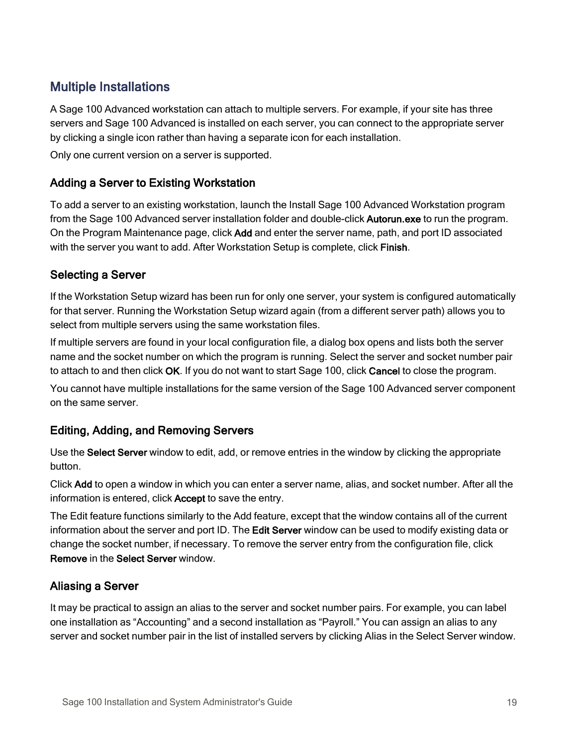## Multiple Installations

A Sage 100 Advanced workstation can attach to multiple servers. For example, if your site has three servers and Sage 100 Advanced is installed on each server, you can connect to the appropriate server by clicking a single icon rather than having a separate icon for each installation.

Only one current version on a server is supported.

### Adding a Server to Existing Workstation

To add a server to an existing workstation, launch the Install Sage 100 Advanced Workstation program from the Sage 100 Advanced server installation folder and double-click **Autorun.exe** to run the program. On the Program Maintenance page, click **Add** and enter the server name, path, and port ID associated with the server you want to add. After Workstation Setup is complete, click **Finish**.

### Selecting a Server

If the Workstation Setup wizard has been run for only one server, your system is configured automatically for that server. Running the Workstation Setup wizard again (from a different server path) allows you to select from multiple servers using the same workstation files.

If multiple servers are found in your local configuration file, a dialog box opens and lists both the server name and the socket number on which the program is running. Select the server and socket number pair to attach to and then click **OK**. If you do not want to start Sage 100, click **Cancel** to close the program.

You cannot have multiple installations for the same version of the Sage 100 Advanced server component on the same server.

### Editing, Adding, and Removing Servers

Use the **Select Server** window to edit, add, or remove entries in the window by clicking the appropriate button.

Click **Add** to open a window in which you can enter a server name, alias, and socket number. After all the information is entered, click **Accept** to save the entry.

The Edit feature functions similarly to the Add feature, except that the window contains all of the current information about the server and port ID. The **Edit Server** window can be used to modify existing data or change the socket number, if necessary. To remove the server entry from the configuration file, click **Remove** in the **Select Server** window.

### Aliasing a Server

It may be practical to assign an alias to the server and socket number pairs. For example, you can label one installation as “Accounting” and a second installation as “Payroll.” You can assign an alias to any server and socket number pair in the list of installed servers by clicking Alias in the Select Server window.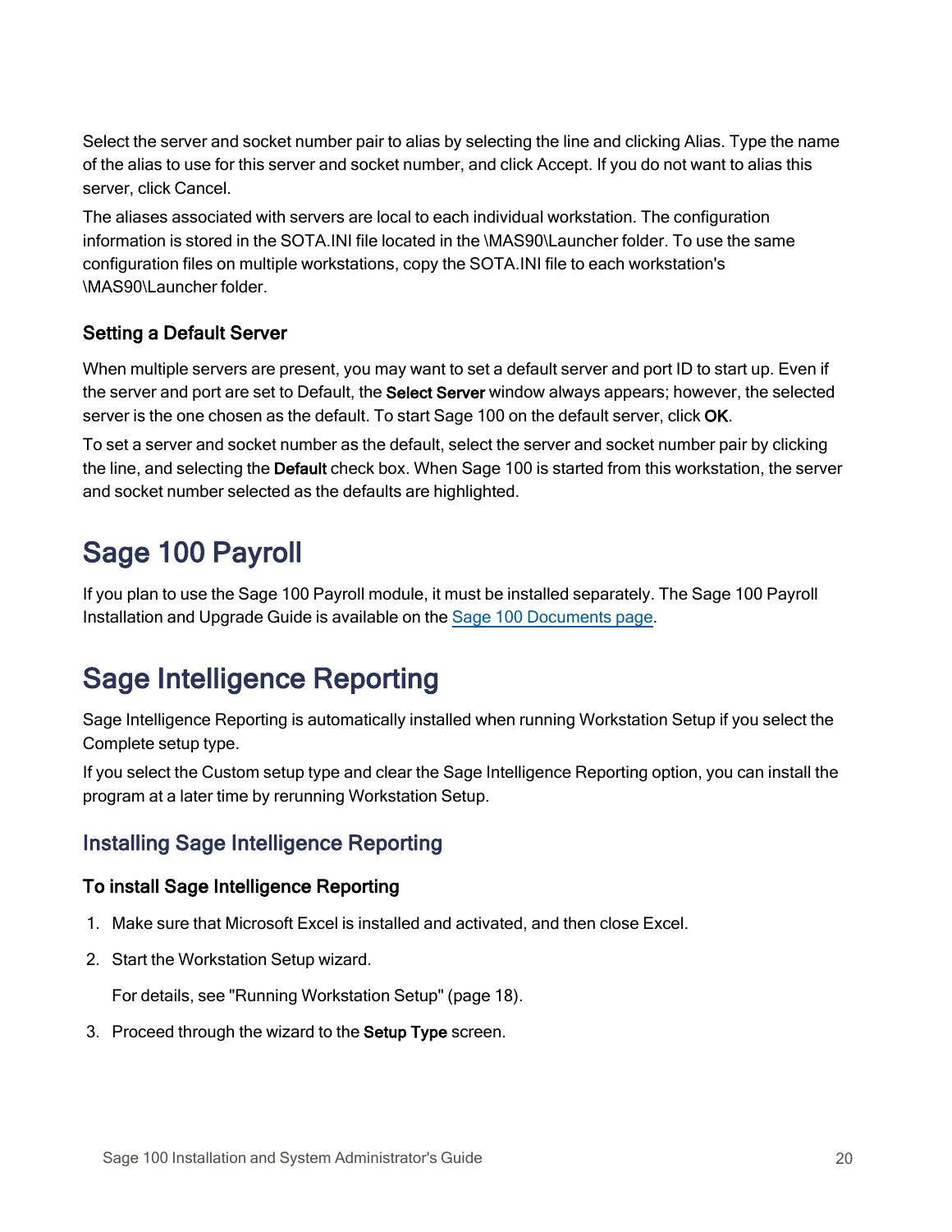Select the server and socket number pair to alias by selecting the line and clicking Alias. Type the name of the alias to use for this server and socket number, and click Accept. If you do not want to alias this server, click Cancel.

The aliases associated with servers are local to each individual workstation. The configuration information is stored in the SOTA.INI file located in the \MAS90\Launcher folder. To use the same configuration files on multiple workstations, copy the SOTA.INI file to each workstation's \MAS90\Launcher folder.

### Setting a Default Server

When multiple servers are present, you may want to set a default server and port ID to start up. Even if the server and port are set to Default, the **Select Server** window always appears; however, the selected server is the one chosen as the default. To start Sage 100 on the default server, click **OK**.

To set a server and socket number as the default, select the server and socket number pair by clicking the line, and selecting the **Default** check box. When Sage 100 is started from this workstation, the server and socket number selected as the defaults are highlighted.

# Sage 100 Payroll

If you plan to use the Sage 100 Payroll module, it must be installed separately. The Sage 100 Payroll Installation and Upgrade Guide is available on the Sage 100 Documents page.

# Sage Intelligence Reporting

Sage Intelligence Reporting is automatically installed when running Workstation Setup if you select the Complete setup type.

If you select the Custom setup type and clear the Sage Intelligence Reporting option, you can install the program at a later time by rerunning Workstation Setup.

## Installing Sage Intelligence Reporting

### To install Sage Intelligence Reporting

1. Make sure that Microsoft Excel is installed and activated, and then close Excel.
2. Start the Workstation Setup wizard.

   For details, see "Running Workstation Setup" (page 18).
3. Proceed through the wizard to the **Setup Type** screen.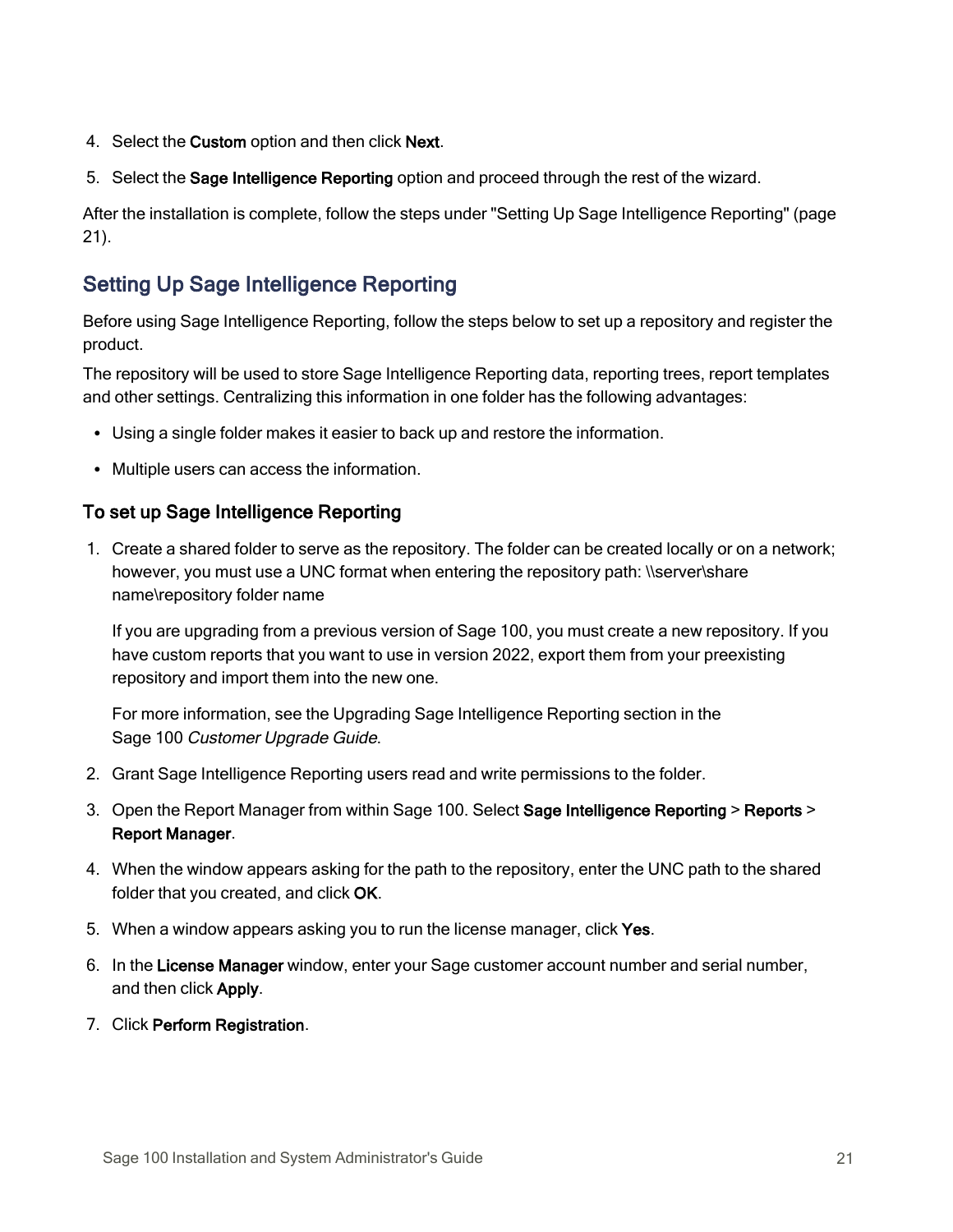4. Select the **Custom** option and then click **Next**.
5. Select the **Sage Intelligence Reporting** option and proceed through the rest of the wizard.

After the installation is complete, follow the steps under "Setting Up Sage Intelligence Reporting" (page 21).

## Setting Up Sage Intelligence Reporting

Before using Sage Intelligence Reporting, follow the steps below to set up a repository and register the product.

The repository will be used to store Sage Intelligence Reporting data, reporting trees, report templates and other settings. Centralizing this information in one folder has the following advantages:

- Using a single folder makes it easier to back up and restore the information.
- Multiple users can access the information.

### To set up Sage Intelligence Reporting

1. Create a shared folder to serve as the repository. The folder can be created locally or on a network; however, you must use a UNC format when entering the repository path: \\server\share name\repository folder name

   If you are upgrading from a previous version of Sage 100, you must create a new repository. If you have custom reports that you want to use in version 2022, export them from your preexisting repository and import them into the new one.

   For more information, see the Upgrading Sage Intelligence Reporting section in the Sage 100 *Customer Upgrade Guide*.

2. Grant Sage Intelligence Reporting users read and write permissions to the folder.
3. Open the Report Manager from within Sage 100. Select **Sage Intelligence Reporting** > **Reports** > **Report Manager**.
4. When the window appears asking for the path to the repository, enter the UNC path to the shared folder that you created, and click **OK**.
5. When a window appears asking you to run the license manager, click **Yes**.
6. In the **License Manager** window, enter your Sage customer account number and serial number, and then click **Apply**.
7. Click **Perform Registration**.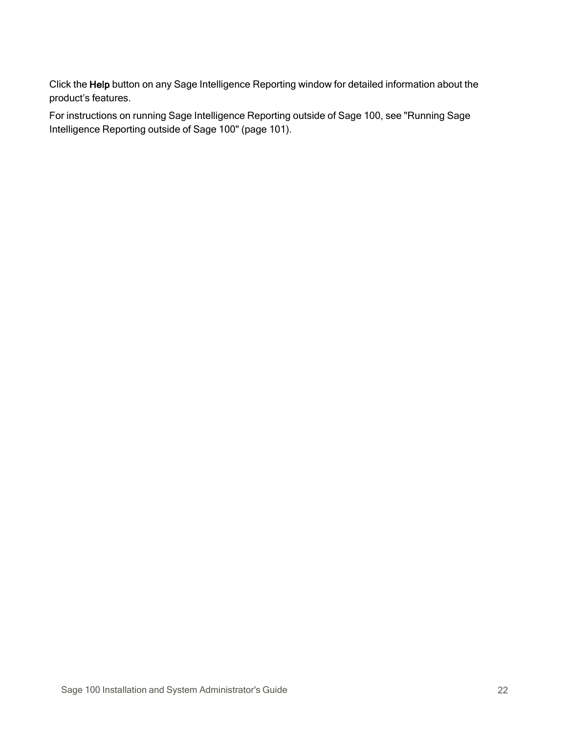Click the **Help** button on any Sage Intelligence Reporting window for detailed information about the product’s features.

For instructions on running Sage Intelligence Reporting outside of Sage 100, see "Running Sage Intelligence Reporting outside of Sage 100" (page 101).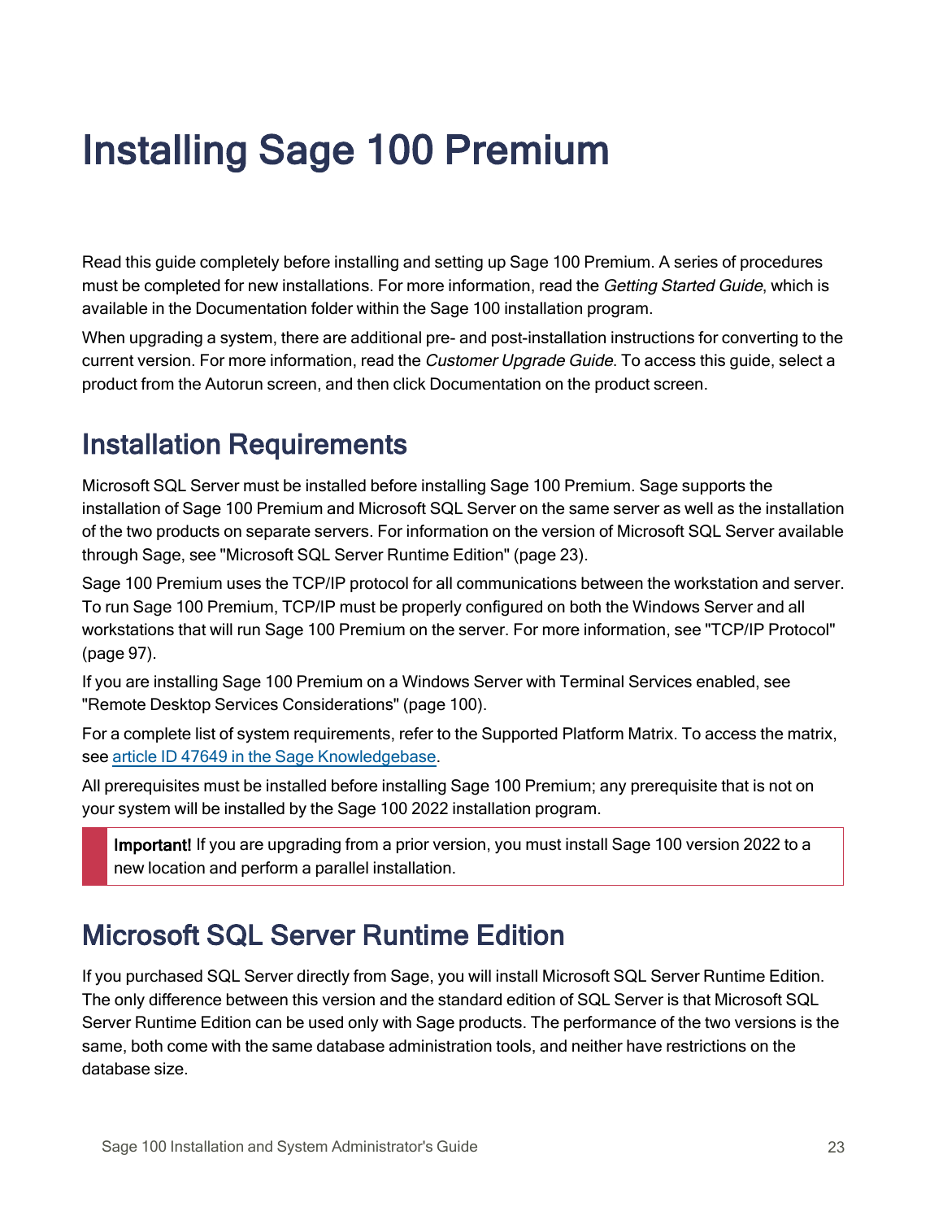# Installing Sage 100 Premium

Read this guide completely before installing and setting up Sage 100 Premium. A series of procedures must be completed for new installations. For more information, read the *Getting Started Guide*, which is available in the Documentation folder within the Sage 100 installation program.

When upgrading a system, there are additional pre- and post-installation instructions for converting to the current version. For more information, read the *Customer Upgrade Guide*. To access this guide, select a product from the Autorun screen, and then click Documentation on the product screen.

## Installation Requirements

Microsoft SQL Server must be installed before installing Sage 100 Premium. Sage supports the installation of Sage 100 Premium and Microsoft SQL Server on the same server as well as the installation of the two products on separate servers. For information on the version of Microsoft SQL Server available through Sage, see "Microsoft SQL Server Runtime Edition" (page 23).

Sage 100 Premium uses the TCP/IP protocol for all communications between the workstation and server. To run Sage 100 Premium, TCP/IP must be properly configured on both the Windows Server and all workstations that will run Sage 100 Premium on the server. For more information, see "TCP/IP Protocol" (page 97).

If you are installing Sage 100 Premium on a Windows Server with Terminal Services enabled, see "Remote Desktop Services Considerations" (page 100).

For a complete list of system requirements, refer to the Supported Platform Matrix. To access the matrix, see article ID 47649 in the Sage Knowledgebase.

All prerequisites must be installed before installing Sage 100 Premium; any prerequisite that is not on your system will be installed by the Sage 100 2022 installation program.

> **Important!** If you are upgrading from a prior version, you must install Sage 100 version 2022 to a new location and perform a parallel installation.

## Microsoft SQL Server Runtime Edition

If you purchased SQL Server directly from Sage, you will install Microsoft SQL Server Runtime Edition. The only difference between this version and the standard edition of SQL Server is that Microsoft SQL Server Runtime Edition can be used only with Sage products. The performance of the two versions is the same, both come with the same database administration tools, and neither have restrictions on the database size.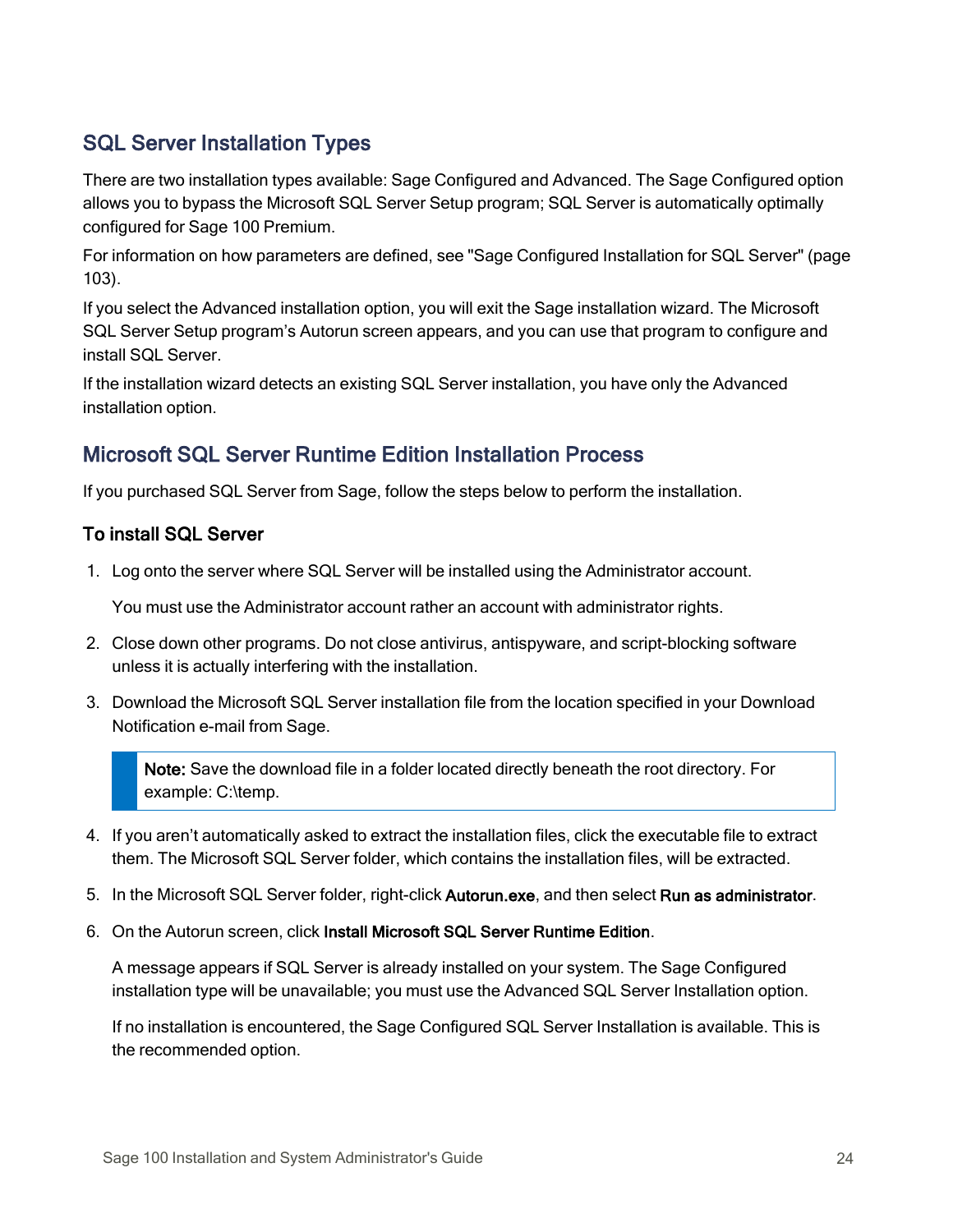## SQL Server Installation Types

There are two installation types available: Sage Configured and Advanced. The Sage Configured option allows you to bypass the Microsoft SQL Server Setup program; SQL Server is automatically optimally configured for Sage 100 Premium.

For information on how parameters are defined, see "Sage Configured Installation for SQL Server" (page 103).

If you select the Advanced installation option, you will exit the Sage installation wizard. The Microsoft SQL Server Setup program's Autorun screen appears, and you can use that program to configure and install SQL Server.

If the installation wizard detects an existing SQL Server installation, you have only the Advanced installation option.

## Microsoft SQL Server Runtime Edition Installation Process

If you purchased SQL Server from Sage, follow the steps below to perform the installation.

### To install SQL Server

1. Log onto the server where SQL Server will be installed using the Administrator account.

   You must use the Administrator account rather an account with administrator rights.

2. Close down other programs. Do not close antivirus, antispyware, and script-blocking software unless it is actually interfering with the installation.

3. Download the Microsoft SQL Server installation file from the location specified in your Download Notification e-mail from Sage.

   > **Note:** Save the download file in a folder located directly beneath the root directory. For example: C:\temp.

4. If you aren't automatically asked to extract the installation files, click the executable file to extract them. The Microsoft SQL Server folder, which contains the installation files, will be extracted.

5. In the Microsoft SQL Server folder, right-click **Autorun.exe**, and then select **Run as administrator**.

6. On the Autorun screen, click **Install Microsoft SQL Server Runtime Edition**.

   A message appears if SQL Server is already installed on your system. The Sage Configured installation type will be unavailable; you must use the Advanced SQL Server Installation option.

   If no installation is encountered, the Sage Configured SQL Server Installation is available. This is the recommended option.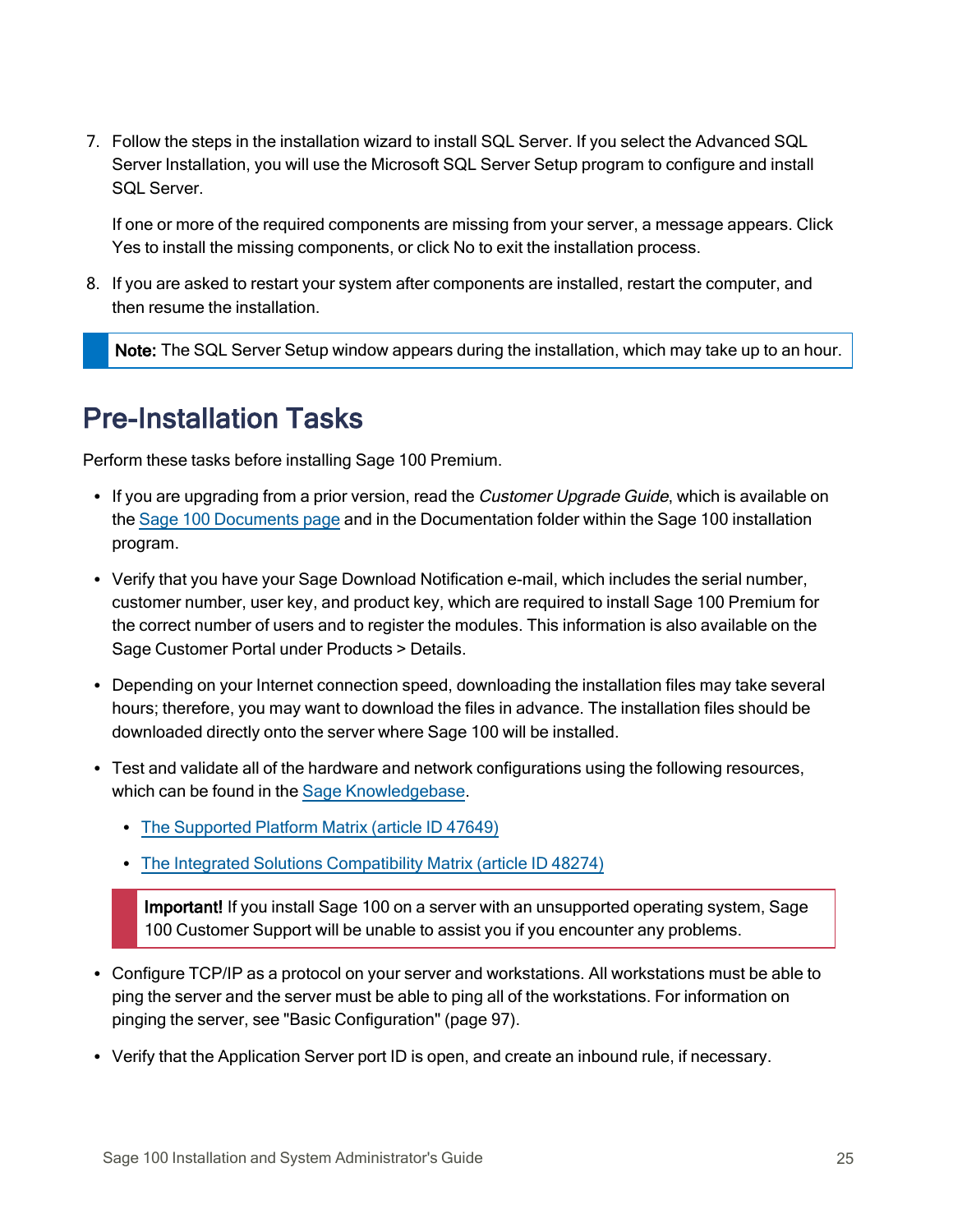7. Follow the steps in the installation wizard to install SQL Server. If you select the Advanced SQL Server Installation, you will use the Microsoft SQL Server Setup program to configure and install SQL Server.

   If one or more of the required components are missing from your server, a message appears. Click Yes to install the missing components, or click No to exit the installation process.

8. If you are asked to restart your system after components are installed, restart the computer, and then resume the installation.

> **Note:** The SQL Server Setup window appears during the installation, which may take up to an hour.

## Pre-Installation Tasks

Perform these tasks before installing Sage 100 Premium.

- If you are upgrading from a prior version, read the *Customer Upgrade Guide*, which is available on the Sage 100 Documents page and in the Documentation folder within the Sage 100 installation program.
- Verify that you have your Sage Download Notification e-mail, which includes the serial number, customer number, user key, and product key, which are required to install Sage 100 Premium for the correct number of users and to register the modules. This information is also available on the Sage Customer Portal under Products > Details.
- Depending on your Internet connection speed, downloading the installation files may take several hours; therefore, you may want to download the files in advance. The installation files should be downloaded directly onto the server where Sage 100 will be installed.
- Test and validate all of the hardware and network configurations using the following resources, which can be found in the Sage Knowledgebase.
  - The Supported Platform Matrix (article ID 47649)
  - The Integrated Solutions Compatibility Matrix (article ID 48274)

  > **Important!** If you install Sage 100 on a server with an unsupported operating system, Sage 100 Customer Support will be unable to assist you if you encounter any problems.

- Configure TCP/IP as a protocol on your server and workstations. All workstations must be able to ping the server and the server must be able to ping all of the workstations. For information on pinging the server, see "Basic Configuration" (page 97).
- Verify that the Application Server port ID is open, and create an inbound rule, if necessary.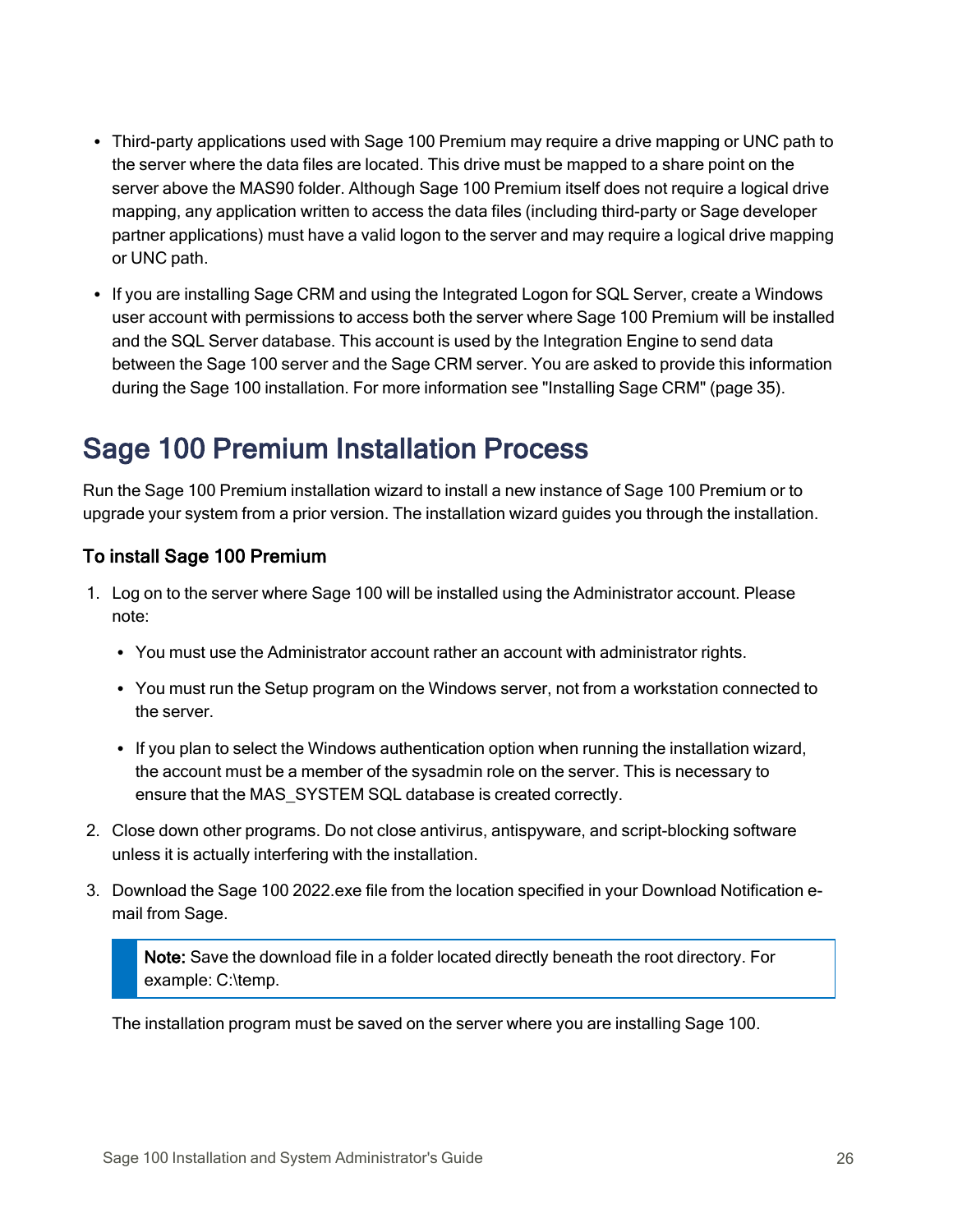- Third-party applications used with Sage 100 Premium may require a drive mapping or UNC path to the server where the data files are located. This drive must be mapped to a share point on the server above the MAS90 folder. Although Sage 100 Premium itself does not require a logical drive mapping, any application written to access the data files (including third-party or Sage developer partner applications) must have a valid logon to the server and may require a logical drive mapping or UNC path.
- If you are installing Sage CRM and using the Integrated Logon for SQL Server, create a Windows user account with permissions to access both the server where Sage 100 Premium will be installed and the SQL Server database. This account is used by the Integration Engine to send data between the Sage 100 server and the Sage CRM server. You are asked to provide this information during the Sage 100 installation. For more information see "Installing Sage CRM" (page 35).

# Sage 100 Premium Installation Process

Run the Sage 100 Premium installation wizard to install a new instance of Sage 100 Premium or to upgrade your system from a prior version. The installation wizard guides you through the installation.

### To install Sage 100 Premium

1. Log on to the server where Sage 100 will be installed using the Administrator account. Please note:
   - You must use the Administrator account rather an account with administrator rights.
   - You must run the Setup program on the Windows server, not from a workstation connected to the server.
   - If you plan to select the Windows authentication option when running the installation wizard, the account must be a member of the sysadmin role on the server. This is necessary to ensure that the MAS_SYSTEM SQL database is created correctly.
2. Close down other programs. Do not close antivirus, antispyware, and script-blocking software unless it is actually interfering with the installation.
3. Download the Sage 100 2022.exe file from the location specified in your Download Notification e-mail from Sage.

   > **Note:** Save the download file in a folder located directly beneath the root directory. For example: C:\temp.

   The installation program must be saved on the server where you are installing Sage 100.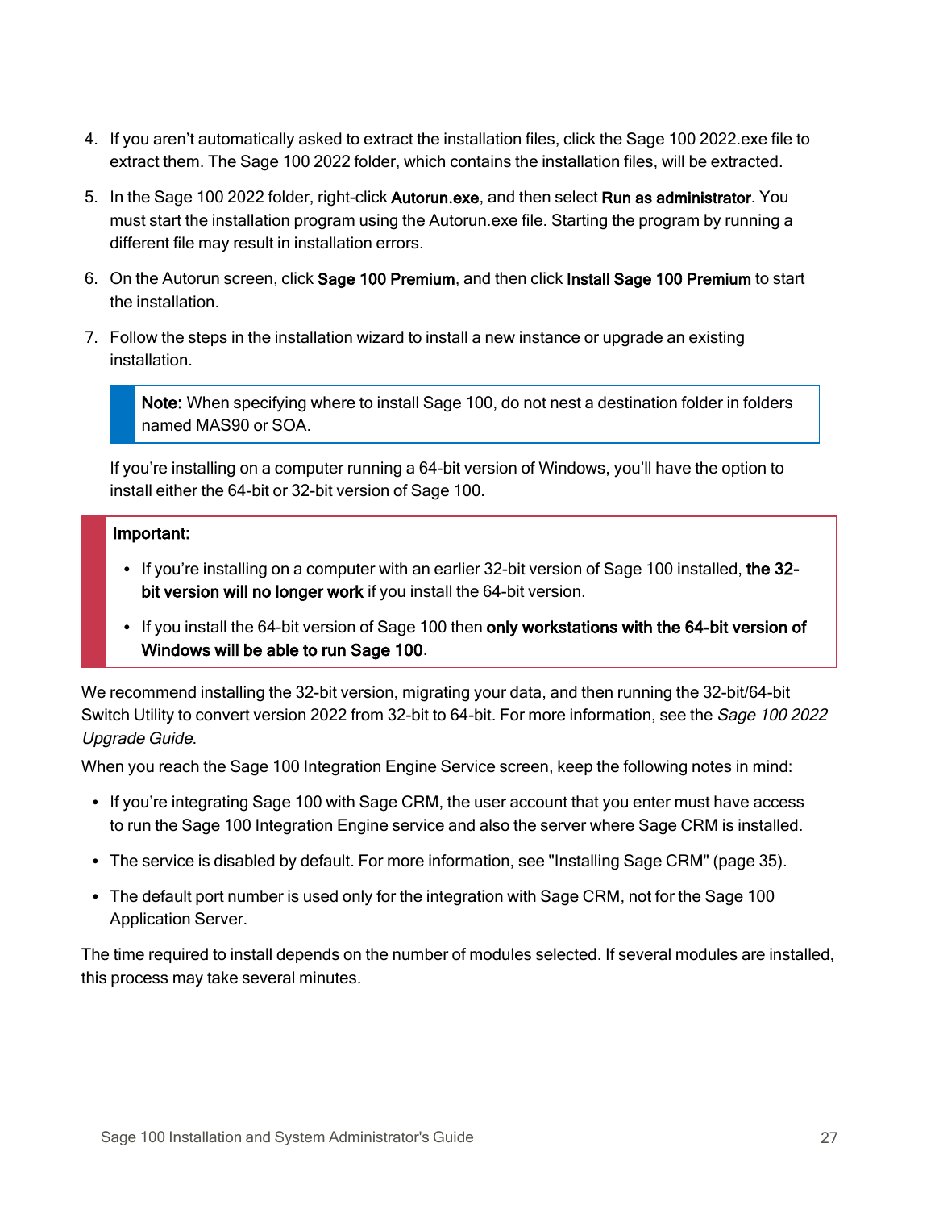4. If you aren't automatically asked to extract the installation files, click the Sage 100 2022.exe file to extract them. The Sage 100 2022 folder, which contains the installation files, will be extracted.

5. In the Sage 100 2022 folder, right-click **Autorun.exe**, and then select **Run as administrator**. You must start the installation program using the Autorun.exe file. Starting the program by running a different file may result in installation errors.

6. On the Autorun screen, click **Sage 100 Premium**, and then click **Install Sage 100 Premium** to start the installation.

7. Follow the steps in the installation wizard to install a new instance or upgrade an existing installation.

   > **Note:** When specifying where to install Sage 100, do not nest a destination folder in folders named MAS90 or SOA.

   If you're installing on a computer running a 64-bit version of Windows, you'll have the option to install either the 64-bit or 32-bit version of Sage 100.

> **Important:**
>
> - If you're installing on a computer with an earlier 32-bit version of Sage 100 installed, **the 32-bit version will no longer work** if you install the 64-bit version.
> - If you install the 64-bit version of Sage 100 then **only workstations with the 64-bit version of Windows will be able to run Sage 100**.

We recommend installing the 32-bit version, migrating your data, and then running the 32-bit/64-bit Switch Utility to convert version 2022 from 32-bit to 64-bit. For more information, see the *Sage 100 2022 Upgrade Guide*.

When you reach the Sage 100 Integration Engine Service screen, keep the following notes in mind:

- If you're integrating Sage 100 with Sage CRM, the user account that you enter must have access to run the Sage 100 Integration Engine service and also the server where Sage CRM is installed.
- The service is disabled by default. For more information, see "Installing Sage CRM" (page 35).
- The default port number is used only for the integration with Sage CRM, not for the Sage 100 Application Server.

The time required to install depends on the number of modules selected. If several modules are installed, this process may take several minutes.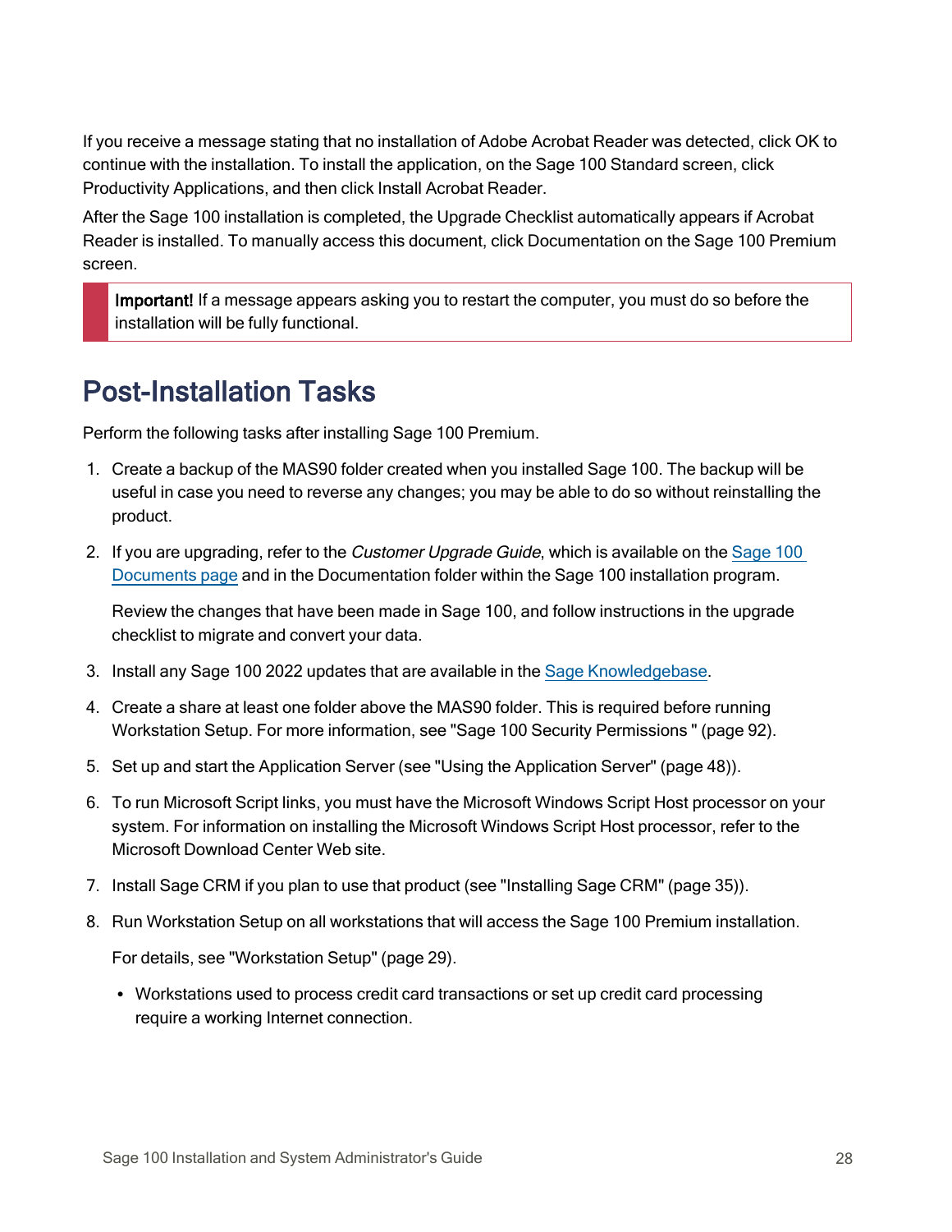If you receive a message stating that no installation of Adobe Acrobat Reader was detected, click OK to continue with the installation. To install the application, on the Sage 100 Standard screen, click Productivity Applications, and then click Install Acrobat Reader.

After the Sage 100 installation is completed, the Upgrade Checklist automatically appears if Acrobat Reader is installed. To manually access this document, click Documentation on the Sage 100 Premium screen.

> **Important!** If a message appears asking you to restart the computer, you must do so before the installation will be fully functional.

## Post-Installation Tasks

Perform the following tasks after installing Sage 100 Premium.

1. Create a backup of the MAS90 folder created when you installed Sage 100. The backup will be useful in case you need to reverse any changes; you may be able to do so without reinstalling the product.
2. If you are upgrading, refer to the *Customer Upgrade Guide*, which is available on the [Sage 100 Documents page] and in the Documentation folder within the Sage 100 installation program.

   Review the changes that have been made in Sage 100, and follow instructions in the upgrade checklist to migrate and convert your data.
3. Install any Sage 100 2022 updates that are available in the [Sage Knowledgebase].
4. Create a share at least one folder above the MAS90 folder. This is required before running Workstation Setup. For more information, see "Sage 100 Security Permissions " (page 92).
5. Set up and start the Application Server (see "Using the Application Server" (page 48)).
6. To run Microsoft Script links, you must have the Microsoft Windows Script Host processor on your system. For information on installing the Microsoft Windows Script Host processor, refer to the Microsoft Download Center Web site.
7. Install Sage CRM if you plan to use that product (see "Installing Sage CRM" (page 35)).
8. Run Workstation Setup on all workstations that will access the Sage 100 Premium installation.

   For details, see "Workstation Setup" (page 29).

   - Workstations used to process credit card transactions or set up credit card processing require a working Internet connection.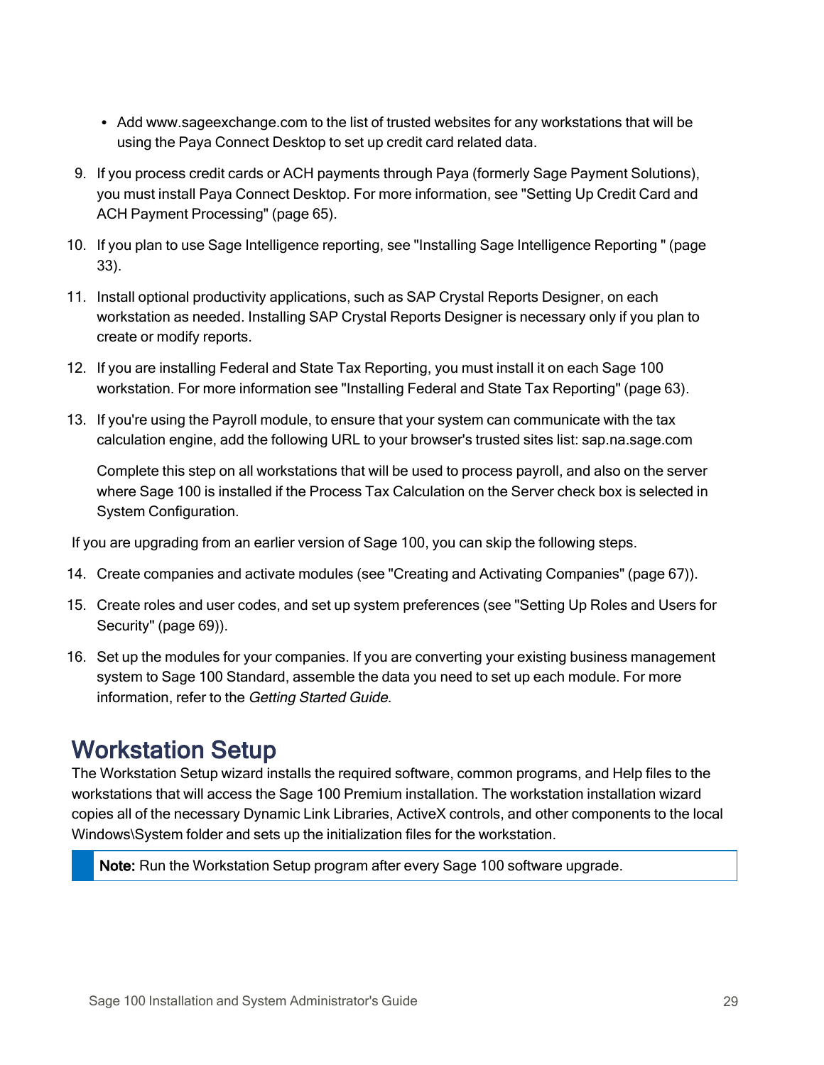- Add www.sageexchange.com to the list of trusted websites for any workstations that will be using the Paya Connect Desktop to set up credit card related data.

9. If you process credit cards or ACH payments through Paya (formerly Sage Payment Solutions), you must install Paya Connect Desktop. For more information, see "Setting Up Credit Card and ACH Payment Processing" (page 65).
10. If you plan to use Sage Intelligence reporting, see "Installing Sage Intelligence Reporting " (page 33).
11. Install optional productivity applications, such as SAP Crystal Reports Designer, on each workstation as needed. Installing SAP Crystal Reports Designer is necessary only if you plan to create or modify reports.
12. If you are installing Federal and State Tax Reporting, you must install it on each Sage 100 workstation. For more information see "Installing Federal and State Tax Reporting" (page 63).
13. If you're using the Payroll module, to ensure that your system can communicate with the tax calculation engine, add the following URL to your browser's trusted sites list: sap.na.sage.com

    Complete this step on all workstations that will be used to process payroll, and also on the server where Sage 100 is installed if the Process Tax Calculation on the Server check box is selected in System Configuration.

If you are upgrading from an earlier version of Sage 100, you can skip the following steps.

14. Create companies and activate modules (see "Creating and Activating Companies" (page 67)).
15. Create roles and user codes, and set up system preferences (see "Setting Up Roles and Users for Security" (page 69)).
16. Set up the modules for your companies. If you are converting your existing business management system to Sage 100 Standard, assemble the data you need to set up each module. For more information, refer to the *Getting Started Guide.*

# Workstation Setup

The Workstation Setup wizard installs the required software, common programs, and Help files to the workstations that will access the Sage 100 Premium installation. The workstation installation wizard copies all of the necessary Dynamic Link Libraries, ActiveX controls, and other components to the local Windows\System folder and sets up the initialization files for the workstation.

> **Note:** Run the Workstation Setup program after every Sage 100 software upgrade.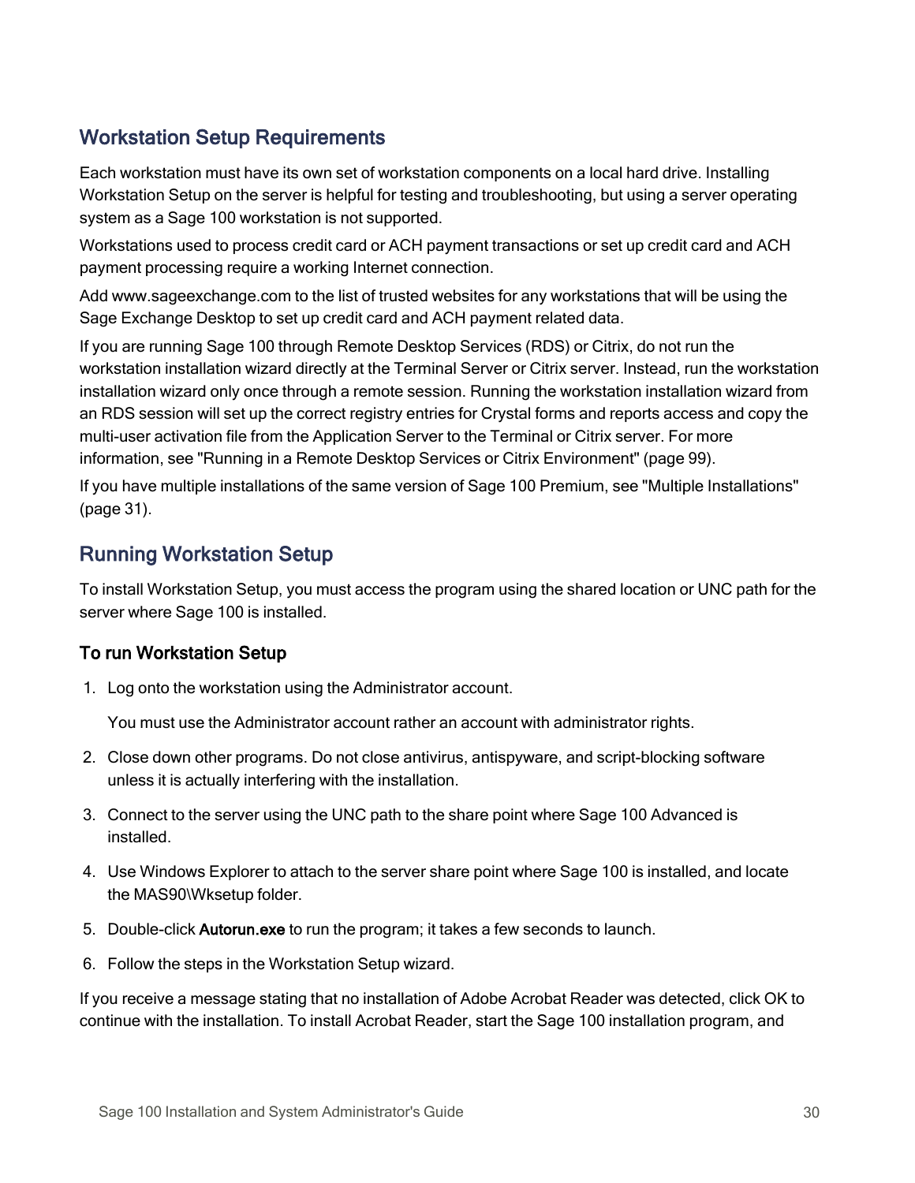## Workstation Setup Requirements

Each workstation must have its own set of workstation components on a local hard drive. Installing Workstation Setup on the server is helpful for testing and troubleshooting, but using a server operating system as a Sage 100 workstation is not supported.

Workstations used to process credit card or ACH payment transactions or set up credit card and ACH payment processing require a working Internet connection.

Add www.sageexchange.com to the list of trusted websites for any workstations that will be using the Sage Exchange Desktop to set up credit card and ACH payment related data.

If you are running Sage 100 through Remote Desktop Services (RDS) or Citrix, do not run the workstation installation wizard directly at the Terminal Server or Citrix server. Instead, run the workstation installation wizard only once through a remote session. Running the workstation installation wizard from an RDS session will set up the correct registry entries for Crystal forms and reports access and copy the multi-user activation file from the Application Server to the Terminal or Citrix server. For more information, see "Running in a Remote Desktop Services or Citrix Environment" (page 99).

If you have multiple installations of the same version of Sage 100 Premium, see "Multiple Installations" (page 31).

## Running Workstation Setup

To install Workstation Setup, you must access the program using the shared location or UNC path for the server where Sage 100 is installed.

### To run Workstation Setup

1. Log onto the workstation using the Administrator account.

   You must use the Administrator account rather an account with administrator rights.

2. Close down other programs. Do not close antivirus, antispyware, and script-blocking software unless it is actually interfering with the installation.
3. Connect to the server using the UNC path to the share point where Sage 100 Advanced is installed.
4. Use Windows Explorer to attach to the server share point where Sage 100 is installed, and locate the MAS90\Wksetup folder.
5. Double-click **Autorun.exe** to run the program; it takes a few seconds to launch.
6. Follow the steps in the Workstation Setup wizard.

If you receive a message stating that no installation of Adobe Acrobat Reader was detected, click OK to continue with the installation. To install Acrobat Reader, start the Sage 100 installation program, and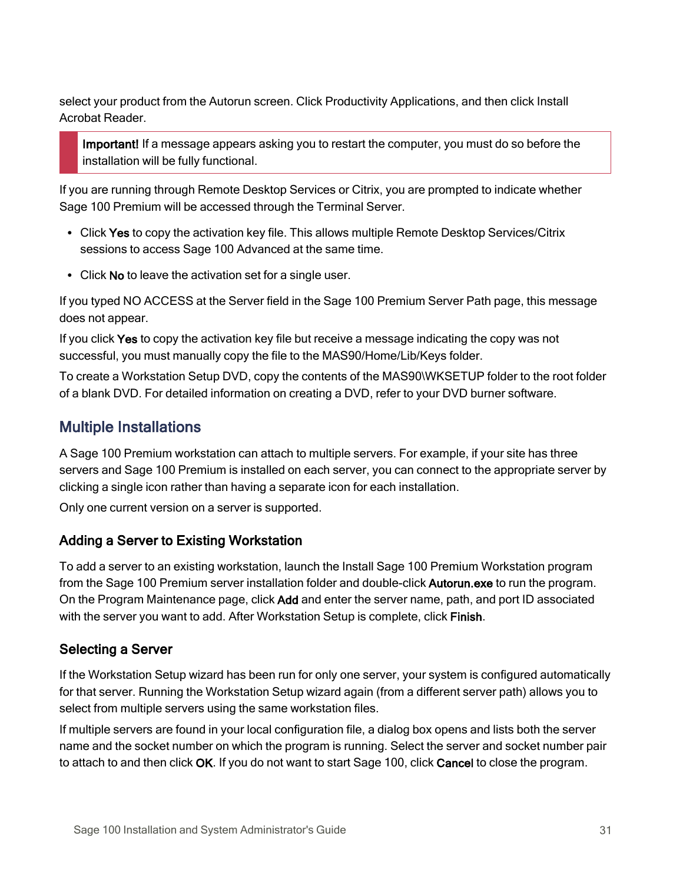select your product from the Autorun screen. Click Productivity Applications, and then click Install Acrobat Reader.

> **Important!** If a message appears asking you to restart the computer, you must do so before the installation will be fully functional.

If you are running through Remote Desktop Services or Citrix, you are prompted to indicate whether Sage 100 Premium will be accessed through the Terminal Server.

- Click **Yes** to copy the activation key file. This allows multiple Remote Desktop Services/Citrix sessions to access Sage 100 Advanced at the same time.
- Click **No** to leave the activation set for a single user.

If you typed NO ACCESS at the Server field in the Sage 100 Premium Server Path page, this message does not appear.

If you click **Yes** to copy the activation key file but receive a message indicating the copy was not successful, you must manually copy the file to the MAS90/Home/Lib/Keys folder.

To create a Workstation Setup DVD, copy the contents of the MAS90\WKSETUP folder to the root folder of a blank DVD. For detailed information on creating a DVD, refer to your DVD burner software.

## Multiple Installations

A Sage 100 Premium workstation can attach to multiple servers. For example, if your site has three servers and Sage 100 Premium is installed on each server, you can connect to the appropriate server by clicking a single icon rather than having a separate icon for each installation.

Only one current version on a server is supported.

### Adding a Server to Existing Workstation

To add a server to an existing workstation, launch the Install Sage 100 Premium Workstation program from the Sage 100 Premium server installation folder and double-click **Autorun.exe** to run the program. On the Program Maintenance page, click **Add** and enter the server name, path, and port ID associated with the server you want to add. After Workstation Setup is complete, click **Finish**.

### Selecting a Server

If the Workstation Setup wizard has been run for only one server, your system is configured automatically for that server. Running the Workstation Setup wizard again (from a different server path) allows you to select from multiple servers using the same workstation files.

If multiple servers are found in your local configuration file, a dialog box opens and lists both the server name and the socket number on which the program is running. Select the server and socket number pair to attach to and then click **OK**. If you do not want to start Sage 100, click **Cancel** to close the program.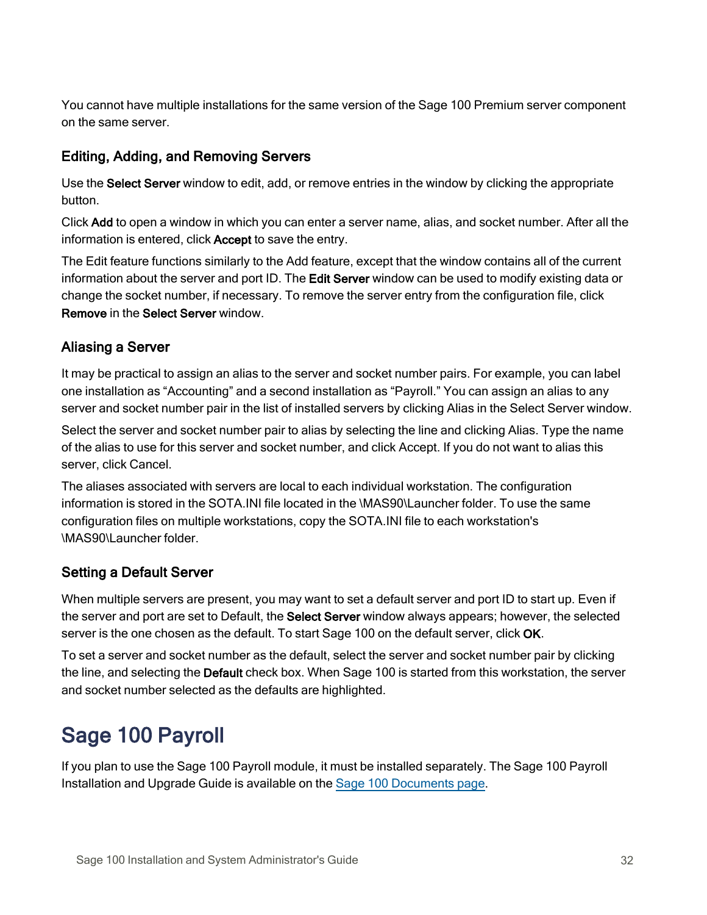You cannot have multiple installations for the same version of the Sage 100 Premium server component on the same server.

### Editing, Adding, and Removing Servers

Use the **Select Server** window to edit, add, or remove entries in the window by clicking the appropriate button.

Click **Add** to open a window in which you can enter a server name, alias, and socket number. After all the information is entered, click **Accept** to save the entry.

The Edit feature functions similarly to the Add feature, except that the window contains all of the current information about the server and port ID. The **Edit Server** window can be used to modify existing data or change the socket number, if necessary. To remove the server entry from the configuration file, click **Remove** in the **Select Server** window.

### Aliasing a Server

It may be practical to assign an alias to the server and socket number pairs. For example, you can label one installation as "Accounting" and a second installation as "Payroll." You can assign an alias to any server and socket number pair in the list of installed servers by clicking Alias in the Select Server window.

Select the server and socket number pair to alias by selecting the line and clicking Alias. Type the name of the alias to use for this server and socket number, and click Accept. If you do not want to alias this server, click Cancel.

The aliases associated with servers are local to each individual workstation. The configuration information is stored in the SOTA.INI file located in the \MAS90\Launcher folder. To use the same configuration files on multiple workstations, copy the SOTA.INI file to each workstation's \MAS90\Launcher folder.

### Setting a Default Server

When multiple servers are present, you may want to set a default server and port ID to start up. Even if the server and port are set to Default, the **Select Server** window always appears; however, the selected server is the one chosen as the default. To start Sage 100 on the default server, click **OK**.

To set a server and socket number as the default, select the server and socket number pair by clicking the line, and selecting the **Default** check box. When Sage 100 is started from this workstation, the server and socket number selected as the defaults are highlighted.

# Sage 100 Payroll

If you plan to use the Sage 100 Payroll module, it must be installed separately. The Sage 100 Payroll Installation and Upgrade Guide is available on the Sage 100 Documents page.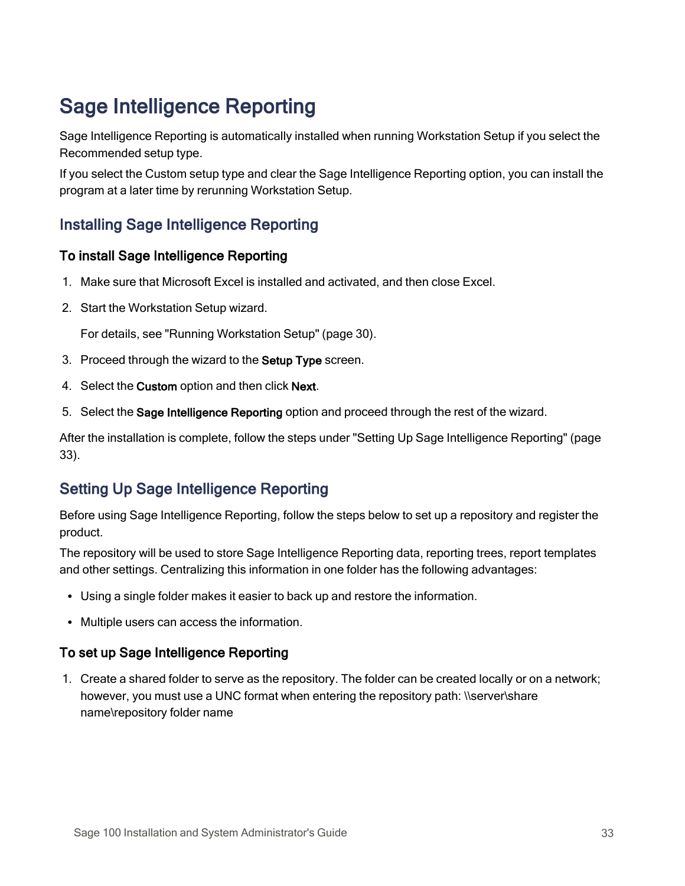# Sage Intelligence Reporting

Sage Intelligence Reporting is automatically installed when running Workstation Setup if you select the Recommended setup type.

If you select the Custom setup type and clear the Sage Intelligence Reporting option, you can install the program at a later time by rerunning Workstation Setup.

## Installing Sage Intelligence Reporting

### To install Sage Intelligence Reporting

1. Make sure that Microsoft Excel is installed and activated, and then close Excel.
2. Start the Workstation Setup wizard.

   For details, see "Running Workstation Setup" (page 30).
3. Proceed through the wizard to the **Setup Type** screen.
4. Select the **Custom** option and then click **Next**.
5. Select the **Sage Intelligence Reporting** option and proceed through the rest of the wizard.

After the installation is complete, follow the steps under "Setting Up Sage Intelligence Reporting" (page 33).

## Setting Up Sage Intelligence Reporting

Before using Sage Intelligence Reporting, follow the steps below to set up a repository and register the product.

The repository will be used to store Sage Intelligence Reporting data, reporting trees, report templates and other settings. Centralizing this information in one folder has the following advantages:

- Using a single folder makes it easier to back up and restore the information.
- Multiple users can access the information.

### To set up Sage Intelligence Reporting

1. Create a shared folder to serve as the repository. The folder can be created locally or on a network; however, you must use a UNC format when entering the repository path: \\server\share name\repository folder name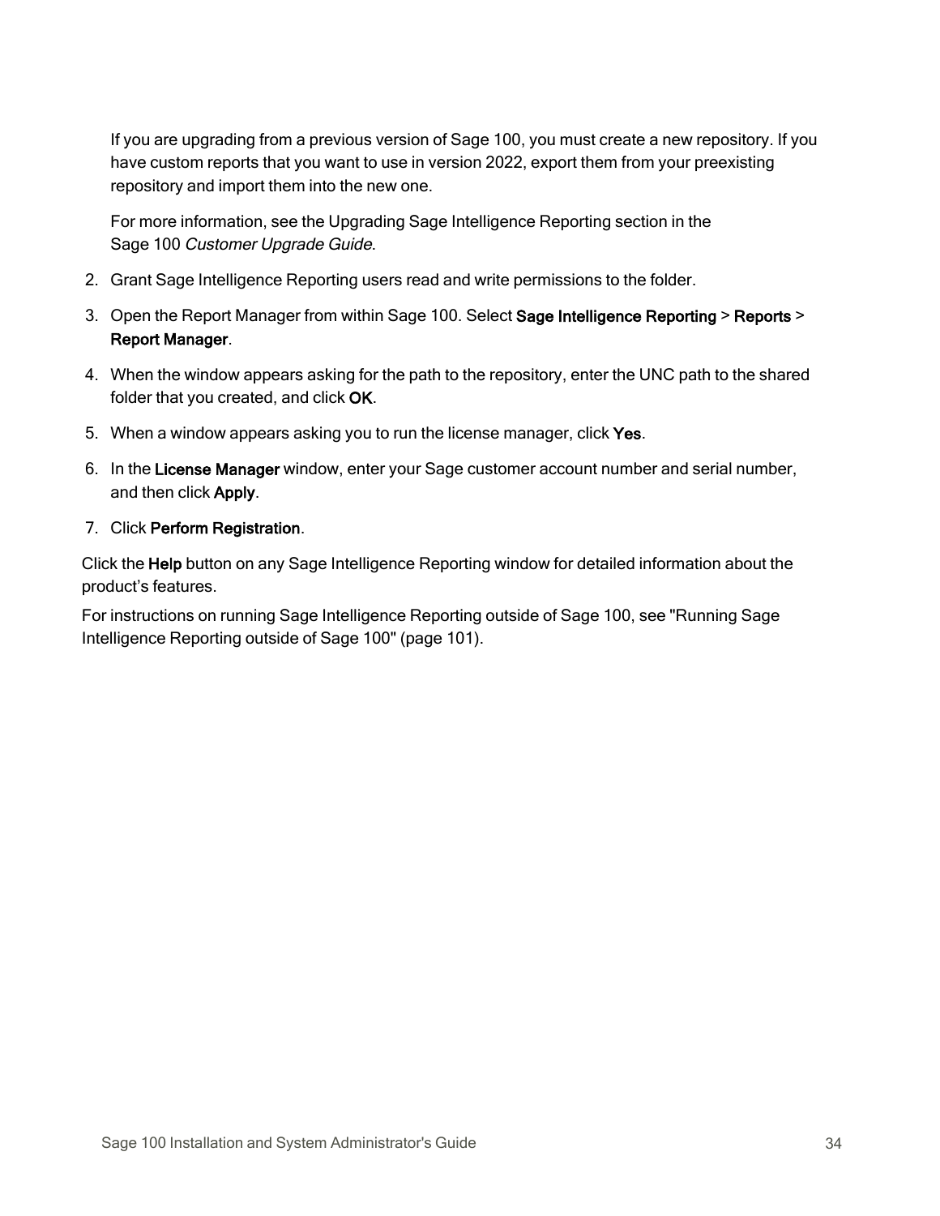If you are upgrading from a previous version of Sage 100, you must create a new repository. If you have custom reports that you want to use in version 2022, export them from your preexisting repository and import them into the new one.

For more information, see the Upgrading Sage Intelligence Reporting section in the Sage 100 *Customer Upgrade Guide*.

2. Grant Sage Intelligence Reporting users read and write permissions to the folder.
3. Open the Report Manager from within Sage 100. Select **Sage Intelligence Reporting** > **Reports** > **Report Manager**.
4. When the window appears asking for the path to the repository, enter the UNC path to the shared folder that you created, and click **OK**.
5. When a window appears asking you to run the license manager, click **Yes**.
6. In the **License Manager** window, enter your Sage customer account number and serial number, and then click **Apply**.
7. Click **Perform Registration**.

Click the **Help** button on any Sage Intelligence Reporting window for detailed information about the product's features.

For instructions on running Sage Intelligence Reporting outside of Sage 100, see "Running Sage Intelligence Reporting outside of Sage 100" (page 101).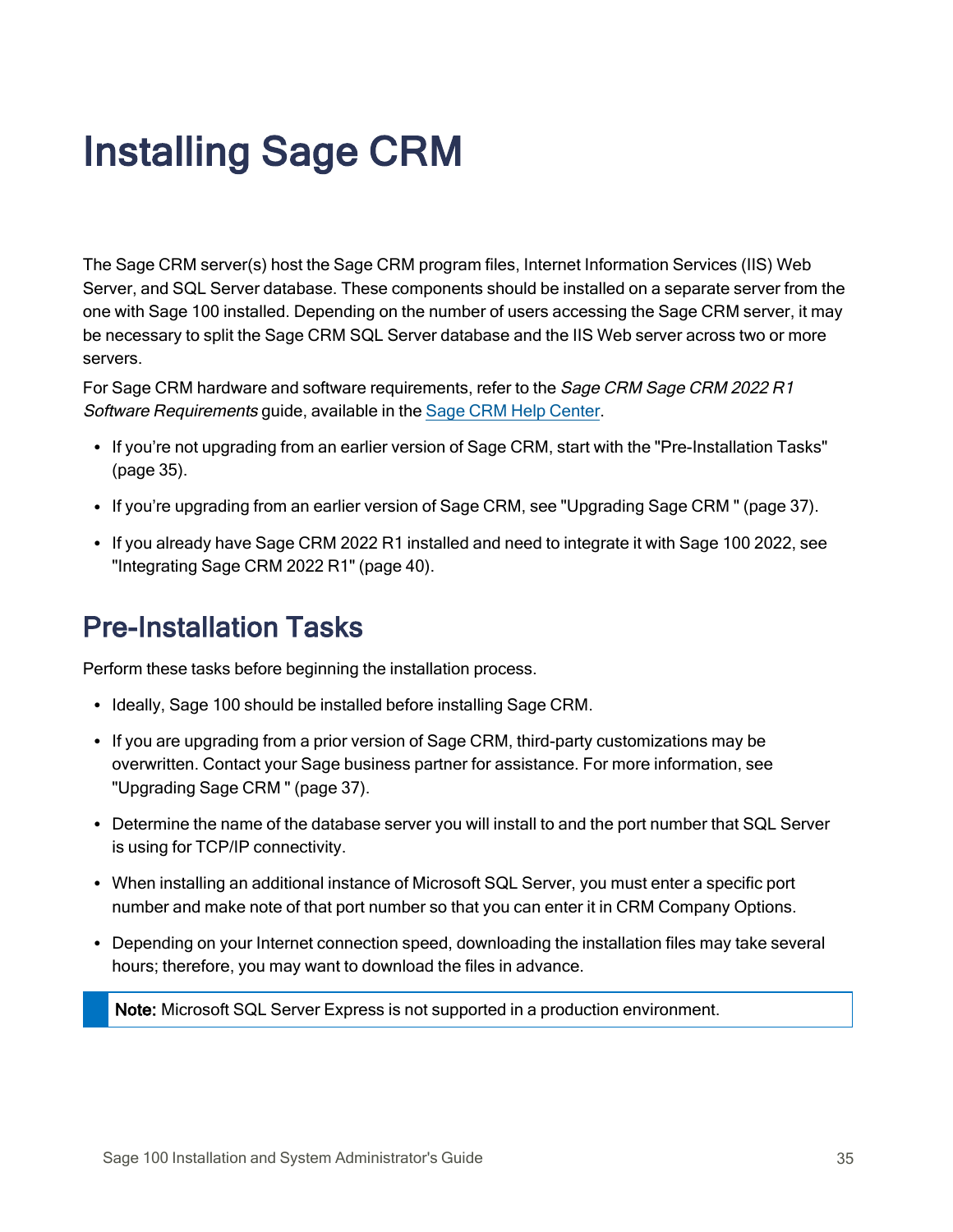# Installing Sage CRM

The Sage CRM server(s) host the Sage CRM program files, Internet Information Services (IIS) Web Server, and SQL Server database. These components should be installed on a separate server from the one with Sage 100 installed. Depending on the number of users accessing the Sage CRM server, it may be necessary to split the Sage CRM SQL Server database and the IIS Web server across two or more servers.

For Sage CRM hardware and software requirements, refer to the *Sage CRM Sage CRM 2022 R1 Software Requirements* guide, available in the [Sage CRM Help Center](Sage CRM Help Center).

- If you're not upgrading from an earlier version of Sage CRM, start with the "Pre-Installation Tasks" (page 35).
- If you're upgrading from an earlier version of Sage CRM, see "Upgrading Sage CRM " (page 37).
- If you already have Sage CRM 2022 R1 installed and need to integrate it with Sage 100 2022, see "Integrating Sage CRM 2022 R1" (page 40).

## Pre-Installation Tasks

Perform these tasks before beginning the installation process.

- Ideally, Sage 100 should be installed before installing Sage CRM.
- If you are upgrading from a prior version of Sage CRM, third-party customizations may be overwritten. Contact your Sage business partner for assistance. For more information, see "Upgrading Sage CRM " (page 37).
- Determine the name of the database server you will install to and the port number that SQL Server is using for TCP/IP connectivity.
- When installing an additional instance of Microsoft SQL Server, you must enter a specific port number and make note of that port number so that you can enter it in CRM Company Options.
- Depending on your Internet connection speed, downloading the installation files may take several hours; therefore, you may want to download the files in advance.

> **Note:** Microsoft SQL Server Express is not supported in a production environment.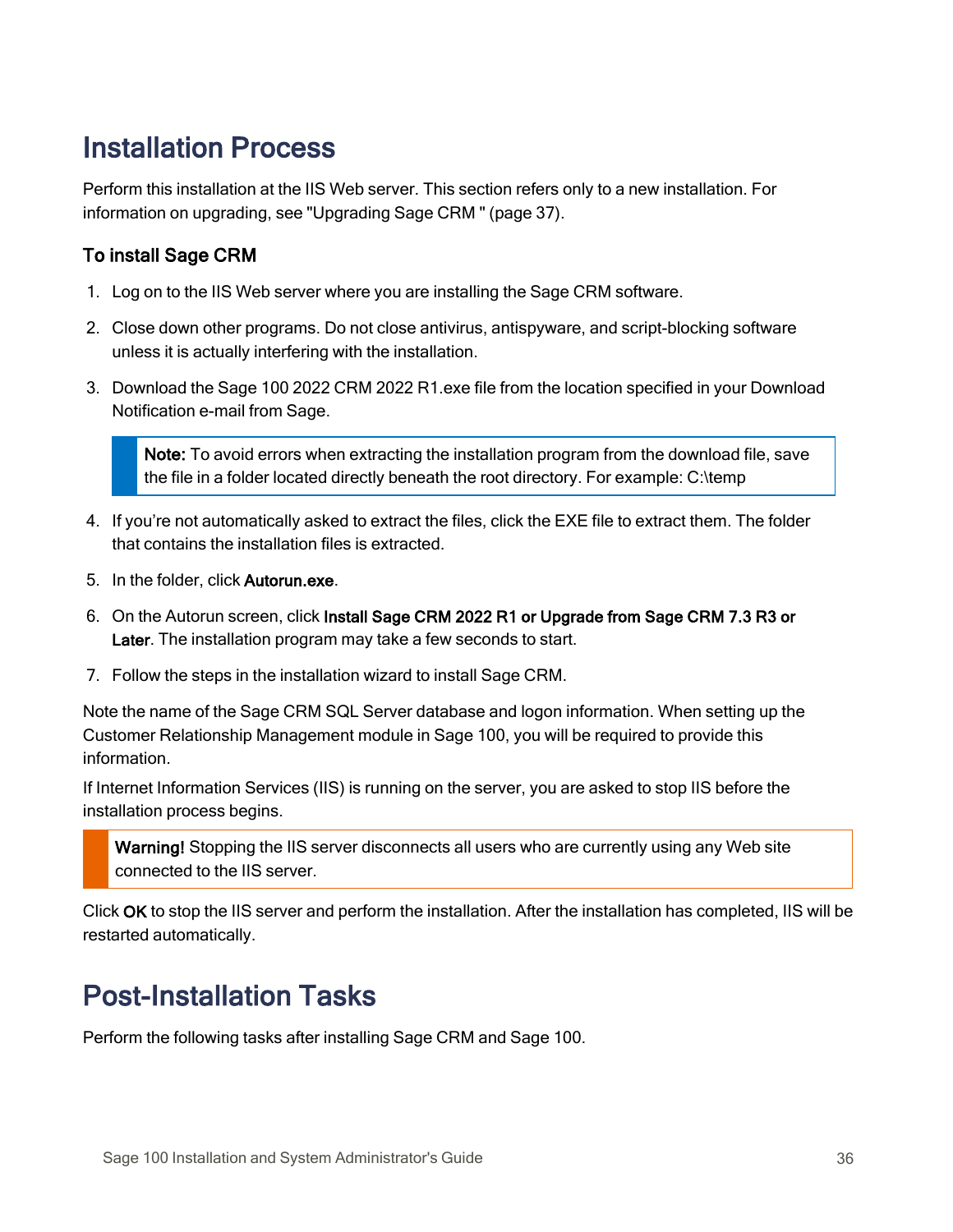# Installation Process

Perform this installation at the IIS Web server. This section refers only to a new installation. For information on upgrading, see "Upgrading Sage CRM " (page 37).

### To install Sage CRM

1. Log on to the IIS Web server where you are installing the Sage CRM software.
2. Close down other programs. Do not close antivirus, antispyware, and script-blocking software unless it is actually interfering with the installation.
3. Download the Sage 100 2022 CRM 2022 R1.exe file from the location specified in your Download Notification e-mail from Sage.

   > **Note:** To avoid errors when extracting the installation program from the download file, save the file in a folder located directly beneath the root directory. For example: C:\temp

4. If you're not automatically asked to extract the files, click the EXE file to extract them. The folder that contains the installation files is extracted.
5. In the folder, click **Autorun.exe**.
6. On the Autorun screen, click **Install Sage CRM 2022 R1 or Upgrade from Sage CRM 7.3 R3 or Later**. The installation program may take a few seconds to start.
7. Follow the steps in the installation wizard to install Sage CRM.

Note the name of the Sage CRM SQL Server database and logon information. When setting up the Customer Relationship Management module in Sage 100, you will be required to provide this information.

If Internet Information Services (IIS) is running on the server, you are asked to stop IIS before the installation process begins.

> **Warning!** Stopping the IIS server disconnects all users who are currently using any Web site connected to the IIS server.

Click **OK** to stop the IIS server and perform the installation. After the installation has completed, IIS will be restarted automatically.

# Post-Installation Tasks

Perform the following tasks after installing Sage CRM and Sage 100.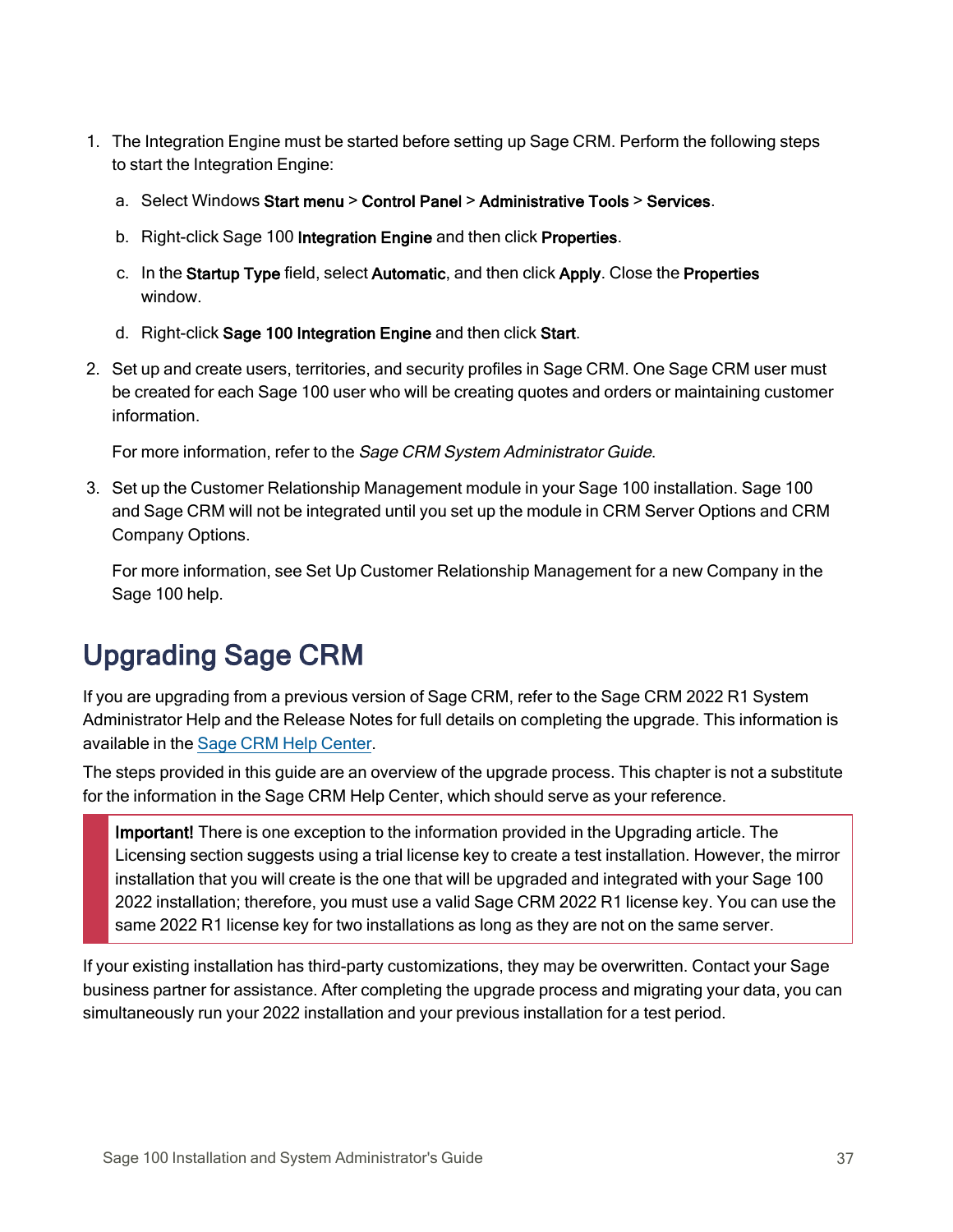1. The Integration Engine must be started before setting up Sage CRM. Perform the following steps to start the Integration Engine:

   a. Select Windows **Start menu** > **Control Panel** > **Administrative Tools** > **Services**.

   b. Right-click Sage 100 **Integration Engine** and then click **Properties**.

   c. In the **Startup Type** field, select **Automatic**, and then click **Apply**. Close the **Properties** window.

   d. Right-click **Sage 100 Integration Engine** and then click **Start**.

2. Set up and create users, territories, and security profiles in Sage CRM. One Sage CRM user must be created for each Sage 100 user who will be creating quotes and orders or maintaining customer information.

   For more information, refer to the *Sage CRM System Administrator Guide*.

3. Set up the Customer Relationship Management module in your Sage 100 installation. Sage 100 and Sage CRM will not be integrated until you set up the module in CRM Server Options and CRM Company Options.

   For more information, see Set Up Customer Relationship Management for a new Company in the Sage 100 help.

## Upgrading Sage CRM

If you are upgrading from a previous version of Sage CRM, refer to the Sage CRM 2022 R1 System Administrator Help and the Release Notes for full details on completing the upgrade. This information is available in the Sage CRM Help Center.

The steps provided in this guide are an overview of the upgrade process. This chapter is not a substitute for the information in the Sage CRM Help Center, which should serve as your reference.

> **Important!** There is one exception to the information provided in the Upgrading article. The Licensing section suggests using a trial license key to create a test installation. However, the mirror installation that you will create is the one that will be upgraded and integrated with your Sage 100 2022 installation; therefore, you must use a valid Sage CRM 2022 R1 license key. You can use the same 2022 R1 license key for two installations as long as they are not on the same server.

If your existing installation has third-party customizations, they may be overwritten. Contact your Sage business partner for assistance. After completing the upgrade process and migrating your data, you can simultaneously run your 2022 installation and your previous installation for a test period.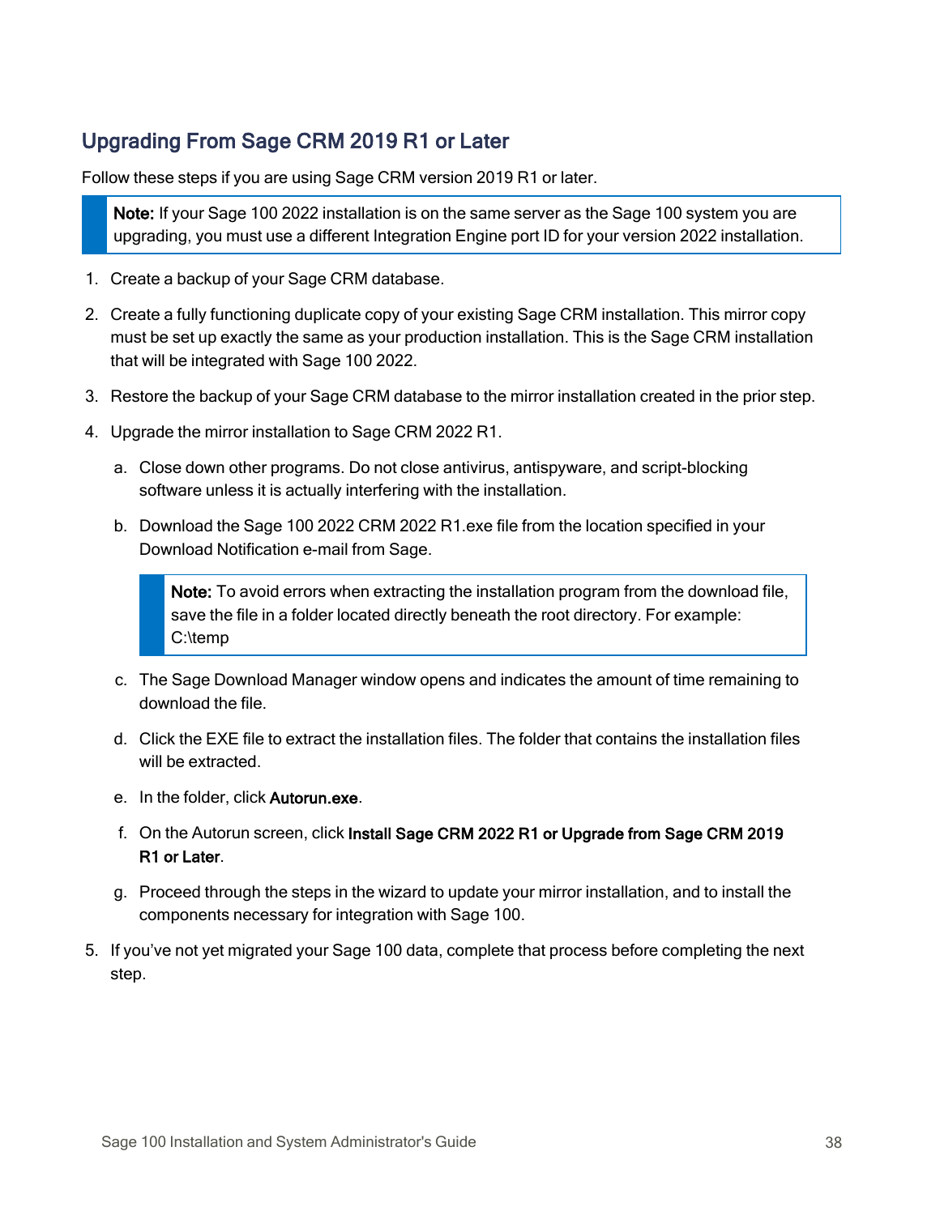## Upgrading From Sage CRM 2019 R1 or Later

Follow these steps if you are using Sage CRM version 2019 R1 or later.

> **Note:** If your Sage 100 2022 installation is on the same server as the Sage 100 system you are upgrading, you must use a different Integration Engine port ID for your version 2022 installation.

1. Create a backup of your Sage CRM database.
2. Create a fully functioning duplicate copy of your existing Sage CRM installation. This mirror copy must be set up exactly the same as your production installation. This is the Sage CRM installation that will be integrated with Sage 100 2022.
3. Restore the backup of your Sage CRM database to the mirror installation created in the prior step.
4. Upgrade the mirror installation to Sage CRM 2022 R1.
   a. Close down other programs. Do not close antivirus, antispyware, and script-blocking software unless it is actually interfering with the installation.
   b. Download the Sage 100 2022 CRM 2022 R1.exe file from the location specified in your Download Notification e-mail from Sage.

      > **Note:** To avoid errors when extracting the installation program from the download file, save the file in a folder located directly beneath the root directory. For example: C:\temp

   c. The Sage Download Manager window opens and indicates the amount of time remaining to download the file.
   d. Click the EXE file to extract the installation files. The folder that contains the installation files will be extracted.
   e. In the folder, click **Autorun.exe**.
   f. On the Autorun screen, click **Install Sage CRM 2022 R1 or Upgrade from Sage CRM 2019 R1 or Later**.
   g. Proceed through the steps in the wizard to update your mirror installation, and to install the components necessary for integration with Sage 100.
5. If you've not yet migrated your Sage 100 data, complete that process before completing the next step.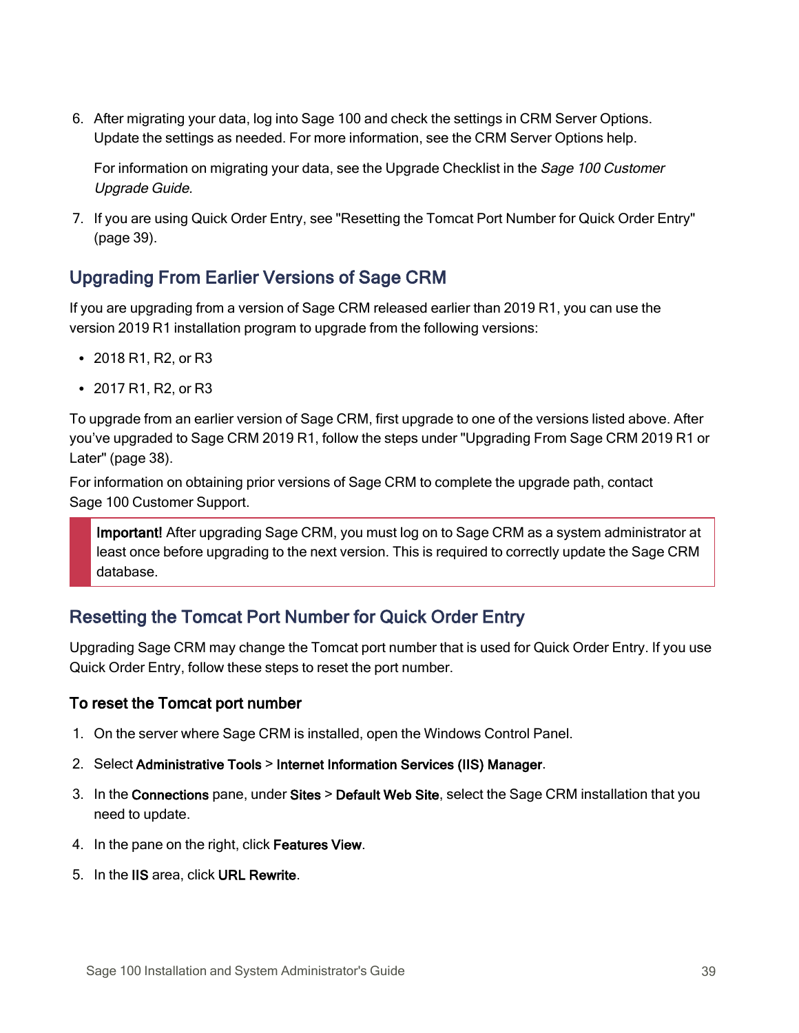6. After migrating your data, log into Sage 100 and check the settings in CRM Server Options. Update the settings as needed. For more information, see the CRM Server Options help.

   For information on migrating your data, see the Upgrade Checklist in the *Sage 100 Customer Upgrade Guide.*

7. If you are using Quick Order Entry, see "Resetting the Tomcat Port Number for Quick Order Entry" (page 39).

## Upgrading From Earlier Versions of Sage CRM

If you are upgrading from a version of Sage CRM released earlier than 2019 R1, you can use the version 2019 R1 installation program to upgrade from the following versions:

- 2018 R1, R2, or R3
- 2017 R1, R2, or R3

To upgrade from an earlier version of Sage CRM, first upgrade to one of the versions listed above. After you've upgraded to Sage CRM 2019 R1, follow the steps under "Upgrading From Sage CRM 2019 R1 or Later" (page 38).

For information on obtaining prior versions of Sage CRM to complete the upgrade path, contact Sage 100 Customer Support.

> **Important!** After upgrading Sage CRM, you must log on to Sage CRM as a system administrator at least once before upgrading to the next version. This is required to correctly update the Sage CRM database.

## Resetting the Tomcat Port Number for Quick Order Entry

Upgrading Sage CRM may change the Tomcat port number that is used for Quick Order Entry. If you use Quick Order Entry, follow these steps to reset the port number.

### To reset the Tomcat port number

1. On the server where Sage CRM is installed, open the Windows Control Panel.
2. Select **Administrative Tools** > **Internet Information Services (IIS) Manager**.
3. In the **Connections** pane, under **Sites** > **Default Web Site**, select the Sage CRM installation that you need to update.
4. In the pane on the right, click **Features View**.
5. In the **IIS** area, click **URL Rewrite**.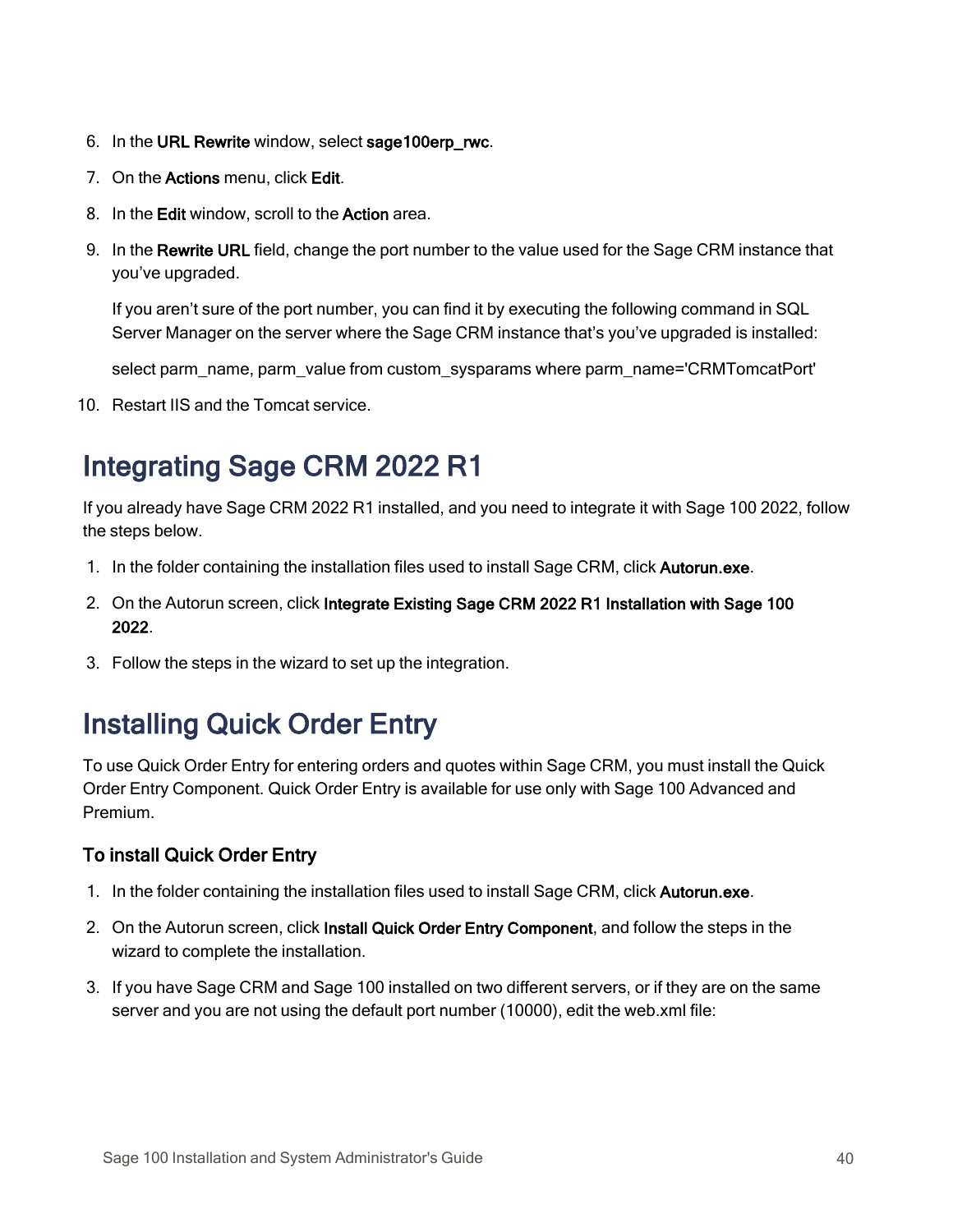6. In the **URL Rewrite** window, select **sage100erp_rwc**.
7. On the **Actions** menu, click **Edit**.
8. In the **Edit** window, scroll to the **Action** area.
9. In the **Rewrite URL** field, change the port number to the value used for the Sage CRM instance that you've upgraded.

   If you aren't sure of the port number, you can find it by executing the following command in SQL Server Manager on the server where the Sage CRM instance that's you've upgraded is installed:

   select parm_name, parm_value from custom_sysparams where parm_name='CRMTomcatPort'

10. Restart IIS and the Tomcat service.

# Integrating Sage CRM 2022 R1

If you already have Sage CRM 2022 R1 installed, and you need to integrate it with Sage 100 2022, follow the steps below.

1. In the folder containing the installation files used to install Sage CRM, click **Autorun.exe**.
2. On the Autorun screen, click **Integrate Existing Sage CRM 2022 R1 Installation with Sage 100 2022**.
3. Follow the steps in the wizard to set up the integration.

# Installing Quick Order Entry

To use Quick Order Entry for entering orders and quotes within Sage CRM, you must install the Quick Order Entry Component. Quick Order Entry is available for use only with Sage 100 Advanced and Premium.

### To install Quick Order Entry

1. In the folder containing the installation files used to install Sage CRM, click **Autorun.exe**.
2. On the Autorun screen, click **Install Quick Order Entry Component**, and follow the steps in the wizard to complete the installation.
3. If you have Sage CRM and Sage 100 installed on two different servers, or if they are on the same server and you are not using the default port number (10000), edit the web.xml file: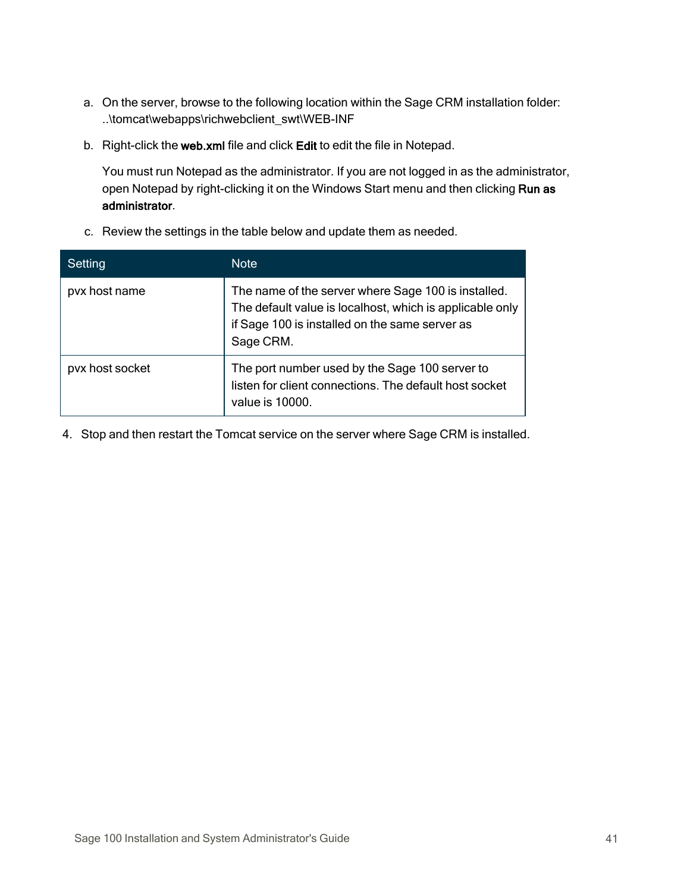a. On the server, browse to the following location within the Sage CRM installation folder: ..\tomcat\webapps\richwebclient_swt\WEB-INF

b. Right-click the **web.xml** file and click **Edit** to edit the file in Notepad.

   You must run Notepad as the administrator. If you are not logged in as the administrator, open Notepad by right-clicking it on the Windows Start menu and then clicking **Run as administrator**.

c. Review the settings in the table below and update them as needed.

| Setting | Note |
| --- | --- |
| pvx host name | The name of the server where Sage 100 is installed. The default value is localhost, which is applicable only if Sage 100 is installed on the same server as Sage CRM. |
| pvx host socket | The port number used by the Sage 100 server to listen for client connections. The default host socket value is 10000. |

4. Stop and then restart the Tomcat service on the server where Sage CRM is installed.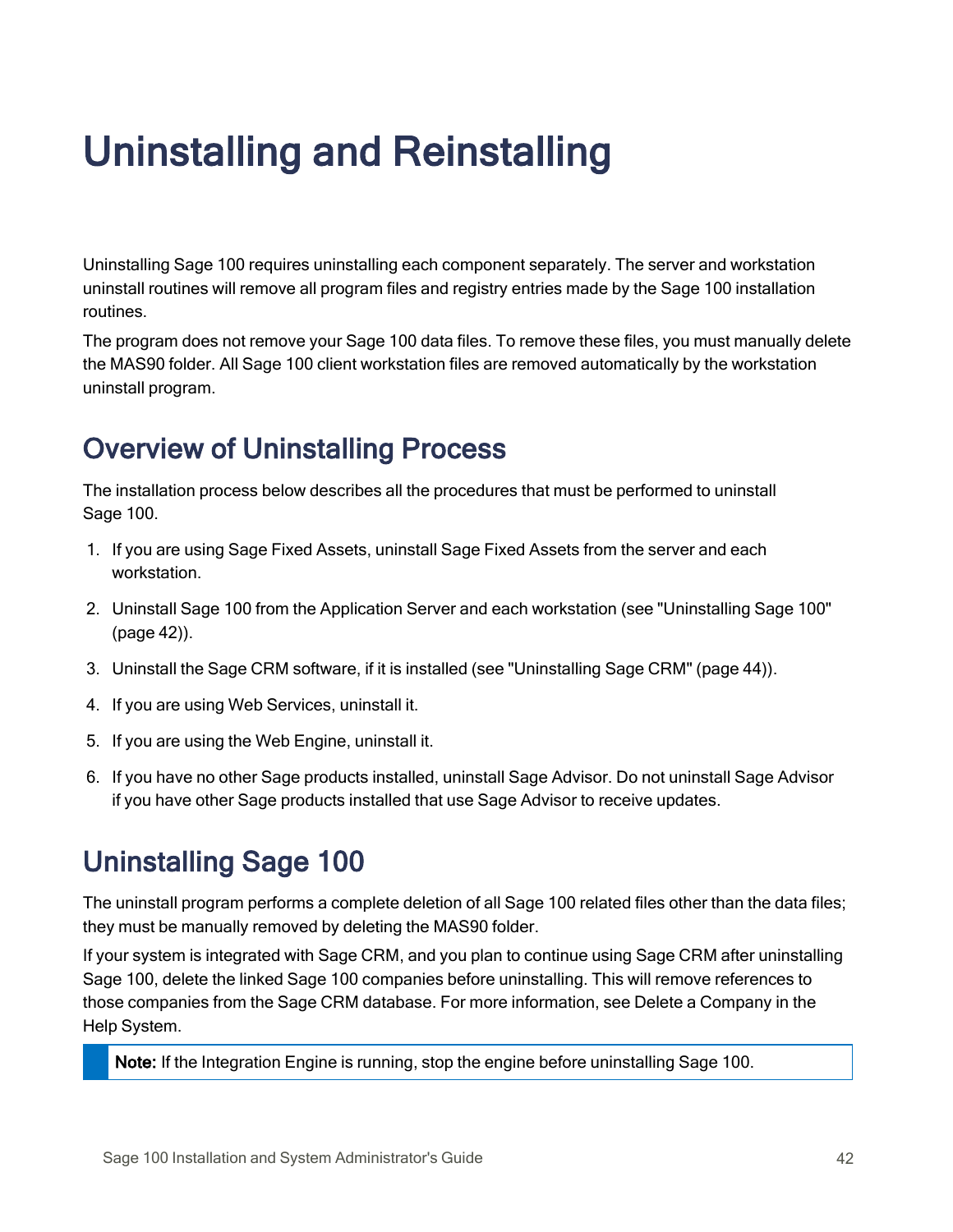# Uninstalling and Reinstalling

Uninstalling Sage 100 requires uninstalling each component separately. The server and workstation uninstall routines will remove all program files and registry entries made by the Sage 100 installation routines.

The program does not remove your Sage 100 data files. To remove these files, you must manually delete the MAS90 folder. All Sage 100 client workstation files are removed automatically by the workstation uninstall program.

## Overview of Uninstalling Process

The installation process below describes all the procedures that must be performed to uninstall Sage 100.

1. If you are using Sage Fixed Assets, uninstall Sage Fixed Assets from the server and each workstation.
2. Uninstall Sage 100 from the Application Server and each workstation (see "Uninstalling Sage 100" (page 42)).
3. Uninstall the Sage CRM software, if it is installed (see "Uninstalling Sage CRM" (page 44)).
4. If you are using Web Services, uninstall it.
5. If you are using the Web Engine, uninstall it.
6. If you have no other Sage products installed, uninstall Sage Advisor. Do not uninstall Sage Advisor if you have other Sage products installed that use Sage Advisor to receive updates.

## Uninstalling Sage 100

The uninstall program performs a complete deletion of all Sage 100 related files other than the data files; they must be manually removed by deleting the MAS90 folder.

If your system is integrated with Sage CRM, and you plan to continue using Sage CRM after uninstalling Sage 100, delete the linked Sage 100 companies before uninstalling. This will remove references to those companies from the Sage CRM database. For more information, see Delete a Company in the Help System.

> **Note:** If the Integration Engine is running, stop the engine before uninstalling Sage 100.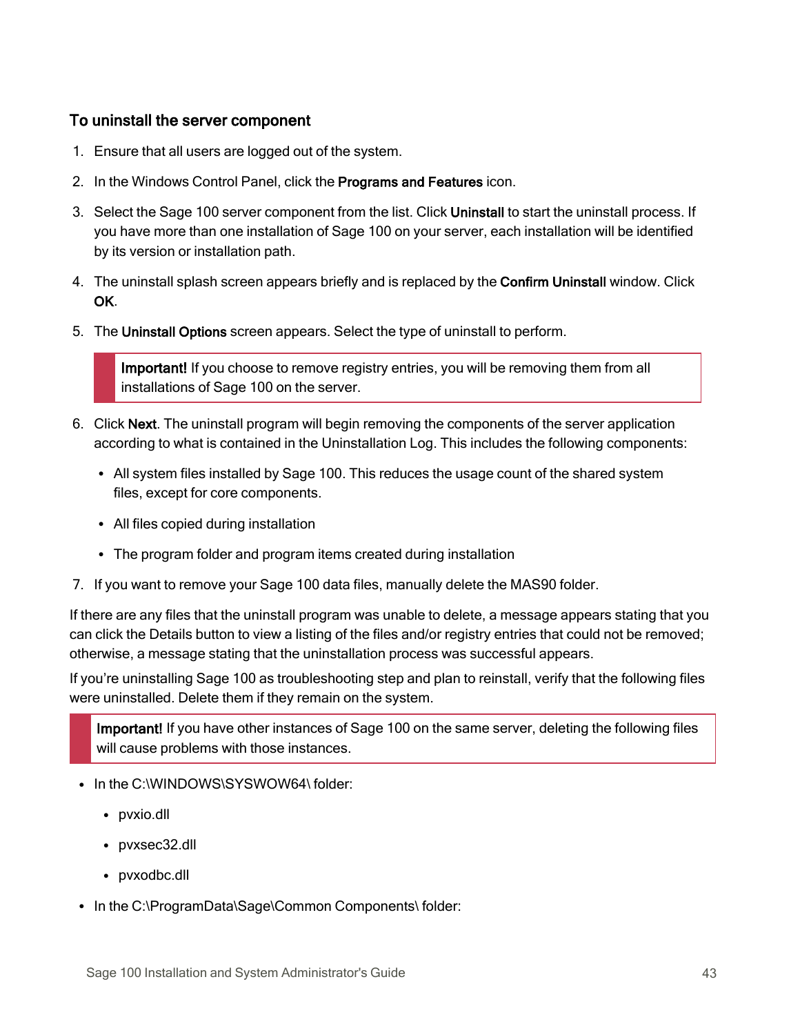### To uninstall the server component

1. Ensure that all users are logged out of the system.
2. In the Windows Control Panel, click the **Programs and Features** icon.
3. Select the Sage 100 server component from the list. Click **Uninstall** to start the uninstall process. If you have more than one installation of Sage 100 on your server, each installation will be identified by its version or installation path.
4. The uninstall splash screen appears briefly and is replaced by the **Confirm Uninstall** window. Click **OK**.
5. The **Uninstall Options** screen appears. Select the type of uninstall to perform.

   > **Important!** If you choose to remove registry entries, you will be removing them from all installations of Sage 100 on the server.

6. Click **Next**. The uninstall program will begin removing the components of the server application according to what is contained in the Uninstallation Log. This includes the following components:
   - All system files installed by Sage 100. This reduces the usage count of the shared system files, except for core components.
   - All files copied during installation
   - The program folder and program items created during installation
7. If you want to remove your Sage 100 data files, manually delete the MAS90 folder.

If there are any files that the uninstall program was unable to delete, a message appears stating that you can click the Details button to view a listing of the files and/or registry entries that could not be removed; otherwise, a message stating that the uninstallation process was successful appears.

If you're uninstalling Sage 100 as troubleshooting step and plan to reinstall, verify that the following files were uninstalled. Delete them if they remain on the system.

> **Important!** If you have other instances of Sage 100 on the same server, deleting the following files will cause problems with those instances.

- In the C:\WINDOWS\SYSWOW64\ folder:
  - pvxio.dll
  - pvxsec32.dll
  - pvxodbc.dll
- In the C:\ProgramData\Sage\Common Components\ folder: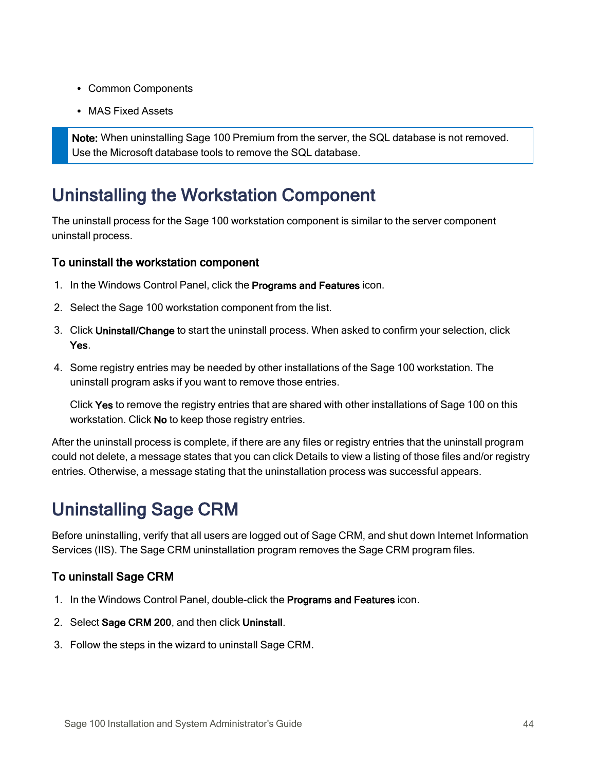- Common Components
- MAS Fixed Assets

> **Note:** When uninstalling Sage 100 Premium from the server, the SQL database is not removed. Use the Microsoft database tools to remove the SQL database.

## Uninstalling the Workstation Component

The uninstall process for the Sage 100 workstation component is similar to the server component uninstall process.

### To uninstall the workstation component

1. In the Windows Control Panel, click the **Programs and Features** icon.
2. Select the Sage 100 workstation component from the list.
3. Click **Uninstall/Change** to start the uninstall process. When asked to confirm your selection, click **Yes**.
4. Some registry entries may be needed by other installations of the Sage 100 workstation. The uninstall program asks if you want to remove those entries.

   Click **Yes** to remove the registry entries that are shared with other installations of Sage 100 on this workstation. Click **No** to keep those registry entries.

After the uninstall process is complete, if there are any files or registry entries that the uninstall program could not delete, a message states that you can click Details to view a listing of those files and/or registry entries. Otherwise, a message stating that the uninstallation process was successful appears.

## Uninstalling Sage CRM

Before uninstalling, verify that all users are logged out of Sage CRM, and shut down Internet Information Services (IIS). The Sage CRM uninstallation program removes the Sage CRM program files.

### To uninstall Sage CRM

1. In the Windows Control Panel, double-click the **Programs and Features** icon.
2. Select **Sage CRM 200**, and then click **Uninstall**.
3. Follow the steps in the wizard to uninstall Sage CRM.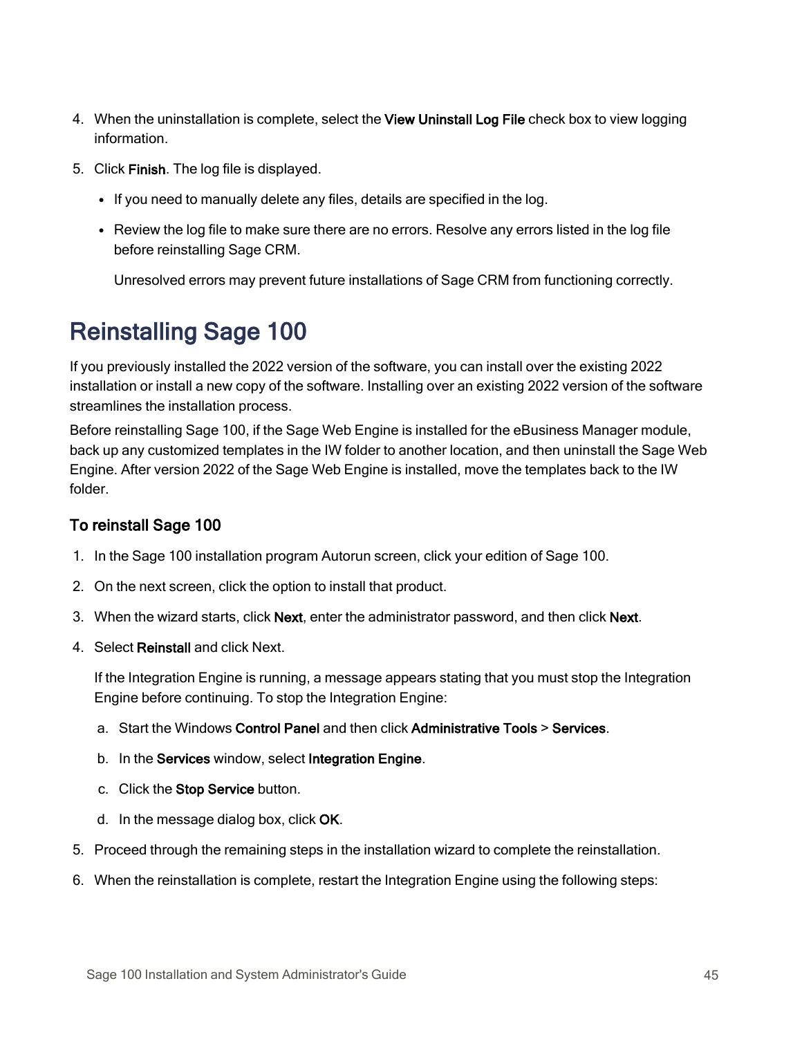4. When the uninstallation is complete, select the **View Uninstall Log File** check box to view logging information.
5. Click **Finish**. The log file is displayed.
   - If you need to manually delete any files, details are specified in the log.
   - Review the log file to make sure there are no errors. Resolve any errors listed in the log file before reinstalling Sage CRM.

     Unresolved errors may prevent future installations of Sage CRM from functioning correctly.

# Reinstalling Sage 100

If you previously installed the 2022 version of the software, you can install over the existing 2022 installation or install a new copy of the software. Installing over an existing 2022 version of the software streamlines the installation process.

Before reinstalling Sage 100, if the Sage Web Engine is installed for the eBusiness Manager module, back up any customized templates in the IW folder to another location, and then uninstall the Sage Web Engine. After version 2022 of the Sage Web Engine is installed, move the templates back to the IW folder.

### To reinstall Sage 100

1. In the Sage 100 installation program Autorun screen, click your edition of Sage 100.
2. On the next screen, click the option to install that product.
3. When the wizard starts, click **Next**, enter the administrator password, and then click **Next**.
4. Select **Reinstall** and click Next.

   If the Integration Engine is running, a message appears stating that you must stop the Integration Engine before continuing. To stop the Integration Engine:

   a. Start the Windows **Control Panel** and then click **Administrative Tools** > **Services**.

   b. In the **Services** window, select **Integration Engine**.

   c. Click the **Stop Service** button.

   d. In the message dialog box, click **OK**.
5. Proceed through the remaining steps in the installation wizard to complete the reinstallation.
6. When the reinstallation is complete, restart the Integration Engine using the following steps: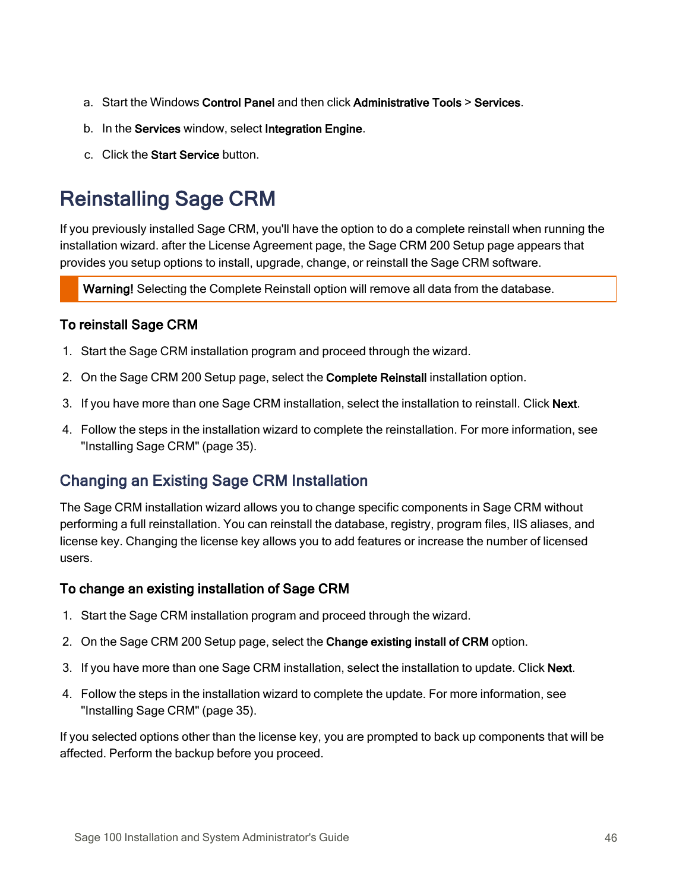a. Start the Windows **Control Panel** and then click **Administrative Tools** > **Services**.

b. In the **Services** window, select **Integration Engine**.

c. Click the **Start Service** button.

# Reinstalling Sage CRM

If you previously installed Sage CRM, you'll have the option to do a complete reinstall when running the installation wizard. after the License Agreement page, the Sage CRM 200 Setup page appears that provides you setup options to install, upgrade, change, or reinstall the Sage CRM software.

> **Warning!** Selecting the Complete Reinstall option will remove all data from the database.

### To reinstall Sage CRM

1. Start the Sage CRM installation program and proceed through the wizard.
2. On the Sage CRM 200 Setup page, select the **Complete Reinstall** installation option.
3. If you have more than one Sage CRM installation, select the installation to reinstall. Click **Next**.
4. Follow the steps in the installation wizard to complete the reinstallation. For more information, see "Installing Sage CRM" (page 35).

## Changing an Existing Sage CRM Installation

The Sage CRM installation wizard allows you to change specific components in Sage CRM without performing a full reinstallation. You can reinstall the database, registry, program files, IIS aliases, and license key. Changing the license key allows you to add features or increase the number of licensed users.

### To change an existing installation of Sage CRM

1. Start the Sage CRM installation program and proceed through the wizard.
2. On the Sage CRM 200 Setup page, select the **Change existing install of CRM** option.
3. If you have more than one Sage CRM installation, select the installation to update. Click **Next**.
4. Follow the steps in the installation wizard to complete the update. For more information, see "Installing Sage CRM" (page 35).

If you selected options other than the license key, you are prompted to back up components that will be affected. Perform the backup before you proceed.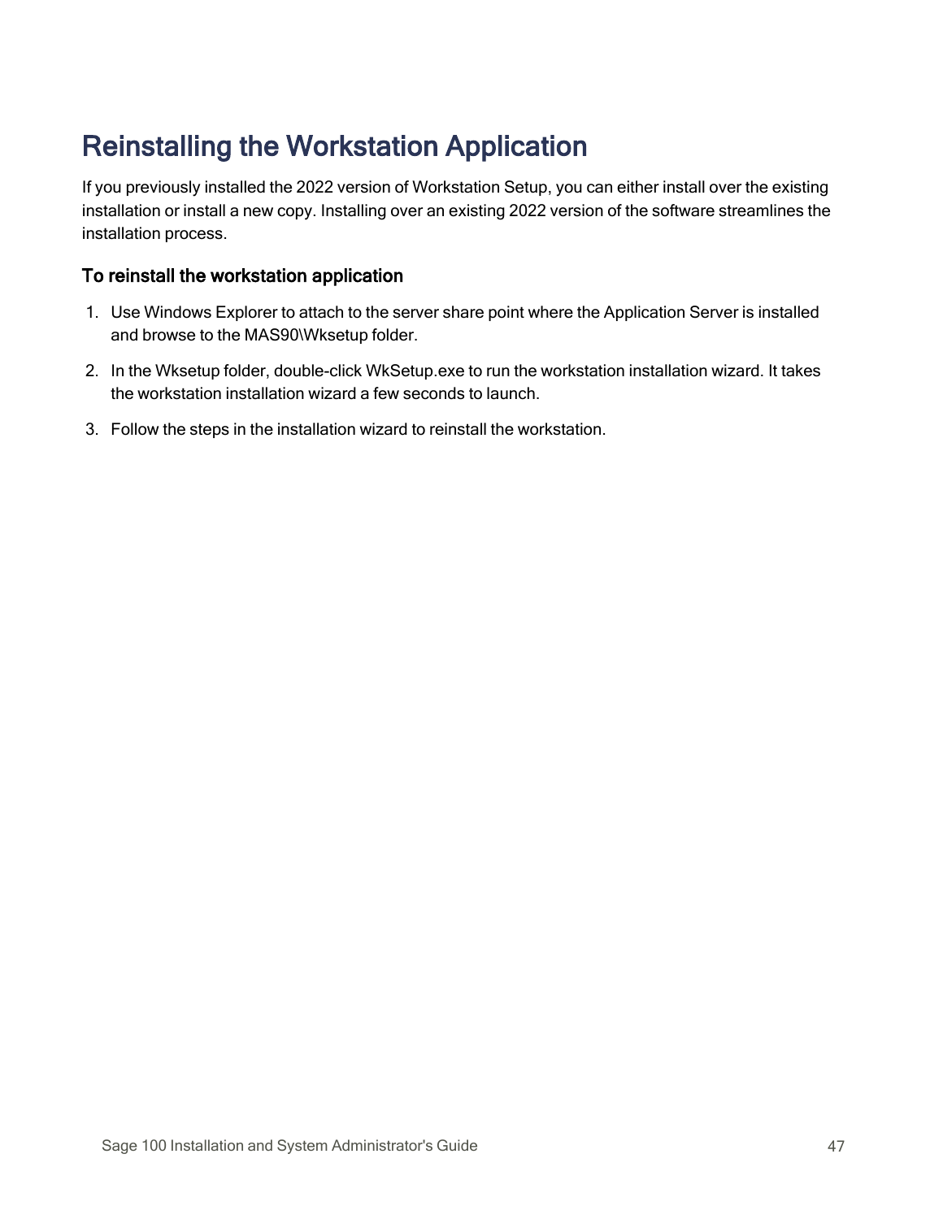# Reinstalling the Workstation Application

If you previously installed the 2022 version of Workstation Setup, you can either install over the existing installation or install a new copy. Installing over an existing 2022 version of the software streamlines the installation process.

### To reinstall the workstation application

1. Use Windows Explorer to attach to the server share point where the Application Server is installed and browse to the MAS90\Wksetup folder.
2. In the Wksetup folder, double-click WkSetup.exe to run the workstation installation wizard. It takes the workstation installation wizard a few seconds to launch.
3. Follow the steps in the installation wizard to reinstall the workstation.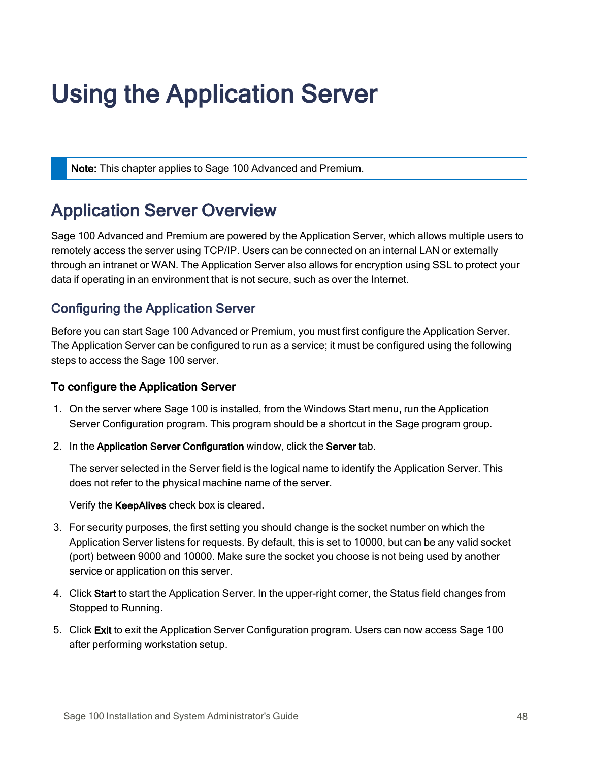# Using the Application Server

> **Note:** This chapter applies to Sage 100 Advanced and Premium.

## Application Server Overview

Sage 100 Advanced and Premium are powered by the Application Server, which allows multiple users to remotely access the server using TCP/IP. Users can be connected on an internal LAN or externally through an intranet or WAN. The Application Server also allows for encryption using SSL to protect your data if operating in an environment that is not secure, such as over the Internet.

### Configuring the Application Server

Before you can start Sage 100 Advanced or Premium, you must first configure the Application Server. The Application Server can be configured to run as a service; it must be configured using the following steps to access the Sage 100 server.

#### To configure the Application Server

1. On the server where Sage 100 is installed, from the Windows Start menu, run the Application Server Configuration program. This program should be a shortcut in the Sage program group.
2. In the **Application Server Configuration** window, click the **Server** tab.

   The server selected in the Server field is the logical name to identify the Application Server. This does not refer to the physical machine name of the server.

   Verify the **KeepAlives** check box is cleared.
3. For security purposes, the first setting you should change is the socket number on which the Application Server listens for requests. By default, this is set to 10000, but can be any valid socket (port) between 9000 and 10000. Make sure the socket you choose is not being used by another service or application on this server.
4. Click **Start** to start the Application Server. In the upper-right corner, the Status field changes from Stopped to Running.
5. Click **Exit** to exit the Application Server Configuration program. Users can now access Sage 100 after performing workstation setup.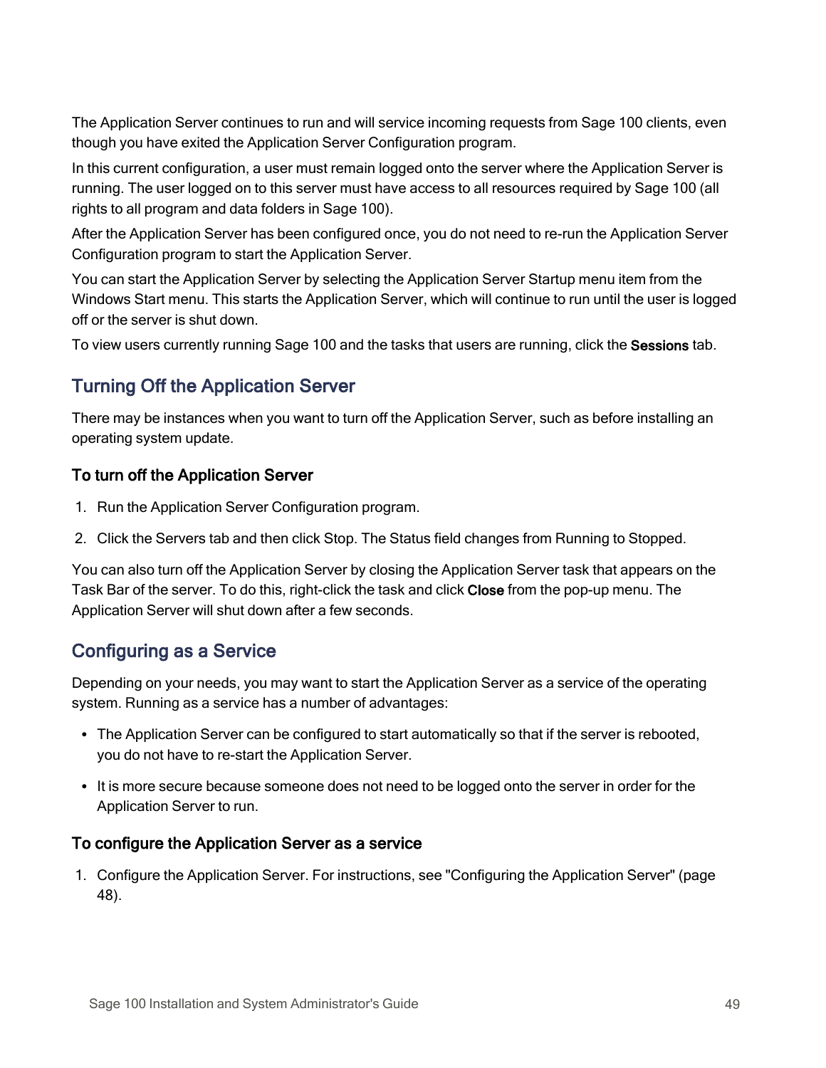The Application Server continues to run and will service incoming requests from Sage 100 clients, even though you have exited the Application Server Configuration program.

In this current configuration, a user must remain logged onto the server where the Application Server is running. The user logged on to this server must have access to all resources required by Sage 100 (all rights to all program and data folders in Sage 100).

After the Application Server has been configured once, you do not need to re-run the Application Server Configuration program to start the Application Server.

You can start the Application Server by selecting the Application Server Startup menu item from the Windows Start menu. This starts the Application Server, which will continue to run until the user is logged off or the server is shut down.

To view users currently running Sage 100 and the tasks that users are running, click the **Sessions** tab.

## Turning Off the Application Server

There may be instances when you want to turn off the Application Server, such as before installing an operating system update.

### To turn off the Application Server

1. Run the Application Server Configuration program.
2. Click the Servers tab and then click Stop. The Status field changes from Running to Stopped.

You can also turn off the Application Server by closing the Application Server task that appears on the Task Bar of the server. To do this, right-click the task and click **Close** from the pop-up menu. The Application Server will shut down after a few seconds.

## Configuring as a Service

Depending on your needs, you may want to start the Application Server as a service of the operating system. Running as a service has a number of advantages:

- The Application Server can be configured to start automatically so that if the server is rebooted, you do not have to re-start the Application Server.
- It is more secure because someone does not need to be logged onto the server in order for the Application Server to run.

### To configure the Application Server as a service

1. Configure the Application Server. For instructions, see "Configuring the Application Server" (page 48).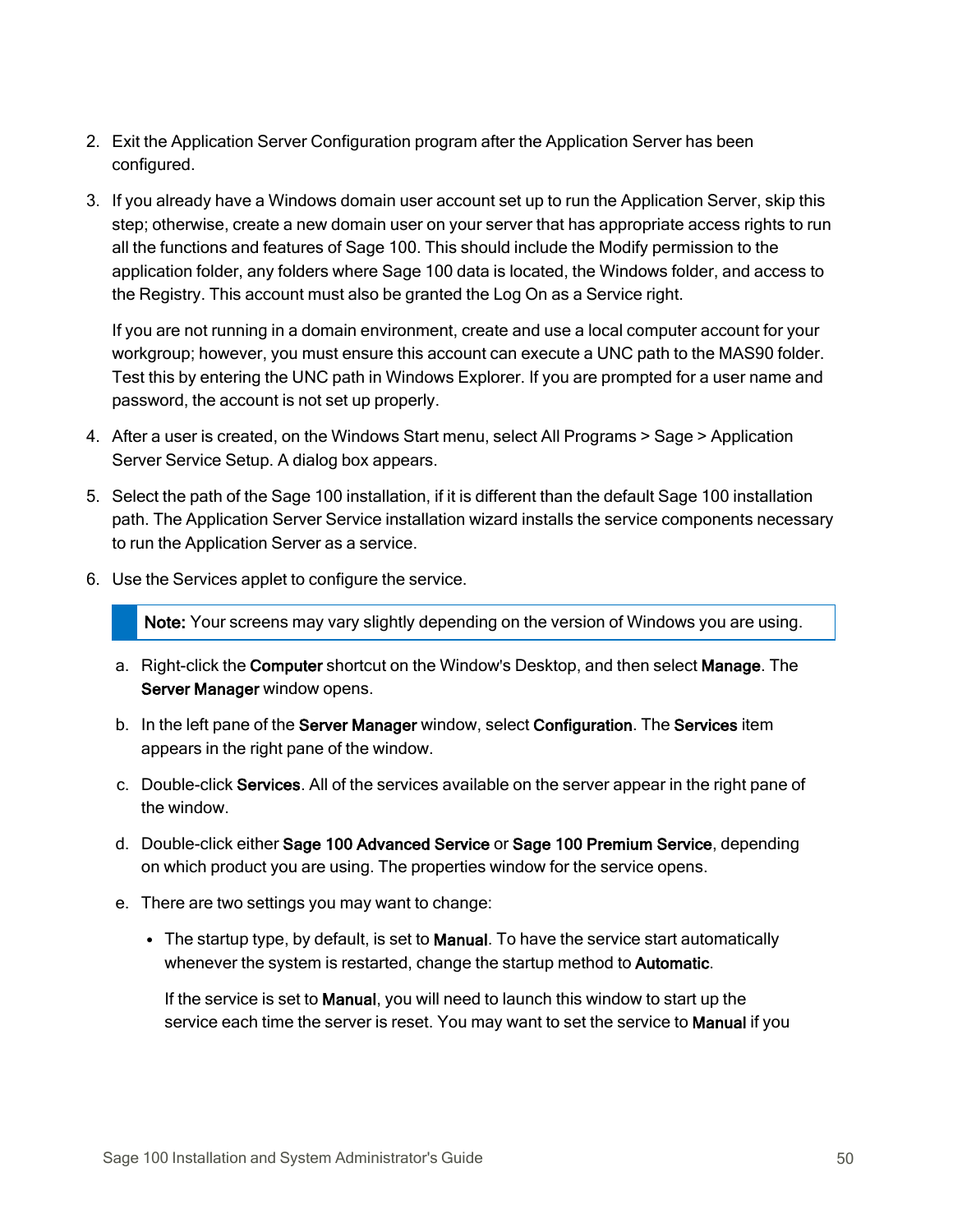2. Exit the Application Server Configuration program after the Application Server has been configured.

3. If you already have a Windows domain user account set up to run the Application Server, skip this step; otherwise, create a new domain user on your server that has appropriate access rights to run all the functions and features of Sage 100. This should include the Modify permission to the application folder, any folders where Sage 100 data is located, the Windows folder, and access to the Registry. This account must also be granted the Log On as a Service right.

   If you are not running in a domain environment, create and use a local computer account for your workgroup; however, you must ensure this account can execute a UNC path to the MAS90 folder. Test this by entering the UNC path in Windows Explorer. If you are prompted for a user name and password, the account is not set up properly.

4. After a user is created, on the Windows Start menu, select All Programs > Sage > Application Server Service Setup. A dialog box appears.

5. Select the path of the Sage 100 installation, if it is different than the default Sage 100 installation path. The Application Server Service installation wizard installs the service components necessary to run the Application Server as a service.

6. Use the Services applet to configure the service.

   > **Note:** Your screens may vary slightly depending on the version of Windows you are using.

   a. Right-click the **Computer** shortcut on the Window's Desktop, and then select **Manage**. The **Server Manager** window opens.

   b. In the left pane of the **Server Manager** window, select **Configuration**. The **Services** item appears in the right pane of the window.

   c. Double-click **Services**. All of the services available on the server appear in the right pane of the window.

   d. Double-click either **Sage 100 Advanced Service** or **Sage 100 Premium Service**, depending on which product you are using. The properties window for the service opens.

   e. There are two settings you may want to change:

      - The startup type, by default, is set to **Manual**. To have the service start automatically whenever the system is restarted, change the startup method to **Automatic**.

        If the service is set to **Manual**, you will need to launch this window to start up the service each time the server is reset. You may want to set the service to **Manual** if you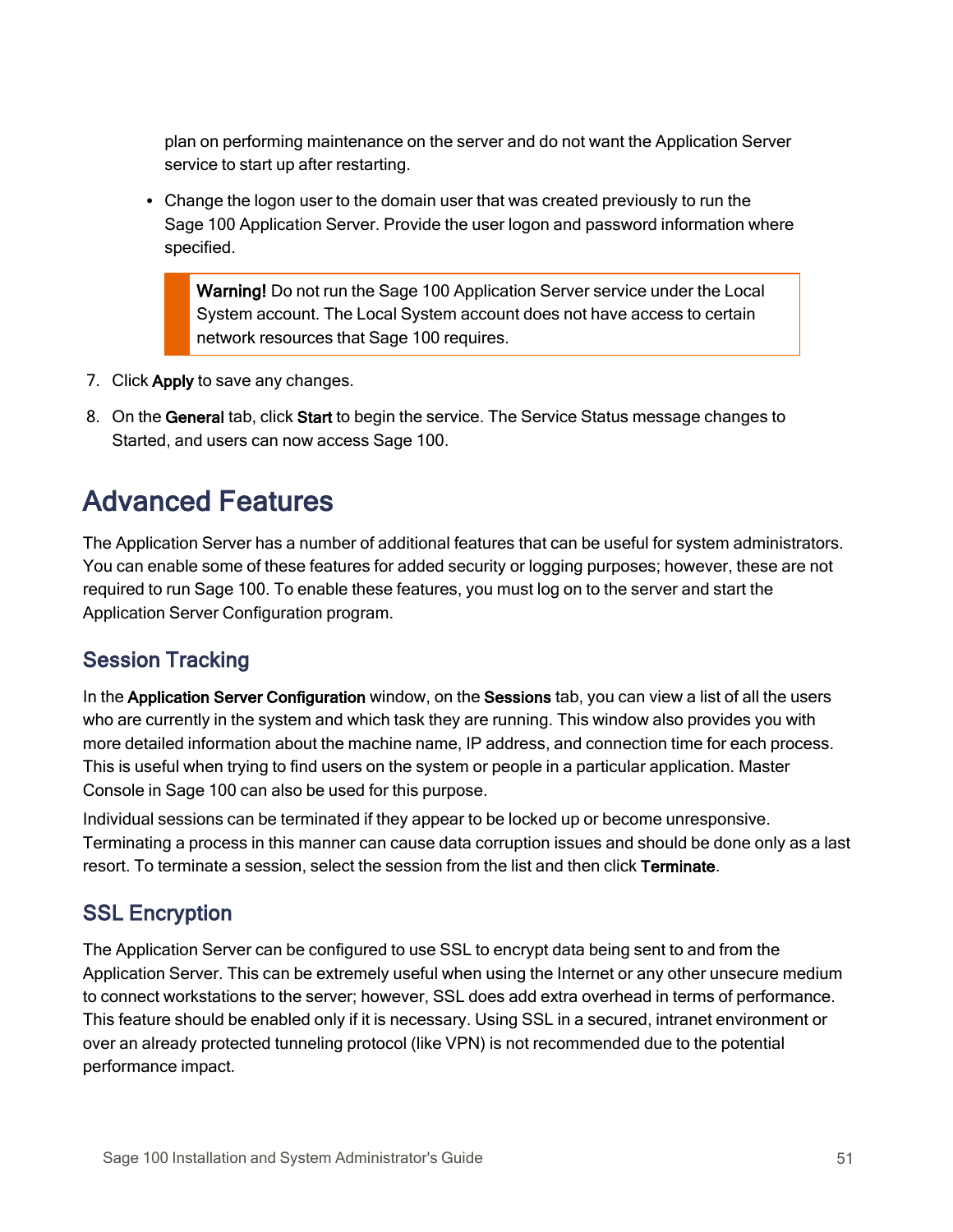plan on performing maintenance on the server and do not want the Application Server service to start up after restarting.

- Change the logon user to the domain user that was created previously to run the Sage 100 Application Server. Provide the user logon and password information where specified.

> **Warning!** Do not run the Sage 100 Application Server service under the Local System account. The Local System account does not have access to certain network resources that Sage 100 requires.

7. Click **Apply** to save any changes.
8. On the **General** tab, click **Start** to begin the service. The Service Status message changes to Started, and users can now access Sage 100.

# Advanced Features

The Application Server has a number of additional features that can be useful for system administrators. You can enable some of these features for added security or logging purposes; however, these are not required to run Sage 100. To enable these features, you must log on to the server and start the Application Server Configuration program.

## Session Tracking

In the **Application Server Configuration** window, on the **Sessions** tab, you can view a list of all the users who are currently in the system and which task they are running. This window also provides you with more detailed information about the machine name, IP address, and connection time for each process. This is useful when trying to find users on the system or people in a particular application. Master Console in Sage 100 can also be used for this purpose.

Individual sessions can be terminated if they appear to be locked up or become unresponsive. Terminating a process in this manner can cause data corruption issues and should be done only as a last resort. To terminate a session, select the session from the list and then click **Terminate**.

## SSL Encryption

The Application Server can be configured to use SSL to encrypt data being sent to and from the Application Server. This can be extremely useful when using the Internet or any other unsecure medium to connect workstations to the server; however, SSL does add extra overhead in terms of performance. This feature should be enabled only if it is necessary. Using SSL in a secured, intranet environment or over an already protected tunneling protocol (like VPN) is not recommended due to the potential performance impact.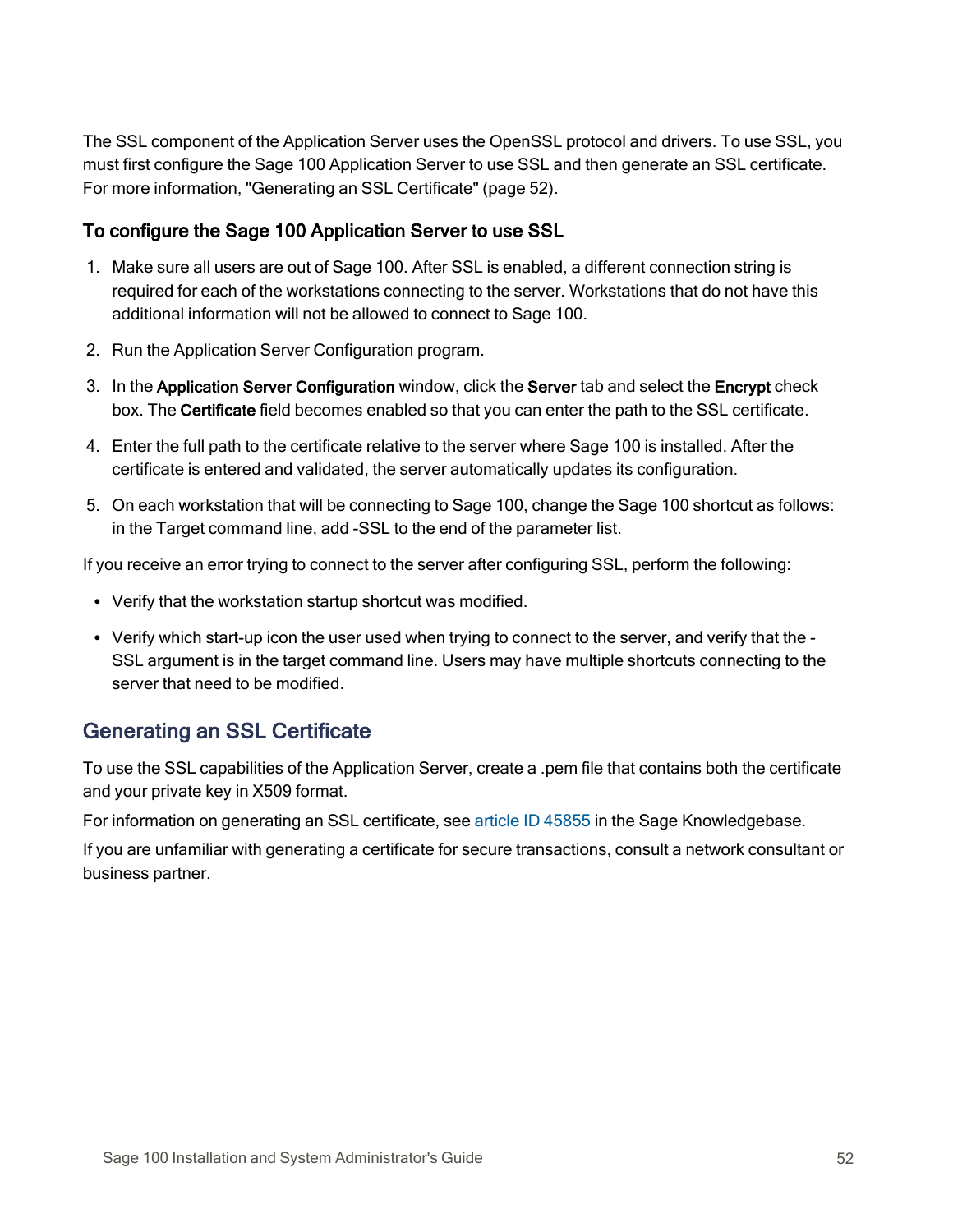The SSL component of the Application Server uses the OpenSSL protocol and drivers. To use SSL, you must first configure the Sage 100 Application Server to use SSL and then generate an SSL certificate. For more information, "Generating an SSL Certificate" (page 52).

### To configure the Sage 100 Application Server to use SSL

1. Make sure all users are out of Sage 100. After SSL is enabled, a different connection string is required for each of the workstations connecting to the server. Workstations that do not have this additional information will not be allowed to connect to Sage 100.
2. Run the Application Server Configuration program.
3. In the **Application Server Configuration** window, click the **Server** tab and select the **Encrypt** check box. The **Certificate** field becomes enabled so that you can enter the path to the SSL certificate.
4. Enter the full path to the certificate relative to the server where Sage 100 is installed. After the certificate is entered and validated, the server automatically updates its configuration.
5. On each workstation that will be connecting to Sage 100, change the Sage 100 shortcut as follows: in the Target command line, add -SSL to the end of the parameter list.

If you receive an error trying to connect to the server after configuring SSL, perform the following:

- Verify that the workstation startup shortcut was modified.
- Verify which start-up icon the user used when trying to connect to the server, and verify that the -SSL argument is in the target command line. Users may have multiple shortcuts connecting to the server that need to be modified.

## Generating an SSL Certificate

To use the SSL capabilities of the Application Server, create a .pem file that contains both the certificate and your private key in X509 format.

For information on generating an SSL certificate, see article ID 45855 in the Sage Knowledgebase.

If you are unfamiliar with generating a certificate for secure transactions, consult a network consultant or business partner.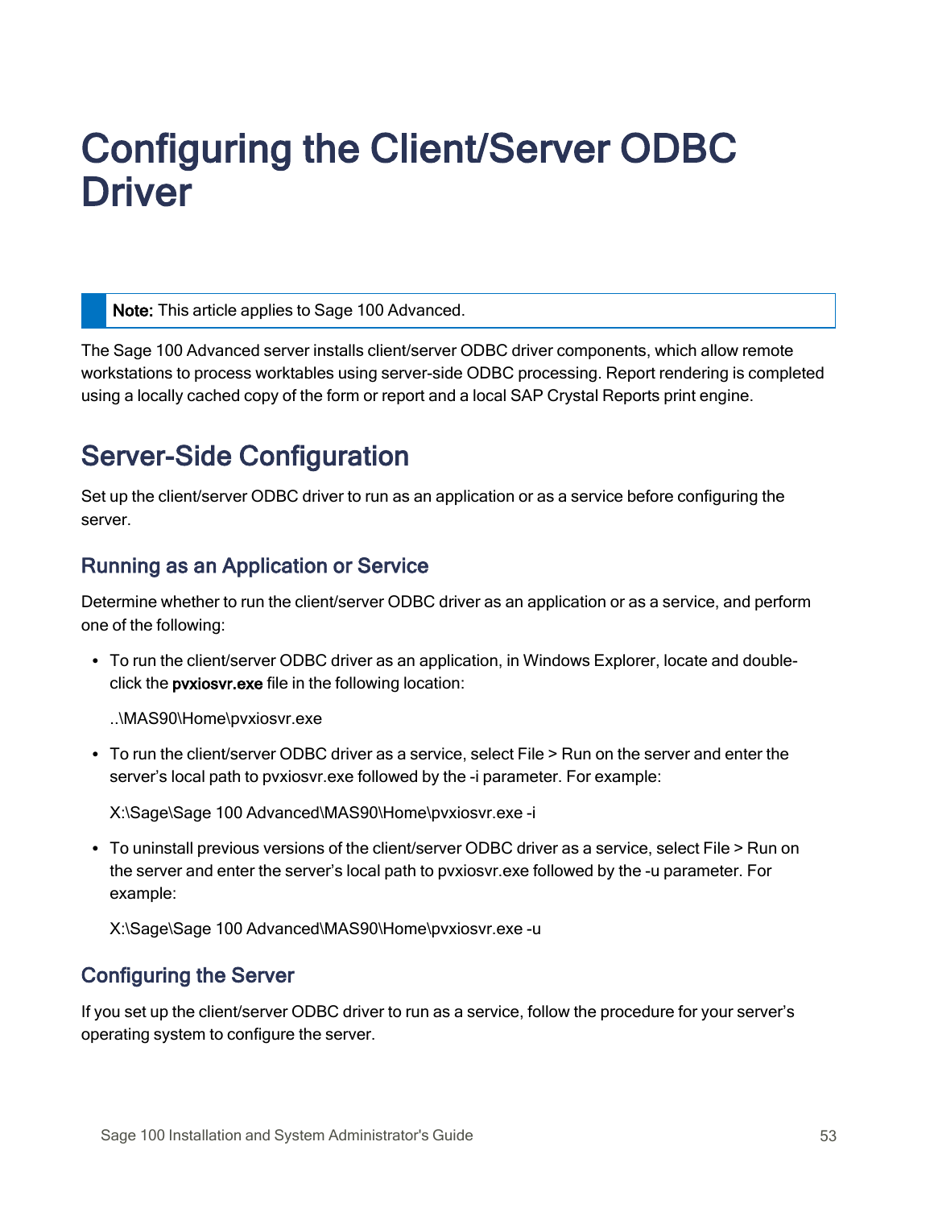# Configuring the Client/Server ODBC Driver

> **Note:** This article applies to Sage 100 Advanced.

The Sage 100 Advanced server installs client/server ODBC driver components, which allow remote workstations to process worktables using server-side ODBC processing. Report rendering is completed using a locally cached copy of the form or report and a local SAP Crystal Reports print engine.

## Server-Side Configuration

Set up the client/server ODBC driver to run as an application or as a service before configuring the server.

### Running as an Application or Service

Determine whether to run the client/server ODBC driver as an application or as a service, and perform one of the following:

- To run the client/server ODBC driver as an application, in Windows Explorer, locate and double-click the **pvxiosvr.exe** file in the following location:

  ..\MAS90\Home\pvxiosvr.exe

- To run the client/server ODBC driver as a service, select File > Run on the server and enter the server's local path to pvxiosvr.exe followed by the -i parameter. For example:

  X:\Sage\Sage 100 Advanced\MAS90\Home\pvxiosvr.exe -i

- To uninstall previous versions of the client/server ODBC driver as a service, select File > Run on the server and enter the server's local path to pvxiosvr.exe followed by the -u parameter. For example:

  X:\Sage\Sage 100 Advanced\MAS90\Home\pvxiosvr.exe -u

### Configuring the Server

If you set up the client/server ODBC driver to run as a service, follow the procedure for your server's operating system to configure the server.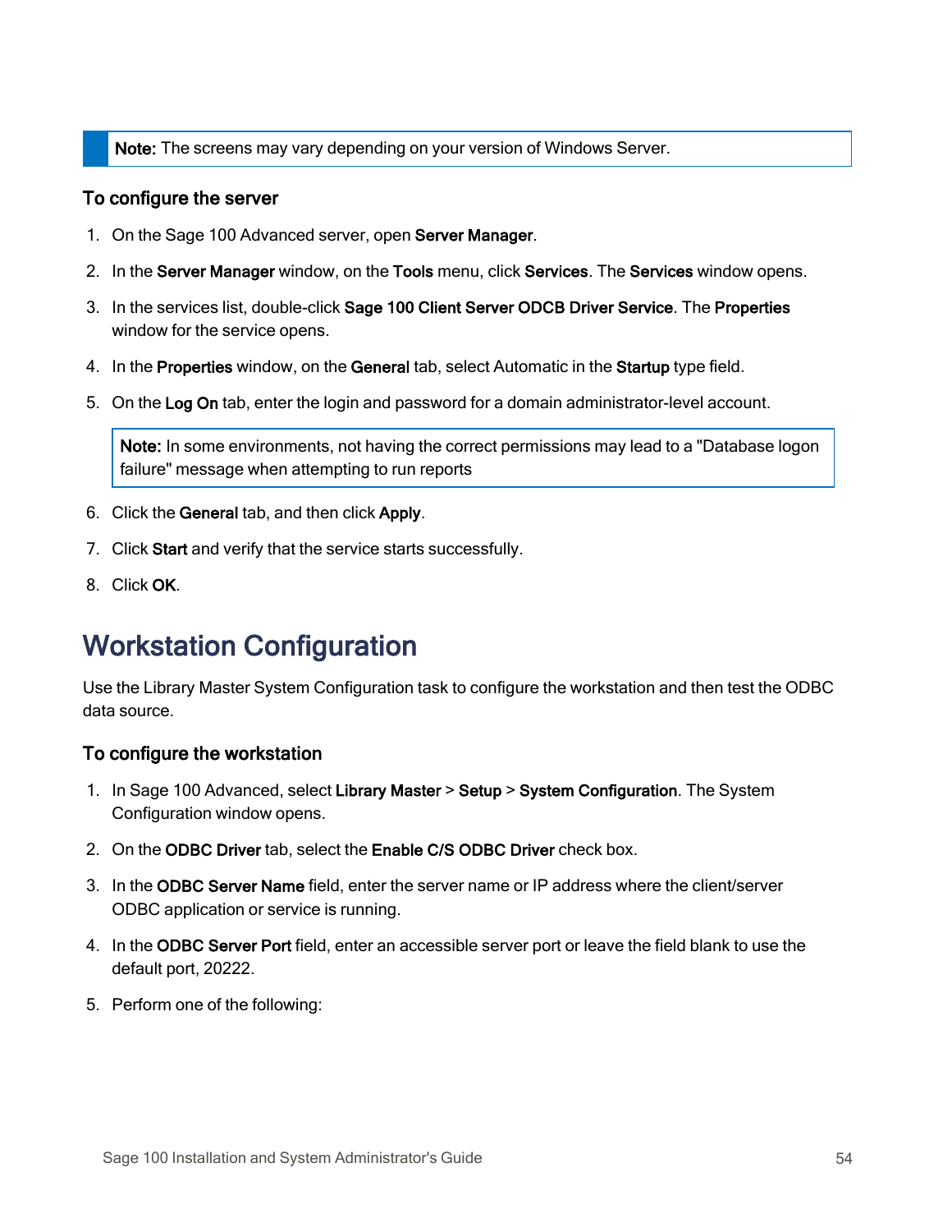**Note:** The screens may vary depending on your version of Windows Server.

### To configure the server

1. On the Sage 100 Advanced server, open **Server Manager**.
2. In the **Server Manager** window, on the **Tools** menu, click **Services**. The **Services** window opens.
3. In the services list, double-click **Sage 100 Client Server ODCB Driver Service**. The **Properties** window for the service opens.
4. In the **Properties** window, on the **General** tab, select Automatic in the **Startup** type field.
5. On the **Log On** tab, enter the login and password for a domain administrator-level account.

   **Note:** In some environments, not having the correct permissions may lead to a "Database logon failure" message when attempting to run reports

6. Click the **General** tab, and then click **Apply**.
7. Click **Start** and verify that the service starts successfully.
8. Click **OK**.

## Workstation Configuration

Use the Library Master System Configuration task to configure the workstation and then test the ODBC data source.

### To configure the workstation

1. In Sage 100 Advanced, select **Library Master** > **Setup** > **System Configuration**. The System Configuration window opens.
2. On the **ODBC Driver** tab, select the **Enable C/S ODBC Driver** check box.
3. In the **ODBC Server Name** field, enter the server name or IP address where the client/server ODBC application or service is running.
4. In the **ODBC Server Port** field, enter an accessible server port or leave the field blank to use the default port, 20222.
5. Perform one of the following: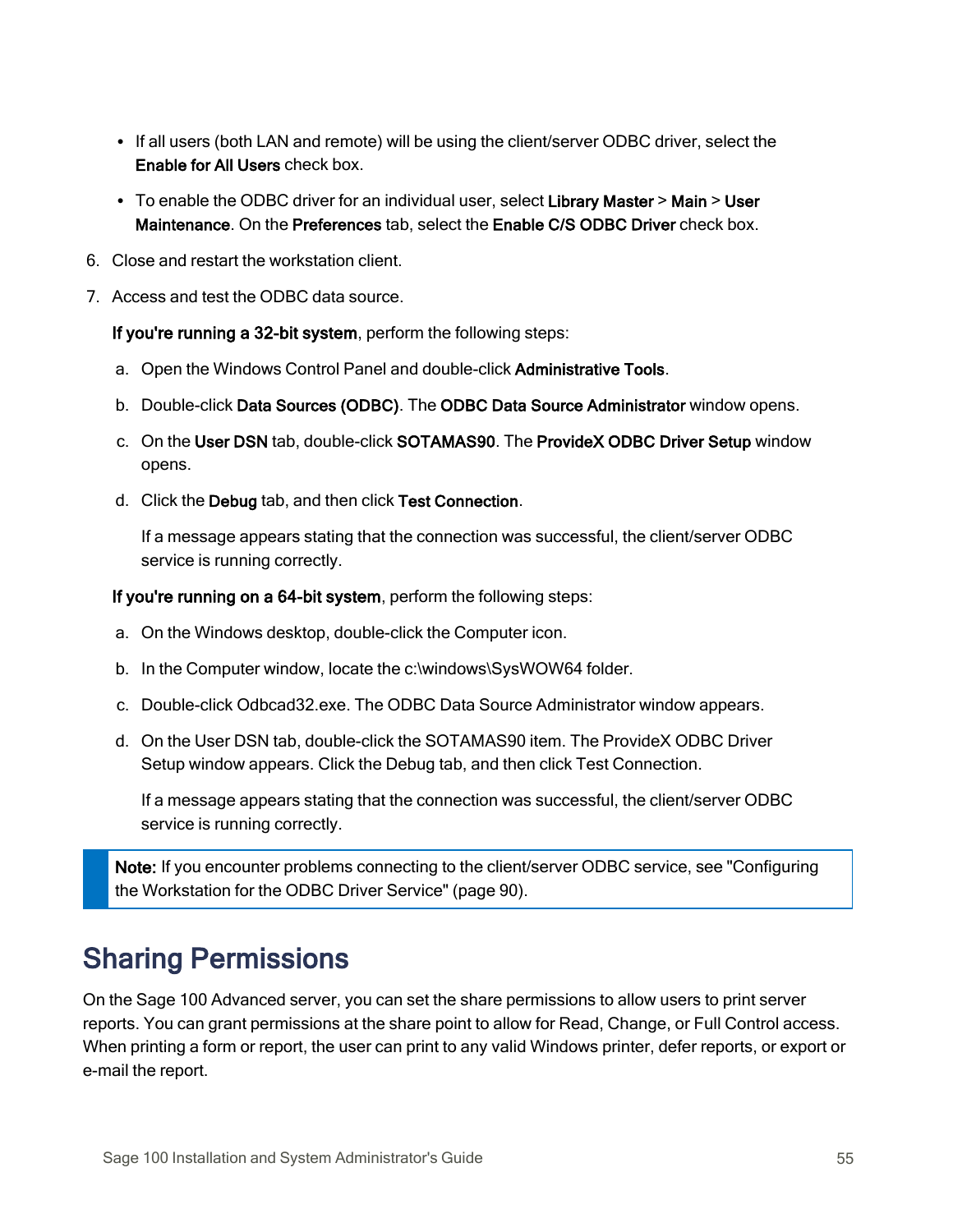- If all users (both LAN and remote) will be using the client/server ODBC driver, select the **Enable for All Users** check box.
- To enable the ODBC driver for an individual user, select **Library Master** > **Main** > **User Maintenance**. On the **Preferences** tab, select the **Enable C/S ODBC Driver** check box.

6. Close and restart the workstation client.
7. Access and test the ODBC data source.

   **If you're running a 32-bit system**, perform the following steps:

   a. Open the Windows Control Panel and double-click **Administrative Tools**.
   b. Double-click **Data Sources (ODBC)**. The **ODBC Data Source Administrator** window opens.
   c. On the **User DSN** tab, double-click **SOTAMAS90**. The **ProvideX ODBC Driver Setup** window opens.
   d. Click the **Debug** tab, and then click **Test Connection**.

      If a message appears stating that the connection was successful, the client/server ODBC service is running correctly.

   **If you're running on a 64-bit system**, perform the following steps:

   a. On the Windows desktop, double-click the Computer icon.
   b. In the Computer window, locate the c:\windows\SysWOW64 folder.
   c. Double-click Odbcad32.exe. The ODBC Data Source Administrator window appears.
   d. On the User DSN tab, double-click the SOTAMAS90 item. The ProvideX ODBC Driver Setup window appears. Click the Debug tab, and then click Test Connection.

      If a message appears stating that the connection was successful, the client/server ODBC service is running correctly.

> **Note:** If you encounter problems connecting to the client/server ODBC service, see "Configuring the Workstation for the ODBC Driver Service" (page 90).

## Sharing Permissions

On the Sage 100 Advanced server, you can set the share permissions to allow users to print server reports. You can grant permissions at the share point to allow for Read, Change, or Full Control access. When printing a form or report, the user can print to any valid Windows printer, defer reports, or export or e-mail the report.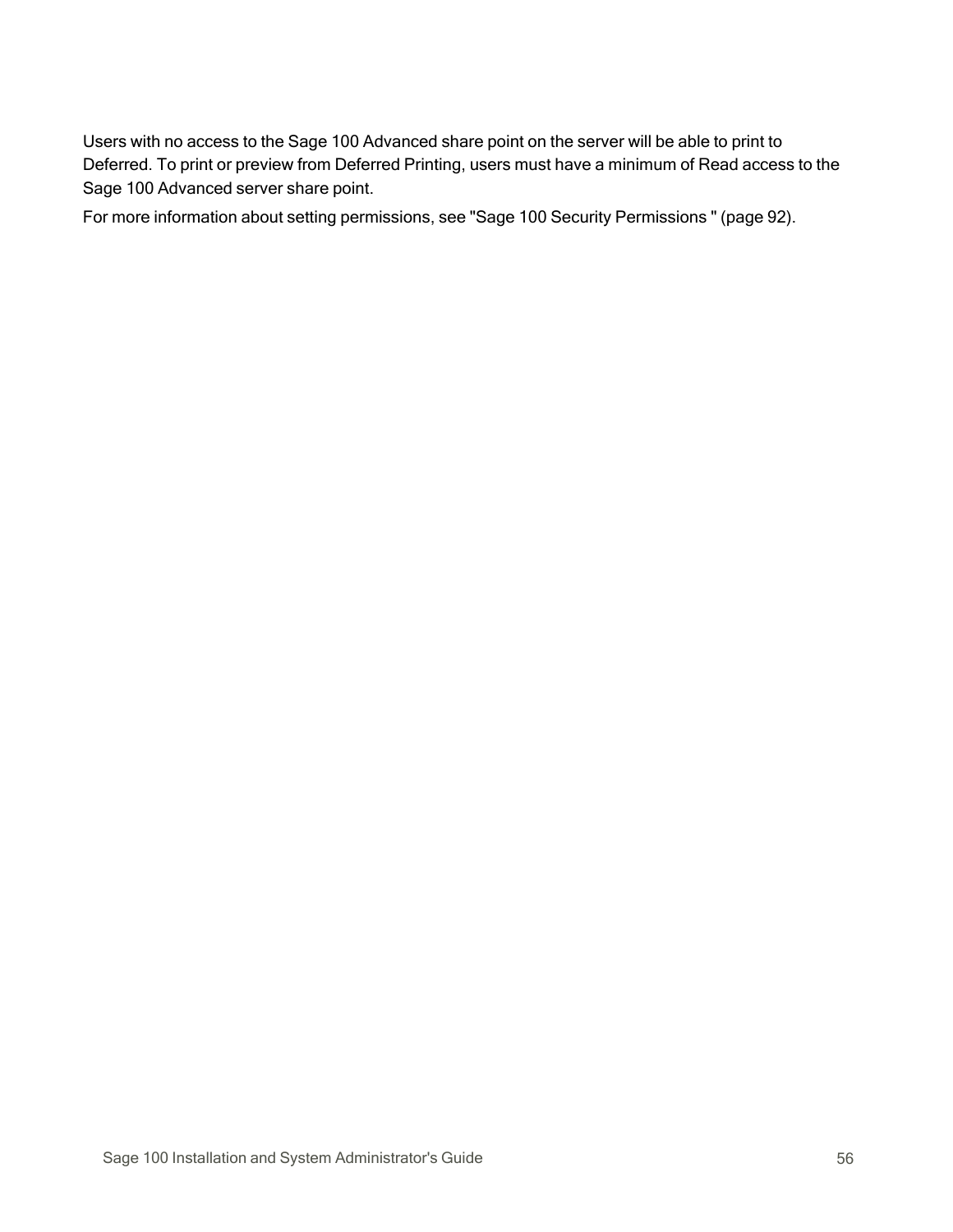Users with no access to the Sage 100 Advanced share point on the server will be able to print to Deferred. To print or preview from Deferred Printing, users must have a minimum of Read access to the Sage 100 Advanced server share point.

For more information about setting permissions, see "Sage 100 Security Permissions " (page 92).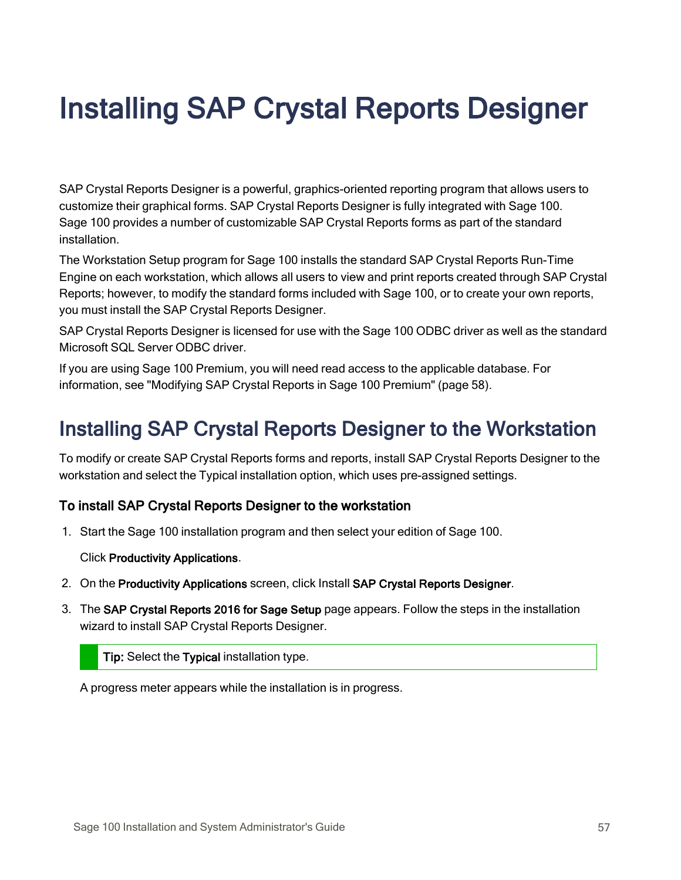# Installing SAP Crystal Reports Designer

SAP Crystal Reports Designer is a powerful, graphics-oriented reporting program that allows users to customize their graphical forms. SAP Crystal Reports Designer is fully integrated with Sage 100. Sage 100 provides a number of customizable SAP Crystal Reports forms as part of the standard installation.

The Workstation Setup program for Sage 100 installs the standard SAP Crystal Reports Run-Time Engine on each workstation, which allows all users to view and print reports created through SAP Crystal Reports; however, to modify the standard forms included with Sage 100, or to create your own reports, you must install the SAP Crystal Reports Designer.

SAP Crystal Reports Designer is licensed for use with the Sage 100 ODBC driver as well as the standard Microsoft SQL Server ODBC driver.

If you are using Sage 100 Premium, you will need read access to the applicable database. For information, see "Modifying SAP Crystal Reports in Sage 100 Premium" (page 58).

## Installing SAP Crystal Reports Designer to the Workstation

To modify or create SAP Crystal Reports forms and reports, install SAP Crystal Reports Designer to the workstation and select the Typical installation option, which uses pre-assigned settings.

### To install SAP Crystal Reports Designer to the workstation

1. Start the Sage 100 installation program and then select your edition of Sage 100.

   Click **Productivity Applications**.

2. On the **Productivity Applications** screen, click Install **SAP Crystal Reports Designer**.

3. The **SAP Crystal Reports 2016 for Sage Setup** page appears. Follow the steps in the installation wizard to install SAP Crystal Reports Designer.

   > **Tip:** Select the **Typical** installation type.

   A progress meter appears while the installation is in progress.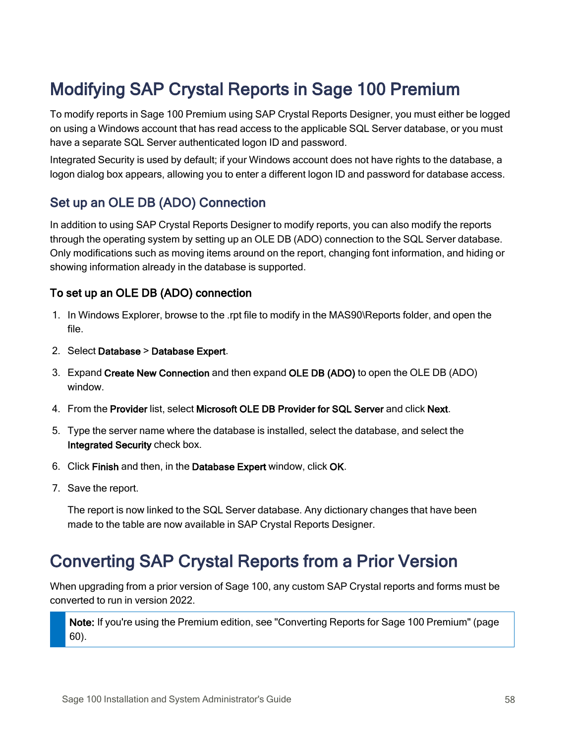# Modifying SAP Crystal Reports in Sage 100 Premium

To modify reports in Sage 100 Premium using SAP Crystal Reports Designer, you must either be logged on using a Windows account that has read access to the applicable SQL Server database, or you must have a separate SQL Server authenticated logon ID and password.

Integrated Security is used by default; if your Windows account does not have rights to the database, a logon dialog box appears, allowing you to enter a different logon ID and password for database access.

## Set up an OLE DB (ADO) Connection

In addition to using SAP Crystal Reports Designer to modify reports, you can also modify the reports through the operating system by setting up an OLE DB (ADO) connection to the SQL Server database. Only modifications such as moving items around on the report, changing font information, and hiding or showing information already in the database is supported.

### To set up an OLE DB (ADO) connection

1. In Windows Explorer, browse to the .rpt file to modify in the MAS90\Reports folder, and open the file.
2. Select **Database** > **Database Expert**.
3. Expand **Create New Connection** and then expand **OLE DB (ADO)** to open the OLE DB (ADO) window.
4. From the **Provider** list, select **Microsoft OLE DB Provider for SQL Server** and click **Next**.
5. Type the server name where the database is installed, select the database, and select the **Integrated Security** check box.
6. Click **Finish** and then, in the **Database Expert** window, click **OK**.
7. Save the report.

   The report is now linked to the SQL Server database. Any dictionary changes that have been made to the table are now available in SAP Crystal Reports Designer.

# Converting SAP Crystal Reports from a Prior Version

When upgrading from a prior version of Sage 100, any custom SAP Crystal reports and forms must be converted to run in version 2022.

> **Note:** If you're using the Premium edition, see "Converting Reports for Sage 100 Premium" (page 60).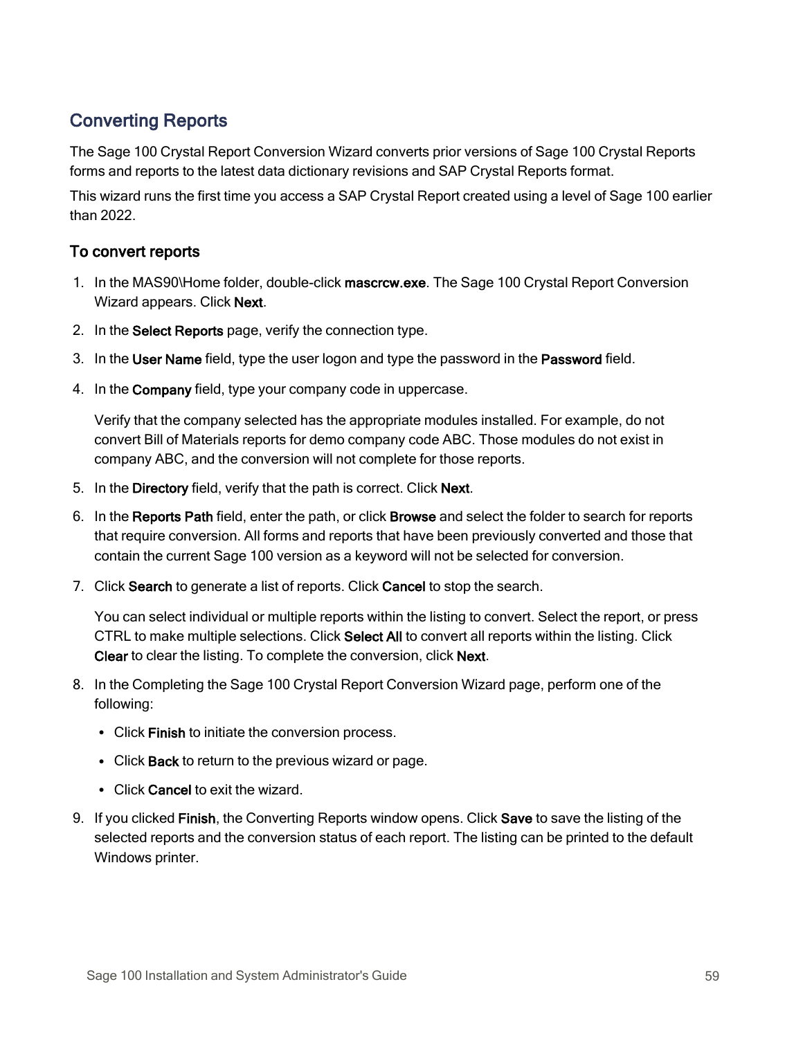## Converting Reports

The Sage 100 Crystal Report Conversion Wizard converts prior versions of Sage 100 Crystal Reports forms and reports to the latest data dictionary revisions and SAP Crystal Reports format.

This wizard runs the first time you access a SAP Crystal Report created using a level of Sage 100 earlier than 2022.

### To convert reports

1. In the MAS90\Home folder, double-click **mascrcw.exe**. The Sage 100 Crystal Report Conversion Wizard appears. Click **Next**.
2. In the **Select Reports** page, verify the connection type.
3. In the **User Name** field, type the user logon and type the password in the **Password** field.
4. In the **Company** field, type your company code in uppercase.

   Verify that the company selected has the appropriate modules installed. For example, do not convert Bill of Materials reports for demo company code ABC. Those modules do not exist in company ABC, and the conversion will not complete for those reports.
5. In the **Directory** field, verify that the path is correct. Click **Next**.
6. In the **Reports Path** field, enter the path, or click **Browse** and select the folder to search for reports that require conversion. All forms and reports that have been previously converted and those that contain the current Sage 100 version as a keyword will not be selected for conversion.
7. Click **Search** to generate a list of reports. Click **Cancel** to stop the search.

   You can select individual or multiple reports within the listing to convert. Select the report, or press CTRL to make multiple selections. Click **Select All** to convert all reports within the listing. Click **Clear** to clear the listing. To complete the conversion, click **Next**.
8. In the Completing the Sage 100 Crystal Report Conversion Wizard page, perform one of the following:
   - Click **Finish** to initiate the conversion process.
   - Click **Back** to return to the previous wizard or page.
   - Click **Cancel** to exit the wizard.
9. If you clicked **Finish**, the Converting Reports window opens. Click **Save** to save the listing of the selected reports and the conversion status of each report. The listing can be printed to the default Windows printer.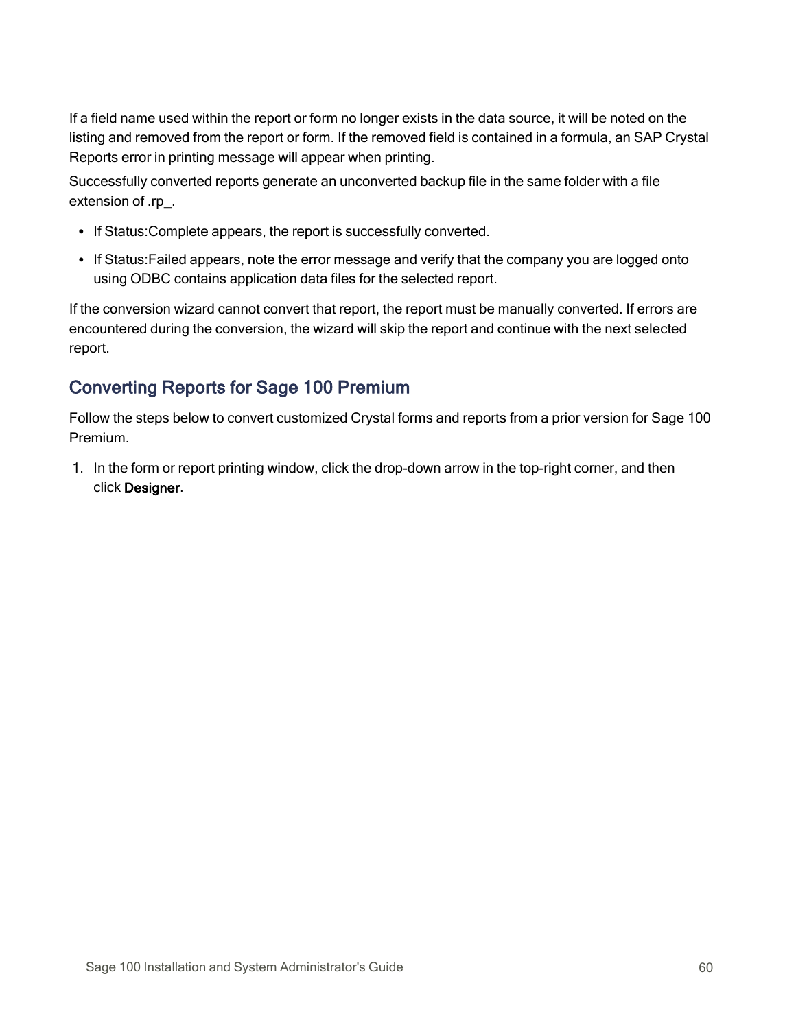If a field name used within the report or form no longer exists in the data source, it will be noted on the listing and removed from the report or form. If the removed field is contained in a formula, an SAP Crystal Reports error in printing message will appear when printing.

Successfully converted reports generate an unconverted backup file in the same folder with a file extension of .rp_.

- If Status:Complete appears, the report is successfully converted.
- If Status:Failed appears, note the error message and verify that the company you are logged onto using ODBC contains application data files for the selected report.

If the conversion wizard cannot convert that report, the report must be manually converted. If errors are encountered during the conversion, the wizard will skip the report and continue with the next selected report.

## Converting Reports for Sage 100 Premium

Follow the steps below to convert customized Crystal forms and reports from a prior version for Sage 100 Premium.

1. In the form or report printing window, click the drop-down arrow in the top-right corner, and then click **Designer**.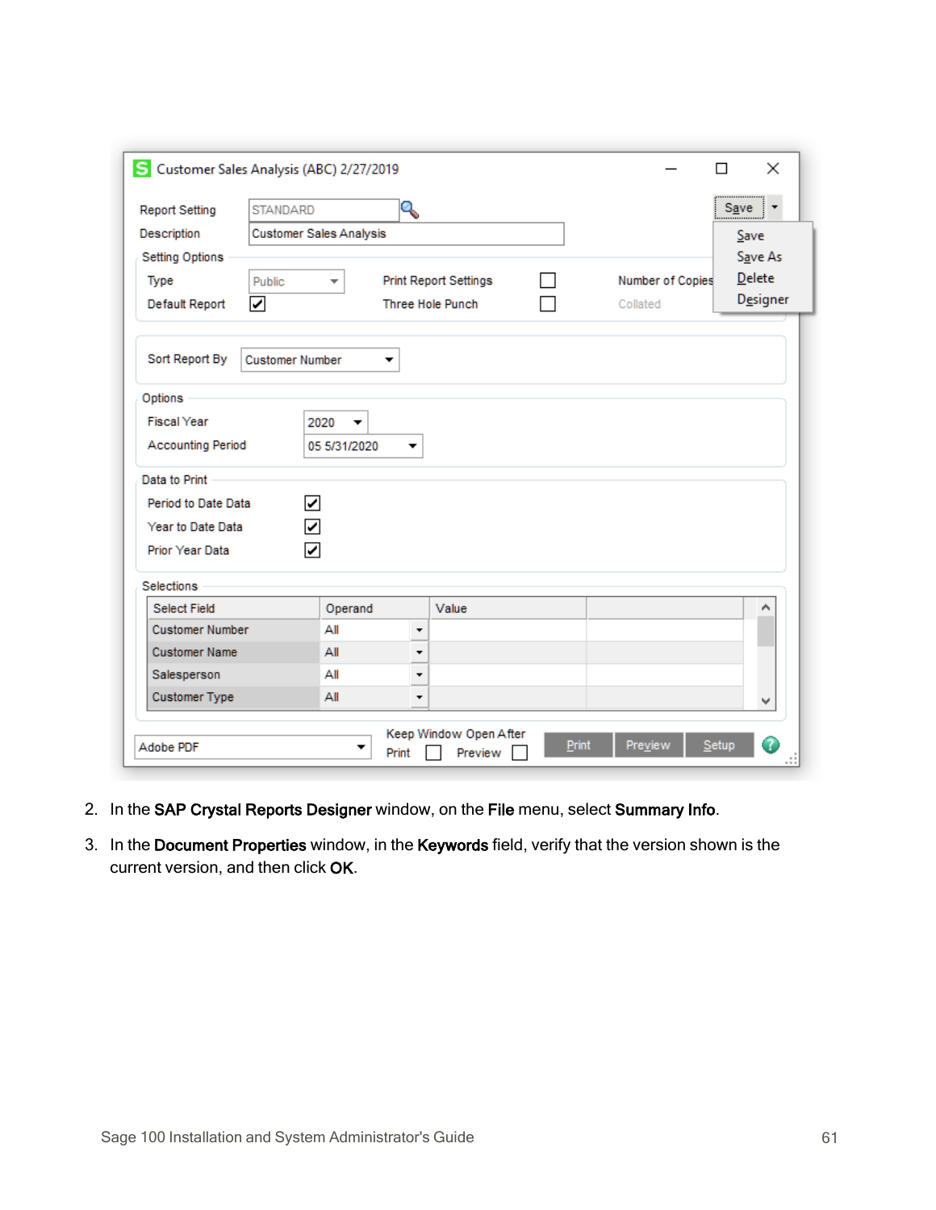2. In the **SAP Crystal Reports Designer** window, on the **File** menu, select **Summary Info**.
3. In the **Document Properties** window, in the **Keywords** field, verify that the version shown is the current version, and then click **OK**.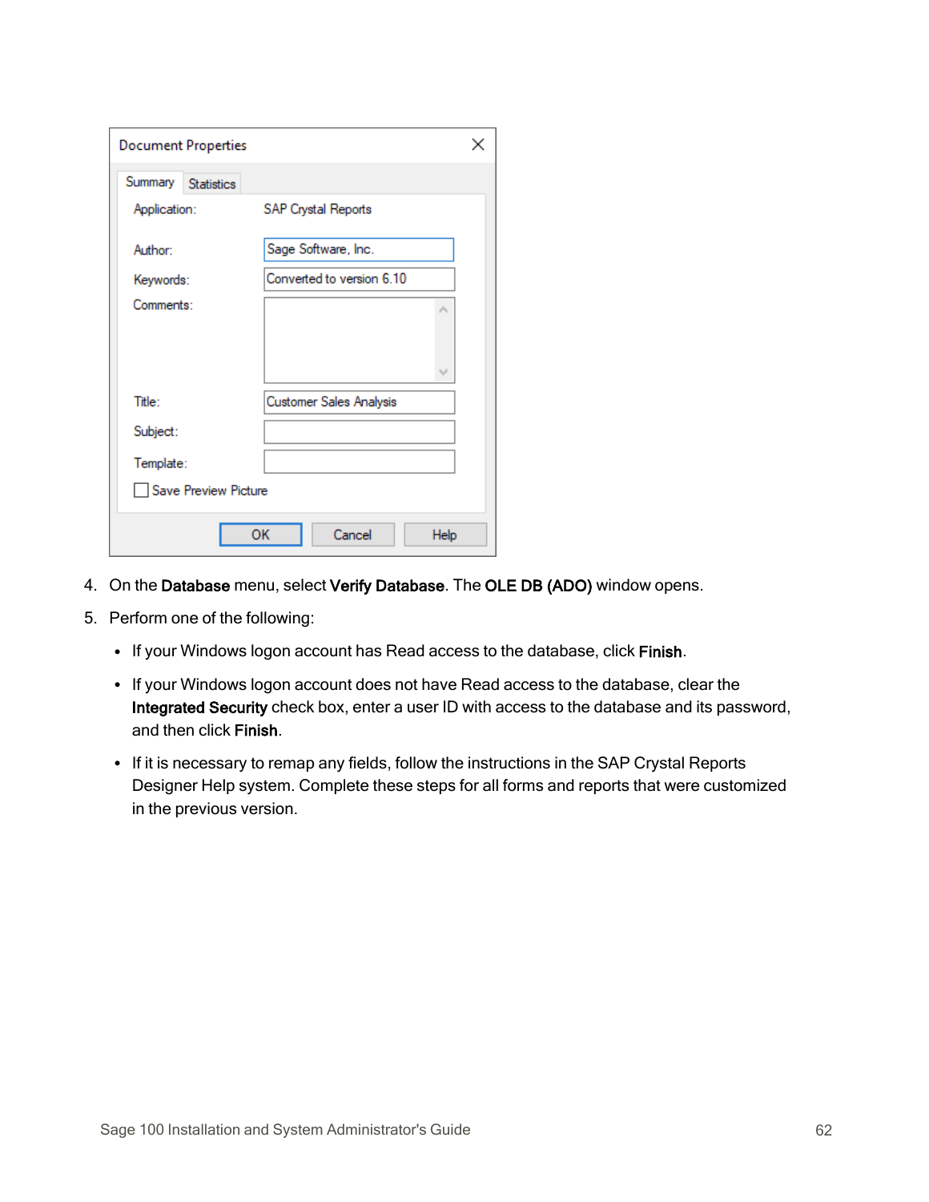4. On the **Database** menu, select **Verify Database**. The **OLE DB (ADO)** window opens.
5. Perform one of the following:
   - If your Windows logon account has Read access to the database, click **Finish**.
   - If your Windows logon account does not have Read access to the database, clear the **Integrated Security** check box, enter a user ID with access to the database and its password, and then click **Finish**.
   - If it is necessary to remap any fields, follow the instructions in the SAP Crystal Reports Designer Help system. Complete these steps for all forms and reports that were customized in the previous version.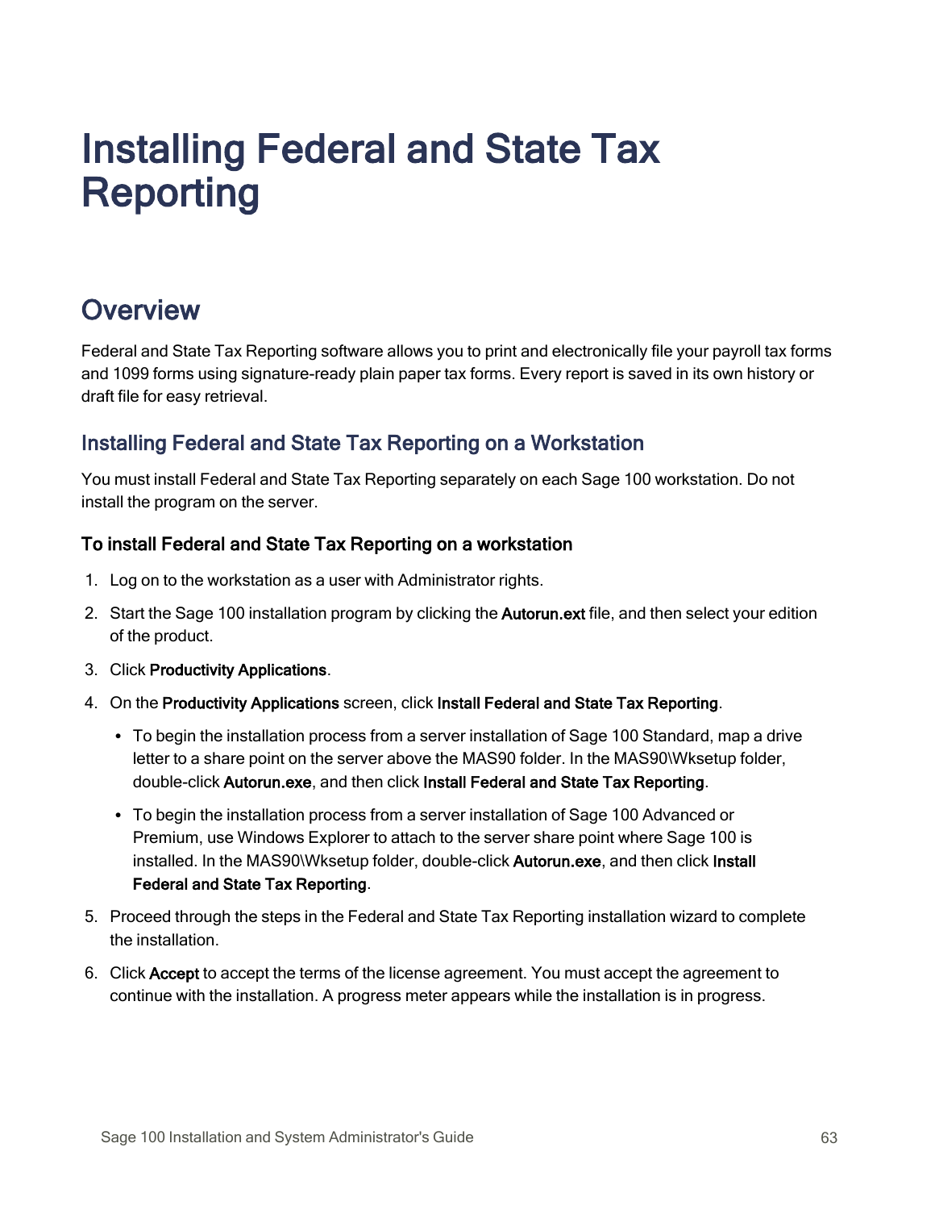# Installing Federal and State Tax Reporting

## Overview

Federal and State Tax Reporting software allows you to print and electronically file your payroll tax forms and 1099 forms using signature-ready plain paper tax forms. Every report is saved in its own history or draft file for easy retrieval.

### Installing Federal and State Tax Reporting on a Workstation

You must install Federal and State Tax Reporting separately on each Sage 100 workstation. Do not install the program on the server.

#### To install Federal and State Tax Reporting on a workstation

1. Log on to the workstation as a user with Administrator rights.
2. Start the Sage 100 installation program by clicking the **Autorun.ext** file, and then select your edition of the product.
3. Click **Productivity Applications**.
4. On the **Productivity Applications** screen, click **Install Federal and State Tax Reporting**.
   - To begin the installation process from a server installation of Sage 100 Standard, map a drive letter to a share point on the server above the MAS90 folder. In the MAS90\Wksetup folder, double-click **Autorun.exe**, and then click **Install Federal and State Tax Reporting**.
   - To begin the installation process from a server installation of Sage 100 Advanced or Premium, use Windows Explorer to attach to the server share point where Sage 100 is installed. In the MAS90\Wksetup folder, double-click **Autorun.exe**, and then click **Install Federal and State Tax Reporting**.
5. Proceed through the steps in the Federal and State Tax Reporting installation wizard to complete the installation.
6. Click **Accept** to accept the terms of the license agreement. You must accept the agreement to continue with the installation. A progress meter appears while the installation is in progress.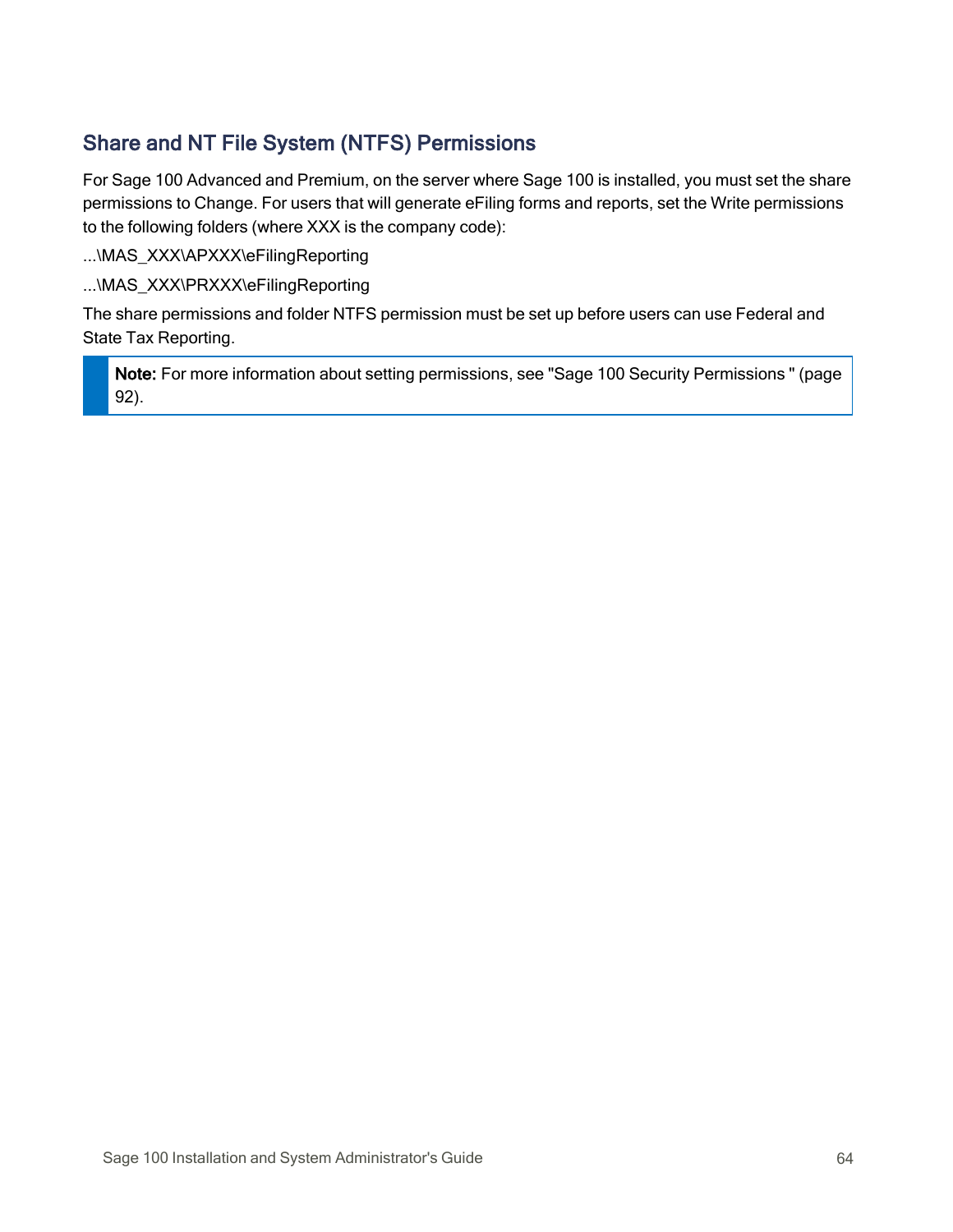## Share and NT File System (NTFS) Permissions

For Sage 100 Advanced and Premium, on the server where Sage 100 is installed, you must set the share permissions to Change. For users that will generate eFiling forms and reports, set the Write permissions to the following folders (where XXX is the company code):

...\MAS_XXX\APXXX\eFilingReporting

...\MAS_XXX\PRXXX\eFilingReporting

The share permissions and folder NTFS permission must be set up before users can use Federal and State Tax Reporting.

> **Note:** For more information about setting permissions, see "Sage 100 Security Permissions " (page 92).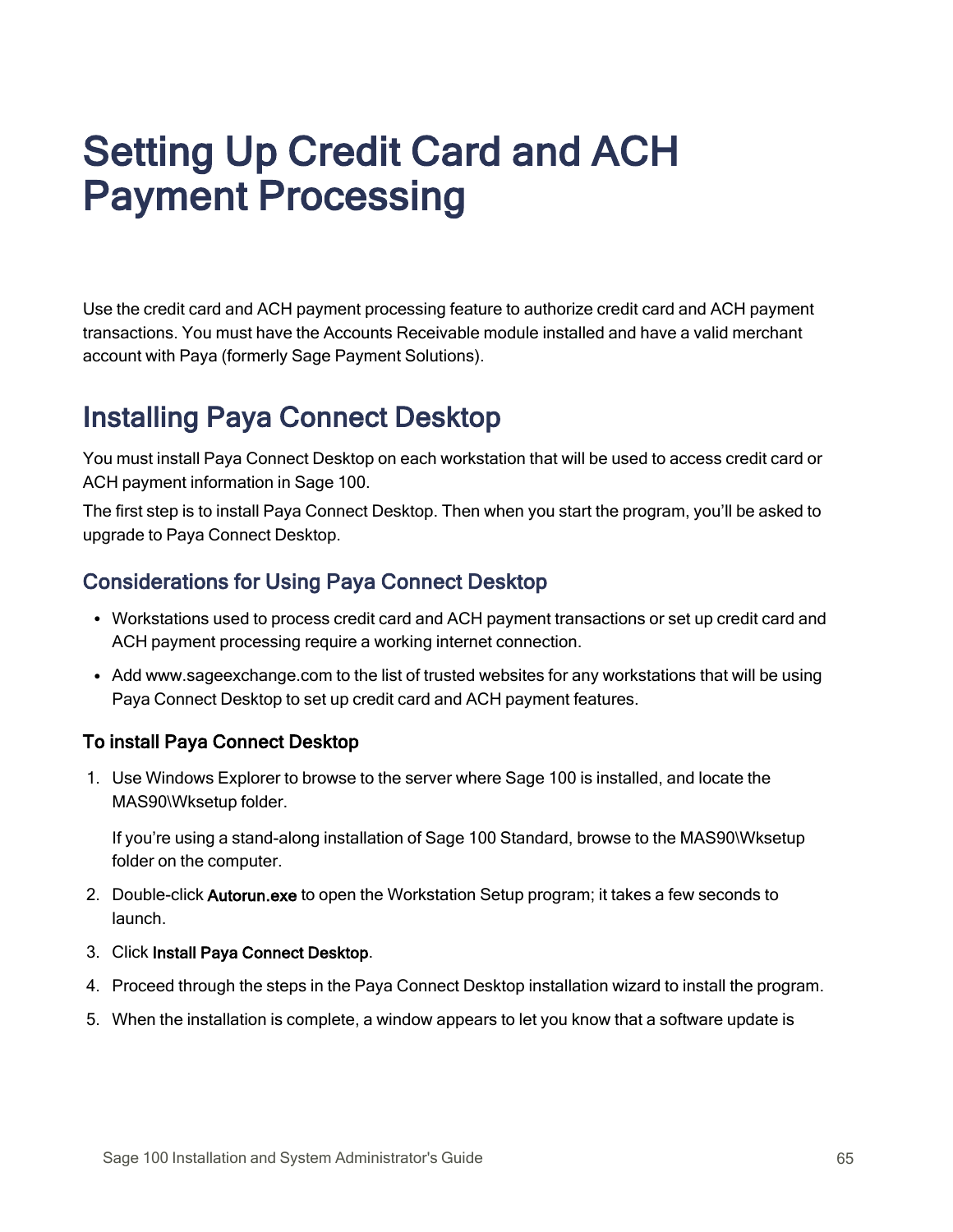# Setting Up Credit Card and ACH Payment Processing

Use the credit card and ACH payment processing feature to authorize credit card and ACH payment transactions. You must have the Accounts Receivable module installed and have a valid merchant account with Paya (formerly Sage Payment Solutions).

## Installing Paya Connect Desktop

You must install Paya Connect Desktop on each workstation that will be used to access credit card or ACH payment information in Sage 100.

The first step is to install Paya Connect Desktop. Then when you start the program, you'll be asked to upgrade to Paya Connect Desktop.

### Considerations for Using Paya Connect Desktop

- Workstations used to process credit card and ACH payment transactions or set up credit card and ACH payment processing require a working internet connection.
- Add www.sageexchange.com to the list of trusted websites for any workstations that will be using Paya Connect Desktop to set up credit card and ACH payment features.

#### To install Paya Connect Desktop

1. Use Windows Explorer to browse to the server where Sage 100 is installed, and locate the MAS90\Wksetup folder.

   If you're using a stand-along installation of Sage 100 Standard, browse to the MAS90\Wksetup folder on the computer.

2. Double-click **Autorun.exe** to open the Workstation Setup program; it takes a few seconds to launch.
3. Click **Install Paya Connect Desktop**.
4. Proceed through the steps in the Paya Connect Desktop installation wizard to install the program.
5. When the installation is complete, a window appears to let you know that a software update is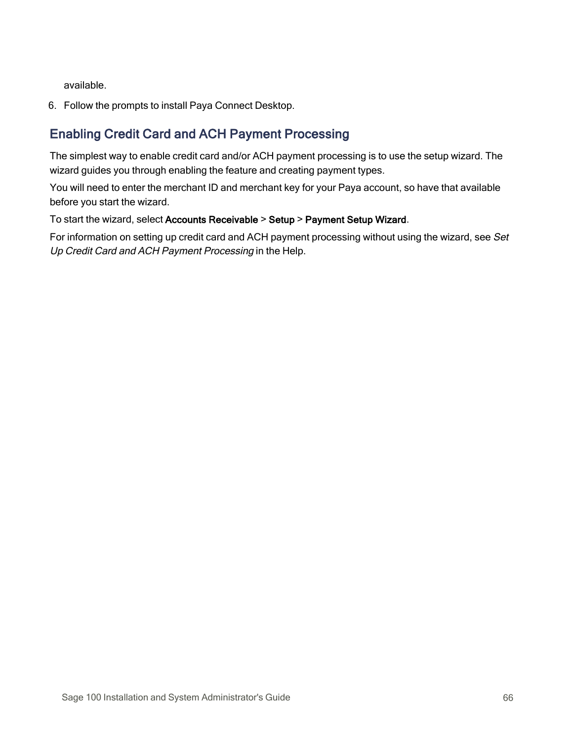available.

6. Follow the prompts to install Paya Connect Desktop.

## Enabling Credit Card and ACH Payment Processing

The simplest way to enable credit card and/or ACH payment processing is to use the setup wizard. The wizard guides you through enabling the feature and creating payment types.

You will need to enter the merchant ID and merchant key for your Paya account, so have that available before you start the wizard.

To start the wizard, select **Accounts Receivable** > **Setup** > **Payment Setup Wizard**.

For information on setting up credit card and ACH payment processing without using the wizard, see *Set Up Credit Card and ACH Payment Processing* in the Help.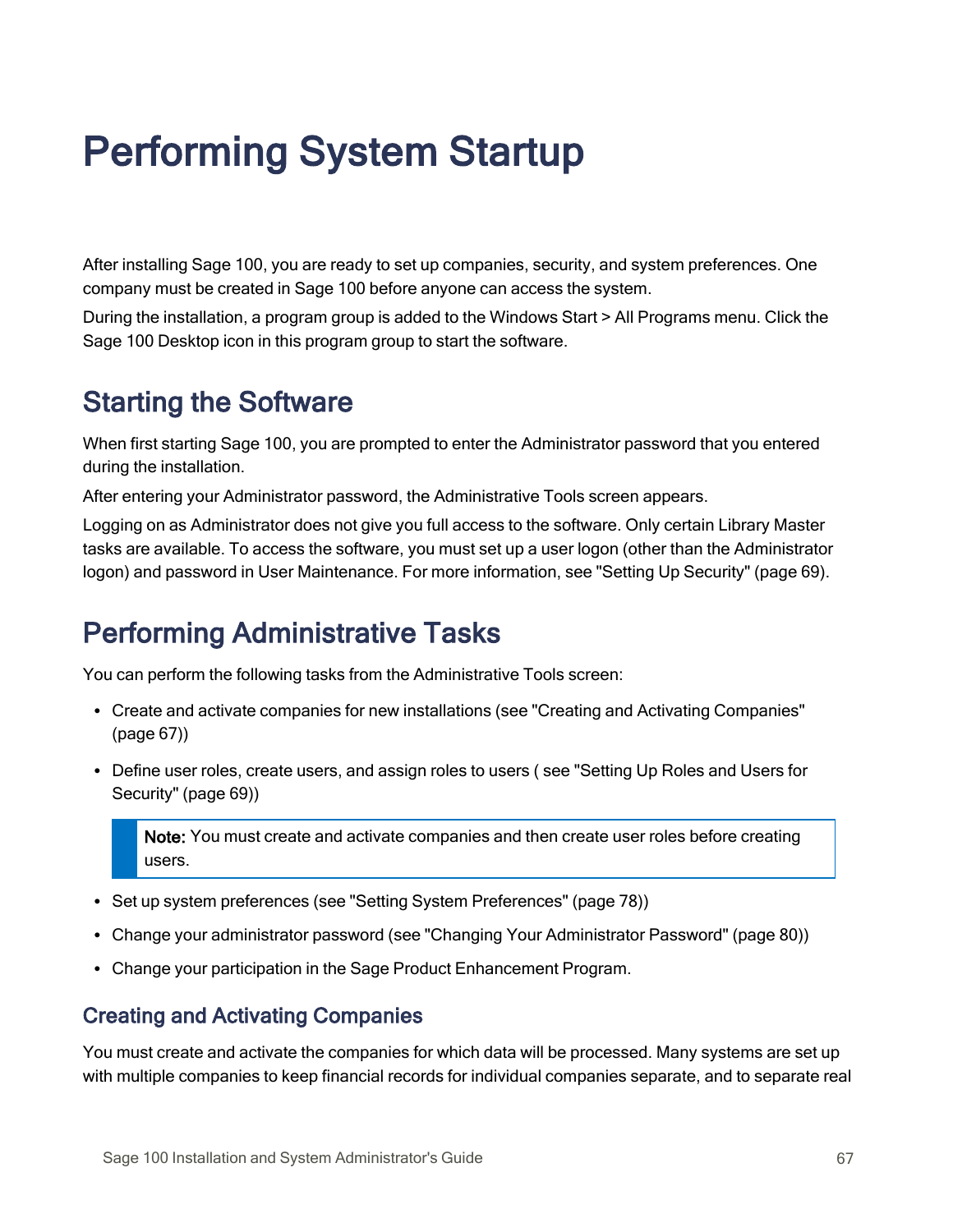# Performing System Startup

After installing Sage 100, you are ready to set up companies, security, and system preferences. One company must be created in Sage 100 before anyone can access the system.

During the installation, a program group is added to the Windows Start > All Programs menu. Click the Sage 100 Desktop icon in this program group to start the software.

## Starting the Software

When first starting Sage 100, you are prompted to enter the Administrator password that you entered during the installation.

After entering your Administrator password, the Administrative Tools screen appears.

Logging on as Administrator does not give you full access to the software. Only certain Library Master tasks are available. To access the software, you must set up a user logon (other than the Administrator logon) and password in User Maintenance. For more information, see "Setting Up Security" (page 69).

## Performing Administrative Tasks

You can perform the following tasks from the Administrative Tools screen:

- Create and activate companies for new installations (see "Creating and Activating Companies" (page 67))
- Define user roles, create users, and assign roles to users ( see "Setting Up Roles and Users for Security" (page 69))

  > **Note:** You must create and activate companies and then create user roles before creating users.

- Set up system preferences (see "Setting System Preferences" (page 78))
- Change your administrator password (see "Changing Your Administrator Password" (page 80))
- Change your participation in the Sage Product Enhancement Program.

### Creating and Activating Companies

You must create and activate the companies for which data will be processed. Many systems are set up with multiple companies to keep financial records for individual companies separate, and to separate real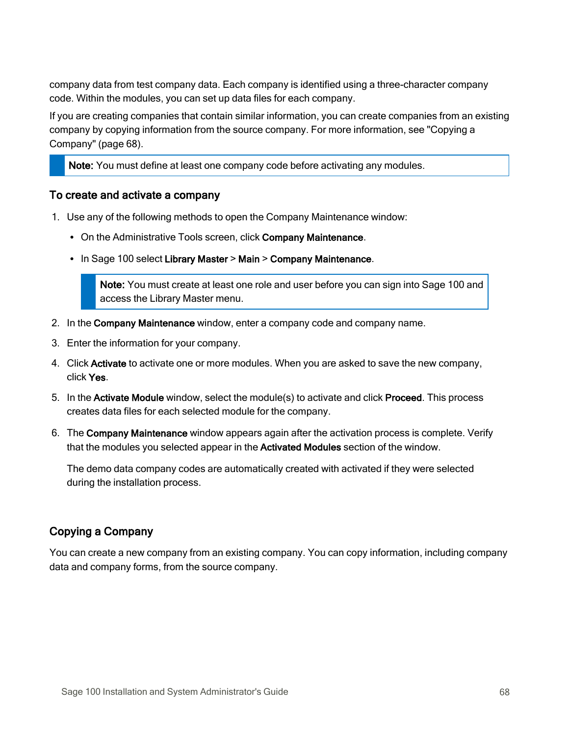company data from test company data. Each company is identified using a three-character company code. Within the modules, you can set up data files for each company.

If you are creating companies that contain similar information, you can create companies from an existing company by copying information from the source company. For more information, see "Copying a Company" (page 68).

> **Note:** You must define at least one company code before activating any modules.

### To create and activate a company

1. Use any of the following methods to open the Company Maintenance window:
   - On the Administrative Tools screen, click **Company Maintenance**.
   - In Sage 100 select **Library Master** > **Main** > **Company Maintenance**.

   > **Note:** You must create at least one role and user before you can sign into Sage 100 and access the Library Master menu.

2. In the **Company Maintenance** window, enter a company code and company name.
3. Enter the information for your company.
4. Click **Activate** to activate one or more modules. When you are asked to save the new company, click **Yes**.
5. In the **Activate Module** window, select the module(s) to activate and click **Proceed**. This process creates data files for each selected module for the company.
6. The **Company Maintenance** window appears again after the activation process is complete. Verify that the modules you selected appear in the **Activated Modules** section of the window.

   The demo data company codes are automatically created with activated if they were selected during the installation process.

## Copying a Company

You can create a new company from an existing company. You can copy information, including company data and company forms, from the source company.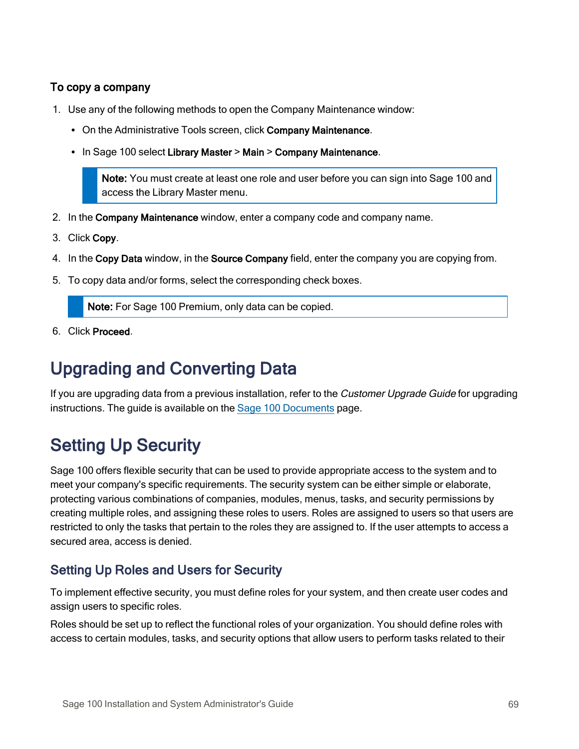### To copy a company

1. Use any of the following methods to open the Company Maintenance window:
   - On the Administrative Tools screen, click **Company Maintenance**.
   - In Sage 100 select **Library Master** > **Main** > **Company Maintenance**.

   > **Note:** You must create at least one role and user before you can sign into Sage 100 and access the Library Master menu.

2. In the **Company Maintenance** window, enter a company code and company name.
3. Click **Copy**.
4. In the **Copy Data** window, in the **Source Company** field, enter the company you are copying from.
5. To copy data and/or forms, select the corresponding check boxes.

   > **Note:** For Sage 100 Premium, only data can be copied.

6. Click **Proceed**.

# Upgrading and Converting Data

If you are upgrading data from a previous installation, refer to the *Customer Upgrade Guide* for upgrading instructions. The guide is available on the Sage 100 Documents page.

# Setting Up Security

Sage 100 offers flexible security that can be used to provide appropriate access to the system and to meet your company's specific requirements. The security system can be either simple or elaborate, protecting various combinations of companies, modules, menus, tasks, and security permissions by creating multiple roles, and assigning these roles to users. Roles are assigned to users so that users are restricted to only the tasks that pertain to the roles they are assigned to. If the user attempts to access a secured area, access is denied.

## Setting Up Roles and Users for Security

To implement effective security, you must define roles for your system, and then create user codes and assign users to specific roles.

Roles should be set up to reflect the functional roles of your organization. You should define roles with access to certain modules, tasks, and security options that allow users to perform tasks related to their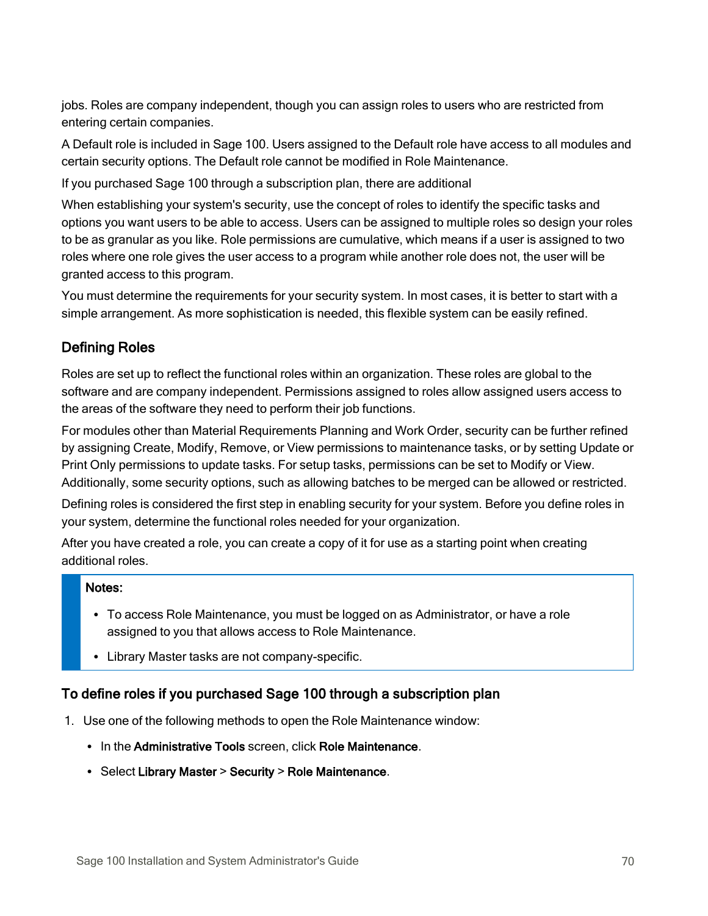jobs. Roles are company independent, though you can assign roles to users who are restricted from entering certain companies.

A Default role is included in Sage 100. Users assigned to the Default role have access to all modules and certain security options. The Default role cannot be modified in Role Maintenance.

If you purchased Sage 100 through a subscription plan, there are additional

When establishing your system's security, use the concept of roles to identify the specific tasks and options you want users to be able to access. Users can be assigned to multiple roles so design your roles to be as granular as you like. Role permissions are cumulative, which means if a user is assigned to two roles where one role gives the user access to a program while another role does not, the user will be granted access to this program.

You must determine the requirements for your security system. In most cases, it is better to start with a simple arrangement. As more sophistication is needed, this flexible system can be easily refined.

## Defining Roles

Roles are set up to reflect the functional roles within an organization. These roles are global to the software and are company independent. Permissions assigned to roles allow assigned users access to the areas of the software they need to perform their job functions.

For modules other than Material Requirements Planning and Work Order, security can be further refined by assigning Create, Modify, Remove, or View permissions to maintenance tasks, or by setting Update or Print Only permissions to update tasks. For setup tasks, permissions can be set to Modify or View. Additionally, some security options, such as allowing batches to be merged can be allowed or restricted.

Defining roles is considered the first step in enabling security for your system. Before you define roles in your system, determine the functional roles needed for your organization.

After you have created a role, you can create a copy of it for use as a starting point when creating additional roles.

> **Notes:**
>
> - To access Role Maintenance, you must be logged on as Administrator, or have a role assigned to you that allows access to Role Maintenance.
> - Library Master tasks are not company-specific.

### To define roles if you purchased Sage 100 through a subscription plan

1. Use one of the following methods to open the Role Maintenance window:
   - In the **Administrative Tools** screen, click **Role Maintenance**.
   - Select **Library Master** > **Security** > **Role Maintenance**.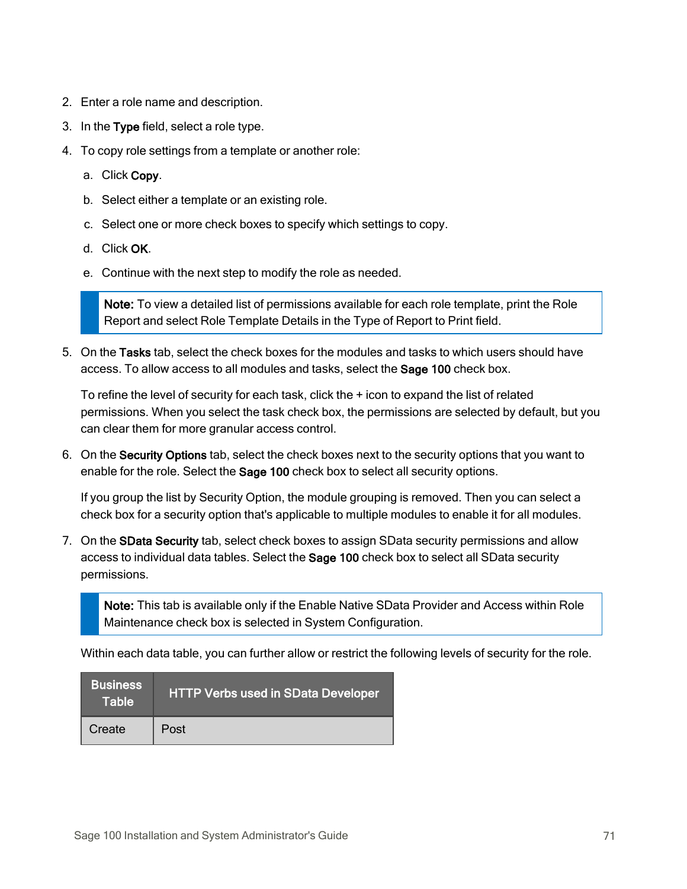2. Enter a role name and description.
3. In the **Type** field, select a role type.
4. To copy role settings from a template or another role:
   a. Click **Copy**.
   b. Select either a template or an existing role.
   c. Select one or more check boxes to specify which settings to copy.
   d. Click **OK**.
   e. Continue with the next step to modify the role as needed.

   > **Note:** To view a detailed list of permissions available for each role template, print the Role Report and select Role Template Details in the Type of Report to Print field.

5. On the **Tasks** tab, select the check boxes for the modules and tasks to which users should have access. To allow access to all modules and tasks, select the **Sage 100** check box.

   To refine the level of security for each task, click the + icon to expand the list of related permissions. When you select the task check box, the permissions are selected by default, but you can clear them for more granular access control.

6. On the **Security Options** tab, select the check boxes next to the security options that you want to enable for the role. Select the **Sage 100** check box to select all security options.

   If you group the list by Security Option, the module grouping is removed. Then you can select a check box for a security option that's applicable to multiple modules to enable it for all modules.

7. On the **SData Security** tab, select check boxes to assign SData security permissions and allow access to individual data tables. Select the **Sage 100** check box to select all SData security permissions.

   > **Note:** This tab is available only if the Enable Native SData Provider and Access within Role Maintenance check box is selected in System Configuration.

   Within each data table, you can further allow or restrict the following levels of security for the role.

   | Business Table | HTTP Verbs used in SData Developer |
   | --- | --- |
   | Create | Post |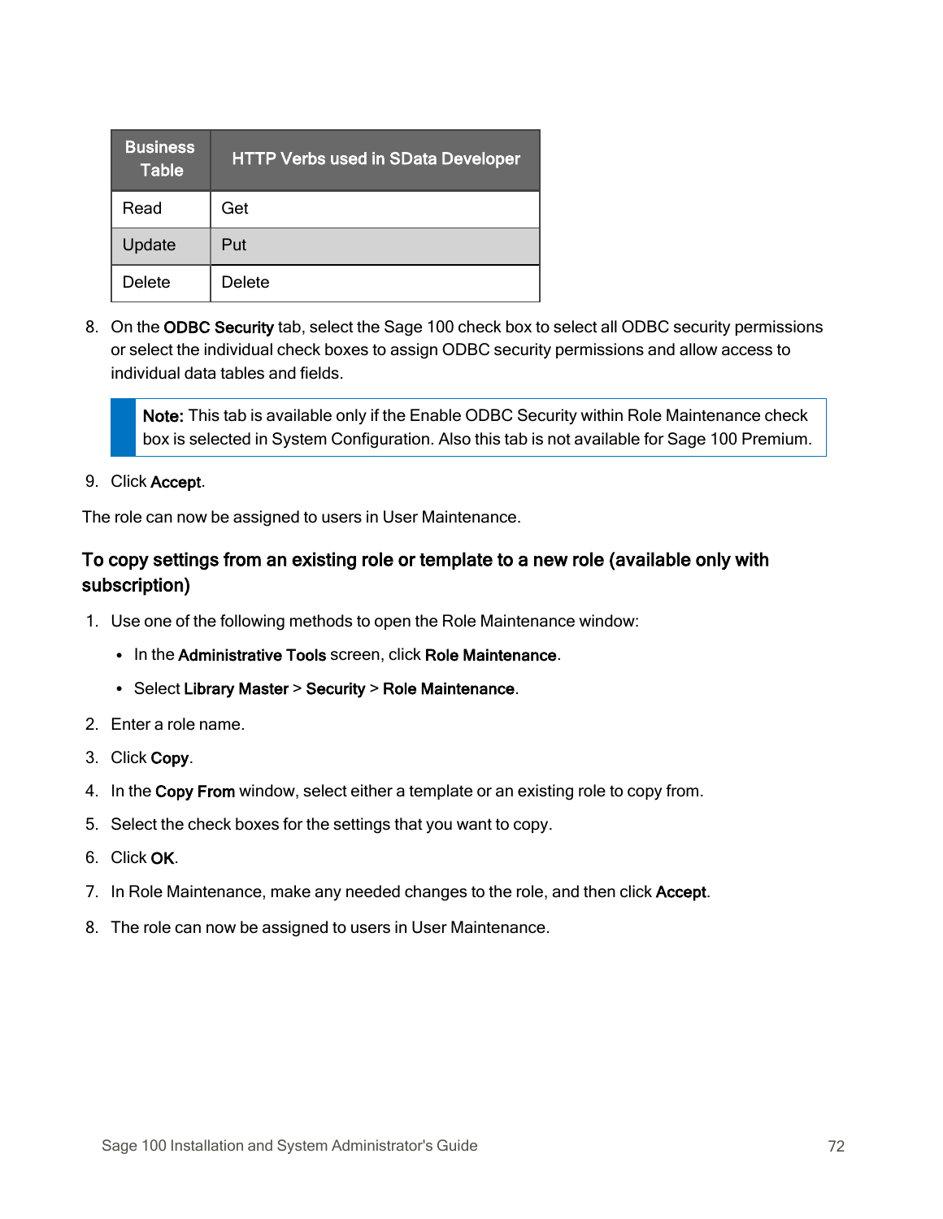| Business Table | HTTP Verbs used in SData Developer |
| --- | --- |
| Read | Get |
| Update | Put |
| Delete | Delete |

8. On the **ODBC Security** tab, select the Sage 100 check box to select all ODBC security permissions or select the individual check boxes to assign ODBC security permissions and allow access to individual data tables and fields.

> **Note:** This tab is available only if the Enable ODBC Security within Role Maintenance check box is selected in System Configuration. Also this tab is not available for Sage 100 Premium.

9. Click **Accept**.

The role can now be assigned to users in User Maintenance.

### To copy settings from an existing role or template to a new role (available only with subscription)

1. Use one of the following methods to open the Role Maintenance window:
   - In the **Administrative Tools** screen, click **Role Maintenance**.
   - Select **Library Master** > **Security** > **Role Maintenance**.
2. Enter a role name.
3. Click **Copy**.
4. In the **Copy From** window, select either a template or an existing role to copy from.
5. Select the check boxes for the settings that you want to copy.
6. Click **OK**.
7. In Role Maintenance, make any needed changes to the role, and then click **Accept**.
8. The role can now be assigned to users in User Maintenance.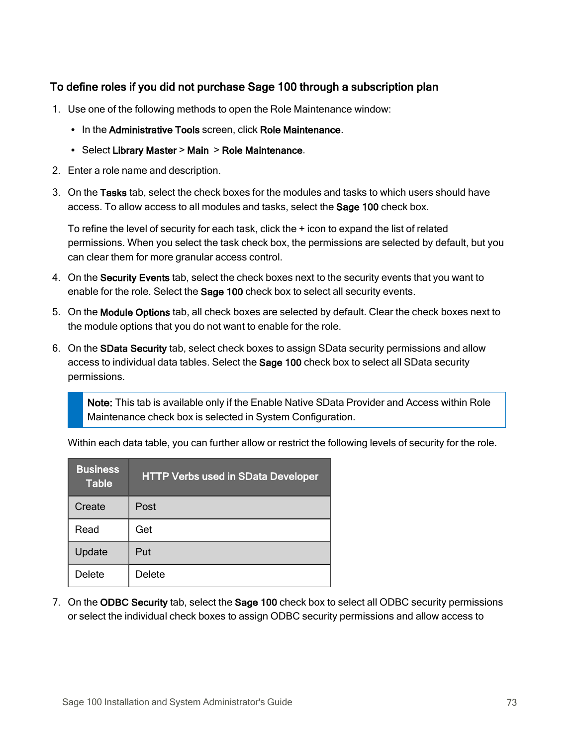### To define roles if you did not purchase Sage 100 through a subscription plan

1. Use one of the following methods to open the Role Maintenance window:
   - In the **Administrative Tools** screen, click **Role Maintenance**.
   - Select **Library Master** > **Main** > **Role Maintenance**.
2. Enter a role name and description.
3. On the **Tasks** tab, select the check boxes for the modules and tasks to which users should have access. To allow access to all modules and tasks, select the **Sage 100** check box.

   To refine the level of security for each task, click the + icon to expand the list of related permissions. When you select the task check box, the permissions are selected by default, but you can clear them for more granular access control.
4. On the **Security Events** tab, select the check boxes next to the security events that you want to enable for the role. Select the **Sage 100** check box to select all security events.
5. On the **Module Options** tab, all check boxes are selected by default. Clear the check boxes next to the module options that you do not want to enable for the role.
6. On the **SData Security** tab, select check boxes to assign SData security permissions and allow access to individual data tables. Select the **Sage 100** check box to select all SData security permissions.

   > **Note:** This tab is available only if the Enable Native SData Provider and Access within Role Maintenance check box is selected in System Configuration.

   Within each data table, you can further allow or restrict the following levels of security for the role.

   | Business Table | HTTP Verbs used in SData Developer |
   |---|---|
   | Create | Post |
   | Read | Get |
   | Update | Put |
   | Delete | Delete |

7. On the **ODBC Security** tab, select the **Sage 100** check box to select all ODBC security permissions or select the individual check boxes to assign ODBC security permissions and allow access to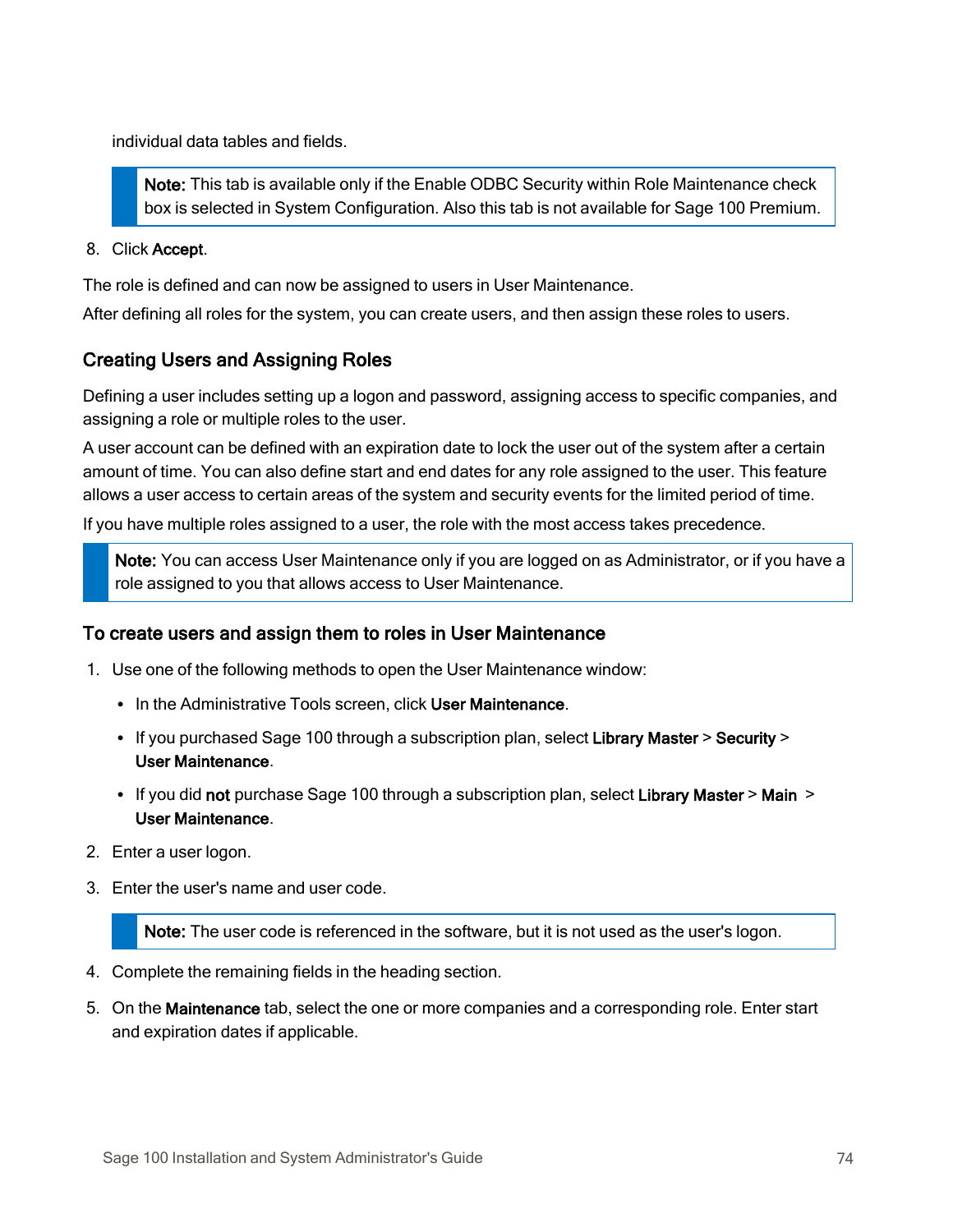individual data tables and fields.

> **Note:** This tab is available only if the Enable ODBC Security within Role Maintenance check box is selected in System Configuration. Also this tab is not available for Sage 100 Premium.

8. Click **Accept**.

The role is defined and can now be assigned to users in User Maintenance.

After defining all roles for the system, you can create users, and then assign these roles to users.

## Creating Users and Assigning Roles

Defining a user includes setting up a logon and password, assigning access to specific companies, and assigning a role or multiple roles to the user.

A user account can be defined with an expiration date to lock the user out of the system after a certain amount of time. You can also define start and end dates for any role assigned to the user. This feature allows a user access to certain areas of the system and security events for the limited period of time.

If you have multiple roles assigned to a user, the role with the most access takes precedence.

> **Note:** You can access User Maintenance only if you are logged on as Administrator, or if you have a role assigned to you that allows access to User Maintenance.

### To create users and assign them to roles in User Maintenance

1. Use one of the following methods to open the User Maintenance window:
   - In the Administrative Tools screen, click **User Maintenance**.
   - If you purchased Sage 100 through a subscription plan, select **Library Master** > **Security** > **User Maintenance**.
   - If you did **not** purchase Sage 100 through a subscription plan, select **Library Master** > **Main** > **User Maintenance**.
2. Enter a user logon.
3. Enter the user's name and user code.

   > **Note:** The user code is referenced in the software, but it is not used as the user's logon.

4. Complete the remaining fields in the heading section.
5. On the **Maintenance** tab, select the one or more companies and a corresponding role. Enter start and expiration dates if applicable.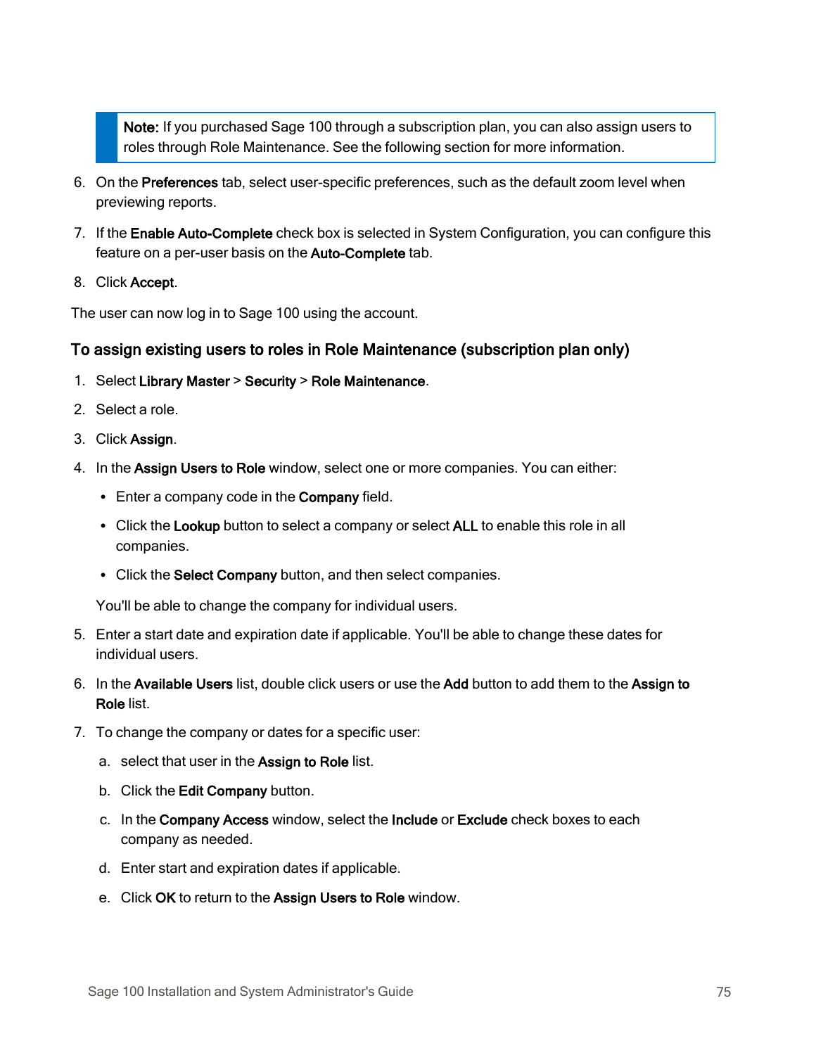> **Note:** If you purchased Sage 100 through a subscription plan, you can also assign users to roles through Role Maintenance. See the following section for more information.

6. On the **Preferences** tab, select user-specific preferences, such as the default zoom level when previewing reports.
7. If the **Enable Auto-Complete** check box is selected in System Configuration, you can configure this feature on a per-user basis on the **Auto-Complete** tab.
8. Click **Accept**.

The user can now log in to Sage 100 using the account.

### To assign existing users to roles in Role Maintenance (subscription plan only)

1. Select **Library Master** > **Security** > **Role Maintenance**.
2. Select a role.
3. Click **Assign**.
4. In the **Assign Users to Role** window, select one or more companies. You can either:
   - Enter a company code in the **Company** field.
   - Click the **Lookup** button to select a company or select **ALL** to enable this role in all companies.
   - Click the **Select Company** button, and then select companies.

   You'll be able to change the company for individual users.
5. Enter a start date and expiration date if applicable. You'll be able to change these dates for individual users.
6. In the **Available Users** list, double click users or use the **Add** button to add them to the **Assign to Role** list.
7. To change the company or dates for a specific user:
   a. select that user in the **Assign to Role** list.
   b. Click the **Edit Company** button.
   c. In the **Company Access** window, select the **Include** or **Exclude** check boxes to each company as needed.
   d. Enter start and expiration dates if applicable.
   e. Click **OK** to return to the **Assign Users to Role** window.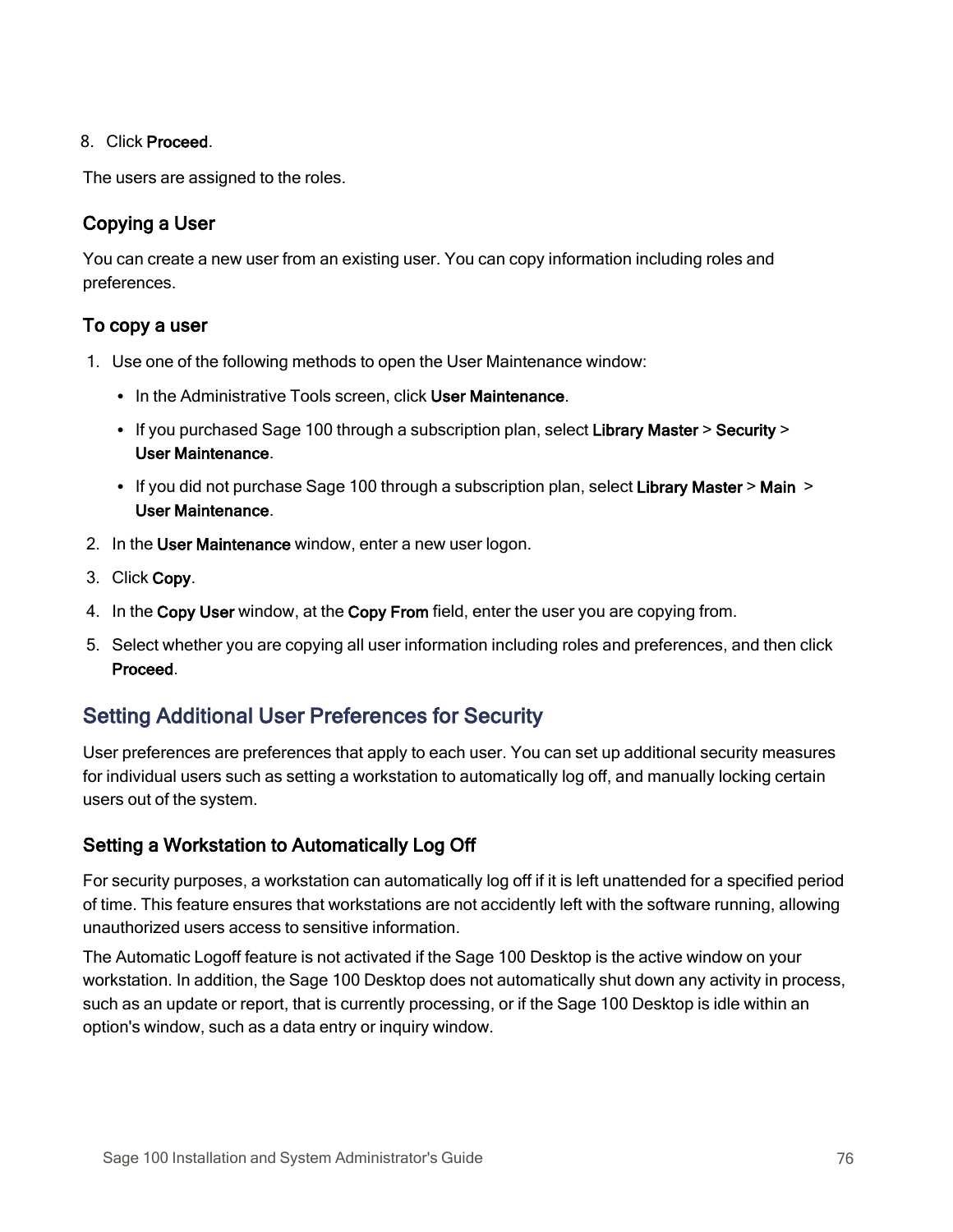8. Click **Proceed**.

The users are assigned to the roles.

### Copying a User

You can create a new user from an existing user. You can copy information including roles and preferences.

#### To copy a user

1. Use one of the following methods to open the User Maintenance window:
   - In the Administrative Tools screen, click **User Maintenance**.
   - If you purchased Sage 100 through a subscription plan, select **Library Master** > **Security** > **User Maintenance**.
   - If you did not purchase Sage 100 through a subscription plan, select **Library Master** > **Main** > **User Maintenance**.
2. In the **User Maintenance** window, enter a new user logon.
3. Click **Copy**.
4. In the **Copy User** window, at the **Copy From** field, enter the user you are copying from.
5. Select whether you are copying all user information including roles and preferences, and then click **Proceed**.

## Setting Additional User Preferences for Security

User preferences are preferences that apply to each user. You can set up additional security measures for individual users such as setting a workstation to automatically log off, and manually locking certain users out of the system.

### Setting a Workstation to Automatically Log Off

For security purposes, a workstation can automatically log off if it is left unattended for a specified period of time. This feature ensures that workstations are not accidently left with the software running, allowing unauthorized users access to sensitive information.

The Automatic Logoff feature is not activated if the Sage 100 Desktop is the active window on your workstation. In addition, the Sage 100 Desktop does not automatically shut down any activity in process, such as an update or report, that is currently processing, or if the Sage 100 Desktop is idle within an option's window, such as a data entry or inquiry window.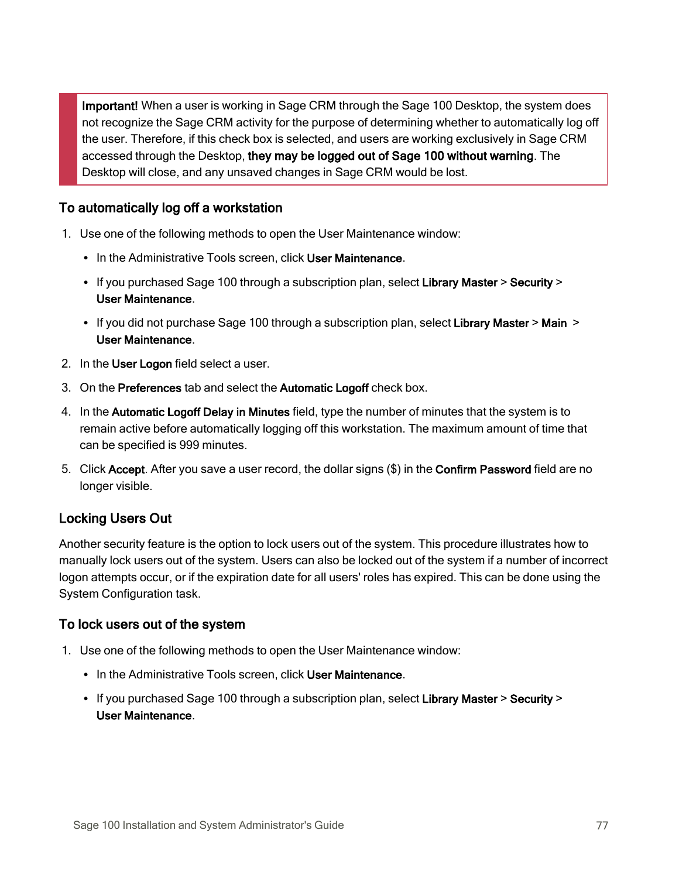> **Important!** When a user is working in Sage CRM through the Sage 100 Desktop, the system does not recognize the Sage CRM activity for the purpose of determining whether to automatically log off the user. Therefore, if this check box is selected, and users are working exclusively in Sage CRM accessed through the Desktop, **they may be logged out of Sage 100 without warning**. The Desktop will close, and any unsaved changes in Sage CRM would be lost.

### To automatically log off a workstation

1. Use one of the following methods to open the User Maintenance window:
   - In the Administrative Tools screen, click **User Maintenance**.
   - If you purchased Sage 100 through a subscription plan, select **Library Master** > **Security** > **User Maintenance**.
   - If you did not purchase Sage 100 through a subscription plan, select **Library Master** > **Main** > **User Maintenance**.
2. In the **User Logon** field select a user.
3. On the **Preferences** tab and select the **Automatic Logoff** check box.
4. In the **Automatic Logoff Delay in Minutes** field, type the number of minutes that the system is to remain active before automatically logging off this workstation. The maximum amount of time that can be specified is 999 minutes.
5. Click **Accept**. After you save a user record, the dollar signs ($) in the **Confirm Password** field are no longer visible.

## Locking Users Out

Another security feature is the option to lock users out of the system. This procedure illustrates how to manually lock users out of the system. Users can also be locked out of the system if a number of incorrect logon attempts occur, or if the expiration date for all users' roles has expired. This can be done using the System Configuration task.

### To lock users out of the system

1. Use one of the following methods to open the User Maintenance window:
   - In the Administrative Tools screen, click **User Maintenance**.
   - If you purchased Sage 100 through a subscription plan, select **Library Master** > **Security** > **User Maintenance**.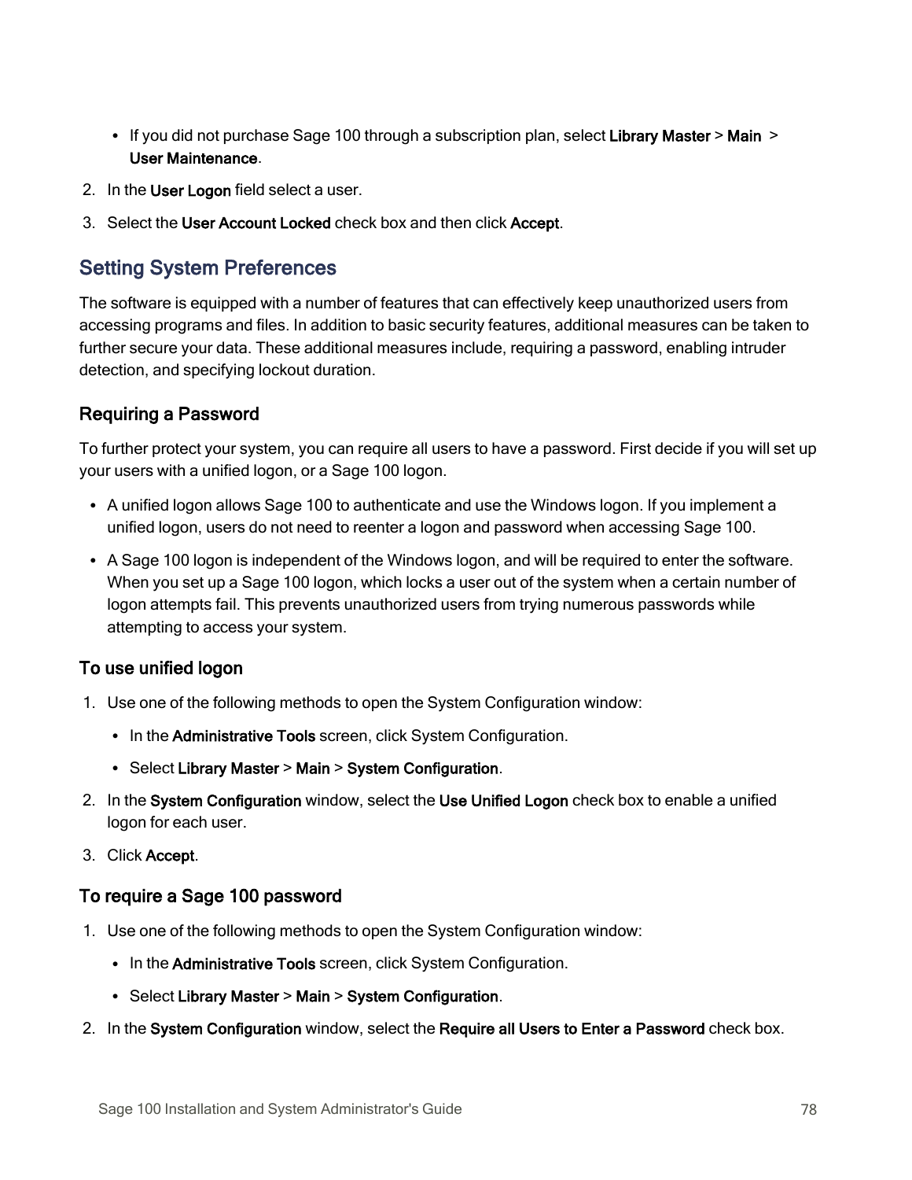- If you did not purchase Sage 100 through a subscription plan, select **Library Master** > **Main** > **User Maintenance**.

2. In the **User Logon** field select a user.
3. Select the **User Account Locked** check box and then click **Accept**.

## Setting System Preferences

The software is equipped with a number of features that can effectively keep unauthorized users from accessing programs and files. In addition to basic security features, additional measures can be taken to further secure your data. These additional measures include, requiring a password, enabling intruder detection, and specifying lockout duration.

### Requiring a Password

To further protect your system, you can require all users to have a password. First decide if you will set up your users with a unified logon, or a Sage 100 logon.

- A unified logon allows Sage 100 to authenticate and use the Windows logon. If you implement a unified logon, users do not need to reenter a logon and password when accessing Sage 100.
- A Sage 100 logon is independent of the Windows logon, and will be required to enter the software. When you set up a Sage 100 logon, which locks a user out of the system when a certain number of logon attempts fail. This prevents unauthorized users from trying numerous passwords while attempting to access your system.

### To use unified logon

1. Use one of the following methods to open the System Configuration window:
   - In the **Administrative Tools** screen, click System Configuration.
   - Select **Library Master** > **Main** > **System Configuration**.
2. In the **System Configuration** window, select the **Use Unified Logon** check box to enable a unified logon for each user.
3. Click **Accept**.

### To require a Sage 100 password

1. Use one of the following methods to open the System Configuration window:
   - In the **Administrative Tools** screen, click System Configuration.
   - Select **Library Master** > **Main** > **System Configuration**.
2. In the **System Configuration** window, select the **Require all Users to Enter a Password** check box.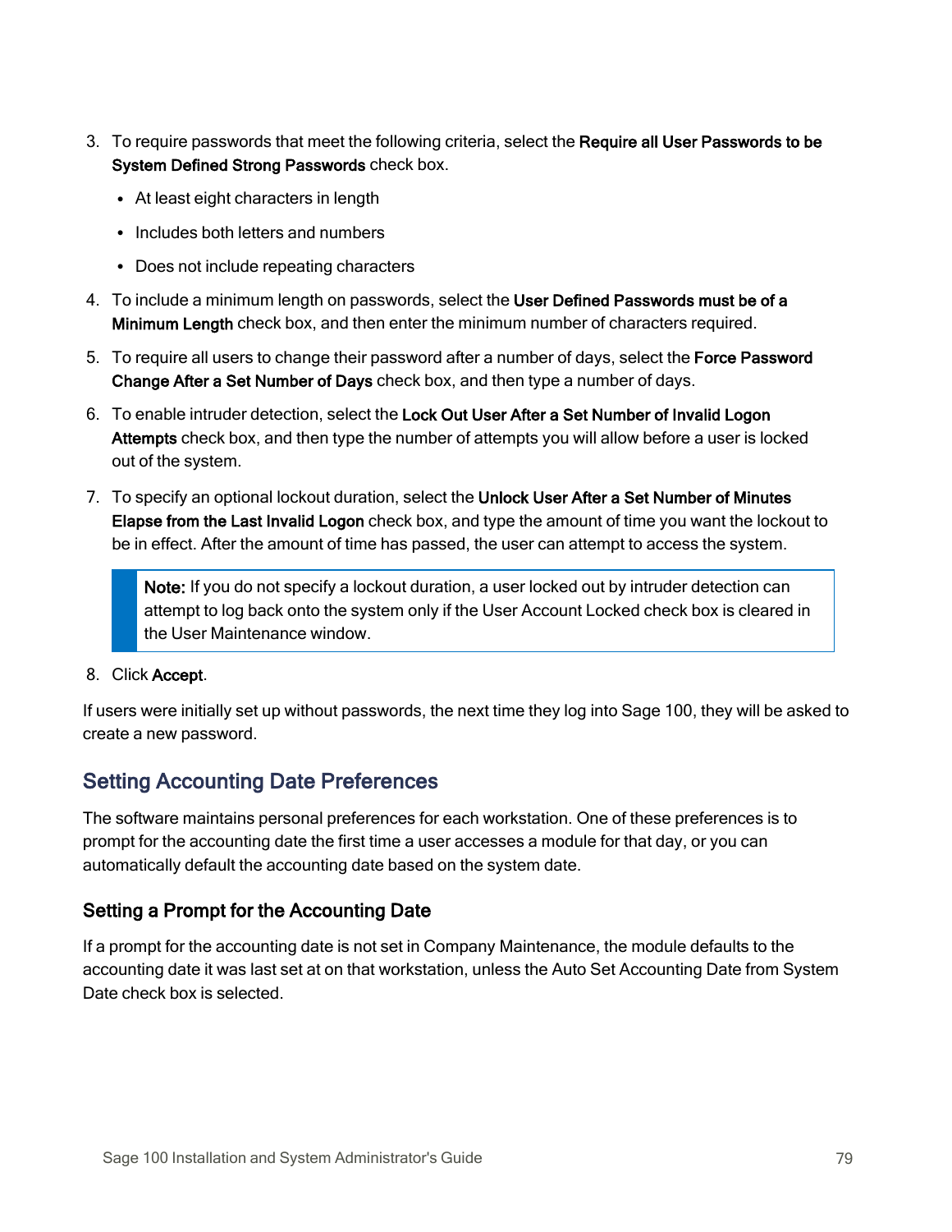3. To require passwords that meet the following criteria, select the **Require all User Passwords to be System Defined Strong Passwords** check box.
   - At least eight characters in length
   - Includes both letters and numbers
   - Does not include repeating characters
4. To include a minimum length on passwords, select the **User Defined Passwords must be of a Minimum Length** check box, and then enter the minimum number of characters required.
5. To require all users to change their password after a number of days, select the **Force Password Change After a Set Number of Days** check box, and then type a number of days.
6. To enable intruder detection, select the **Lock Out User After a Set Number of Invalid Logon Attempts** check box, and then type the number of attempts you will allow before a user is locked out of the system.
7. To specify an optional lockout duration, select the **Unlock User After a Set Number of Minutes Elapse from the Last Invalid Logon** check box, and type the amount of time you want the lockout to be in effect. After the amount of time has passed, the user can attempt to access the system.

   > **Note:** If you do not specify a lockout duration, a user locked out by intruder detection can attempt to log back onto the system only if the User Account Locked check box is cleared in the User Maintenance window.

8. Click **Accept**.

If users were initially set up without passwords, the next time they log into Sage 100, they will be asked to create a new password.

## Setting Accounting Date Preferences

The software maintains personal preferences for each workstation. One of these preferences is to prompt for the accounting date the first time a user accesses a module for that day, or you can automatically default the accounting date based on the system date.

### Setting a Prompt for the Accounting Date

If a prompt for the accounting date is not set in Company Maintenance, the module defaults to the accounting date it was last set at on that workstation, unless the Auto Set Accounting Date from System Date check box is selected.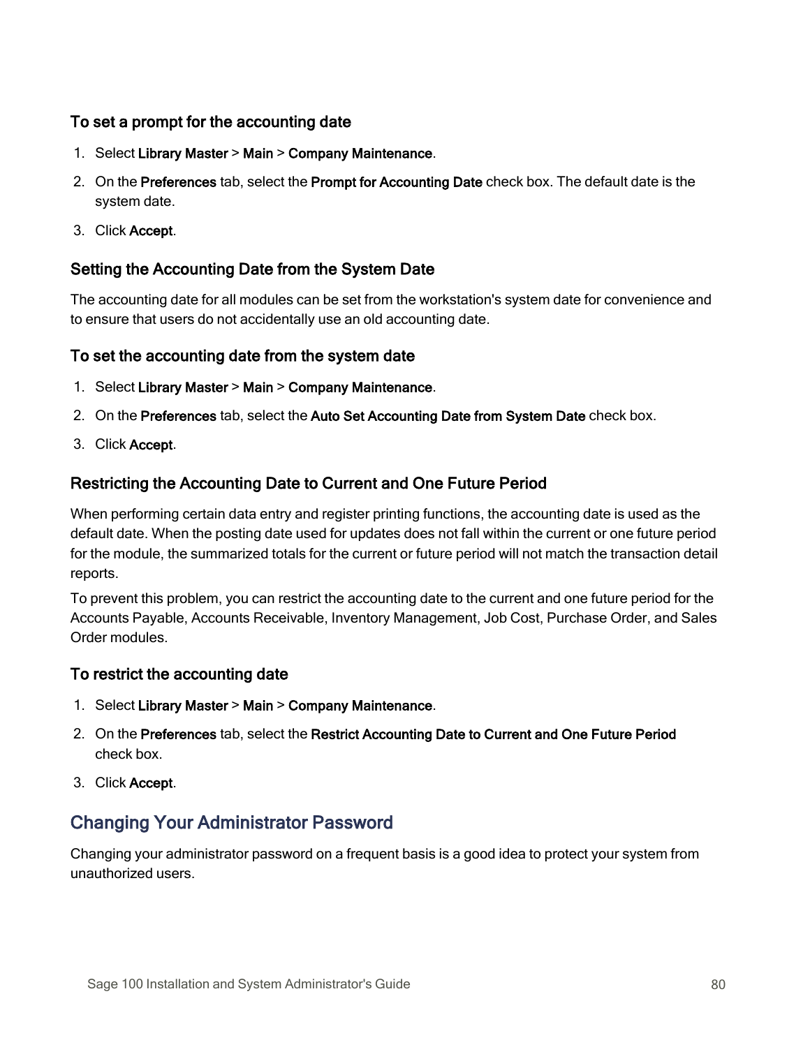#### To set a prompt for the accounting date

1. Select **Library Master** > **Main** > **Company Maintenance**.
2. On the **Preferences** tab, select the **Prompt for Accounting Date** check box. The default date is the system date.
3. Click **Accept**.

### Setting the Accounting Date from the System Date

The accounting date for all modules can be set from the workstation's system date for convenience and to ensure that users do not accidentally use an old accounting date.

#### To set the accounting date from the system date

1. Select **Library Master** > **Main** > **Company Maintenance**.
2. On the **Preferences** tab, select the **Auto Set Accounting Date from System Date** check box.
3. Click **Accept**.

### Restricting the Accounting Date to Current and One Future Period

When performing certain data entry and register printing functions, the accounting date is used as the default date. When the posting date used for updates does not fall within the current or one future period for the module, the summarized totals for the current or future period will not match the transaction detail reports.

To prevent this problem, you can restrict the accounting date to the current and one future period for the Accounts Payable, Accounts Receivable, Inventory Management, Job Cost, Purchase Order, and Sales Order modules.

#### To restrict the accounting date

1. Select **Library Master** > **Main** > **Company Maintenance**.
2. On the **Preferences** tab, select the **Restrict Accounting Date to Current and One Future Period** check box.
3. Click **Accept**.

## Changing Your Administrator Password

Changing your administrator password on a frequent basis is a good idea to protect your system from unauthorized users.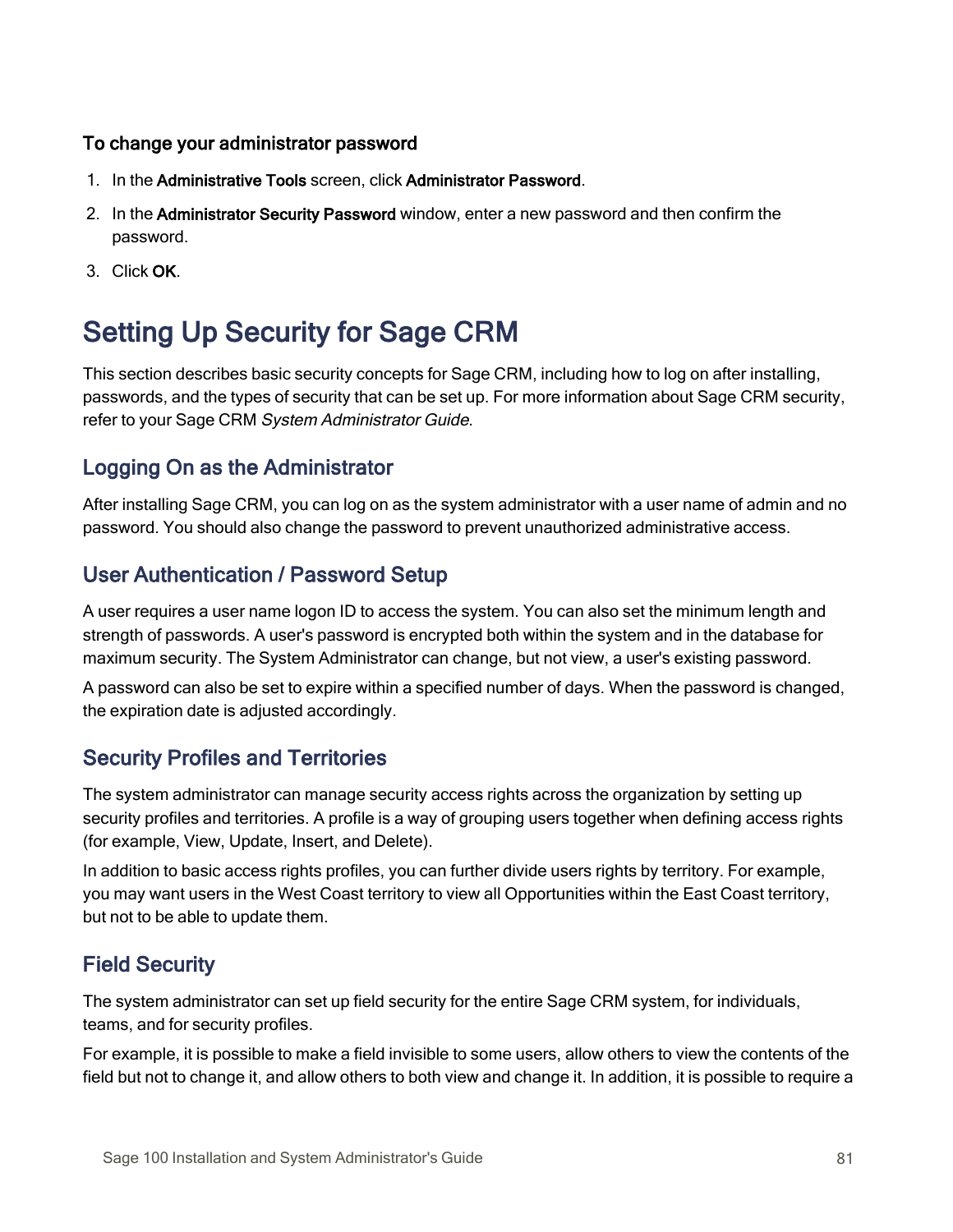#### To change your administrator password

1. In the **Administrative Tools** screen, click **Administrator Password**.
2. In the **Administrator Security Password** window, enter a new password and then confirm the password.
3. Click **OK**.

# Setting Up Security for Sage CRM

This section describes basic security concepts for Sage CRM, including how to log on after installing, passwords, and the types of security that can be set up. For more information about Sage CRM security, refer to your Sage CRM *System Administrator Guide*.

## Logging On as the Administrator

After installing Sage CRM, you can log on as the system administrator with a user name of admin and no password. You should also change the password to prevent unauthorized administrative access.

## User Authentication / Password Setup

A user requires a user name logon ID to access the system. You can also set the minimum length and strength of passwords. A user's password is encrypted both within the system and in the database for maximum security. The System Administrator can change, but not view, a user's existing password.

A password can also be set to expire within a specified number of days. When the password is changed, the expiration date is adjusted accordingly.

## Security Profiles and Territories

The system administrator can manage security access rights across the organization by setting up security profiles and territories. A profile is a way of grouping users together when defining access rights (for example, View, Update, Insert, and Delete).

In addition to basic access rights profiles, you can further divide users rights by territory. For example, you may want users in the West Coast territory to view all Opportunities within the East Coast territory, but not to be able to update them.

## Field Security

The system administrator can set up field security for the entire Sage CRM system, for individuals, teams, and for security profiles.

For example, it is possible to make a field invisible to some users, allow others to view the contents of the field but not to change it, and allow others to both view and change it. In addition, it is possible to require a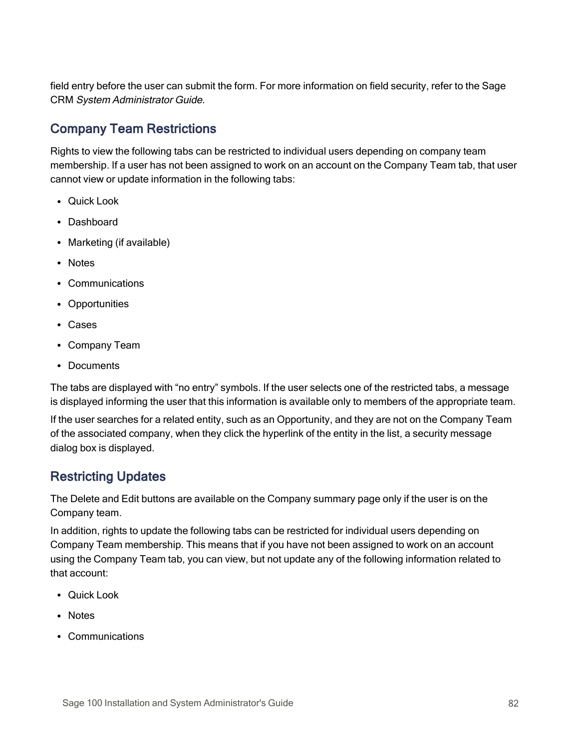field entry before the user can submit the form. For more information on field security, refer to the Sage CRM *System Administrator Guide*.

## Company Team Restrictions

Rights to view the following tabs can be restricted to individual users depending on company team membership. If a user has not been assigned to work on an account on the Company Team tab, that user cannot view or update information in the following tabs:

- Quick Look
- Dashboard
- Marketing (if available)
- Notes
- Communications
- Opportunities
- Cases
- Company Team
- Documents

The tabs are displayed with "no entry" symbols. If the user selects one of the restricted tabs, a message is displayed informing the user that this information is available only to members of the appropriate team.

If the user searches for a related entity, such as an Opportunity, and they are not on the Company Team of the associated company, when they click the hyperlink of the entity in the list, a security message dialog box is displayed.

## Restricting Updates

The Delete and Edit buttons are available on the Company summary page only if the user is on the Company team.

In addition, rights to update the following tabs can be restricted for individual users depending on Company Team membership. This means that if you have not been assigned to work on an account using the Company Team tab, you can view, but not update any of the following information related to that account:

- Quick Look
- Notes
- Communications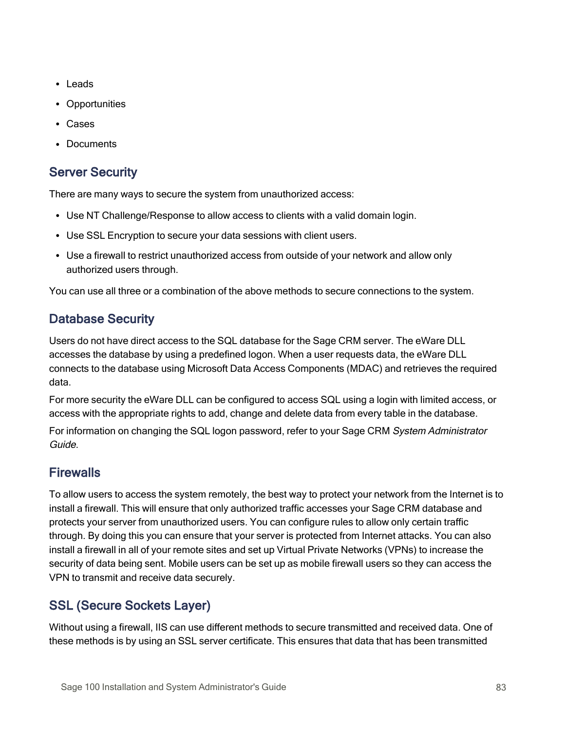- Leads
- Opportunities
- Cases
- Documents

## Server Security

There are many ways to secure the system from unauthorized access:

- Use NT Challenge/Response to allow access to clients with a valid domain login.
- Use SSL Encryption to secure your data sessions with client users.
- Use a firewall to restrict unauthorized access from outside of your network and allow only authorized users through.

You can use all three or a combination of the above methods to secure connections to the system.

## Database Security

Users do not have direct access to the SQL database for the Sage CRM server. The eWare DLL accesses the database by using a predefined logon. When a user requests data, the eWare DLL connects to the database using Microsoft Data Access Components (MDAC) and retrieves the required data.

For more security the eWare DLL can be configured to access SQL using a login with limited access, or access with the appropriate rights to add, change and delete data from every table in the database.

For information on changing the SQL logon password, refer to your Sage CRM *System Administrator Guide*.

## Firewalls

To allow users to access the system remotely, the best way to protect your network from the Internet is to install a firewall. This will ensure that only authorized traffic accesses your Sage CRM database and protects your server from unauthorized users. You can configure rules to allow only certain traffic through. By doing this you can ensure that your server is protected from Internet attacks. You can also install a firewall in all of your remote sites and set up Virtual Private Networks (VPNs) to increase the security of data being sent. Mobile users can be set up as mobile firewall users so they can access the VPN to transmit and receive data securely.

## SSL (Secure Sockets Layer)

Without using a firewall, IIS can use different methods to secure transmitted and received data. One of these methods is by using an SSL server certificate. This ensures that data that has been transmitted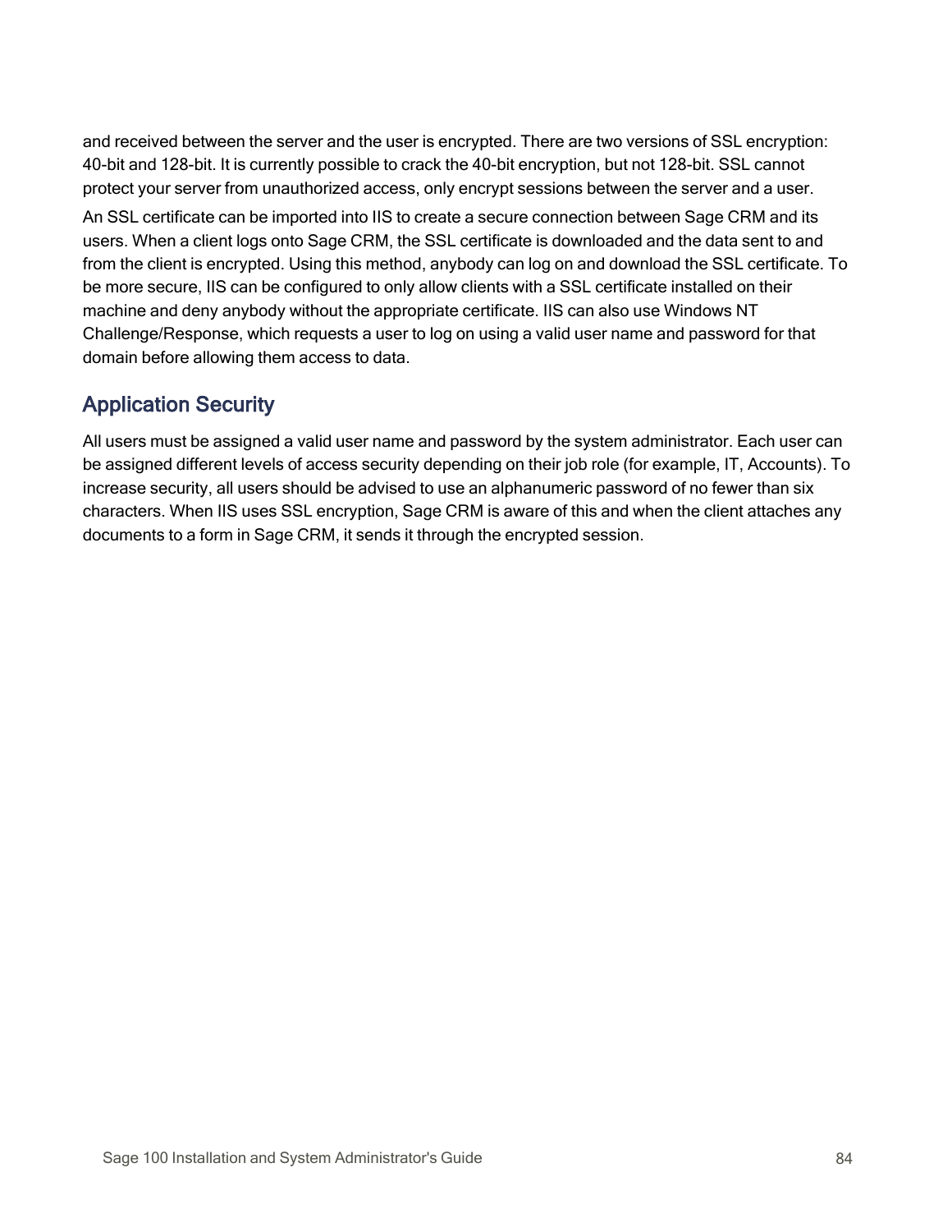and received between the server and the user is encrypted. There are two versions of SSL encryption: 40-bit and 128-bit. It is currently possible to crack the 40-bit encryption, but not 128-bit. SSL cannot protect your server from unauthorized access, only encrypt sessions between the server and a user.

An SSL certificate can be imported into IIS to create a secure connection between Sage CRM and its users. When a client logs onto Sage CRM, the SSL certificate is downloaded and the data sent to and from the client is encrypted. Using this method, anybody can log on and download the SSL certificate. To be more secure, IIS can be configured to only allow clients with a SSL certificate installed on their machine and deny anybody without the appropriate certificate. IIS can also use Windows NT Challenge/Response, which requests a user to log on using a valid user name and password for that domain before allowing them access to data.

## Application Security

All users must be assigned a valid user name and password by the system administrator. Each user can be assigned different levels of access security depending on their job role (for example, IT, Accounts). To increase security, all users should be advised to use an alphanumeric password of no fewer than six characters. When IIS uses SSL encryption, Sage CRM is aware of this and when the client attaches any documents to a form in Sage CRM, it sends it through the encrypted session.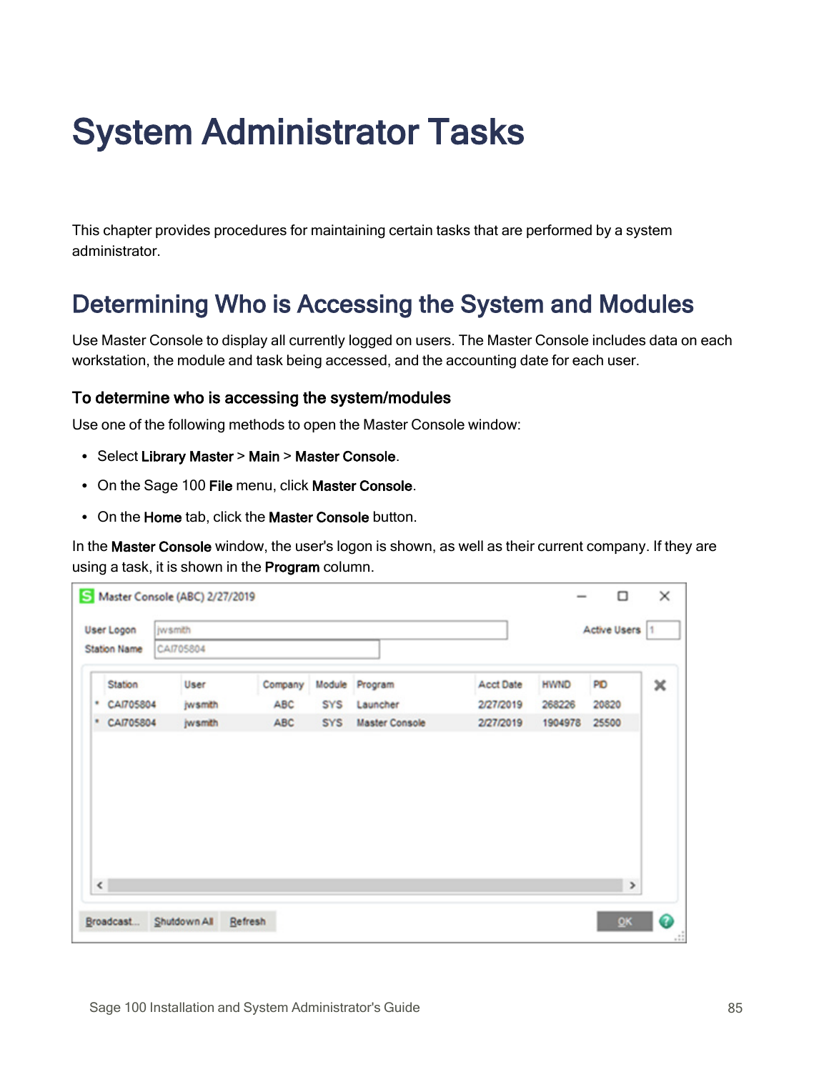# System Administrator Tasks

This chapter provides procedures for maintaining certain tasks that are performed by a system administrator.

## Determining Who is Accessing the System and Modules

Use Master Console to display all currently logged on users. The Master Console includes data on each workstation, the module and task being accessed, and the accounting date for each user.

### To determine who is accessing the system/modules

Use one of the following methods to open the Master Console window:

- Select **Library Master** > **Main** > **Master Console**.
- On the Sage 100 **File** menu, click **Master Console**.
- On the **Home** tab, click the **Master Console** button.

In the **Master Console** window, the user's logon is shown, as well as their current company. If they are using a task, it is shown in the **Program** column.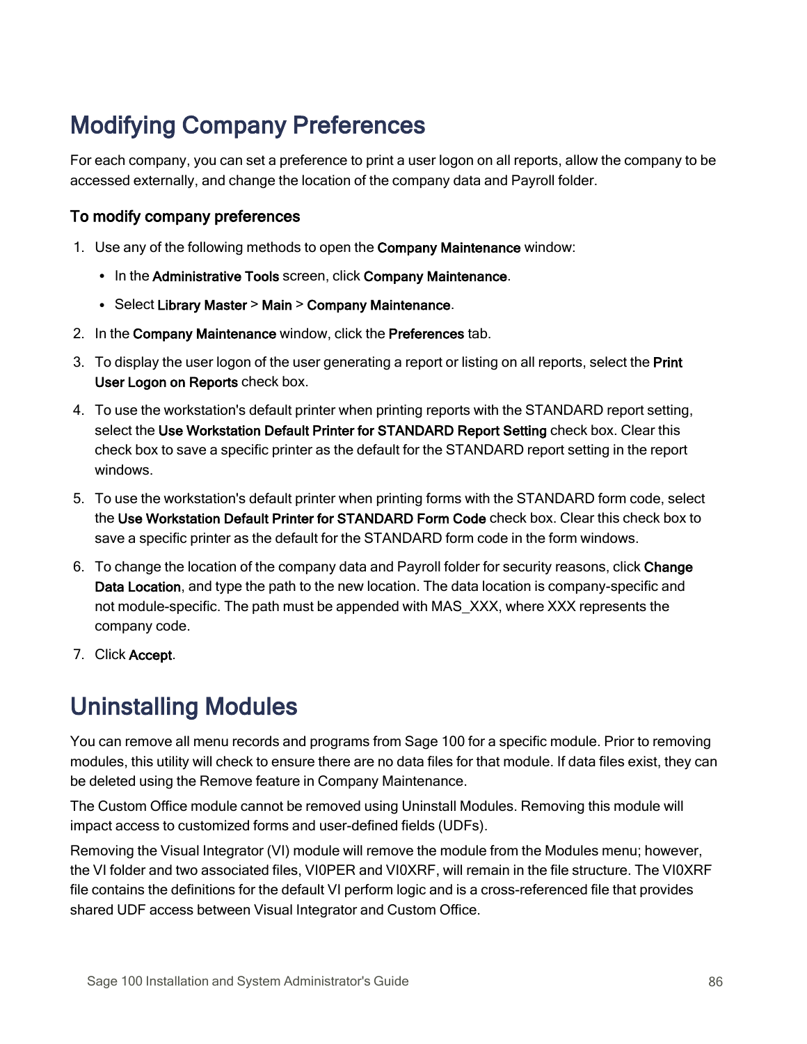# Modifying Company Preferences

For each company, you can set a preference to print a user logon on all reports, allow the company to be accessed externally, and change the location of the company data and Payroll folder.

### To modify company preferences

1. Use any of the following methods to open the **Company Maintenance** window:
   - In the **Administrative Tools** screen, click **Company Maintenance**.
   - Select **Library Master** > **Main** > **Company Maintenance**.
2. In the **Company Maintenance** window, click the **Preferences** tab.
3. To display the user logon of the user generating a report or listing on all reports, select the **Print User Logon on Reports** check box.
4. To use the workstation's default printer when printing reports with the STANDARD report setting, select the **Use Workstation Default Printer for STANDARD Report Setting** check box. Clear this check box to save a specific printer as the default for the STANDARD report setting in the report windows.
5. To use the workstation's default printer when printing forms with the STANDARD form code, select the **Use Workstation Default Printer for STANDARD Form Code** check box. Clear this check box to save a specific printer as the default for the STANDARD form code in the form windows.
6. To change the location of the company data and Payroll folder for security reasons, click **Change Data Location**, and type the path to the new location. The data location is company-specific and not module-specific. The path must be appended with MAS_XXX, where XXX represents the company code.
7. Click **Accept**.

# Uninstalling Modules

You can remove all menu records and programs from Sage 100 for a specific module. Prior to removing modules, this utility will check to ensure there are no data files for that module. If data files exist, they can be deleted using the Remove feature in Company Maintenance.

The Custom Office module cannot be removed using Uninstall Modules. Removing this module will impact access to customized forms and user-defined fields (UDFs).

Removing the Visual Integrator (VI) module will remove the module from the Modules menu; however, the VI folder and two associated files, VI0PER and VI0XRF, will remain in the file structure. The VI0XRF file contains the definitions for the default VI perform logic and is a cross-referenced file that provides shared UDF access between Visual Integrator and Custom Office.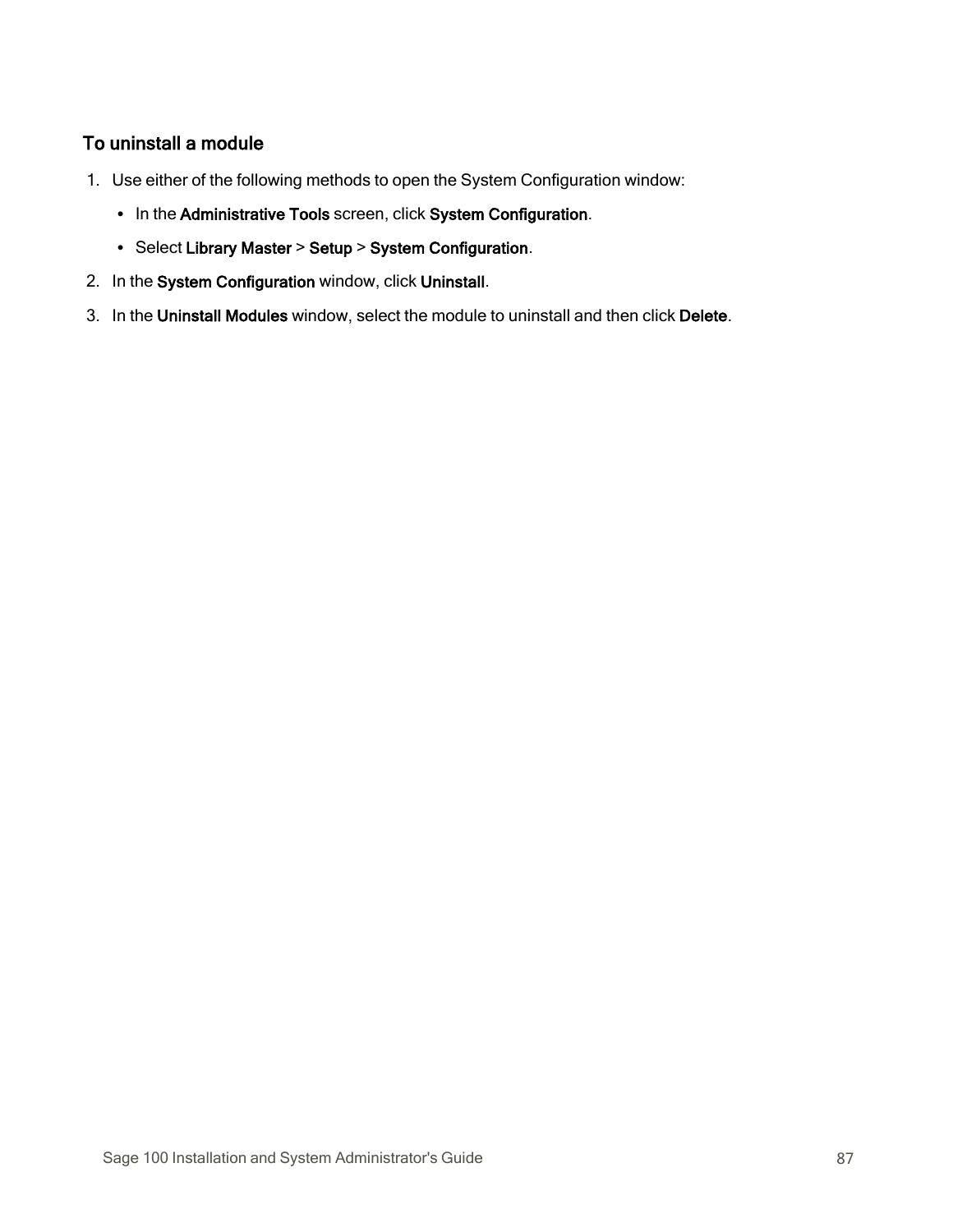### To uninstall a module

1. Use either of the following methods to open the System Configuration window:
   - In the **Administrative Tools** screen, click **System Configuration**.
   - Select **Library Master** > **Setup** > **System Configuration**.
2. In the **System Configuration** window, click **Uninstall**.
3. In the **Uninstall Modules** window, select the module to uninstall and then click **Delete**.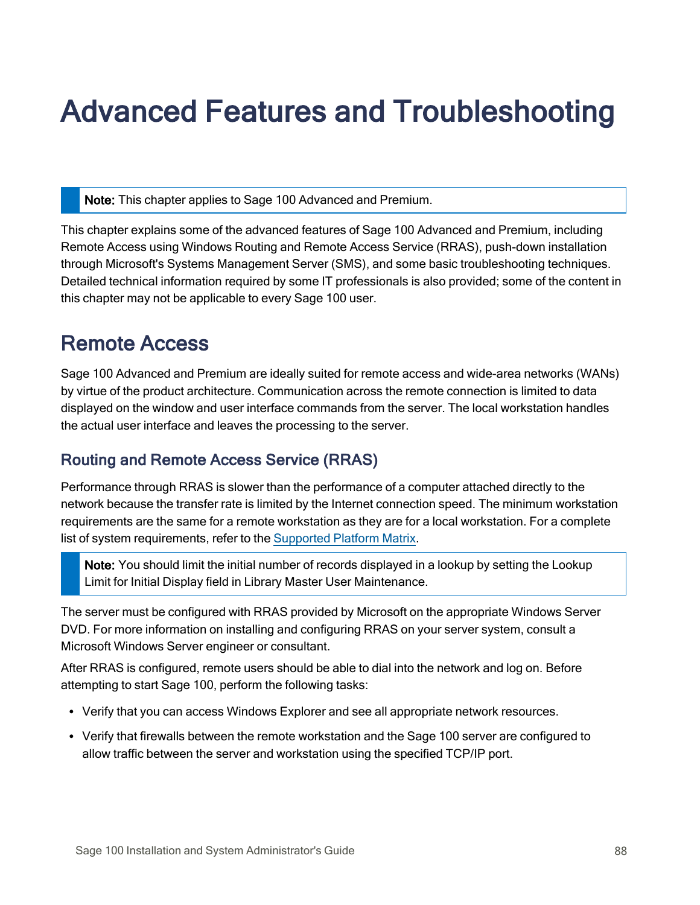# Advanced Features and Troubleshooting

> **Note:** This chapter applies to Sage 100 Advanced and Premium.

This chapter explains some of the advanced features of Sage 100 Advanced and Premium, including Remote Access using Windows Routing and Remote Access Service (RRAS), push-down installation through Microsoft's Systems Management Server (SMS), and some basic troubleshooting techniques. Detailed technical information required by some IT professionals is also provided; some of the content in this chapter may not be applicable to every Sage 100 user.

## Remote Access

Sage 100 Advanced and Premium are ideally suited for remote access and wide-area networks (WANs) by virtue of the product architecture. Communication across the remote connection is limited to data displayed on the window and user interface commands from the server. The local workstation handles the actual user interface and leaves the processing to the server.

### Routing and Remote Access Service (RRAS)

Performance through RRAS is slower than the performance of a computer attached directly to the network because the transfer rate is limited by the Internet connection speed. The minimum workstation requirements are the same for a remote workstation as they are for a local workstation. For a complete list of system requirements, refer to the Supported Platform Matrix.

> **Note:** You should limit the initial number of records displayed in a lookup by setting the Lookup Limit for Initial Display field in Library Master User Maintenance.

The server must be configured with RRAS provided by Microsoft on the appropriate Windows Server DVD. For more information on installing and configuring RRAS on your server system, consult a Microsoft Windows Server engineer or consultant.

After RRAS is configured, remote users should be able to dial into the network and log on. Before attempting to start Sage 100, perform the following tasks:

- Verify that you can access Windows Explorer and see all appropriate network resources.
- Verify that firewalls between the remote workstation and the Sage 100 server are configured to allow traffic between the server and workstation using the specified TCP/IP port.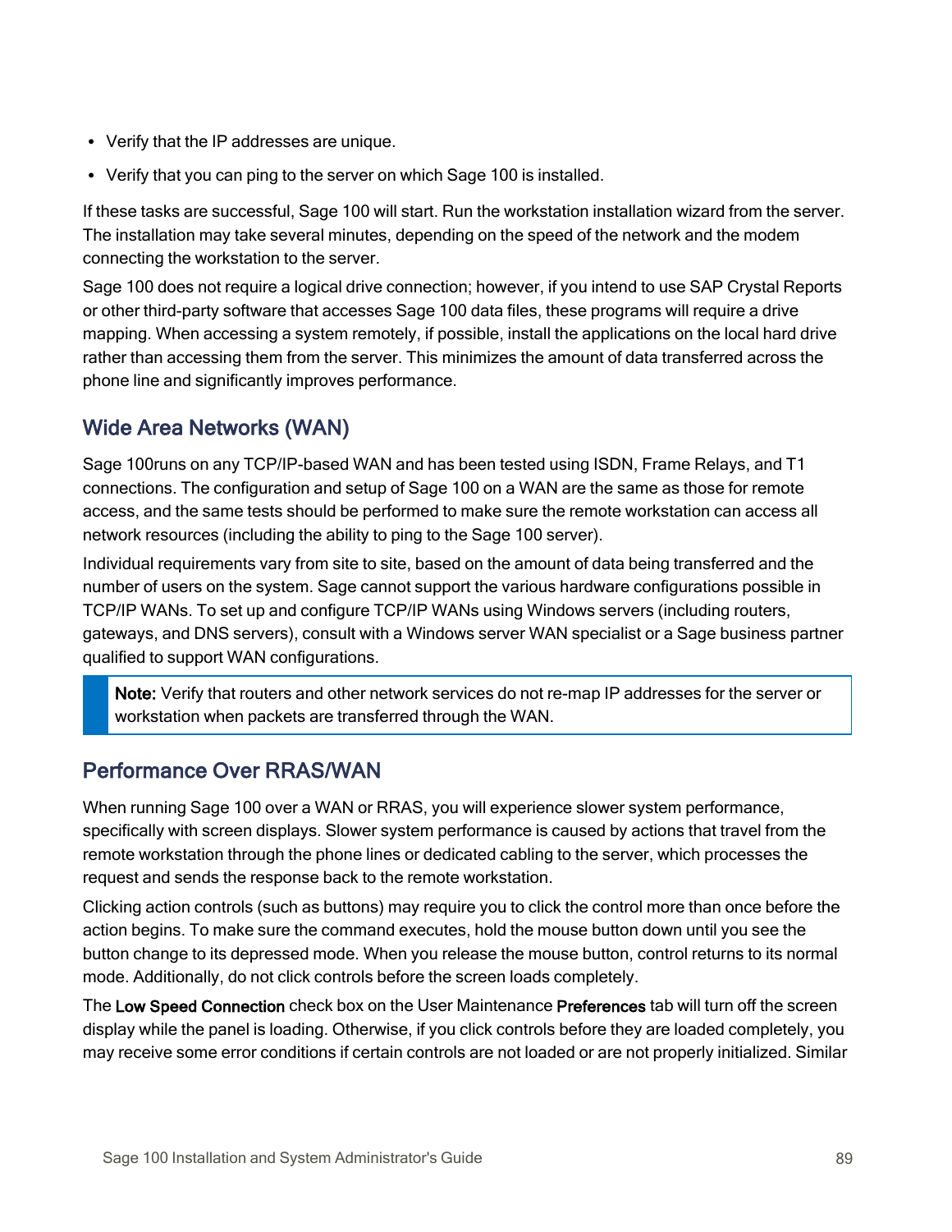- Verify that the IP addresses are unique.
- Verify that you can ping to the server on which Sage 100 is installed.

If these tasks are successful, Sage 100 will start. Run the workstation installation wizard from the server. The installation may take several minutes, depending on the speed of the network and the modem connecting the workstation to the server.

Sage 100 does not require a logical drive connection; however, if you intend to use SAP Crystal Reports or other third-party software that accesses Sage 100 data files, these programs will require a drive mapping. When accessing a system remotely, if possible, install the applications on the local hard drive rather than accessing them from the server. This minimizes the amount of data transferred across the phone line and significantly improves performance.

## Wide Area Networks (WAN)

Sage 100runs on any TCP/IP-based WAN and has been tested using ISDN, Frame Relays, and T1 connections. The configuration and setup of Sage 100 on a WAN are the same as those for remote access, and the same tests should be performed to make sure the remote workstation can access all network resources (including the ability to ping to the Sage 100 server).

Individual requirements vary from site to site, based on the amount of data being transferred and the number of users on the system. Sage cannot support the various hardware configurations possible in TCP/IP WANs. To set up and configure TCP/IP WANs using Windows servers (including routers, gateways, and DNS servers), consult with a Windows server WAN specialist or a Sage business partner qualified to support WAN configurations.

> **Note:** Verify that routers and other network services do not re-map IP addresses for the server or workstation when packets are transferred through the WAN.

## Performance Over RRAS/WAN

When running Sage 100 over a WAN or RRAS, you will experience slower system performance, specifically with screen displays. Slower system performance is caused by actions that travel from the remote workstation through the phone lines or dedicated cabling to the server, which processes the request and sends the response back to the remote workstation.

Clicking action controls (such as buttons) may require you to click the control more than once before the action begins. To make sure the command executes, hold the mouse button down until you see the button change to its depressed mode. When you release the mouse button, control returns to its normal mode. Additionally, do not click controls before the screen loads completely.

The **Low Speed Connection** check box on the User Maintenance **Preferences** tab will turn off the screen display while the panel is loading. Otherwise, if you click controls before they are loaded completely, you may receive some error conditions if certain controls are not loaded or are not properly initialized. Similar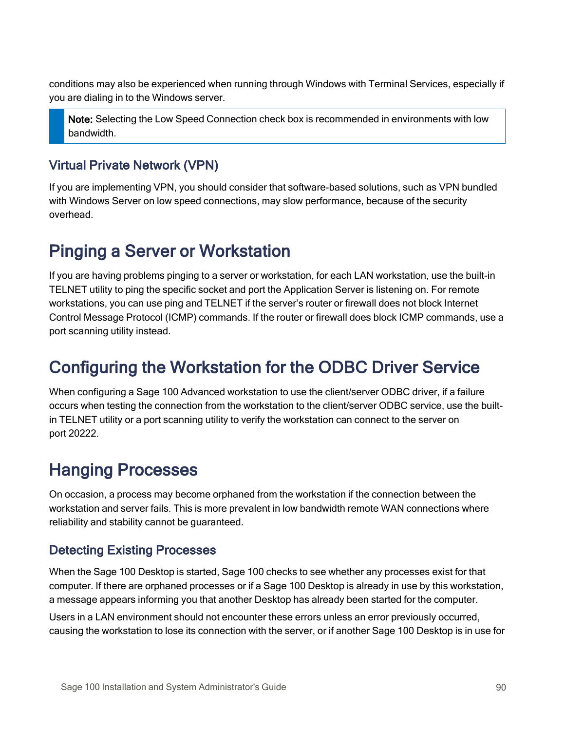conditions may also be experienced when running through Windows with Terminal Services, especially if you are dialing in to the Windows server.

> **Note:** Selecting the Low Speed Connection check box is recommended in environments with low bandwidth.

### Virtual Private Network (VPN)

If you are implementing VPN, you should consider that software-based solutions, such as VPN bundled with Windows Server on low speed connections, may slow performance, because of the security overhead.

## Pinging a Server or Workstation

If you are having problems pinging to a server or workstation, for each LAN workstation, use the built-in TELNET utility to ping the specific socket and port the Application Server is listening on. For remote workstations, you can use ping and TELNET if the server's router or firewall does not block Internet Control Message Protocol (ICMP) commands. If the router or firewall does block ICMP commands, use a port scanning utility instead.

## Configuring the Workstation for the ODBC Driver Service

When configuring a Sage 100 Advanced workstation to use the client/server ODBC driver, if a failure occurs when testing the connection from the workstation to the client/server ODBC service, use the built-in TELNET utility or a port scanning utility to verify the workstation can connect to the server on port 20222.

## Hanging Processes

On occasion, a process may become orphaned from the workstation if the connection between the workstation and server fails. This is more prevalent in low bandwidth remote WAN connections where reliability and stability cannot be guaranteed.

### Detecting Existing Processes

When the Sage 100 Desktop is started, Sage 100 checks to see whether any processes exist for that computer. If there are orphaned processes or if a Sage 100 Desktop is already in use by this workstation, a message appears informing you that another Desktop has already been started for the computer.

Users in a LAN environment should not encounter these errors unless an error previously occurred, causing the workstation to lose its connection with the server, or if another Sage 100 Desktop is in use for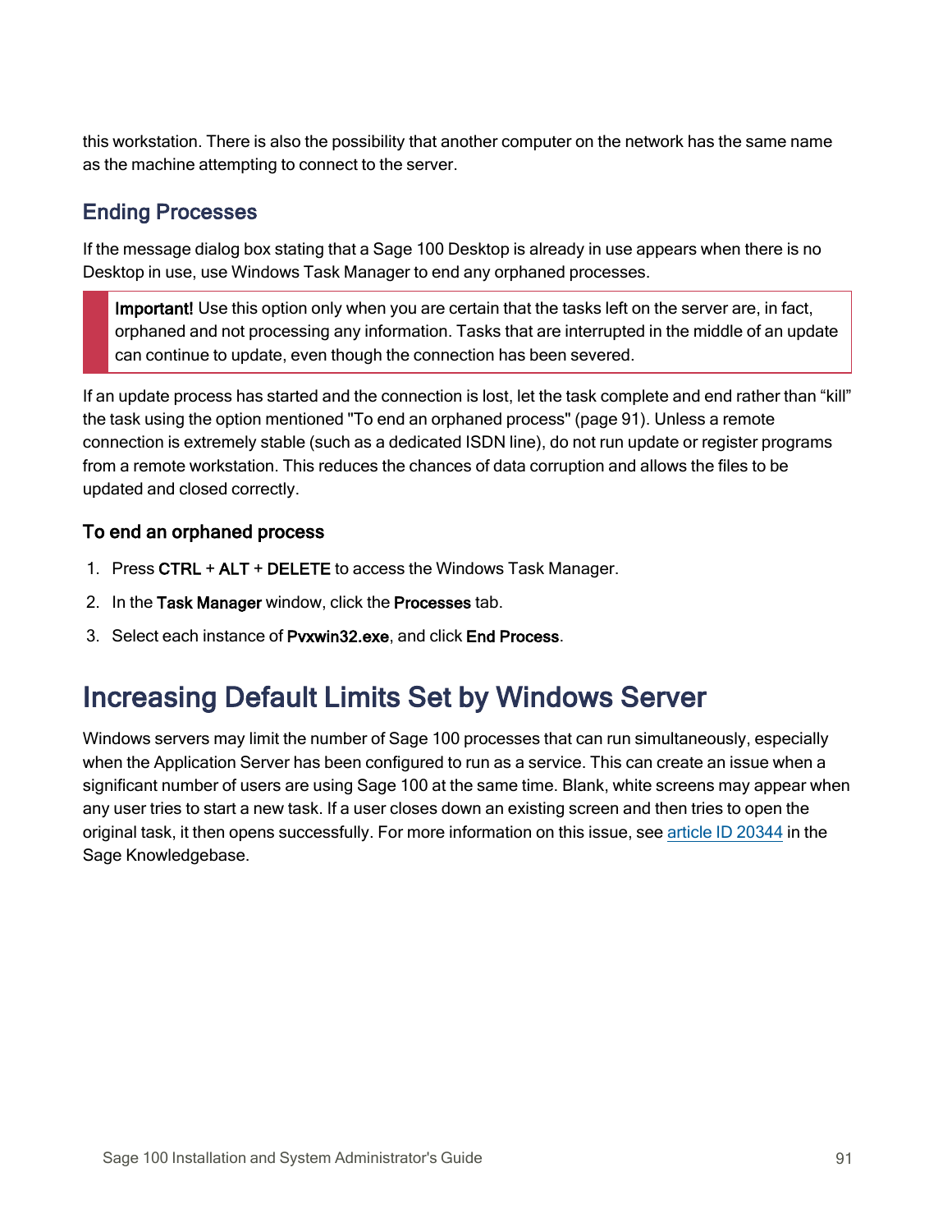this workstation. There is also the possibility that another computer on the network has the same name as the machine attempting to connect to the server.

## Ending Processes

If the message dialog box stating that a Sage 100 Desktop is already in use appears when there is no Desktop in use, use Windows Task Manager to end any orphaned processes.

> **Important!** Use this option only when you are certain that the tasks left on the server are, in fact, orphaned and not processing any information. Tasks that are interrupted in the middle of an update can continue to update, even though the connection has been severed.

If an update process has started and the connection is lost, let the task complete and end rather than “kill” the task using the option mentioned "To end an orphaned process" (page 91). Unless a remote connection is extremely stable (such as a dedicated ISDN line), do not run update or register programs from a remote workstation. This reduces the chances of data corruption and allows the files to be updated and closed correctly.

### To end an orphaned process

1. Press **CTRL** + **ALT** + **DELETE** to access the Windows Task Manager.
2. In the **Task Manager** window, click the **Processes** tab.
3. Select each instance of **Pvxwin32.exe**, and click **End Process**.

# Increasing Default Limits Set by Windows Server

Windows servers may limit the number of Sage 100 processes that can run simultaneously, especially when the Application Server has been configured to run as a service. This can create an issue when a significant number of users are using Sage 100 at the same time. Blank, white screens may appear when any user tries to start a new task. If a user closes down an existing screen and then tries to open the original task, it then opens successfully. For more information on this issue, see article ID 20344 in the Sage Knowledgebase.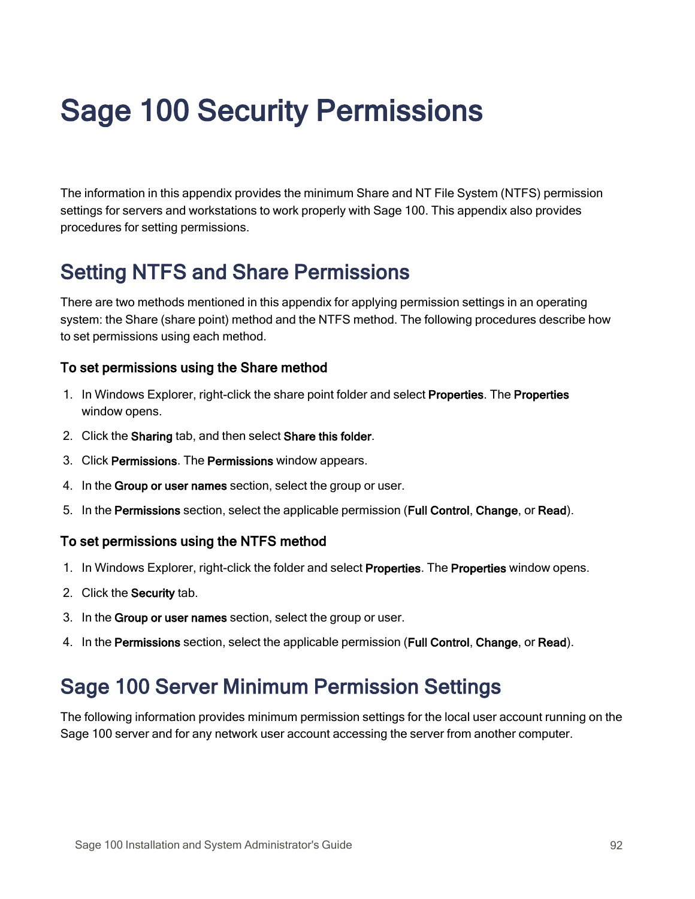# Sage 100 Security Permissions

The information in this appendix provides the minimum Share and NT File System (NTFS) permission settings for servers and workstations to work properly with Sage 100. This appendix also provides procedures for setting permissions.

## Setting NTFS and Share Permissions

There are two methods mentioned in this appendix for applying permission settings in an operating system: the Share (share point) method and the NTFS method. The following procedures describe how to set permissions using each method.

### To set permissions using the Share method

1. In Windows Explorer, right-click the share point folder and select **Properties**. The **Properties** window opens.
2. Click the **Sharing** tab, and then select **Share this folder**.
3. Click **Permissions**. The **Permissions** window appears.
4. In the **Group or user names** section, select the group or user.
5. In the **Permissions** section, select the applicable permission (**Full Control**, **Change**, or **Read**).

### To set permissions using the NTFS method

1. In Windows Explorer, right-click the folder and select **Properties**. The **Properties** window opens.
2. Click the **Security** tab.
3. In the **Group or user names** section, select the group or user.
4. In the **Permissions** section, select the applicable permission (**Full Control**, **Change**, or **Read**).

## Sage 100 Server Minimum Permission Settings

The following information provides minimum permission settings for the local user account running on the Sage 100 server and for any network user account accessing the server from another computer.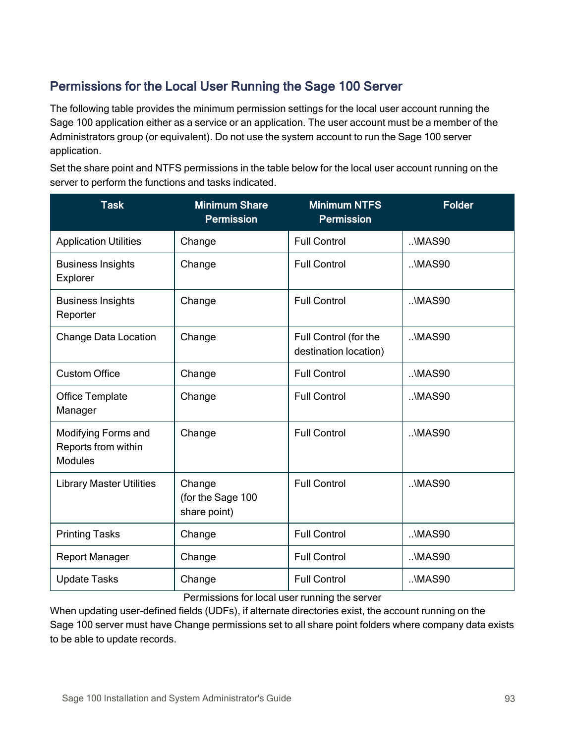## Permissions for the Local User Running the Sage 100 Server

The following table provides the minimum permission settings for the local user account running the Sage 100 application either as a service or an application. The user account must be a member of the Administrators group (or equivalent). Do not use the system account to run the Sage 100 server application.

Set the share point and NTFS permissions in the table below for the local user account running on the server to perform the functions and tasks indicated.

| Task | Minimum Share Permission | Minimum NTFS Permission | Folder |
|---|---|---|---|
| Application Utilities | Change | Full Control | ..\MAS90 |
| Business Insights Explorer | Change | Full Control | ..\MAS90 |
| Business Insights Reporter | Change | Full Control | ..\MAS90 |
| Change Data Location | Change | Full Control (for the destination location) | ..\MAS90 |
| Custom Office | Change | Full Control | ..\MAS90 |
| Office Template Manager | Change | Full Control | ..\MAS90 |
| Modifying Forms and Reports from within Modules | Change | Full Control | ..\MAS90 |
| Library Master Utilities | Change (for the Sage 100 share point) | Full Control | ..\MAS90 |
| Printing Tasks | Change | Full Control | ..\MAS90 |
| Report Manager | Change | Full Control | ..\MAS90 |
| Update Tasks | Change | Full Control | ..\MAS90 |

Permissions for local user running the server

When updating user-defined fields (UDFs), if alternate directories exist, the account running on the Sage 100 server must have Change permissions set to all share point folders where company data exists to be able to update records.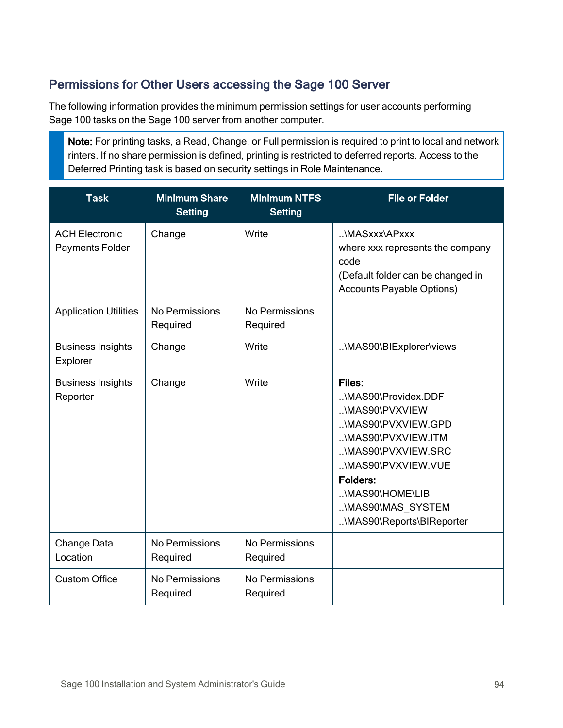## Permissions for Other Users accessing the Sage 100 Server

The following information provides the minimum permission settings for user accounts performing Sage 100 tasks on the Sage 100 server from another computer.

> **Note:** For printing tasks, a Read, Change, or Full permission is required to print to local and network rinters. If no share permission is defined, printing is restricted to deferred reports. Access to the Deferred Printing task is based on security settings in Role Maintenance.

| Task | Minimum Share Setting | Minimum NTFS Setting | File or Folder |
|---|---|---|---|
| ACH Electronic Payments Folder | Change | Write | ..\MASxxx\APxxx<br>where xxx represents the company code<br>(Default folder can be changed in Accounts Payable Options) |
| Application Utilities | No Permissions Required | No Permissions Required | |
| Business Insights Explorer | Change | Write | ..\MAS90\BIExplorer\views |
| Business Insights Reporter | Change | Write | **Files:**<br>..\MAS90\Providex.DDF<br>..\MAS90\PVXVIEW<br>..\MAS90\PVXVIEW.GPD<br>..\MAS90\PVXVIEW.ITM<br>..\MAS90\PVXVIEW.SRC<br>..\MAS90\PVXVIEW.VUE<br>**Folders:**<br>..\MAS90\HOME\LIB<br>..\MAS90\MAS_SYSTEM<br>..\MAS90\Reports\BIReporter |
| Change Data Location | No Permissions Required | No Permissions Required | |
| Custom Office | No Permissions Required | No Permissions Required | |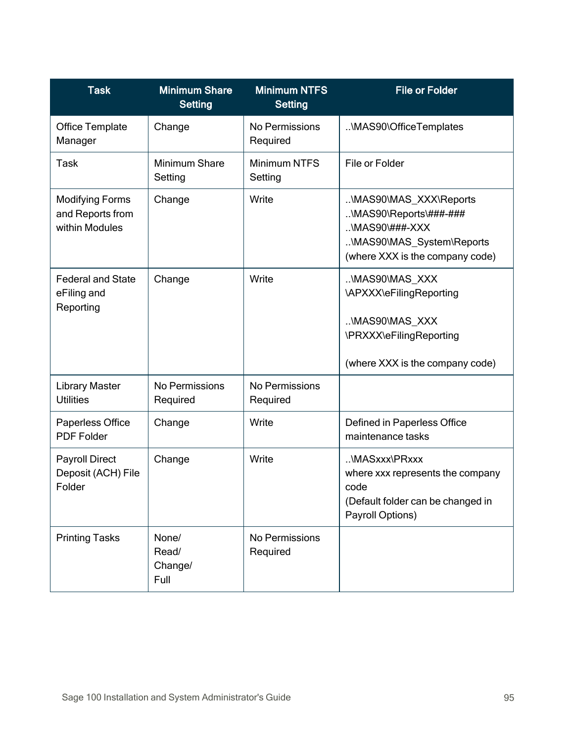| Task | Minimum Share Setting | Minimum NTFS Setting | File or Folder |
|---|---|---|---|
| Office Template Manager | Change | No Permissions Required | ..\MAS90\OfficeTemplates |
| Task | Minimum Share Setting | Minimum NTFS Setting | File or Folder |
| Modifying Forms and Reports from within Modules | Change | Write | ..\MAS90\MAS_XXX\Reports<br>..\MAS90\Reports\###-###<br>..\MAS90\###-XXX<br>..\MAS90\MAS_System\Reports<br>(where XXX is the company code) |
| Federal and State eFiling and Reporting | Change | Write | ..\MAS90\MAS_XXX \APXXX\eFilingReporting<br><br>..\MAS90\MAS_XXX \PRXXX\eFilingReporting<br><br>(where XXX is the company code) |
| Library Master Utilities | No Permissions Required | No Permissions Required | |
| Paperless Office PDF Folder | Change | Write | Defined in Paperless Office maintenance tasks |
| Payroll Direct Deposit (ACH) File Folder | Change | Write | ..\MASxxx\PRxxx<br>where xxx represents the company code<br>(Default folder can be changed in Payroll Options) |
| Printing Tasks | None/<br>Read/<br>Change/<br>Full | No Permissions Required | |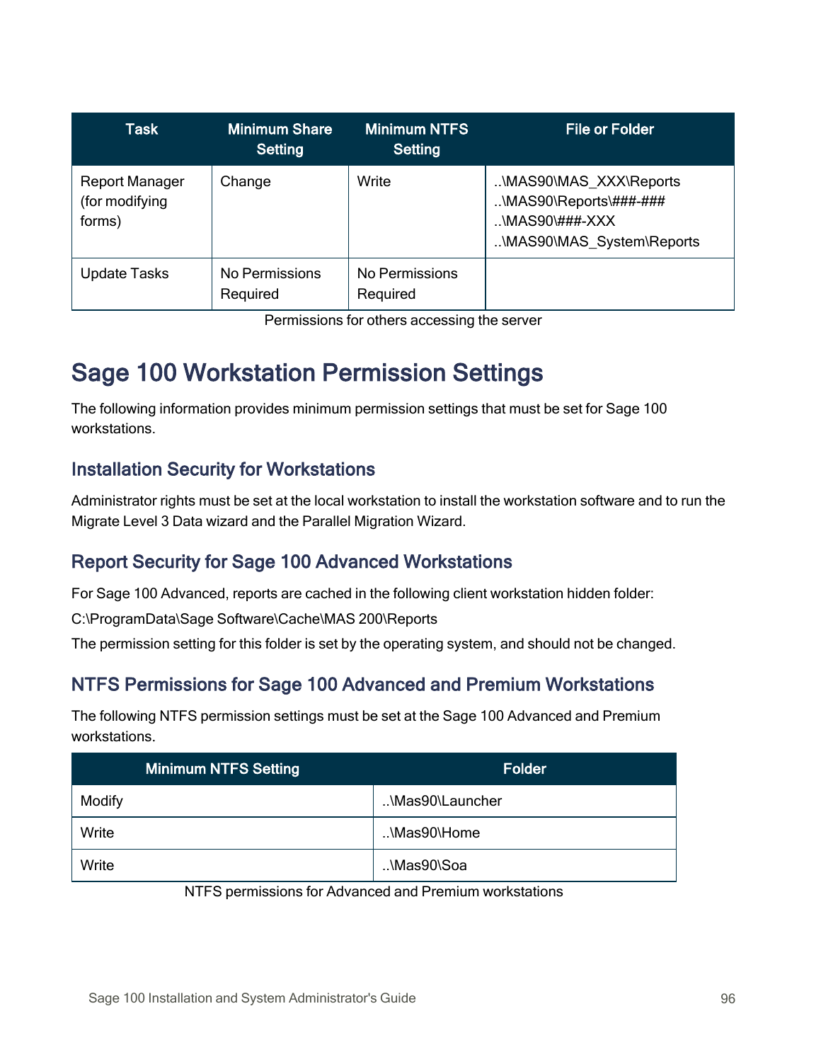| Task | Minimum Share Setting | Minimum NTFS Setting | File or Folder |
| --- | --- | --- | --- |
| Report Manager (for modifying forms) | Change | Write | ..\MAS90\MAS_XXX\Reports<br>..\MAS90\Reports\###-###<br>..\MAS90\###-XXX<br>..\MAS90\MAS_System\Reports |
| Update Tasks | No Permissions Required | No Permissions Required | |

Permissions for others accessing the server

# Sage 100 Workstation Permission Settings

The following information provides minimum permission settings that must be set for Sage 100 workstations.

## Installation Security for Workstations

Administrator rights must be set at the local workstation to install the workstation software and to run the Migrate Level 3 Data wizard and the Parallel Migration Wizard.

## Report Security for Sage 100 Advanced Workstations

For Sage 100 Advanced, reports are cached in the following client workstation hidden folder:

C:\ProgramData\Sage Software\Cache\MAS 200\Reports

The permission setting for this folder is set by the operating system, and should not be changed.

## NTFS Permissions for Sage 100 Advanced and Premium Workstations

The following NTFS permission settings must be set at the Sage 100 Advanced and Premium workstations.

| Minimum NTFS Setting | Folder |
| --- | --- |
| Modify | ..\Mas90\Launcher |
| Write | ..\Mas90\Home |
| Write | ..\Mas90\Soa |

NTFS permissions for Advanced and Premium workstations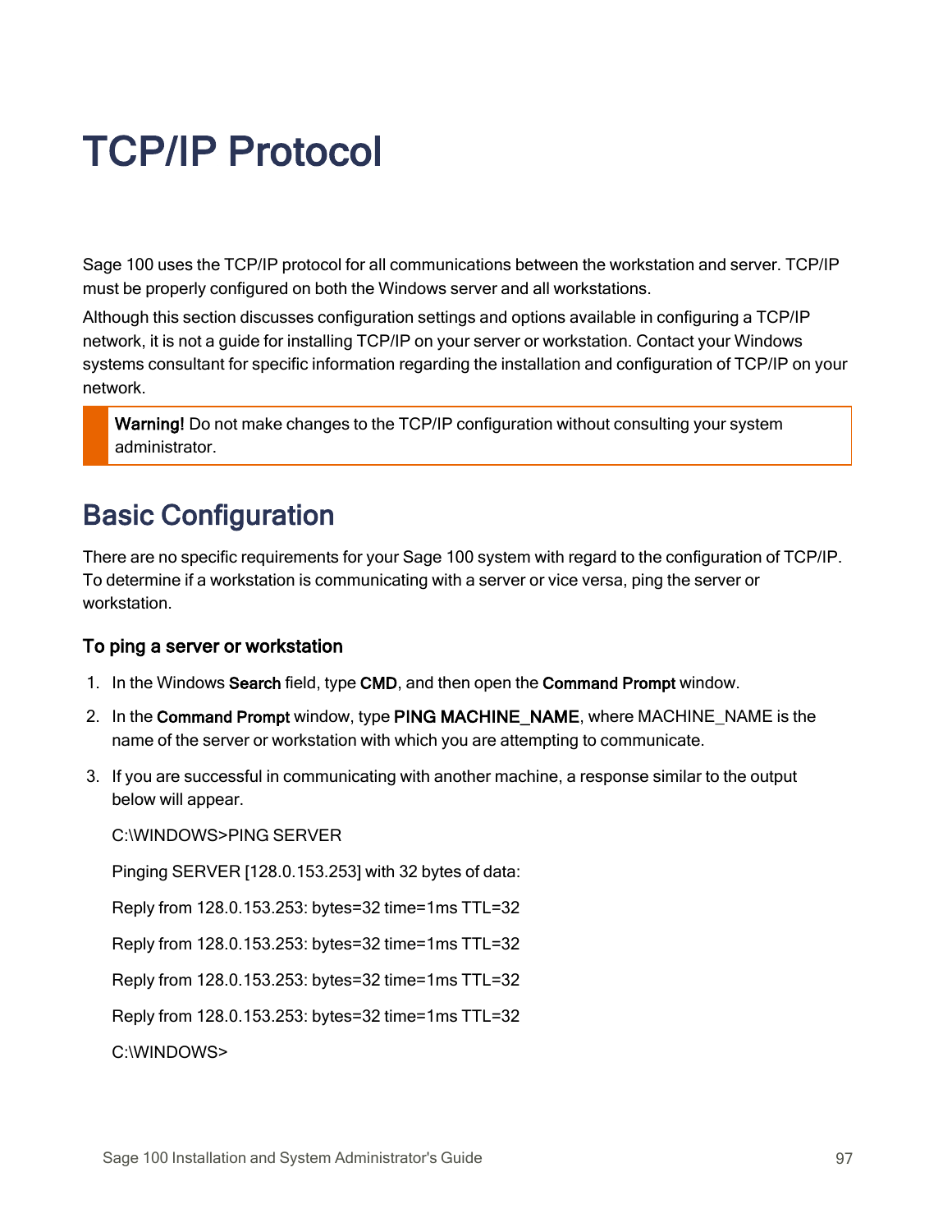# TCP/IP Protocol

Sage 100 uses the TCP/IP protocol for all communications between the workstation and server. TCP/IP must be properly configured on both the Windows server and all workstations.

Although this section discusses configuration settings and options available in configuring a TCP/IP network, it is not a guide for installing TCP/IP on your server or workstation. Contact your Windows systems consultant for specific information regarding the installation and configuration of TCP/IP on your network.

> **Warning!** Do not make changes to the TCP/IP configuration without consulting your system administrator.

## Basic Configuration

There are no specific requirements for your Sage 100 system with regard to the configuration of TCP/IP. To determine if a workstation is communicating with a server or vice versa, ping the server or workstation.

### To ping a server or workstation

1. In the Windows **Search** field, type **CMD**, and then open the **Command Prompt** window.
2. In the **Command Prompt** window, type **PING MACHINE_NAME**, where MACHINE_NAME is the name of the server or workstation with which you are attempting to communicate.
3. If you are successful in communicating with another machine, a response similar to the output below will appear.

   C:\WINDOWS>PING SERVER

   Pinging SERVER [128.0.153.253] with 32 bytes of data:

   Reply from 128.0.153.253: bytes=32 time=1ms TTL=32

   Reply from 128.0.153.253: bytes=32 time=1ms TTL=32

   Reply from 128.0.153.253: bytes=32 time=1ms TTL=32

   Reply from 128.0.153.253: bytes=32 time=1ms TTL=32

   C:\WINDOWS>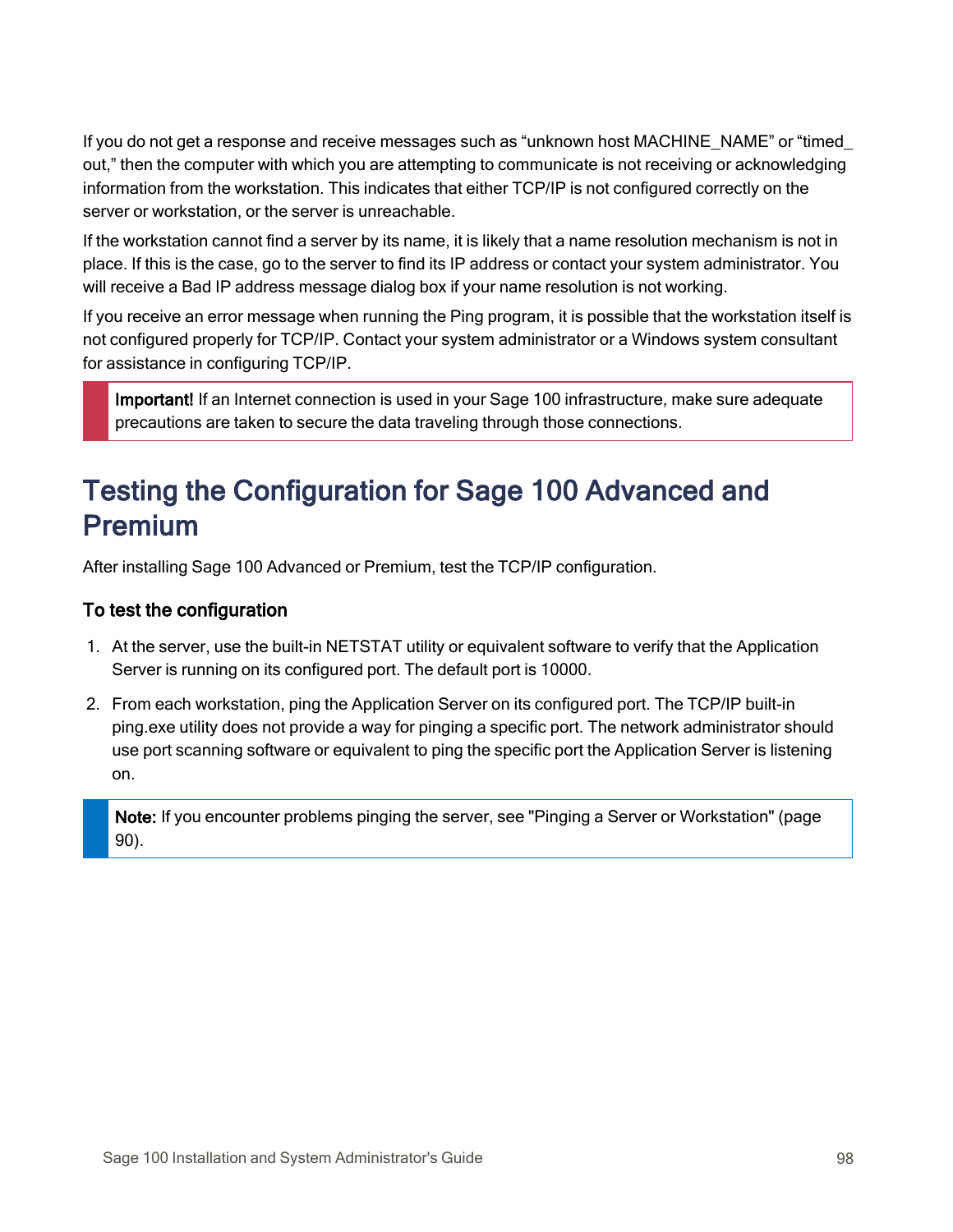If you do not get a response and receive messages such as “unknown host MACHINE_NAME” or “timed_out,” then the computer with which you are attempting to communicate is not receiving or acknowledging information from the workstation. This indicates that either TCP/IP is not configured correctly on the server or workstation, or the server is unreachable.

If the workstation cannot find a server by its name, it is likely that a name resolution mechanism is not in place. If this is the case, go to the server to find its IP address or contact your system administrator. You will receive a Bad IP address message dialog box if your name resolution is not working.

If you receive an error message when running the Ping program, it is possible that the workstation itself is not configured properly for TCP/IP. Contact your system administrator or a Windows system consultant for assistance in configuring TCP/IP.

> **Important!** If an Internet connection is used in your Sage 100 infrastructure, make sure adequate precautions are taken to secure the data traveling through those connections.

# Testing the Configuration for Sage 100 Advanced and Premium

After installing Sage 100 Advanced or Premium, test the TCP/IP configuration.

### To test the configuration

1. At the server, use the built-in NETSTAT utility or equivalent software to verify that the Application Server is running on its configured port. The default port is 10000.
2. From each workstation, ping the Application Server on its configured port. The TCP/IP built-in ping.exe utility does not provide a way for pinging a specific port. The network administrator should use port scanning software or equivalent to ping the specific port the Application Server is listening on.

> **Note:** If you encounter problems pinging the server, see "Pinging a Server or Workstation" (page 90).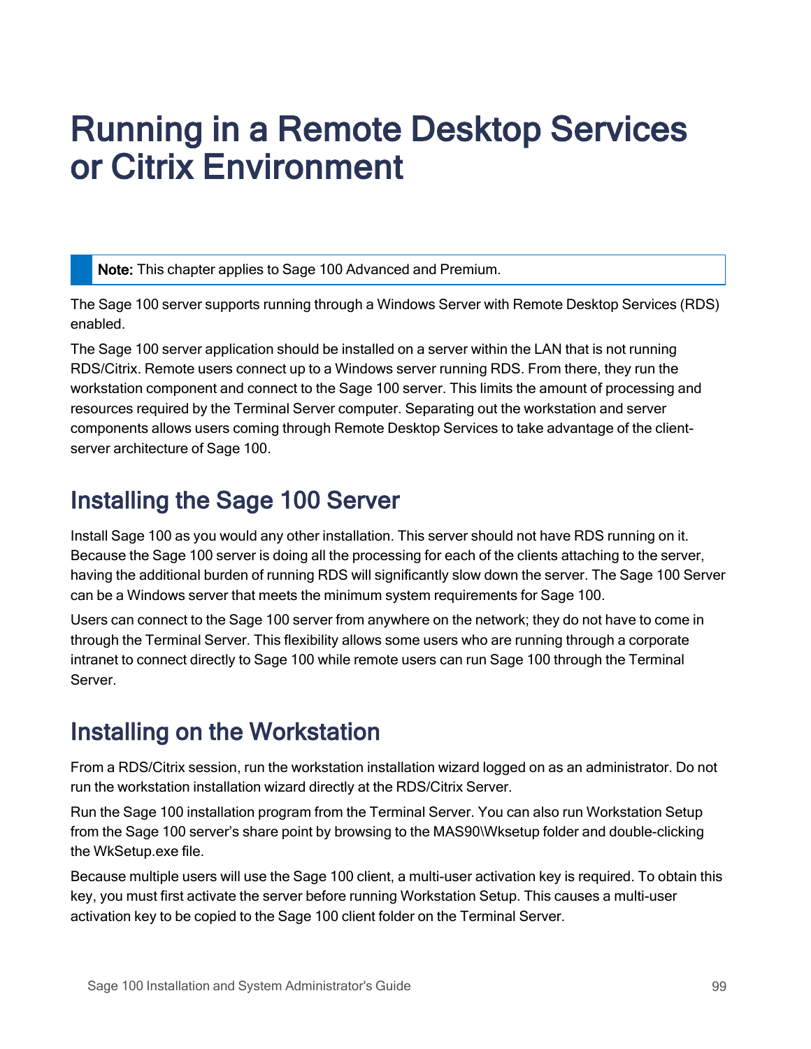# Running in a Remote Desktop Services or Citrix Environment

> **Note:** This chapter applies to Sage 100 Advanced and Premium.

The Sage 100 server supports running through a Windows Server with Remote Desktop Services (RDS) enabled.

The Sage 100 server application should be installed on a server within the LAN that is not running RDS/Citrix. Remote users connect up to a Windows server running RDS. From there, they run the workstation component and connect to the Sage 100 server. This limits the amount of processing and resources required by the Terminal Server computer. Separating out the workstation and server components allows users coming through Remote Desktop Services to take advantage of the client-server architecture of Sage 100.

## Installing the Sage 100 Server

Install Sage 100 as you would any other installation. This server should not have RDS running on it. Because the Sage 100 server is doing all the processing for each of the clients attaching to the server, having the additional burden of running RDS will significantly slow down the server. The Sage 100 Server can be a Windows server that meets the minimum system requirements for Sage 100.

Users can connect to the Sage 100 server from anywhere on the network; they do not have to come in through the Terminal Server. This flexibility allows some users who are running through a corporate intranet to connect directly to Sage 100 while remote users can run Sage 100 through the Terminal Server.

## Installing on the Workstation

From a RDS/Citrix session, run the workstation installation wizard logged on as an administrator. Do not run the workstation installation wizard directly at the RDS/Citrix Server.

Run the Sage 100 installation program from the Terminal Server. You can also run Workstation Setup from the Sage 100 server's share point by browsing to the MAS90\Wksetup folder and double-clicking the WkSetup.exe file.

Because multiple users will use the Sage 100 client, a multi-user activation key is required. To obtain this key, you must first activate the server before running Workstation Setup. This causes a multi-user activation key to be copied to the Sage 100 client folder on the Terminal Server.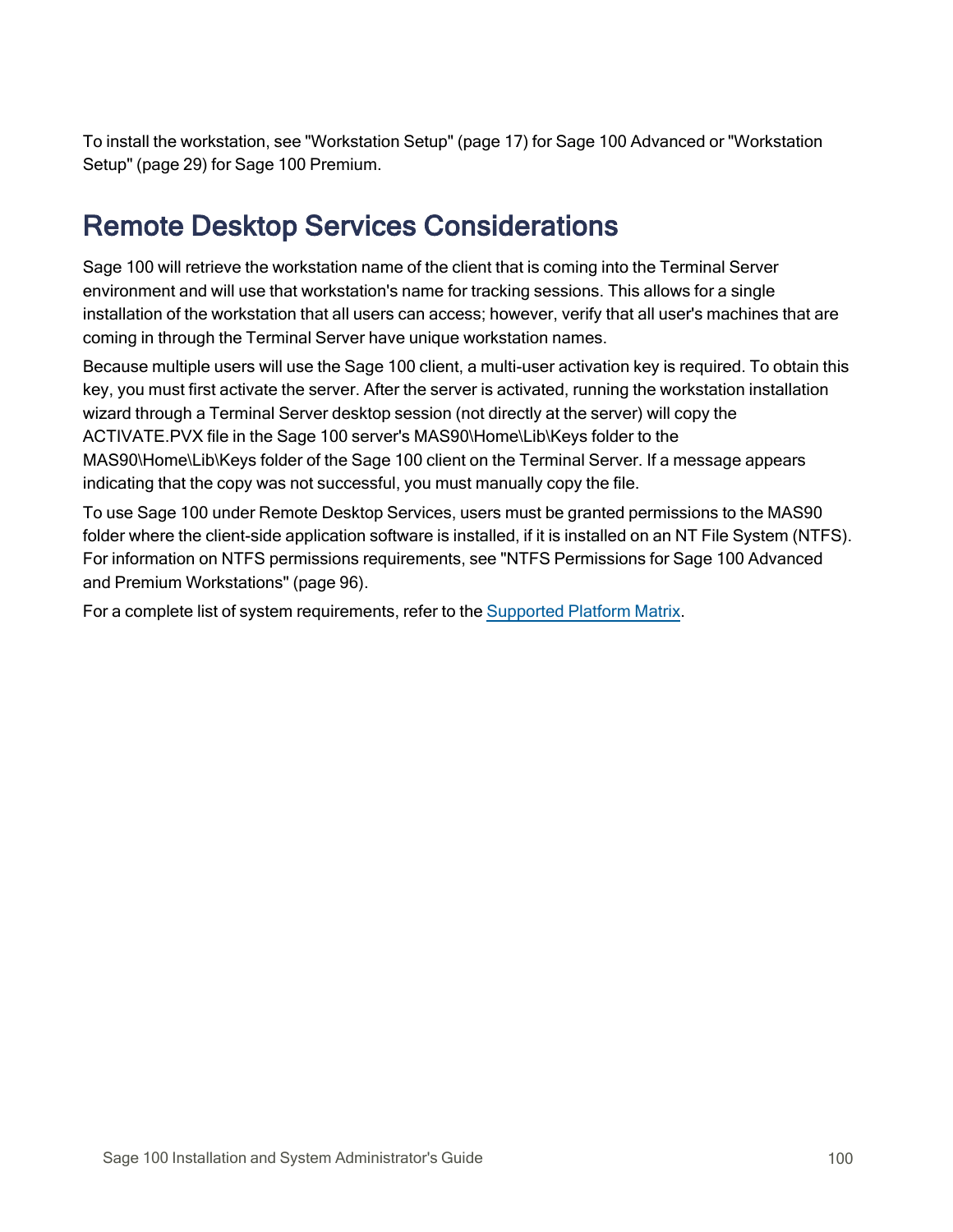To install the workstation, see "Workstation Setup" (page 17) for Sage 100 Advanced or "Workstation Setup" (page 29) for Sage 100 Premium.

## Remote Desktop Services Considerations

Sage 100 will retrieve the workstation name of the client that is coming into the Terminal Server environment and will use that workstation's name for tracking sessions. This allows for a single installation of the workstation that all users can access; however, verify that all user's machines that are coming in through the Terminal Server have unique workstation names.

Because multiple users will use the Sage 100 client, a multi-user activation key is required. To obtain this key, you must first activate the server. After the server is activated, running the workstation installation wizard through a Terminal Server desktop session (not directly at the server) will copy the ACTIVATE.PVX file in the Sage 100 server's MAS90\Home\Lib\Keys folder to the MAS90\Home\Lib\Keys folder of the Sage 100 client on the Terminal Server. If a message appears indicating that the copy was not successful, you must manually copy the file.

To use Sage 100 under Remote Desktop Services, users must be granted permissions to the MAS90 folder where the client-side application software is installed, if it is installed on an NT File System (NTFS). For information on NTFS permissions requirements, see "NTFS Permissions for Sage 100 Advanced and Premium Workstations" (page 96).

For a complete list of system requirements, refer to the Supported Platform Matrix.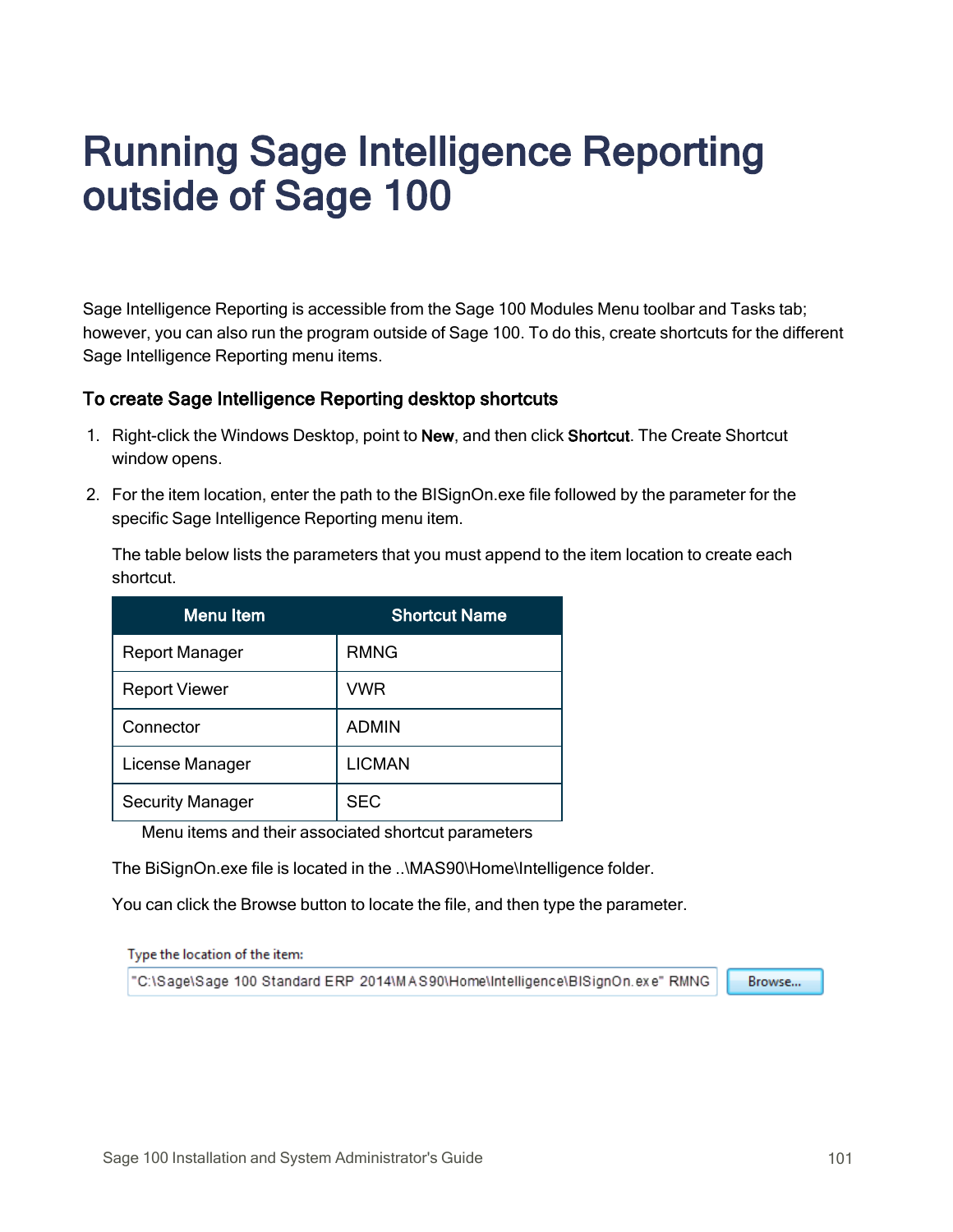# Running Sage Intelligence Reporting outside of Sage 100

Sage Intelligence Reporting is accessible from the Sage 100 Modules Menu toolbar and Tasks tab; however, you can also run the program outside of Sage 100. To do this, create shortcuts for the different Sage Intelligence Reporting menu items.

### To create Sage Intelligence Reporting desktop shortcuts

1. Right-click the Windows Desktop, point to **New**, and then click **Shortcut**. The Create Shortcut window opens.

2. For the item location, enter the path to the BISignOn.exe file followed by the parameter for the specific Sage Intelligence Reporting menu item.

   The table below lists the parameters that you must append to the item location to create each shortcut.

   | Menu Item | Shortcut Name |
   |---|---|
   | Report Manager | RMNG |
   | Report Viewer | VWR |
   | Connector | ADMIN |
   | License Manager | LICMAN |
   | Security Manager | SEC |

   Menu items and their associated shortcut parameters

   The BiSignOn.exe file is located in the ..\MAS90\Home\Intelligence folder.

   You can click the Browse button to locate the file, and then type the parameter.

   Type the location of the item:

   "C:\Sage\Sage 100 Standard ERP 2014\MAS90\Home\Intelligence\BISignOn.exe" RMNG

   Browse...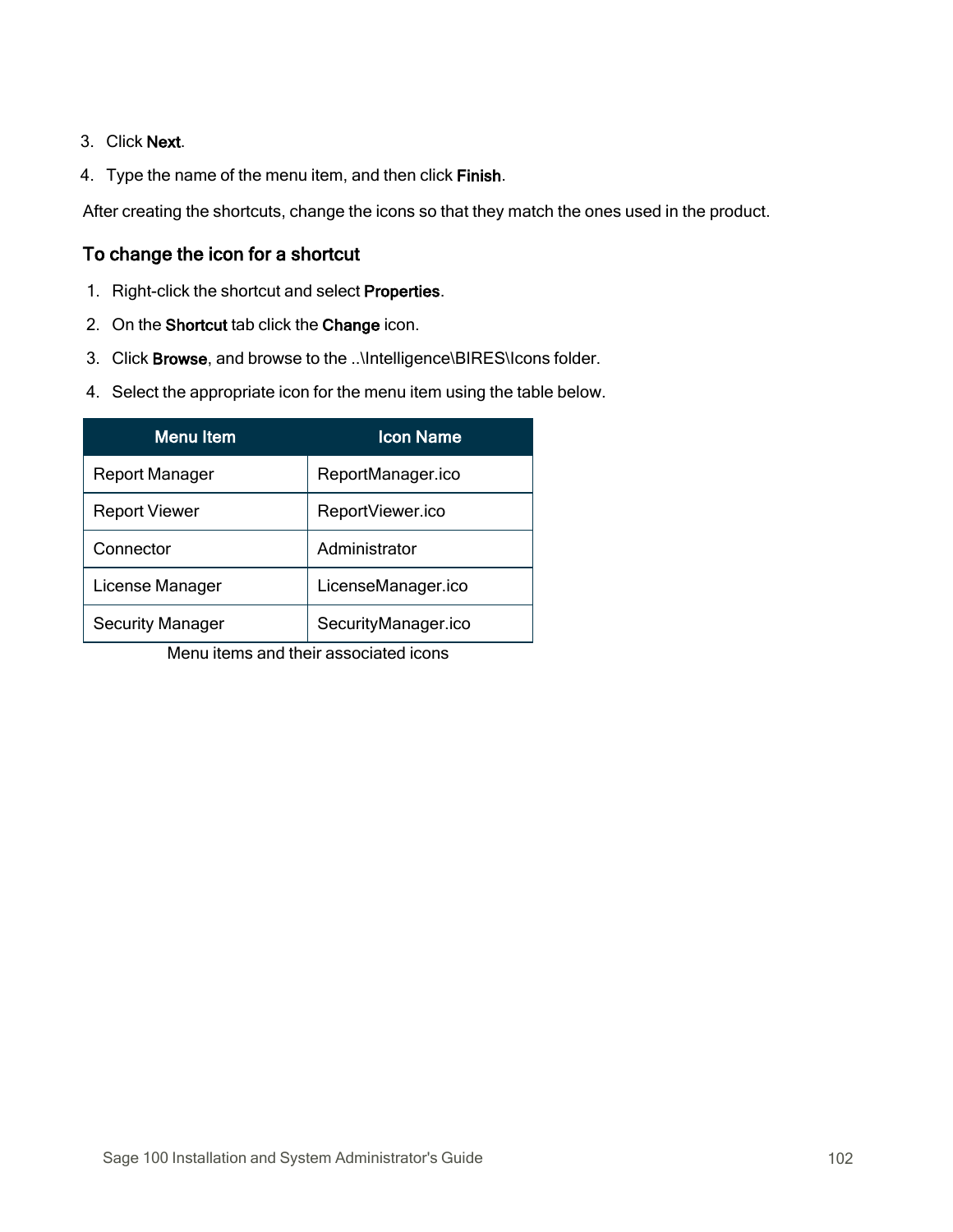3. Click **Next**.
4. Type the name of the menu item, and then click **Finish**.

After creating the shortcuts, change the icons so that they match the ones used in the product.

### To change the icon for a shortcut

1. Right-click the shortcut and select **Properties**.
2. On the **Shortcut** tab click the **Change** icon.
3. Click **Browse**, and browse to the ..\Intelligence\BIRES\Icons folder.
4. Select the appropriate icon for the menu item using the table below.

| Menu Item | Icon Name |
|---|---|
| Report Manager | ReportManager.ico |
| Report Viewer | ReportViewer.ico |
| Connector | Administrator |
| License Manager | LicenseManager.ico |
| Security Manager | SecurityManager.ico |

Menu items and their associated icons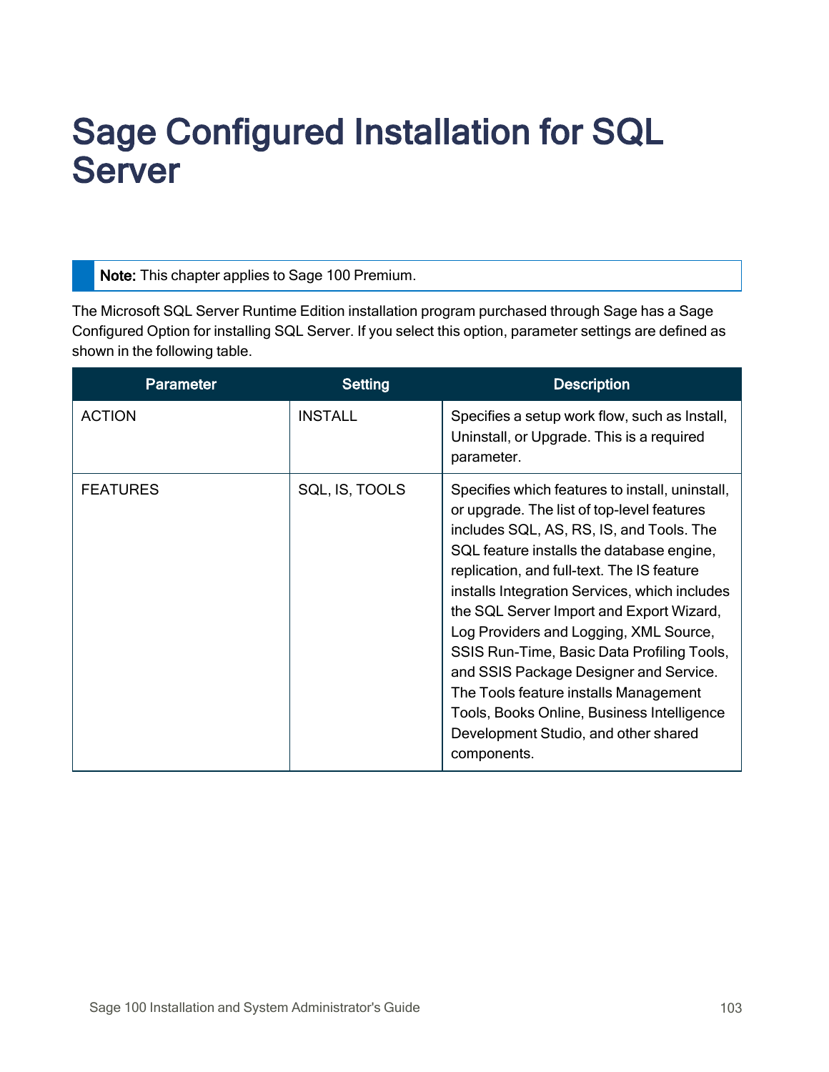# Sage Configured Installation for SQL Server

> **Note:** This chapter applies to Sage 100 Premium.

The Microsoft SQL Server Runtime Edition installation program purchased through Sage has a Sage Configured Option for installing SQL Server. If you select this option, parameter settings are defined as shown in the following table.

| Parameter | Setting | Description |
|---|---|---|
| ACTION | INSTALL | Specifies a setup work flow, such as Install, Uninstall, or Upgrade. This is a required parameter. |
| FEATURES | SQL, IS, TOOLS | Specifies which features to install, uninstall, or upgrade. The list of top-level features includes SQL, AS, RS, IS, and Tools. The SQL feature installs the database engine, replication, and full-text. The IS feature installs Integration Services, which includes the SQL Server Import and Export Wizard, Log Providers and Logging, XML Source, SSIS Run-Time, Basic Data Profiling Tools, and SSIS Package Designer and Service. The Tools feature installs Management Tools, Books Online, Business Intelligence Development Studio, and other shared components. |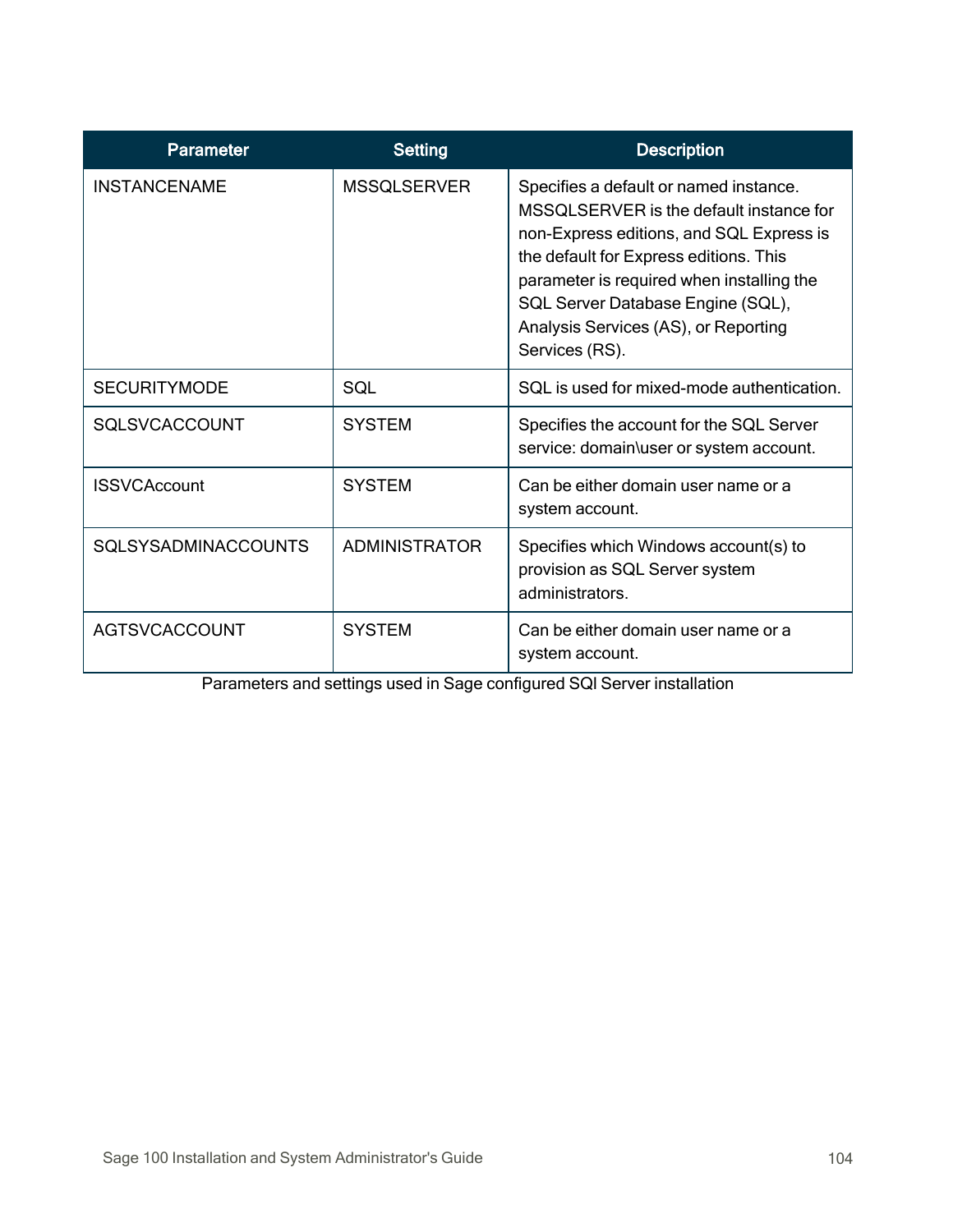| Parameter | Setting | Description |
|---|---|---|
| INSTANCENAME | MSSQLSERVER | Specifies a default or named instance. MSSQLSERVER is the default instance for non-Express editions, and SQL Express is the default for Express editions. This parameter is required when installing the SQL Server Database Engine (SQL), Analysis Services (AS), or Reporting Services (RS). |
| SECURITYMODE | SQL | SQL is used for mixed-mode authentication. |
| SQLSVCACCOUNT | SYSTEM | Specifies the account for the SQL Server service: domain\user or system account. |
| ISSVCAccount | SYSTEM | Can be either domain user name or a system account. |
| SQLSYSADMINACCOUNTS | ADMINISTRATOR | Specifies which Windows account(s) to provision as SQL Server system administrators. |
| AGTSVCACCOUNT | SYSTEM | Can be either domain user name or a system account. |

Parameters and settings used in Sage configured SQl Server installation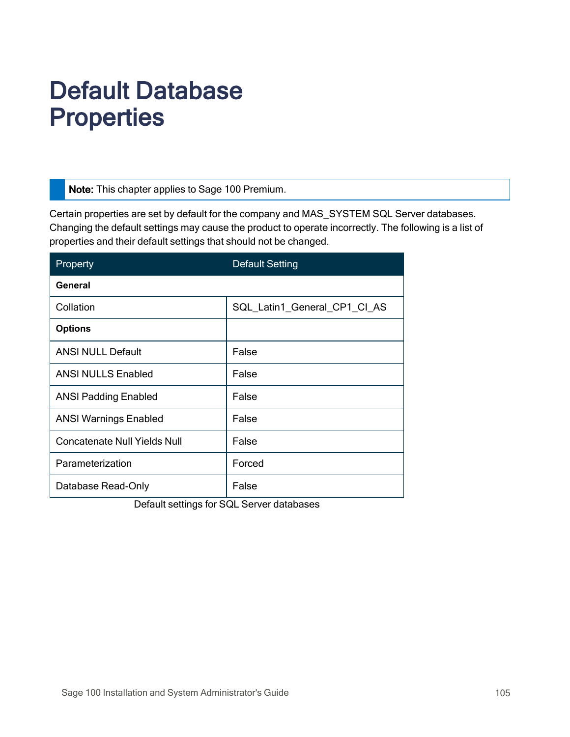# Default Database Properties

> **Note:** This chapter applies to Sage 100 Premium.

Certain properties are set by default for the company and MAS_SYSTEM SQL Server databases. Changing the default settings may cause the product to operate incorrectly. The following is a list of properties and their default settings that should not be changed.

| Property | Default Setting |
| --- | --- |
| **General** | |
| Collation | SQL_Latin1_General_CP1_CI_AS |
| **Options** | |
| ANSI NULL Default | False |
| ANSI NULLS Enabled | False |
| ANSI Padding Enabled | False |
| ANSI Warnings Enabled | False |
| Concatenate Null Yields Null | False |
| Parameterization | Forced |
| Database Read-Only | False |

Default settings for SQL Server databases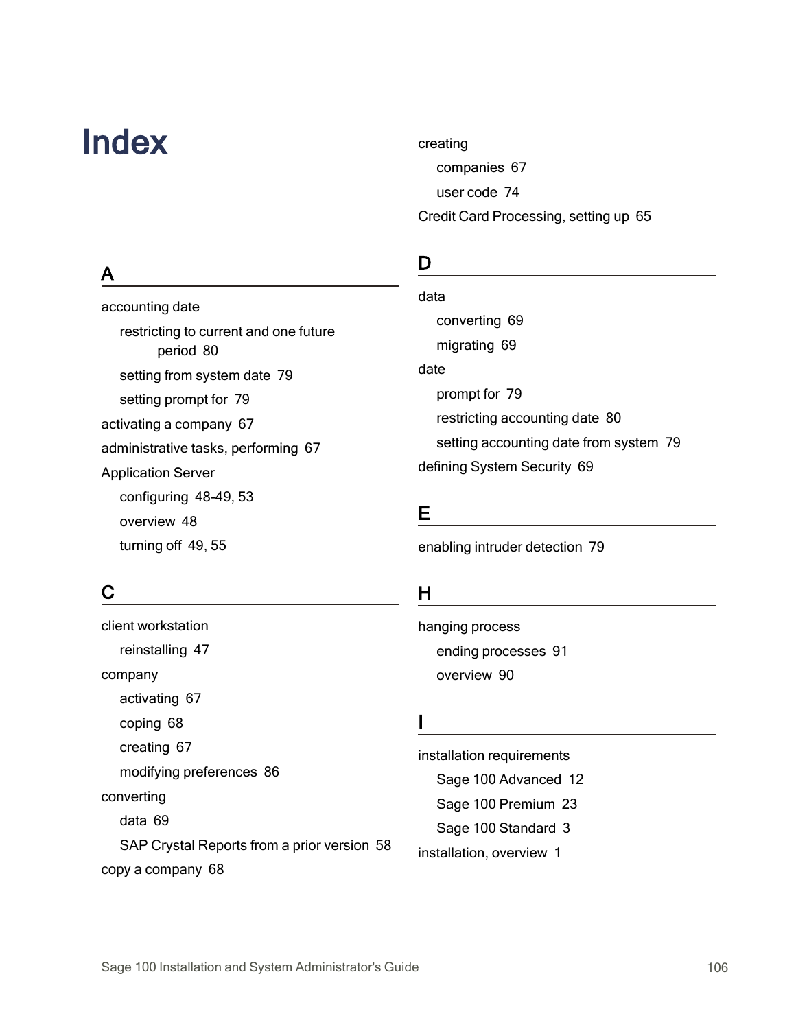# Index

## A

accounting date

- restricting to current and one future period 80
- setting from system date 79
- setting prompt for 79

activating a company 67

administrative tasks, performing 67

Application Server

- configuring 48-49, 53
- overview 48
- turning off 49, 55

## C

client workstation

- reinstalling 47

company

- activating 67
- coping 68
- creating 67
- modifying preferences 86

converting

- data 69
- SAP Crystal Reports from a prior version 58

copy a company 68

creating

- companies 67
- user code 74

Credit Card Processing, setting up 65

## D

data

- converting 69
- migrating 69

date

- prompt for 79
- restricting accounting date 80
- setting accounting date from system 79

defining System Security 69

## E

enabling intruder detection 79

## H

hanging process

- ending processes 91
- overview 90

## I

installation requirements

- Sage 100 Advanced 12
- Sage 100 Premium 23
- Sage 100 Standard 3

installation, overview 1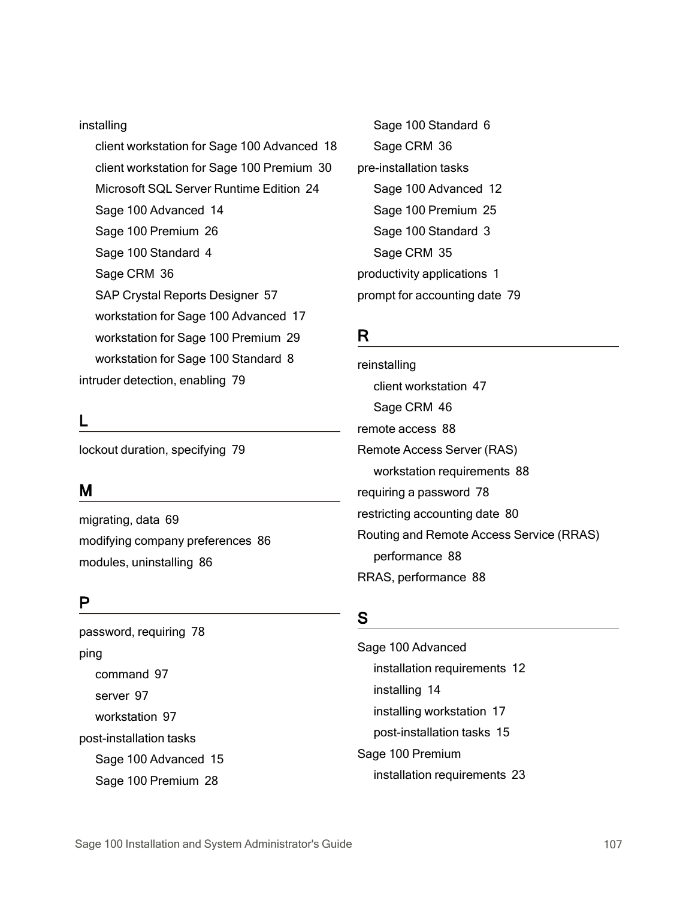installing
- client workstation for Sage 100 Advanced 18
- client workstation for Sage 100 Premium 30
- Microsoft SQL Server Runtime Edition 24
- Sage 100 Advanced 14
- Sage 100 Premium 26
- Sage 100 Standard 4
- Sage CRM 36
- SAP Crystal Reports Designer 57
- workstation for Sage 100 Advanced 17
- workstation for Sage 100 Premium 29
- workstation for Sage 100 Standard 8

intruder detection, enabling 79

## L

lockout duration, specifying 79

## M

migrating, data 69

modifying company preferences 86

modules, uninstalling 86

## P

password, requiring 78

ping
- command 97
- server 97
- workstation 97

post-installation tasks
- Sage 100 Advanced 15
- Sage 100 Premium 28
- Sage 100 Standard 6
- Sage CRM 36

pre-installation tasks
- Sage 100 Advanced 12
- Sage 100 Premium 25
- Sage 100 Standard 3
- Sage CRM 35

productivity applications 1

prompt for accounting date 79

## R

reinstalling
- client workstation 47
- Sage CRM 46

remote access 88

Remote Access Server (RAS)
- workstation requirements 88

requiring a password 78

restricting accounting date 80

Routing and Remote Access Service (RRAS)
- performance 88

RRAS, performance 88

## S

Sage 100 Advanced
- installation requirements 12
- installing 14
- installing workstation 17
- post-installation tasks 15

Sage 100 Premium
- installation requirements 23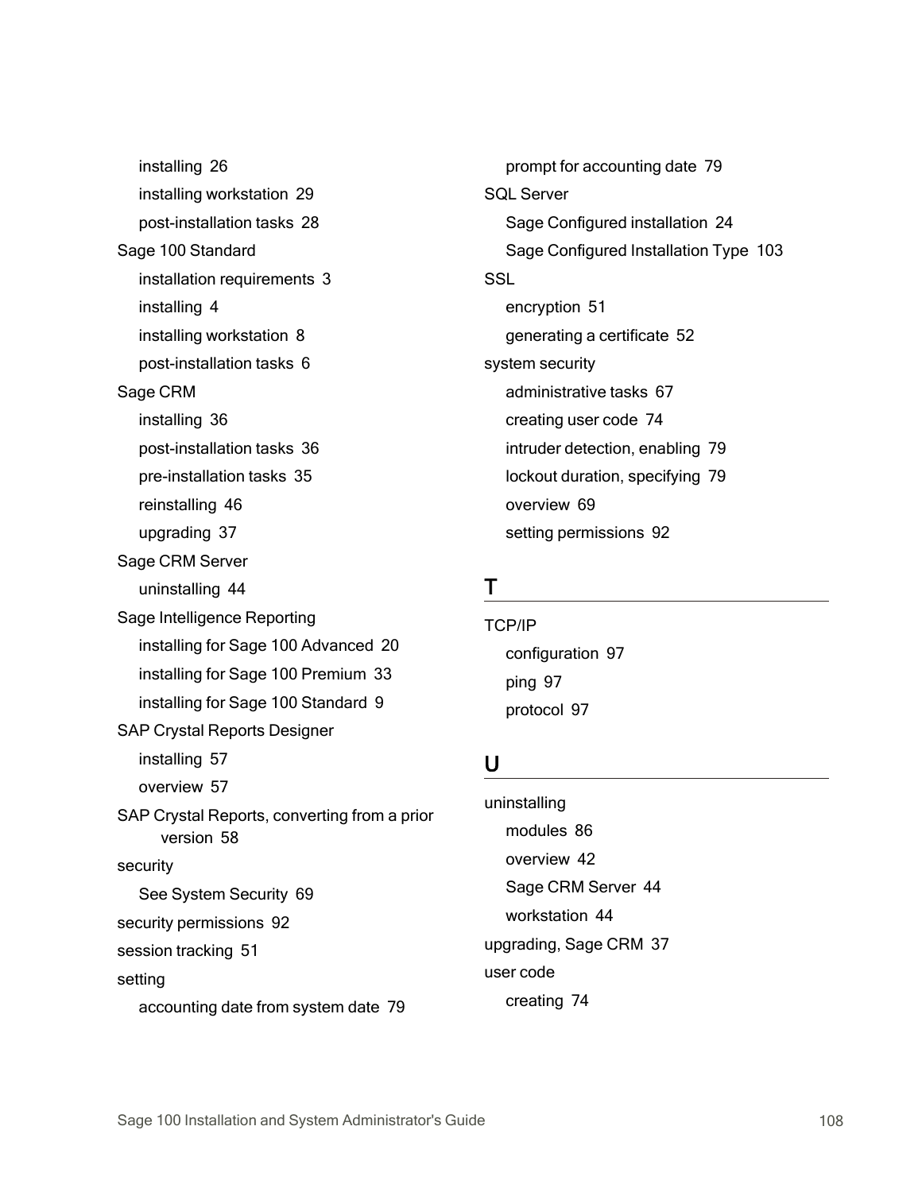- installing 26
- installing workstation 29
- post-installation tasks 28

Sage 100 Standard

- installation requirements 3
- installing 4
- installing workstation 8
- post-installation tasks 6

Sage CRM

- installing 36
- post-installation tasks 36
- pre-installation tasks 35
- reinstalling 46
- upgrading 37

Sage CRM Server

- uninstalling 44

Sage Intelligence Reporting

- installing for Sage 100 Advanced 20
- installing for Sage 100 Premium 33
- installing for Sage 100 Standard 9

SAP Crystal Reports Designer

- installing 57
- overview 57

SAP Crystal Reports, converting from a prior version 58

security

- See System Security 69

security permissions 92

session tracking 51

setting

- accounting date from system date 79
- prompt for accounting date 79

SQL Server

- Sage Configured installation 24
- Sage Configured Installation Type 103

SSL

- encryption 51
- generating a certificate 52

system security

- administrative tasks 67
- creating user code 74
- intruder detection, enabling 79
- lockout duration, specifying 79
- overview 69
- setting permissions 92

## T

TCP/IP

- configuration 97
- ping 97
- protocol 97

## U

uninstalling

- modules 86
- overview 42
- Sage CRM Server 44
- workstation 44

upgrading, Sage CRM 37

user code

- creating 74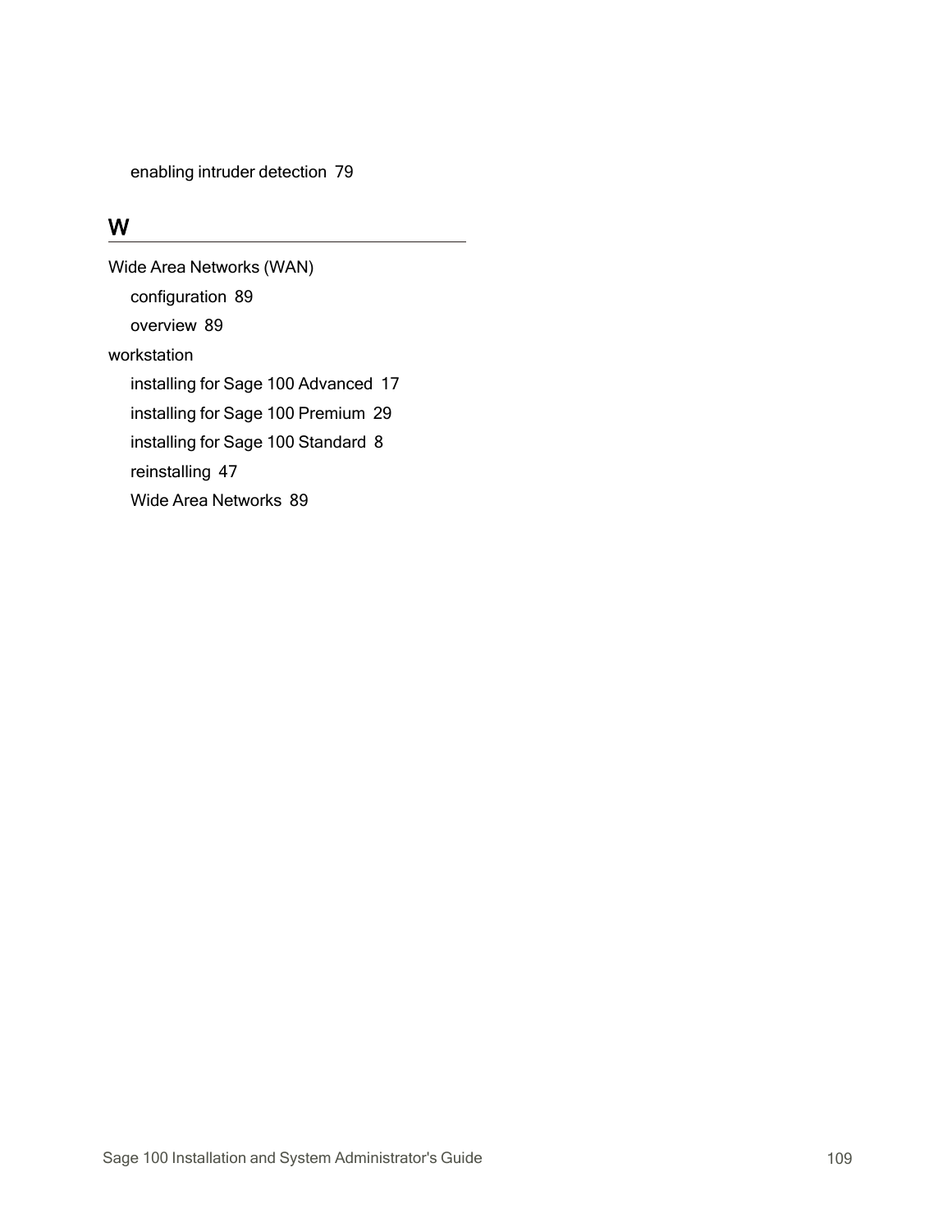enabling intruder detection 79

## W

Wide Area Networks (WAN)

- configuration 89
- overview 89

workstation

- installing for Sage 100 Advanced 17
- installing for Sage 100 Premium 29
- installing for Sage 100 Standard 8
- reinstalling 47
- Wide Area Networks 89